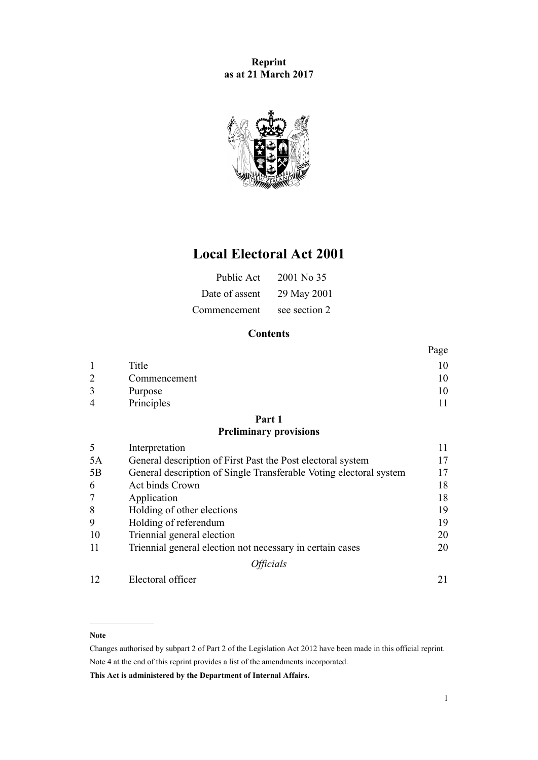**Reprint**
**as at 21 March 2017**

# Local Electoral Act 2001

| | |
|---|---|
| Public Act | 2001 No 35 |
| Date of assent | 29 May 2001 |
| Commencement | see section 2 |

## Contents

| | | Page |
|---|---|---|
| 1 | Title | 10 |
| 2 | Commencement | 10 |
| 3 | Purpose | 10 |
| 4 | Principles | 11 |
| | **Part 1** | |
| | **Preliminary provisions** | |
| 5 | Interpretation | 11 |
| 5A | General description of First Past the Post electoral system | 17 |
| 5B | General description of Single Transferable Voting electoral system | 17 |
| 6 | Act binds Crown | 18 |
| 7 | Application | 18 |
| 8 | Holding of other elections | 19 |
| 9 | Holding of referendum | 19 |
| 10 | Triennial general election | 20 |
| 11 | Triennial general election not necessary in certain cases | 20 |
| | *Officials* | |
| 12 | Electoral officer | 21 |

---

**Note**

Changes authorised by subpart 2 of Part 2 of the Legislation Act 2012 have been made in this official reprint.

Note 4 at the end of this reprint provides a list of the amendments incorporated.

**This Act is administered by the Department of Internal Affairs.**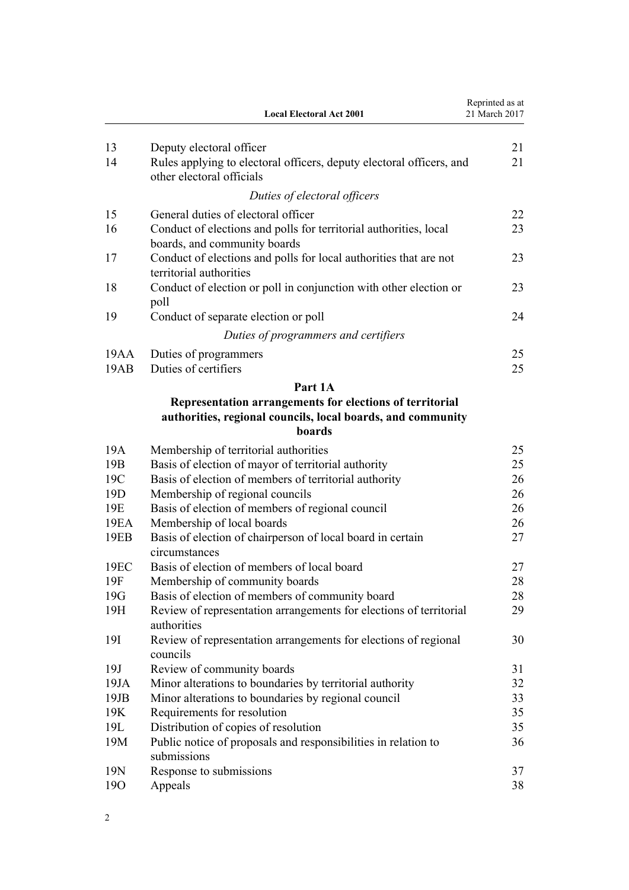| | | |
|---|---|---|
| 13 | Deputy electoral officer | 21 |
| 14 | Rules applying to electoral officers, deputy electoral officers, and other electoral officials | 21 |
| | *Duties of electoral officers* | |
| 15 | General duties of electoral officer | 22 |
| 16 | Conduct of elections and polls for territorial authorities, local boards, and community boards | 23 |
| 17 | Conduct of elections and polls for local authorities that are not territorial authorities | 23 |
| 18 | Conduct of election or poll in conjunction with other election or poll | 23 |
| 19 | Conduct of separate election or poll | 24 |
| | *Duties of programmers and certifiers* | |
| 19AA | Duties of programmers | 25 |
| 19AB | Duties of certifiers | 25 |

**Part 1A**

**Representation arrangements for elections of territorial authorities, regional councils, local boards, and community boards**

| | | |
|---|---|---|
| 19A | Membership of territorial authorities | 25 |
| 19B | Basis of election of mayor of territorial authority | 25 |
| 19C | Basis of election of members of territorial authority | 26 |
| 19D | Membership of regional councils | 26 |
| 19E | Basis of election of members of regional council | 26 |
| 19EA | Membership of local boards | 26 |
| 19EB | Basis of election of chairperson of local board in certain circumstances | 27 |
| 19EC | Basis of election of members of local board | 27 |
| 19F | Membership of community boards | 28 |
| 19G | Basis of election of members of community board | 28 |
| 19H | Review of representation arrangements for elections of territorial authorities | 29 |
| 19I | Review of representation arrangements for elections of regional councils | 30 |
| 19J | Review of community boards | 31 |
| 19JA | Minor alterations to boundaries by territorial authority | 32 |
| 19JB | Minor alterations to boundaries by regional council | 33 |
| 19K | Requirements for resolution | 35 |
| 19L | Distribution of copies of resolution | 35 |
| 19M | Public notice of proposals and responsibilities in relation to submissions | 36 |
| 19N | Response to submissions | 37 |
| 19O | Appeals | 38 |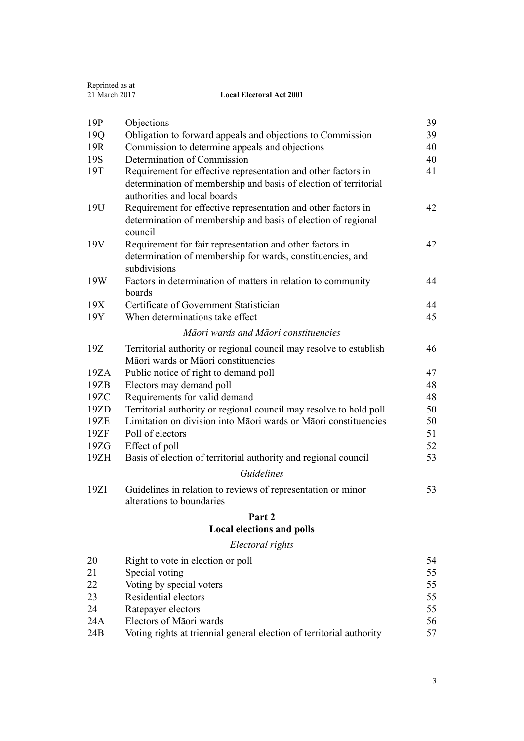| | | |
|---|---|---|
| 19P | Objections | 39 |
| 19Q | Obligation to forward appeals and objections to Commission | 39 |
| 19R | Commission to determine appeals and objections | 40 |
| 19S | Determination of Commission | 40 |
| 19T | Requirement for effective representation and other factors in determination of membership and basis of election of territorial authorities and local boards | 41 |
| 19U | Requirement for effective representation and other factors in determination of membership and basis of election of regional council | 42 |
| 19V | Requirement for fair representation and other factors in determination of membership for wards, constituencies, and subdivisions | 42 |
| 19W | Factors in determination of matters in relation to community boards | 44 |
| 19X | Certificate of Government Statistician | 44 |
| 19Y | When determinations take effect | 45 |

*Māori wards and Māori constituencies*

| | | |
|---|---|---|
| 19Z | Territorial authority or regional council may resolve to establish Māori wards or Māori constituencies | 46 |
| 19ZA | Public notice of right to demand poll | 47 |
| 19ZB | Electors may demand poll | 48 |
| 19ZC | Requirements for valid demand | 48 |
| 19ZD | Territorial authority or regional council may resolve to hold poll | 50 |
| 19ZE | Limitation on division into Māori wards or Māori constituencies | 50 |
| 19ZF | Poll of electors | 51 |
| 19ZG | Effect of poll | 52 |
| 19ZH | Basis of election of territorial authority and regional council | 53 |

*Guidelines*

| | | |
|---|---|---|
| 19ZI | Guidelines in relation to reviews of representation or minor alterations to boundaries | 53 |

## Part 2
## Local elections and polls

*Electoral rights*

| | | |
|---|---|---|
| 20 | Right to vote in election or poll | 54 |
| 21 | Special voting | 55 |
| 22 | Voting by special voters | 55 |
| 23 | Residential electors | 55 |
| 24 | Ratepayer electors | 55 |
| 24A | Electors of Māori wards | 56 |
| 24B | Voting rights at triennial general election of territorial authority | 57 |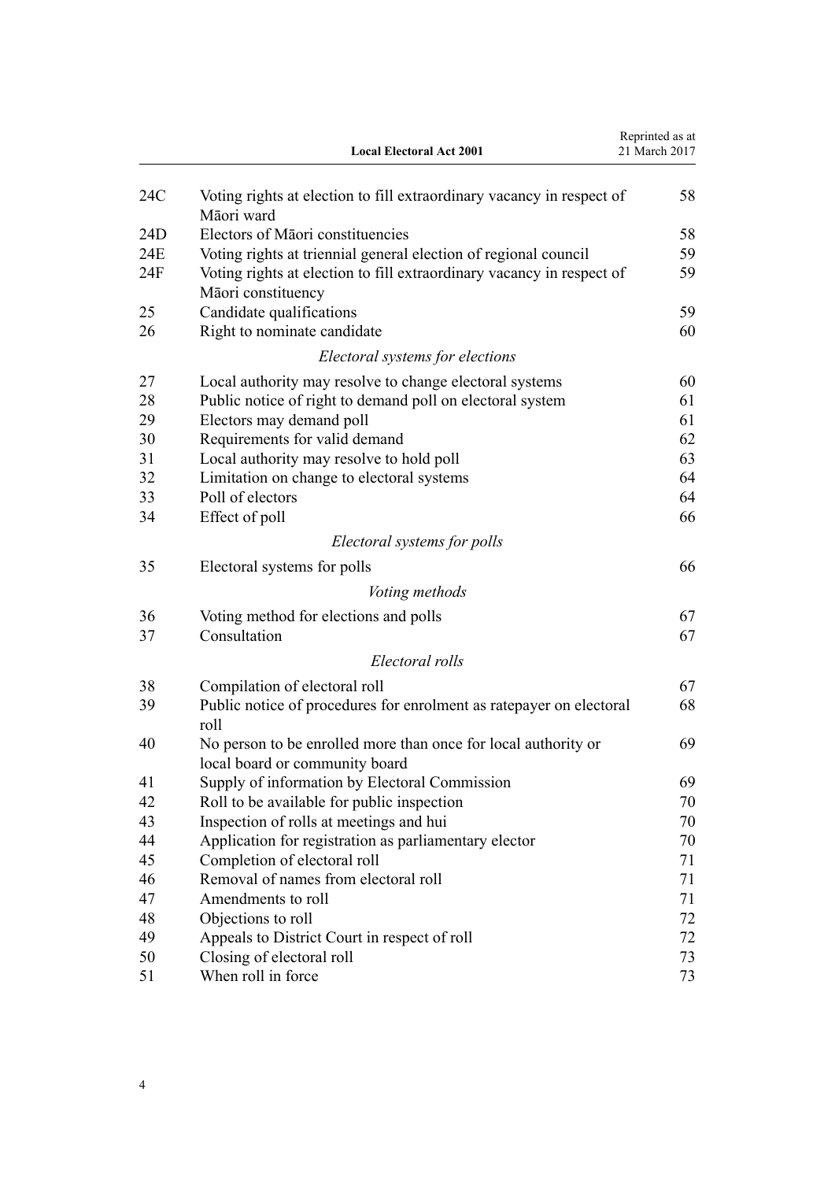| | | |
|---|---|---|
| 24C | Voting rights at election to fill extraordinary vacancy in respect of Māori ward | 58 |
| 24D | Electors of Māori constituencies | 58 |
| 24E | Voting rights at triennial general election of regional council | 59 |
| 24F | Voting rights at election to fill extraordinary vacancy in respect of Māori constituency | 59 |
| 25 | Candidate qualifications | 59 |
| 26 | Right to nominate candidate | 60 |
| | *Electoral systems for elections* | |
| 27 | Local authority may resolve to change electoral systems | 60 |
| 28 | Public notice of right to demand poll on electoral system | 61 |
| 29 | Electors may demand poll | 61 |
| 30 | Requirements for valid demand | 62 |
| 31 | Local authority may resolve to hold poll | 63 |
| 32 | Limitation on change to electoral systems | 64 |
| 33 | Poll of electors | 64 |
| 34 | Effect of poll | 66 |
| | *Electoral systems for polls* | |
| 35 | Electoral systems for polls | 66 |
| | *Voting methods* | |
| 36 | Voting method for elections and polls | 67 |
| 37 | Consultation | 67 |
| | *Electoral rolls* | |
| 38 | Compilation of electoral roll | 67 |
| 39 | Public notice of procedures for enrolment as ratepayer on electoral roll | 68 |
| 40 | No person to be enrolled more than once for local authority or local board or community board | 69 |
| 41 | Supply of information by Electoral Commission | 69 |
| 42 | Roll to be available for public inspection | 70 |
| 43 | Inspection of rolls at meetings and hui | 70 |
| 44 | Application for registration as parliamentary elector | 70 |
| 45 | Completion of electoral roll | 71 |
| 46 | Removal of names from electoral roll | 71 |
| 47 | Amendments to roll | 71 |
| 48 | Objections to roll | 72 |
| 49 | Appeals to District Court in respect of roll | 72 |
| 50 | Closing of electoral roll | 73 |
| 51 | When roll in force | 73 |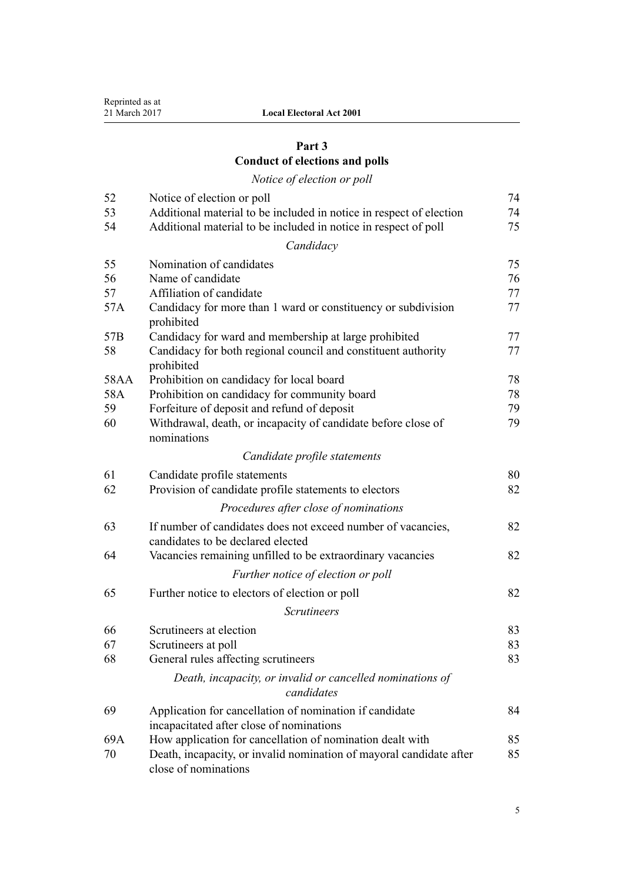## Part 3
## Conduct of elections and polls

*Notice of election or poll*

| | | |
|---|---|---|
| 52 | Notice of election or poll | 74 |
| 53 | Additional material to be included in notice in respect of election | 74 |
| 54 | Additional material to be included in notice in respect of poll | 75 |

*Candidacy*

| | | |
|---|---|---|
| 55 | Nomination of candidates | 75 |
| 56 | Name of candidate | 76 |
| 57 | Affiliation of candidate | 77 |
| 57A | Candidacy for more than 1 ward or constituency or subdivision prohibited | 77 |
| 57B | Candidacy for ward and membership at large prohibited | 77 |
| 58 | Candidacy for both regional council and constituent authority prohibited | 77 |
| 58AA | Prohibition on candidacy for local board | 78 |
| 58A | Prohibition on candidacy for community board | 78 |
| 59 | Forfeiture of deposit and refund of deposit | 79 |
| 60 | Withdrawal, death, or incapacity of candidate before close of nominations | 79 |

*Candidate profile statements*

| | | |
|---|---|---|
| 61 | Candidate profile statements | 80 |
| 62 | Provision of candidate profile statements to electors | 82 |

*Procedures after close of nominations*

| | | |
|---|---|---|
| 63 | If number of candidates does not exceed number of vacancies, candidates to be declared elected | 82 |
| 64 | Vacancies remaining unfilled to be extraordinary vacancies | 82 |

*Further notice of election or poll*

| | | |
|---|---|---|
| 65 | Further notice to electors of election or poll | 82 |

*Scrutineers*

| | | |
|---|---|---|
| 66 | Scrutineers at election | 83 |
| 67 | Scrutineers at poll | 83 |
| 68 | General rules affecting scrutineers | 83 |

*Death, incapacity, or invalid or cancelled nominations of candidates*

| | | |
|---|---|---|
| 69 | Application for cancellation of nomination if candidate incapacitated after close of nominations | 84 |
| 69A | How application for cancellation of nomination dealt with | 85 |
| 70 | Death, incapacity, or invalid nomination of mayoral candidate after close of nominations | 85 |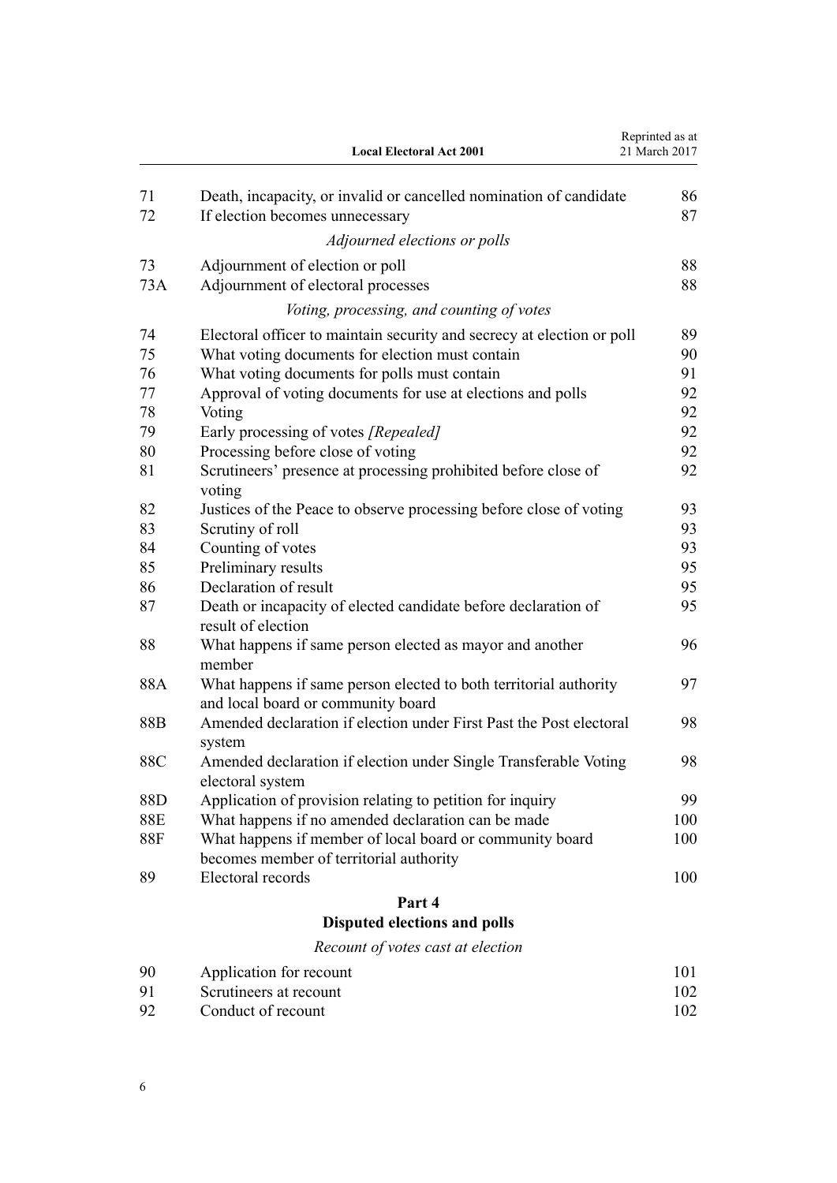| | | |
|---|---|---|
| 71 | Death, incapacity, or invalid or cancelled nomination of candidate | 86 |
| 72 | If election becomes unnecessary | 87 |
| | *Adjourned elections or polls* | |
| 73 | Adjournment of election or poll | 88 |
| 73A | Adjournment of electoral processes | 88 |
| | *Voting, processing, and counting of votes* | |
| 74 | Electoral officer to maintain security and secrecy at election or poll | 89 |
| 75 | What voting documents for election must contain | 90 |
| 76 | What voting documents for polls must contain | 91 |
| 77 | Approval of voting documents for use at elections and polls | 92 |
| 78 | Voting | 92 |
| 79 | Early processing of votes *[Repealed]* | 92 |
| 80 | Processing before close of voting | 92 |
| 81 | Scrutineers' presence at processing prohibited before close of voting | 92 |
| 82 | Justices of the Peace to observe processing before close of voting | 93 |
| 83 | Scrutiny of roll | 93 |
| 84 | Counting of votes | 93 |
| 85 | Preliminary results | 95 |
| 86 | Declaration of result | 95 |
| 87 | Death or incapacity of elected candidate before declaration of result of election | 95 |
| 88 | What happens if same person elected as mayor and another member | 96 |
| 88A | What happens if same person elected to both territorial authority and local board or community board | 97 |
| 88B | Amended declaration if election under First Past the Post electoral system | 98 |
| 88C | Amended declaration if election under Single Transferable Voting electoral system | 98 |
| 88D | Application of provision relating to petition for inquiry | 99 |
| 88E | What happens if no amended declaration can be made | 100 |
| 88F | What happens if member of local board or community board becomes member of territorial authority | 100 |
| 89 | Electoral records | 100 |

## Part 4
## Disputed elections and polls

*Recount of votes cast at election*

| | | |
|---|---|---|
| 90 | Application for recount | 101 |
| 91 | Scrutineers at recount | 102 |
| 92 | Conduct of recount | 102 |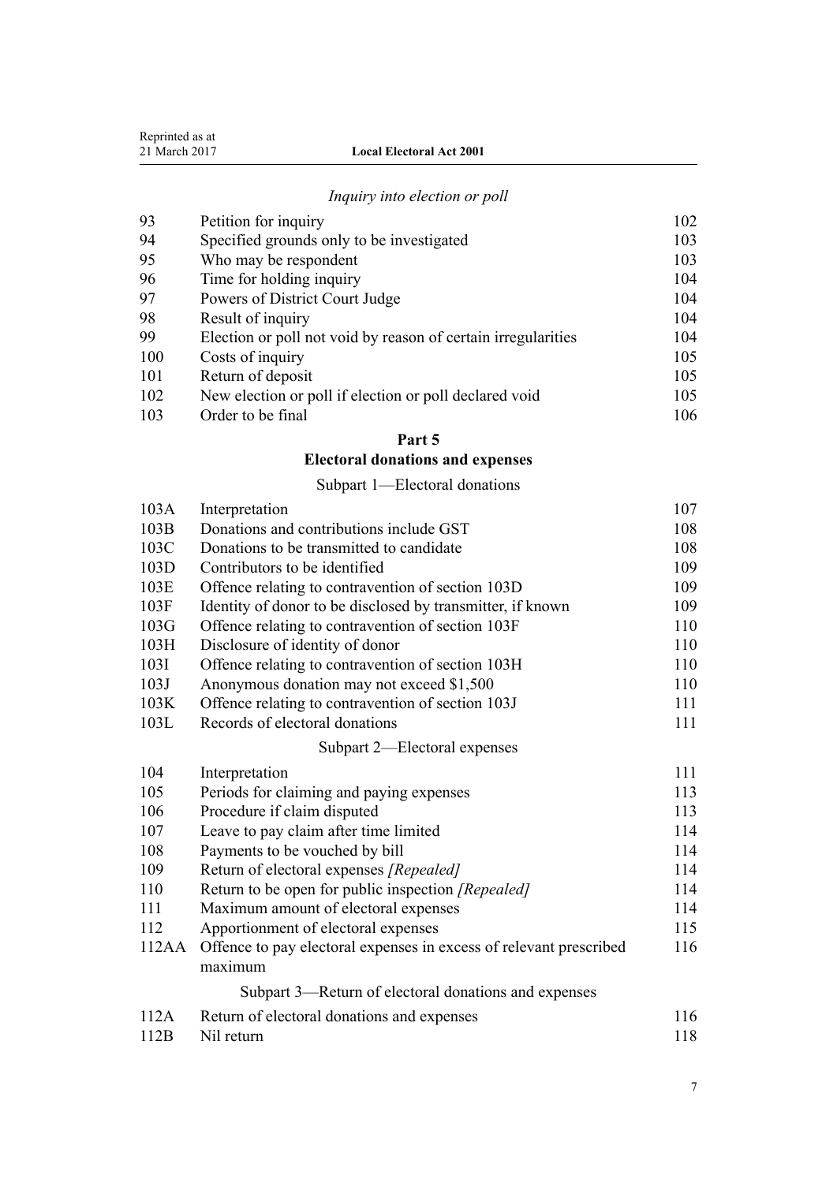*Inquiry into election or poll*

| | | |
|---|---|---|
| 93 | Petition for inquiry | 102 |
| 94 | Specified grounds only to be investigated | 103 |
| 95 | Who may be respondent | 103 |
| 96 | Time for holding inquiry | 104 |
| 97 | Powers of District Court Judge | 104 |
| 98 | Result of inquiry | 104 |
| 99 | Election or poll not void by reason of certain irregularities | 104 |
| 100 | Costs of inquiry | 105 |
| 101 | Return of deposit | 105 |
| 102 | New election or poll if election or poll declared void | 105 |
| 103 | Order to be final | 106 |

**Part 5**

**Electoral donations and expenses**

Subpart 1—Electoral donations

| | | |
|---|---|---|
| 103A | Interpretation | 107 |
| 103B | Donations and contributions include GST | 108 |
| 103C | Donations to be transmitted to candidate | 108 |
| 103D | Contributors to be identified | 109 |
| 103E | Offence relating to contravention of section 103D | 109 |
| 103F | Identity of donor to be disclosed by transmitter, if known | 109 |
| 103G | Offence relating to contravention of section 103F | 110 |
| 103H | Disclosure of identity of donor | 110 |
| 103I | Offence relating to contravention of section 103H | 110 |
| 103J | Anonymous donation may not exceed $1,500 | 110 |
| 103K | Offence relating to contravention of section 103J | 111 |
| 103L | Records of electoral donations | 111 |

Subpart 2—Electoral expenses

| | | |
|---|---|---|
| 104 | Interpretation | 111 |
| 105 | Periods for claiming and paying expenses | 113 |
| 106 | Procedure if claim disputed | 113 |
| 107 | Leave to pay claim after time limited | 114 |
| 108 | Payments to be vouched by bill | 114 |
| 109 | Return of electoral expenses *[Repealed]* | 114 |
| 110 | Return to be open for public inspection *[Repealed]* | 114 |
| 111 | Maximum amount of electoral expenses | 114 |
| 112 | Apportionment of electoral expenses | 115 |
| 112AA | Offence to pay electoral expenses in excess of relevant prescribed maximum | 116 |

Subpart 3—Return of electoral donations and expenses

| | | |
|---|---|---|
| 112A | Return of electoral donations and expenses | 116 |
| 112B | Nil return | 118 |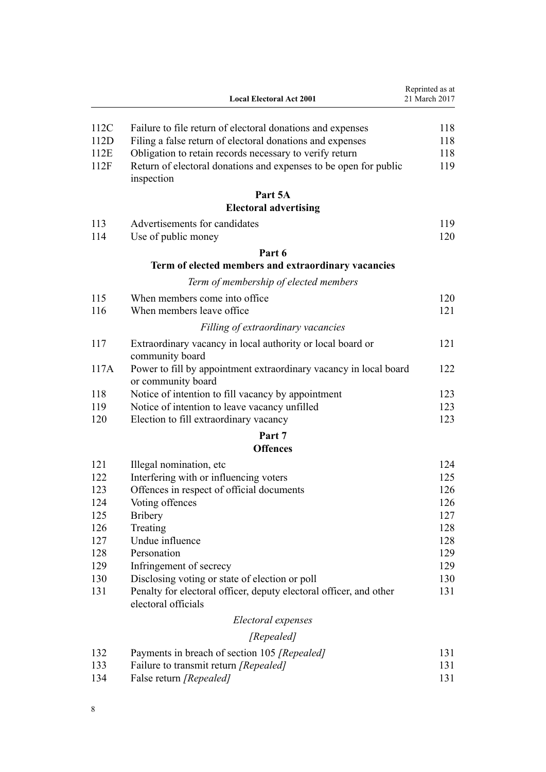| | | |
|---|---|---|
| 112C | Failure to file return of electoral donations and expenses | 118 |
| 112D | Filing a false return of electoral donations and expenses | 118 |
| 112E | Obligation to retain records necessary to verify return | 118 |
| 112F | Return of electoral donations and expenses to be open for public inspection | 119 |

## Part 5A
## Electoral advertising

| | | |
|---|---|---|
| 113 | Advertisements for candidates | 119 |
| 114 | Use of public money | 120 |

## Part 6
## Term of elected members and extraordinary vacancies

*Term of membership of elected members*

| | | |
|---|---|---|
| 115 | When members come into office | 120 |
| 116 | When members leave office | 121 |

*Filling of extraordinary vacancies*

| | | |
|---|---|---|
| 117 | Extraordinary vacancy in local authority or local board or community board | 121 |
| 117A | Power to fill by appointment extraordinary vacancy in local board or community board | 122 |
| 118 | Notice of intention to fill vacancy by appointment | 123 |
| 119 | Notice of intention to leave vacancy unfilled | 123 |
| 120 | Election to fill extraordinary vacancy | 123 |

## Part 7
## Offences

| | | |
|---|---|---|
| 121 | Illegal nomination, etc | 124 |
| 122 | Interfering with or influencing voters | 125 |
| 123 | Offences in respect of official documents | 126 |
| 124 | Voting offences | 126 |
| 125 | Bribery | 127 |
| 126 | Treating | 128 |
| 127 | Undue influence | 128 |
| 128 | Personation | 129 |
| 129 | Infringement of secrecy | 129 |
| 130 | Disclosing voting or state of election or poll | 130 |
| 131 | Penalty for electoral officer, deputy electoral officer, and other electoral officials | 131 |

*Electoral expenses*

*[Repealed]*

| | | |
|---|---|---|
| 132 | Payments in breach of section 105 *[Repealed]* | 131 |
| 133 | Failure to transmit return *[Repealed]* | 131 |
| 134 | False return *[Repealed]* | 131 |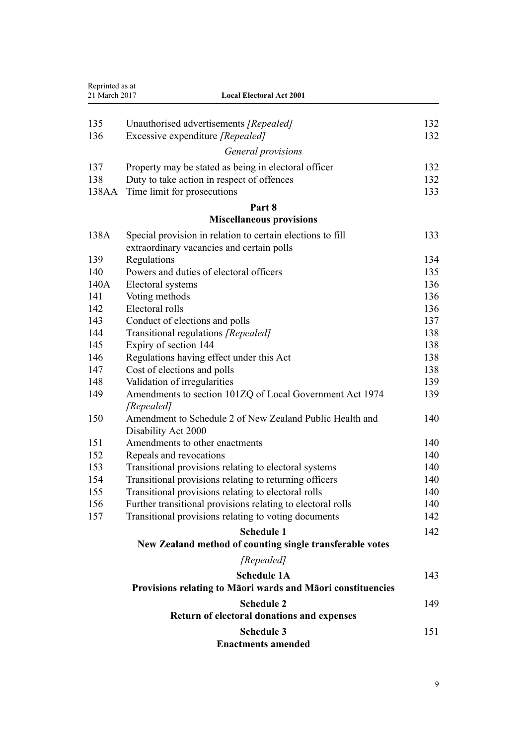| | | |
|---|---|---|
| 135 | Unauthorised advertisements *[Repealed]* | 132 |
| 136 | Excessive expenditure *[Repealed]* | 132 |
| | *General provisions* | |
| 137 | Property may be stated as being in electoral officer | 132 |
| 138 | Duty to take action in respect of offences | 132 |
| 138AA | Time limit for prosecutions | 133 |
| | **Part 8** **Miscellaneous provisions** | |
| 138A | Special provision in relation to certain elections to fill extraordinary vacancies and certain polls | 133 |
| 139 | Regulations | 134 |
| 140 | Powers and duties of electoral officers | 135 |
| 140A | Electoral systems | 136 |
| 141 | Voting methods | 136 |
| 142 | Electoral rolls | 136 |
| 143 | Conduct of elections and polls | 137 |
| 144 | Transitional regulations *[Repealed]* | 138 |
| 145 | Expiry of section 144 | 138 |
| 146 | Regulations having effect under this Act | 138 |
| 147 | Cost of elections and polls | 138 |
| 148 | Validation of irregularities | 139 |
| 149 | Amendments to section 101ZQ of Local Government Act 1974 *[Repealed]* | 139 |
| 150 | Amendment to Schedule 2 of New Zealand Public Health and Disability Act 2000 | 140 |
| 151 | Amendments to other enactments | 140 |
| 152 | Repeals and revocations | 140 |
| 153 | Transitional provisions relating to electoral systems | 140 |
| 154 | Transitional provisions relating to returning officers | 140 |
| 155 | Transitional provisions relating to electoral rolls | 140 |
| 156 | Further transitional provisions relating to electoral rolls | 140 |
| 157 | Transitional provisions relating to voting documents | 142 |
| | **Schedule 1** **New Zealand method of counting single transferable votes** *[Repealed]* | 142 |
| | **Schedule 1A** **Provisions relating to Māori wards and Māori constituencies** | 143 |
| | **Schedule 2** **Return of electoral donations and expenses** | 149 |
| | **Schedule 3** **Enactments amended** | 151 |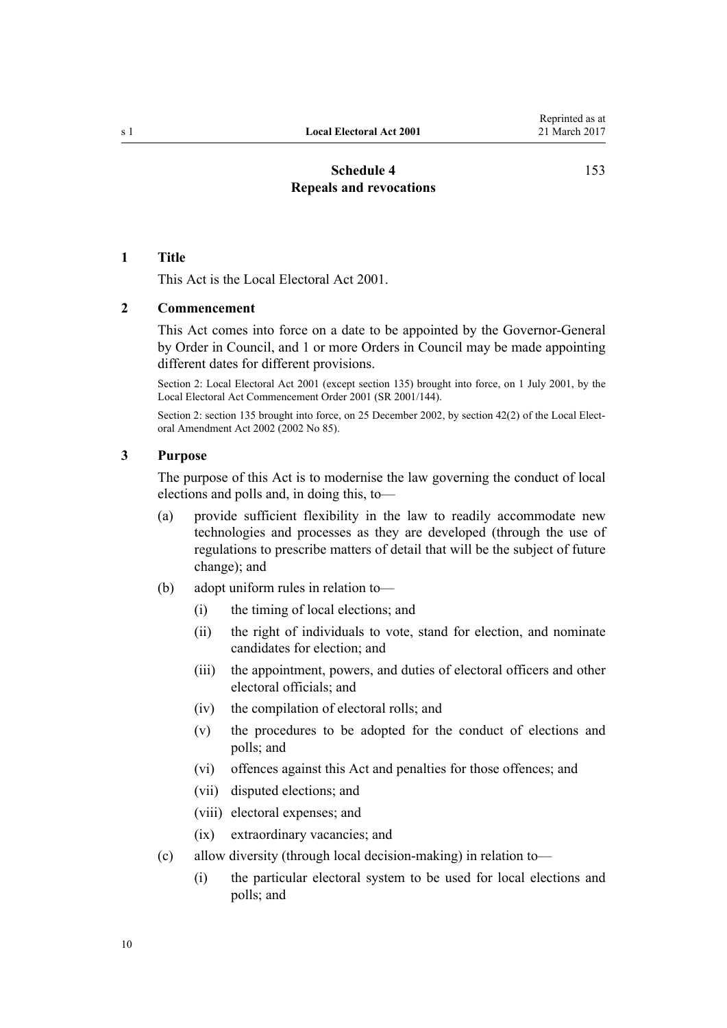# Schedule 4
## Repeals and revocations

153

### 1 Title

This Act is the Local Electoral Act 2001.

### 2 Commencement

This Act comes into force on a date to be appointed by the Governor-General by Order in Council, and 1 or more Orders in Council may be made appointing different dates for different provisions.

Section 2: Local Electoral Act 2001 (except section 135) brought into force, on 1 July 2001, by the Local Electoral Act Commencement Order 2001 (SR 2001/144).

Section 2: section 135 brought into force, on 25 December 2002, by section 42(2) of the Local Electoral Amendment Act 2002 (2002 No 85).

### 3 Purpose

The purpose of this Act is to modernise the law governing the conduct of local elections and polls and, in doing this, to—

- (a) provide sufficient flexibility in the law to readily accommodate new technologies and processes as they are developed (through the use of regulations to prescribe matters of detail that will be the subject of future change); and
- (b) adopt uniform rules in relation to—
  - (i) the timing of local elections; and
  - (ii) the right of individuals to vote, stand for election, and nominate candidates for election; and
  - (iii) the appointment, powers, and duties of electoral officers and other electoral officials; and
  - (iv) the compilation of electoral rolls; and
  - (v) the procedures to be adopted for the conduct of elections and polls; and
  - (vi) offences against this Act and penalties for those offences; and
  - (vii) disputed elections; and
  - (viii) electoral expenses; and
  - (ix) extraordinary vacancies; and
- (c) allow diversity (through local decision-making) in relation to—
  - (i) the particular electoral system to be used for local elections and polls; and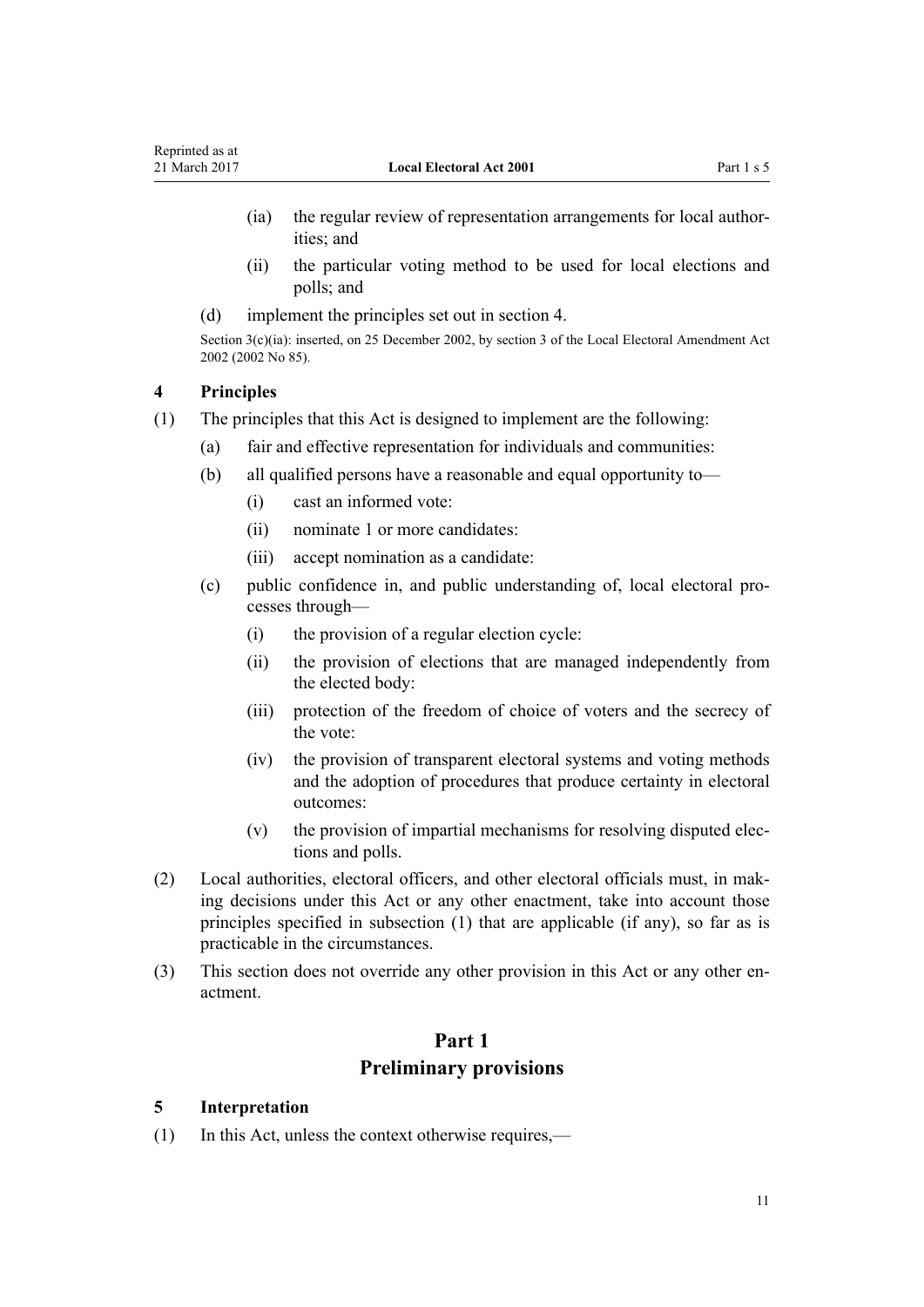(ia) the regular review of representation arrangements for local authorities; and

(ii) the particular voting method to be used for local elections and polls; and

(d) implement the principles set out in section 4.

Section 3(c)(ia): inserted, on 25 December 2002, by section 3 of the Local Electoral Amendment Act 2002 (2002 No 85).

### 4 Principles

(1) The principles that this Act is designed to implement are the following:

(a) fair and effective representation for individuals and communities:

(b) all qualified persons have a reasonable and equal opportunity to—

(i) cast an informed vote:

(ii) nominate 1 or more candidates:

(iii) accept nomination as a candidate:

(c) public confidence in, and public understanding of, local electoral processes through—

(i) the provision of a regular election cycle:

(ii) the provision of elections that are managed independently from the elected body:

(iii) protection of the freedom of choice of voters and the secrecy of the vote:

(iv) the provision of transparent electoral systems and voting methods and the adoption of procedures that produce certainty in electoral outcomes:

(v) the provision of impartial mechanisms for resolving disputed elections and polls.

(2) Local authorities, electoral officers, and other electoral officials must, in making decisions under this Act or any other enactment, take into account those principles specified in subsection (1) that are applicable (if any), so far as is practicable in the circumstances.

(3) This section does not override any other provision in this Act or any other enactment.

## Part 1
## Preliminary provisions

### 5 Interpretation

(1) In this Act, unless the context otherwise requires,—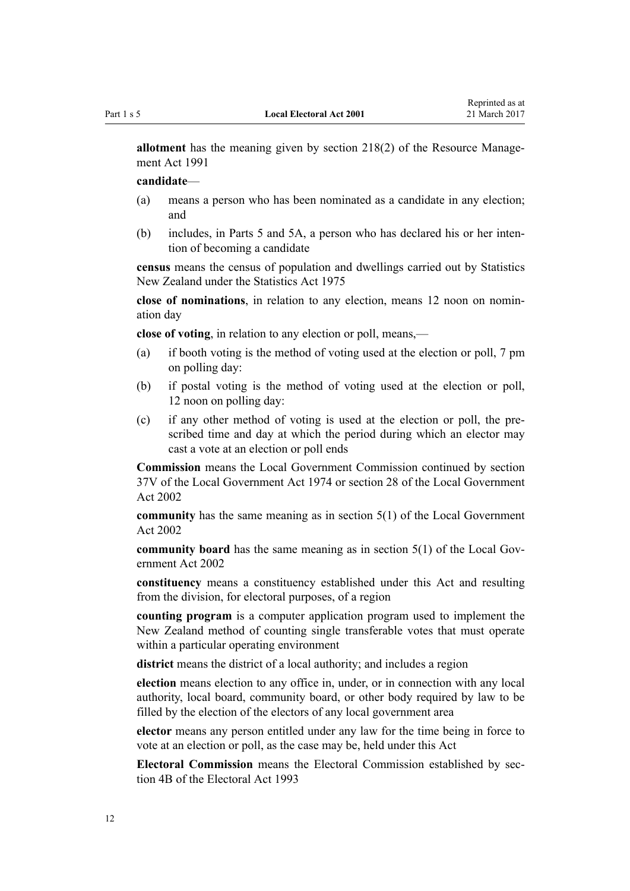**allotment** has the meaning given by section 218(2) of the Resource Management Act 1991

**candidate**—

(a) means a person who has been nominated as a candidate in any election; and

(b) includes, in Parts 5 and 5A, a person who has declared his or her intention of becoming a candidate

**census** means the census of population and dwellings carried out by Statistics New Zealand under the Statistics Act 1975

**close of nominations**, in relation to any election, means 12 noon on nomination day

**close of voting**, in relation to any election or poll, means,—

(a) if booth voting is the method of voting used at the election or poll, 7 pm on polling day:

(b) if postal voting is the method of voting used at the election or poll, 12 noon on polling day:

(c) if any other method of voting is used at the election or poll, the prescribed time and day at which the period during which an elector may cast a vote at an election or poll ends

**Commission** means the Local Government Commission continued by section 37V of the Local Government Act 1974 or section 28 of the Local Government Act 2002

**community** has the same meaning as in section 5(1) of the Local Government Act 2002

**community board** has the same meaning as in section 5(1) of the Local Government Act 2002

**constituency** means a constituency established under this Act and resulting from the division, for electoral purposes, of a region

**counting program** is a computer application program used to implement the New Zealand method of counting single transferable votes that must operate within a particular operating environment

**district** means the district of a local authority; and includes a region

**election** means election to any office in, under, or in connection with any local authority, local board, community board, or other body required by law to be filled by the election of the electors of any local government area

**elector** means any person entitled under any law for the time being in force to vote at an election or poll, as the case may be, held under this Act

**Electoral Commission** means the Electoral Commission established by section 4B of the Electoral Act 1993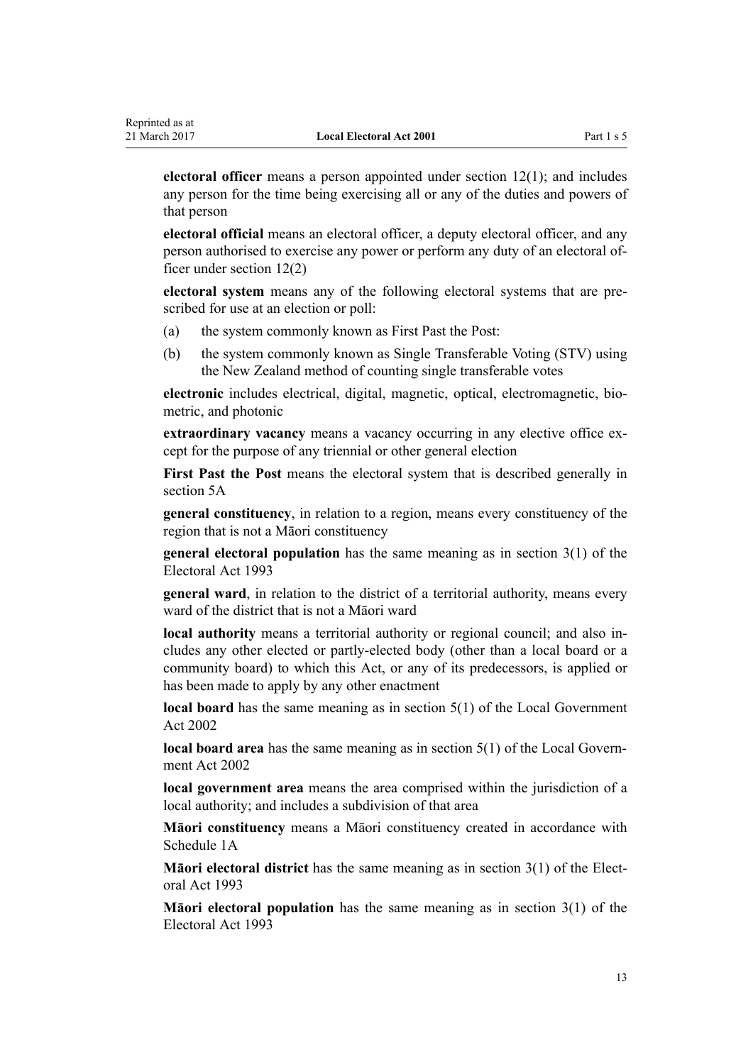**electoral officer** means a person appointed under section 12(1); and includes any person for the time being exercising all or any of the duties and powers of that person

**electoral official** means an electoral officer, a deputy electoral officer, and any person authorised to exercise any power or perform any duty of an electoral officer under section 12(2)

**electoral system** means any of the following electoral systems that are prescribed for use at an election or poll:

(a) the system commonly known as First Past the Post:

(b) the system commonly known as Single Transferable Voting (STV) using the New Zealand method of counting single transferable votes

**electronic** includes electrical, digital, magnetic, optical, electromagnetic, biometric, and photonic

**extraordinary vacancy** means a vacancy occurring in any elective office except for the purpose of any triennial or other general election

**First Past the Post** means the electoral system that is described generally in section 5A

**general constituency**, in relation to a region, means every constituency of the region that is not a Māori constituency

**general electoral population** has the same meaning as in section 3(1) of the Electoral Act 1993

**general ward**, in relation to the district of a territorial authority, means every ward of the district that is not a Māori ward

**local authority** means a territorial authority or regional council; and also includes any other elected or partly-elected body (other than a local board or a community board) to which this Act, or any of its predecessors, is applied or has been made to apply by any other enactment

**local board** has the same meaning as in section 5(1) of the Local Government Act 2002

**local board area** has the same meaning as in section 5(1) of the Local Government Act 2002

**local government area** means the area comprised within the jurisdiction of a local authority; and includes a subdivision of that area

**Māori constituency** means a Māori constituency created in accordance with Schedule 1A

**Māori electoral district** has the same meaning as in section 3(1) of the Electoral Act 1993

**Māori electoral population** has the same meaning as in section 3(1) of the Electoral Act 1993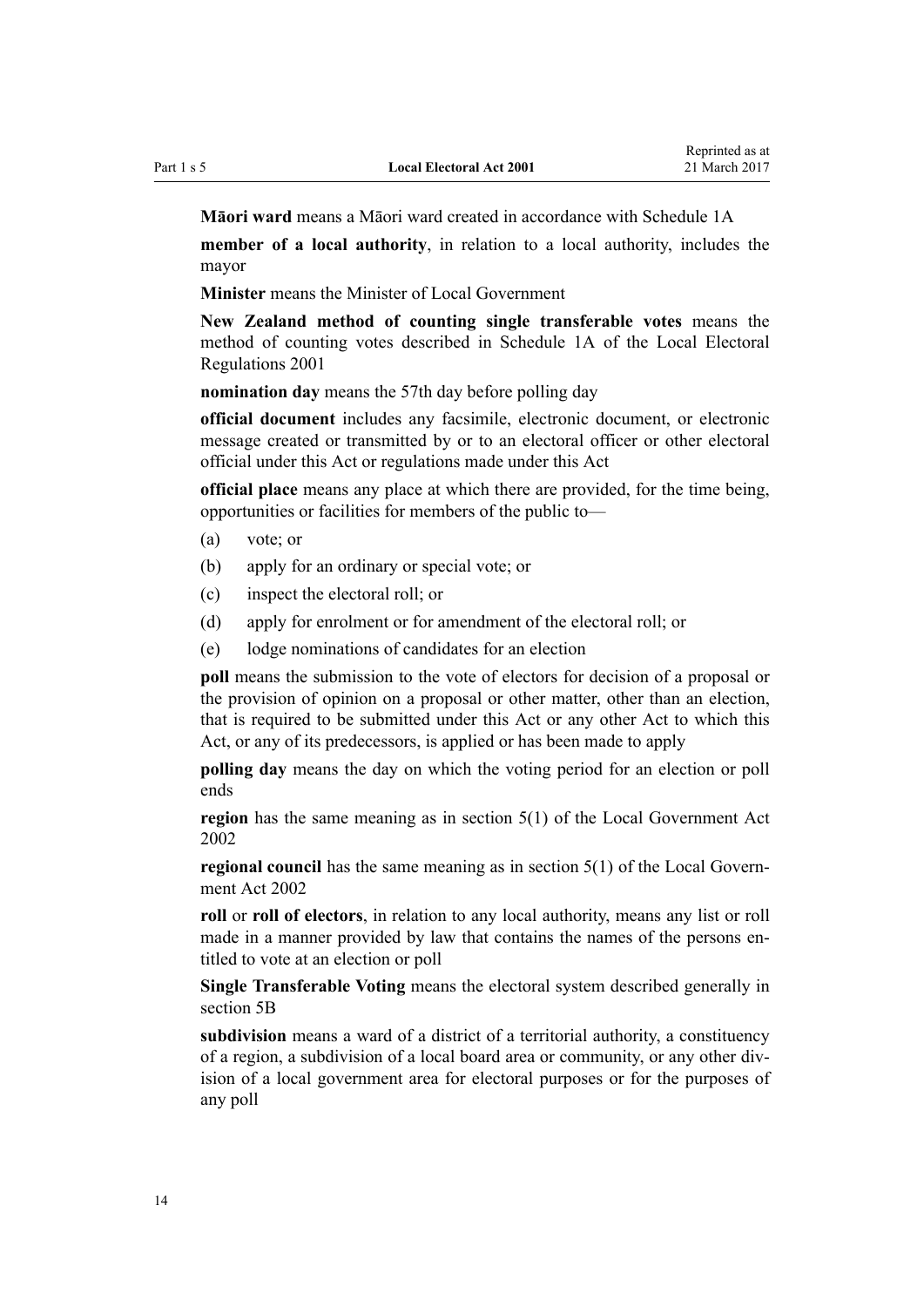**Māori ward** means a Māori ward created in accordance with Schedule 1A

**member of a local authority**, in relation to a local authority, includes the mayor

**Minister** means the Minister of Local Government

**New Zealand method of counting single transferable votes** means the method of counting votes described in Schedule 1A of the Local Electoral Regulations 2001

**nomination day** means the 57th day before polling day

**official document** includes any facsimile, electronic document, or electronic message created or transmitted by or to an electoral officer or other electoral official under this Act or regulations made under this Act

**official place** means any place at which there are provided, for the time being, opportunities or facilities for members of the public to—

(a) vote; or

(b) apply for an ordinary or special vote; or

(c) inspect the electoral roll; or

(d) apply for enrolment or for amendment of the electoral roll; or

(e) lodge nominations of candidates for an election

**poll** means the submission to the vote of electors for decision of a proposal or the provision of opinion on a proposal or other matter, other than an election, that is required to be submitted under this Act or any other Act to which this Act, or any of its predecessors, is applied or has been made to apply

**polling day** means the day on which the voting period for an election or poll ends

**region** has the same meaning as in section 5(1) of the Local Government Act 2002

**regional council** has the same meaning as in section 5(1) of the Local Government Act 2002

**roll** or **roll of electors**, in relation to any local authority, means any list or roll made in a manner provided by law that contains the names of the persons entitled to vote at an election or poll

**Single Transferable Voting** means the electoral system described generally in section 5B

**subdivision** means a ward of a district of a territorial authority, a constituency of a region, a subdivision of a local board area or community, or any other division of a local government area for electoral purposes or for the purposes of any poll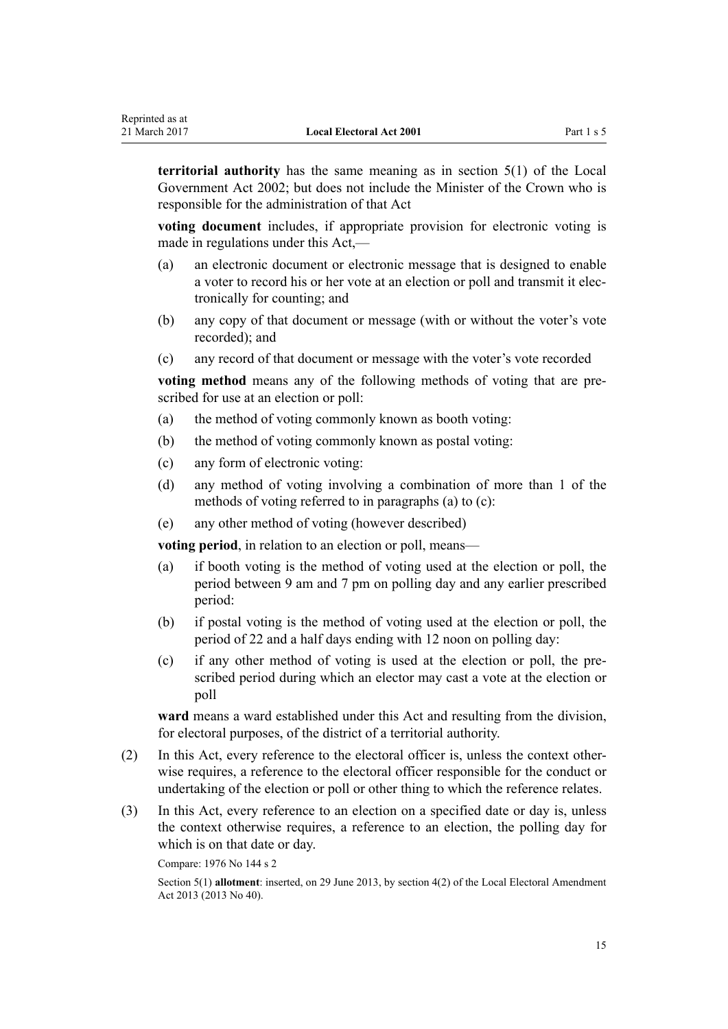**territorial authority** has the same meaning as in section 5(1) of the Local Government Act 2002; but does not include the Minister of the Crown who is responsible for the administration of that Act

**voting document** includes, if appropriate provision for electronic voting is made in regulations under this Act,—

- (a) an electronic document or electronic message that is designed to enable a voter to record his or her vote at an election or poll and transmit it electronically for counting; and
- (b) any copy of that document or message (with or without the voter's vote recorded); and
- (c) any record of that document or message with the voter's vote recorded

**voting method** means any of the following methods of voting that are prescribed for use at an election or poll:

- (a) the method of voting commonly known as booth voting:
- (b) the method of voting commonly known as postal voting:
- (c) any form of electronic voting:
- (d) any method of voting involving a combination of more than 1 of the methods of voting referred to in paragraphs (a) to (c):
- (e) any other method of voting (however described)

**voting period**, in relation to an election or poll, means—

- (a) if booth voting is the method of voting used at the election or poll, the period between 9 am and 7 pm on polling day and any earlier prescribed period:
- (b) if postal voting is the method of voting used at the election or poll, the period of 22 and a half days ending with 12 noon on polling day:
- (c) if any other method of voting is used at the election or poll, the prescribed period during which an elector may cast a vote at the election or poll

**ward** means a ward established under this Act and resulting from the division, for electoral purposes, of the district of a territorial authority.

(2) In this Act, every reference to the electoral officer is, unless the context otherwise requires, a reference to the electoral officer responsible for the conduct or undertaking of the election or poll or other thing to which the reference relates.

(3) In this Act, every reference to an election on a specified date or day is, unless the context otherwise requires, a reference to an election, the polling day for which is on that date or day.

Compare: 1976 No 144 s 2

Section 5(1) **allotment**: inserted, on 29 June 2013, by section 4(2) of the Local Electoral Amendment Act 2013 (2013 No 40).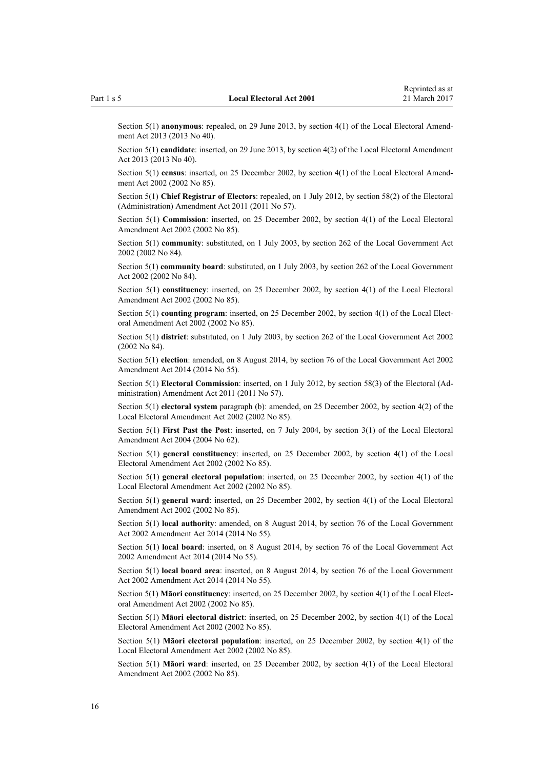Section 5(1) **anonymous**: repealed, on 29 June 2013, by section 4(1) of the Local Electoral Amendment Act 2013 (2013 No 40).

Section 5(1) **candidate**: inserted, on 29 June 2013, by section 4(2) of the Local Electoral Amendment Act 2013 (2013 No 40).

Section 5(1) **census**: inserted, on 25 December 2002, by section 4(1) of the Local Electoral Amendment Act 2002 (2002 No 85).

Section 5(1) **Chief Registrar of Electors**: repealed, on 1 July 2012, by section 58(2) of the Electoral (Administration) Amendment Act 2011 (2011 No 57).

Section 5(1) **Commission**: inserted, on 25 December 2002, by section 4(1) of the Local Electoral Amendment Act 2002 (2002 No 85).

Section 5(1) **community**: substituted, on 1 July 2003, by section 262 of the Local Government Act 2002 (2002 No 84).

Section 5(1) **community board**: substituted, on 1 July 2003, by section 262 of the Local Government Act 2002 (2002 No 84).

Section 5(1) **constituency**: inserted, on 25 December 2002, by section 4(1) of the Local Electoral Amendment Act 2002 (2002 No 85).

Section 5(1) **counting program**: inserted, on 25 December 2002, by section 4(1) of the Local Electoral Amendment Act 2002 (2002 No 85).

Section 5(1) **district**: substituted, on 1 July 2003, by section 262 of the Local Government Act 2002 (2002 No 84).

Section 5(1) **election**: amended, on 8 August 2014, by section 76 of the Local Government Act 2002 Amendment Act 2014 (2014 No 55).

Section 5(1) **Electoral Commission**: inserted, on 1 July 2012, by section 58(3) of the Electoral (Administration) Amendment Act 2011 (2011 No 57).

Section 5(1) **electoral system** paragraph (b): amended, on 25 December 2002, by section 4(2) of the Local Electoral Amendment Act 2002 (2002 No 85).

Section 5(1) **First Past the Post**: inserted, on 7 July 2004, by section 3(1) of the Local Electoral Amendment Act 2004 (2004 No 62).

Section 5(1) **general constituency**: inserted, on 25 December 2002, by section 4(1) of the Local Electoral Amendment Act 2002 (2002 No 85).

Section 5(1) **general electoral population**: inserted, on 25 December 2002, by section 4(1) of the Local Electoral Amendment Act 2002 (2002 No 85).

Section 5(1) **general ward**: inserted, on 25 December 2002, by section 4(1) of the Local Electoral Amendment Act 2002 (2002 No 85).

Section 5(1) **local authority**: amended, on 8 August 2014, by section 76 of the Local Government Act 2002 Amendment Act 2014 (2014 No 55).

Section 5(1) **local board**: inserted, on 8 August 2014, by section 76 of the Local Government Act 2002 Amendment Act 2014 (2014 No 55).

Section 5(1) **local board area**: inserted, on 8 August 2014, by section 76 of the Local Government Act 2002 Amendment Act 2014 (2014 No 55).

Section 5(1) **Māori constituency**: inserted, on 25 December 2002, by section 4(1) of the Local Electoral Amendment Act 2002 (2002 No 85).

Section 5(1) **Māori electoral district**: inserted, on 25 December 2002, by section 4(1) of the Local Electoral Amendment Act 2002 (2002 No 85).

Section 5(1) **Māori electoral population**: inserted, on 25 December 2002, by section 4(1) of the Local Electoral Amendment Act 2002 (2002 No 85).

Section 5(1) **Māori ward**: inserted, on 25 December 2002, by section 4(1) of the Local Electoral Amendment Act 2002 (2002 No 85).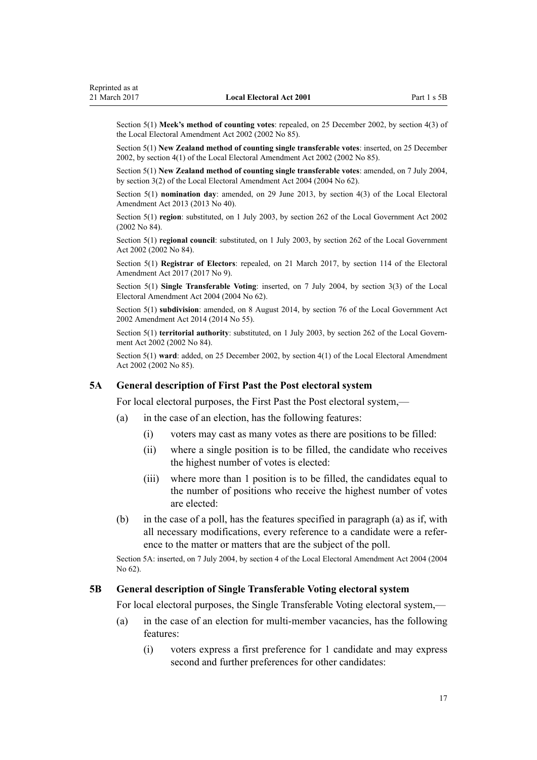Section 5(1) **Meek's method of counting votes**: repealed, on 25 December 2002, by section 4(3) of the Local Electoral Amendment Act 2002 (2002 No 85).

Section 5(1) **New Zealand method of counting single transferable votes**: inserted, on 25 December 2002, by section 4(1) of the Local Electoral Amendment Act 2002 (2002 No 85).

Section 5(1) **New Zealand method of counting single transferable votes**: amended, on 7 July 2004, by section 3(2) of the Local Electoral Amendment Act 2004 (2004 No 62).

Section 5(1) **nomination day**: amended, on 29 June 2013, by section 4(3) of the Local Electoral Amendment Act 2013 (2013 No 40).

Section 5(1) **region**: substituted, on 1 July 2003, by section 262 of the Local Government Act 2002 (2002 No 84).

Section 5(1) **regional council**: substituted, on 1 July 2003, by section 262 of the Local Government Act 2002 (2002 No 84).

Section 5(1) **Registrar of Electors**: repealed, on 21 March 2017, by section 114 of the Electoral Amendment Act 2017 (2017 No 9).

Section 5(1) **Single Transferable Voting**: inserted, on 7 July 2004, by section 3(3) of the Local Electoral Amendment Act 2004 (2004 No 62).

Section 5(1) **subdivision**: amended, on 8 August 2014, by section 76 of the Local Government Act 2002 Amendment Act 2014 (2014 No 55).

Section 5(1) **territorial authority**: substituted, on 1 July 2003, by section 262 of the Local Government Act 2002 (2002 No 84).

Section 5(1) **ward**: added, on 25 December 2002, by section 4(1) of the Local Electoral Amendment Act 2002 (2002 No 85).

### 5A General description of First Past the Post electoral system

For local electoral purposes, the First Past the Post electoral system,—

(a) in the case of an election, has the following features:

  (i) voters may cast as many votes as there are positions to be filled:

  (ii) where a single position is to be filled, the candidate who receives the highest number of votes is elected:

  (iii) where more than 1 position is to be filled, the candidates equal to the number of positions who receive the highest number of votes are elected:

(b) in the case of a poll, has the features specified in paragraph (a) as if, with all necessary modifications, every reference to a candidate were a reference to the matter or matters that are the subject of the poll.

Section 5A: inserted, on 7 July 2004, by section 4 of the Local Electoral Amendment Act 2004 (2004 No 62).

### 5B General description of Single Transferable Voting electoral system

For local electoral purposes, the Single Transferable Voting electoral system,—

(a) in the case of an election for multi-member vacancies, has the following features:

  (i) voters express a first preference for 1 candidate and may express second and further preferences for other candidates: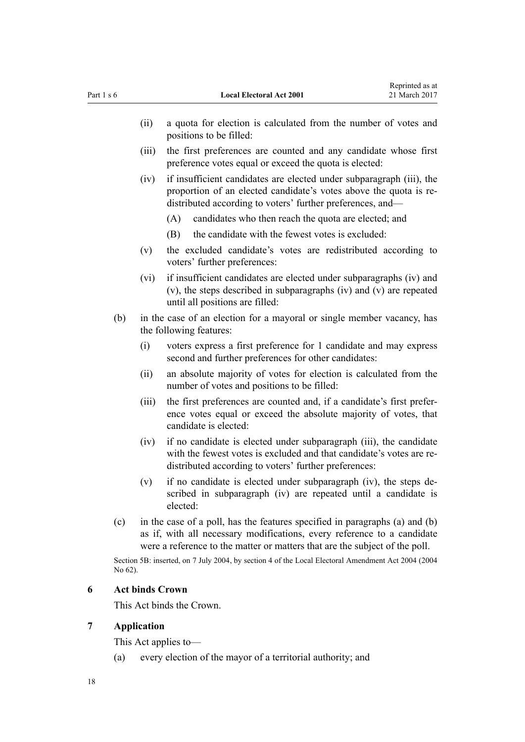(ii) a quota for election is calculated from the number of votes and positions to be filled:

(iii) the first preferences are counted and any candidate whose first preference votes equal or exceed the quota is elected:

(iv) if insufficient candidates are elected under subparagraph (iii), the proportion of an elected candidate's votes above the quota is redistributed according to voters' further preferences, and—

(A) candidates who then reach the quota are elected; and

(B) the candidate with the fewest votes is excluded:

(v) the excluded candidate's votes are redistributed according to voters' further preferences:

(vi) if insufficient candidates are elected under subparagraphs (iv) and (v), the steps described in subparagraphs (iv) and (v) are repeated until all positions are filled:

(b) in the case of an election for a mayoral or single member vacancy, has the following features:

(i) voters express a first preference for 1 candidate and may express second and further preferences for other candidates:

(ii) an absolute majority of votes for election is calculated from the number of votes and positions to be filled:

(iii) the first preferences are counted and, if a candidate's first preference votes equal or exceed the absolute majority of votes, that candidate is elected:

(iv) if no candidate is elected under subparagraph (iii), the candidate with the fewest votes is excluded and that candidate's votes are redistributed according to voters' further preferences:

(v) if no candidate is elected under subparagraph (iv), the steps described in subparagraph (iv) are repeated until a candidate is elected:

(c) in the case of a poll, has the features specified in paragraphs (a) and (b) as if, with all necessary modifications, every reference to a candidate were a reference to the matter or matters that are the subject of the poll.

Section 5B: inserted, on 7 July 2004, by section 4 of the Local Electoral Amendment Act 2004 (2004 No 62).

## 6 Act binds Crown

This Act binds the Crown.

## 7 Application

This Act applies to—

(a) every election of the mayor of a territorial authority; and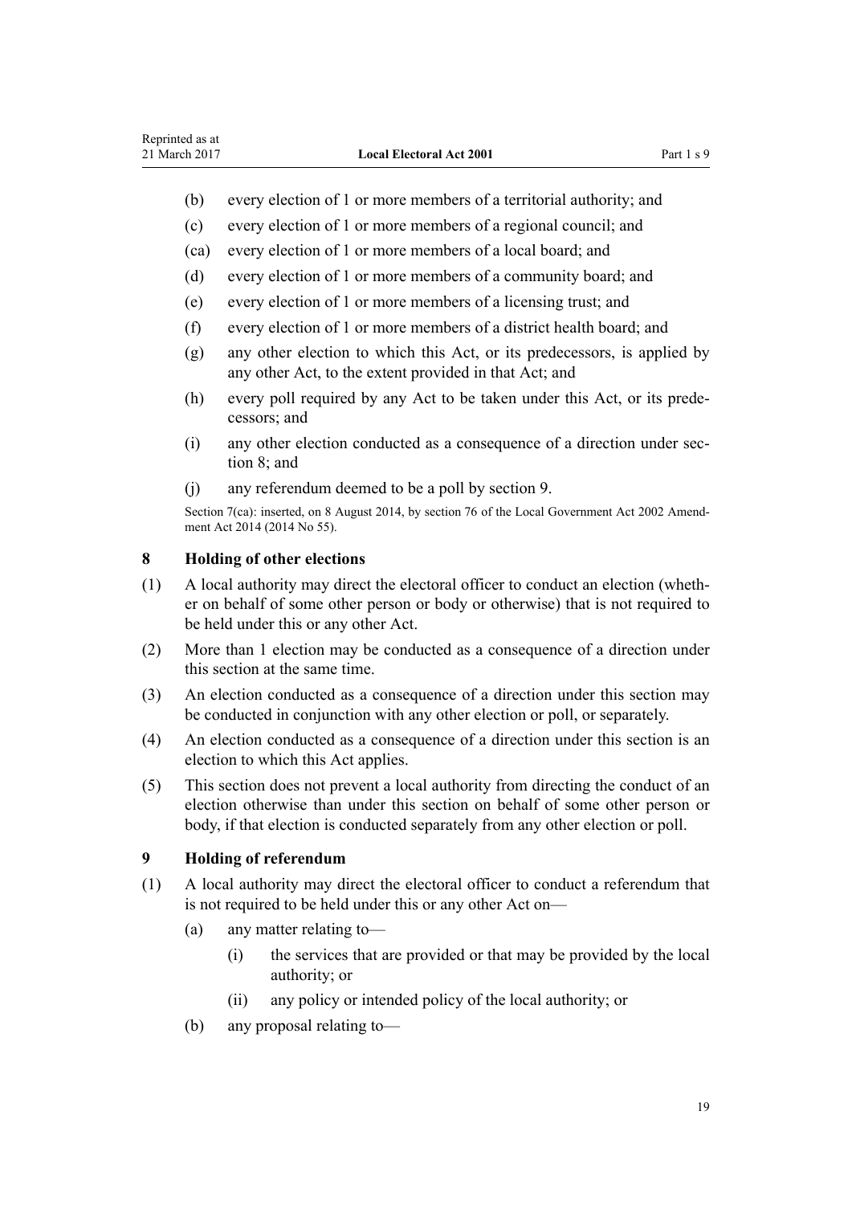- (b) every election of 1 or more members of a territorial authority; and
- (c) every election of 1 or more members of a regional council; and
- (ca) every election of 1 or more members of a local board; and
- (d) every election of 1 or more members of a community board; and
- (e) every election of 1 or more members of a licensing trust; and
- (f) every election of 1 or more members of a district health board; and
- (g) any other election to which this Act, or its predecessors, is applied by any other Act, to the extent provided in that Act; and
- (h) every poll required by any Act to be taken under this Act, or its predecessors; and
- (i) any other election conducted as a consequence of a direction under section 8; and
- (j) any referendum deemed to be a poll by section 9.

Section 7(ca): inserted, on 8 August 2014, by section 76 of the Local Government Act 2002 Amendment Act 2014 (2014 No 55).

## 8 Holding of other elections

(1) A local authority may direct the electoral officer to conduct an election (whether on behalf of some other person or body or otherwise) that is not required to be held under this or any other Act.

(2) More than 1 election may be conducted as a consequence of a direction under this section at the same time.

(3) An election conducted as a consequence of a direction under this section may be conducted in conjunction with any other election or poll, or separately.

(4) An election conducted as a consequence of a direction under this section is an election to which this Act applies.

(5) This section does not prevent a local authority from directing the conduct of an election otherwise than under this section on behalf of some other person or body, if that election is conducted separately from any other election or poll.

## 9 Holding of referendum

(1) A local authority may direct the electoral officer to conduct a referendum that is not required to be held under this or any other Act on—

- (a) any matter relating to—
  - (i) the services that are provided or that may be provided by the local authority; or
  - (ii) any policy or intended policy of the local authority; or
- (b) any proposal relating to—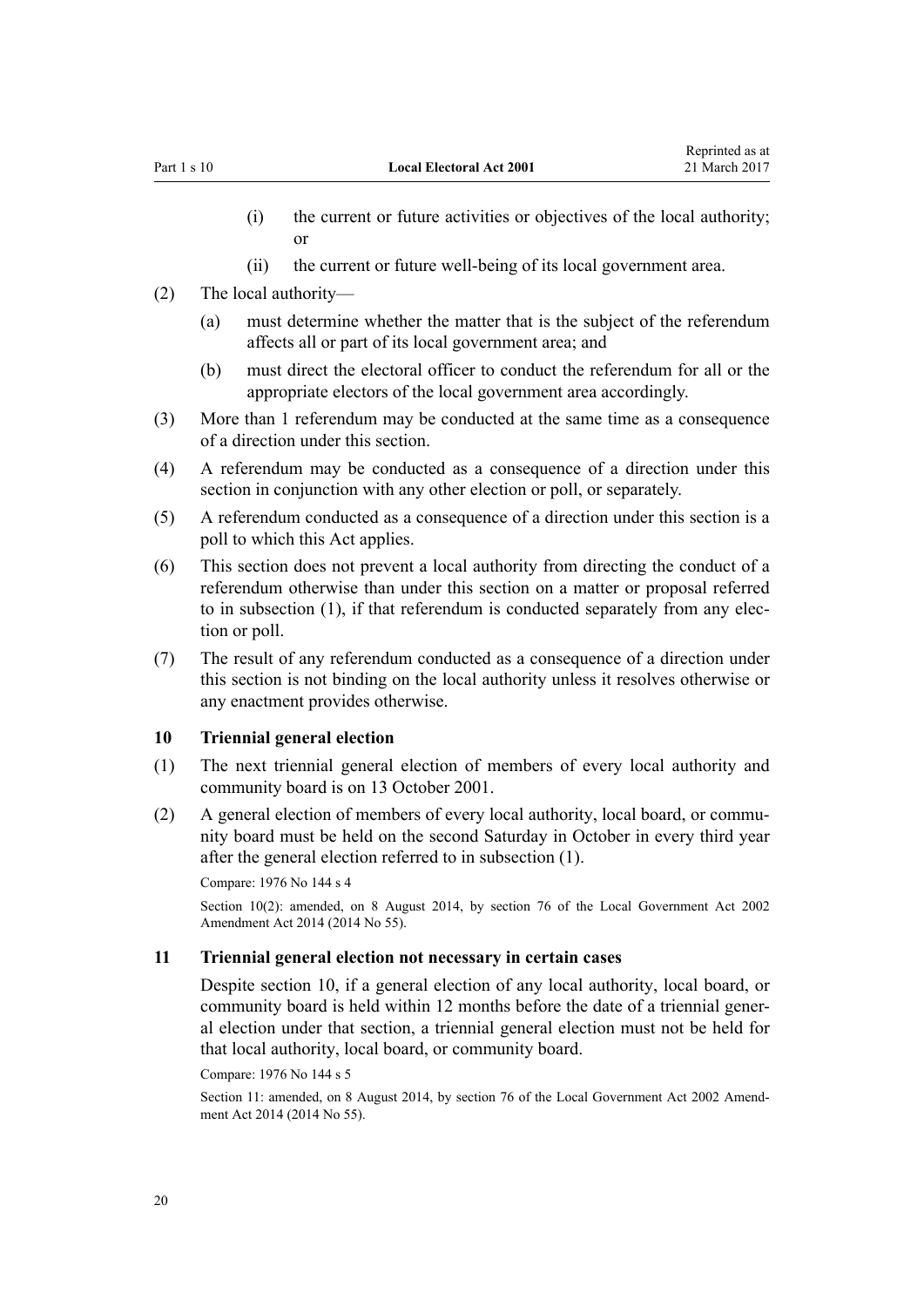(i) the current or future activities or objectives of the local authority; or

(ii) the current or future well-being of its local government area.

(2) The local authority—

(a) must determine whether the matter that is the subject of the referendum affects all or part of its local government area; and

(b) must direct the electoral officer to conduct the referendum for all or the appropriate electors of the local government area accordingly.

(3) More than 1 referendum may be conducted at the same time as a consequence of a direction under this section.

(4) A referendum may be conducted as a consequence of a direction under this section in conjunction with any other election or poll, or separately.

(5) A referendum conducted as a consequence of a direction under this section is a poll to which this Act applies.

(6) This section does not prevent a local authority from directing the conduct of a referendum otherwise than under this section on a matter or proposal referred to in subsection (1), if that referendum is conducted separately from any election or poll.

(7) The result of any referendum conducted as a consequence of a direction under this section is not binding on the local authority unless it resolves otherwise or any enactment provides otherwise.

### 10 Triennial general election

(1) The next triennial general election of members of every local authority and community board is on 13 October 2001.

(2) A general election of members of every local authority, local board, or community board must be held on the second Saturday in October in every third year after the general election referred to in subsection (1).

Compare: 1976 No 144 s 4

Section 10(2): amended, on 8 August 2014, by section 76 of the Local Government Act 2002 Amendment Act 2014 (2014 No 55).

### 11 Triennial general election not necessary in certain cases

Despite section 10, if a general election of any local authority, local board, or community board is held within 12 months before the date of a triennial general election under that section, a triennial general election must not be held for that local authority, local board, or community board.

Compare: 1976 No 144 s 5

Section 11: amended, on 8 August 2014, by section 76 of the Local Government Act 2002 Amendment Act 2014 (2014 No 55).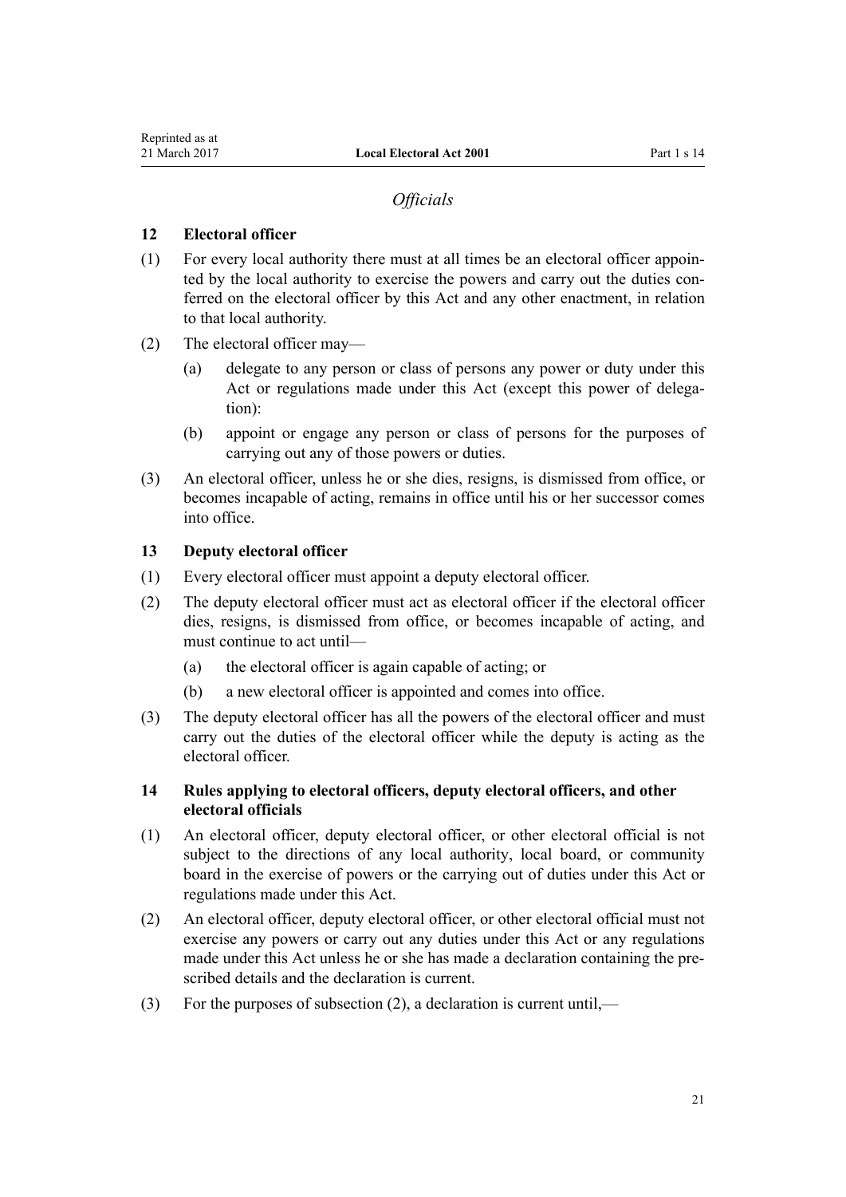## *Officials*

### 12 Electoral officer

(1) For every local authority there must at all times be an electoral officer appointed by the local authority to exercise the powers and carry out the duties conferred on the electoral officer by this Act and any other enactment, in relation to that local authority.

(2) The electoral officer may—

- (a) delegate to any person or class of persons any power or duty under this Act or regulations made under this Act (except this power of delegation):
- (b) appoint or engage any person or class of persons for the purposes of carrying out any of those powers or duties.

(3) An electoral officer, unless he or she dies, resigns, is dismissed from office, or becomes incapable of acting, remains in office until his or her successor comes into office.

### 13 Deputy electoral officer

(1) Every electoral officer must appoint a deputy electoral officer.

(2) The deputy electoral officer must act as electoral officer if the electoral officer dies, resigns, is dismissed from office, or becomes incapable of acting, and must continue to act until—

- (a) the electoral officer is again capable of acting; or
- (b) a new electoral officer is appointed and comes into office.

(3) The deputy electoral officer has all the powers of the electoral officer and must carry out the duties of the electoral officer while the deputy is acting as the electoral officer.

### 14 Rules applying to electoral officers, deputy electoral officers, and other electoral officials

(1) An electoral officer, deputy electoral officer, or other electoral official is not subject to the directions of any local authority, local board, or community board in the exercise of powers or the carrying out of duties under this Act or regulations made under this Act.

(2) An electoral officer, deputy electoral officer, or other electoral official must not exercise any powers or carry out any duties under this Act or any regulations made under this Act unless he or she has made a declaration containing the prescribed details and the declaration is current.

(3) For the purposes of subsection (2), a declaration is current until,—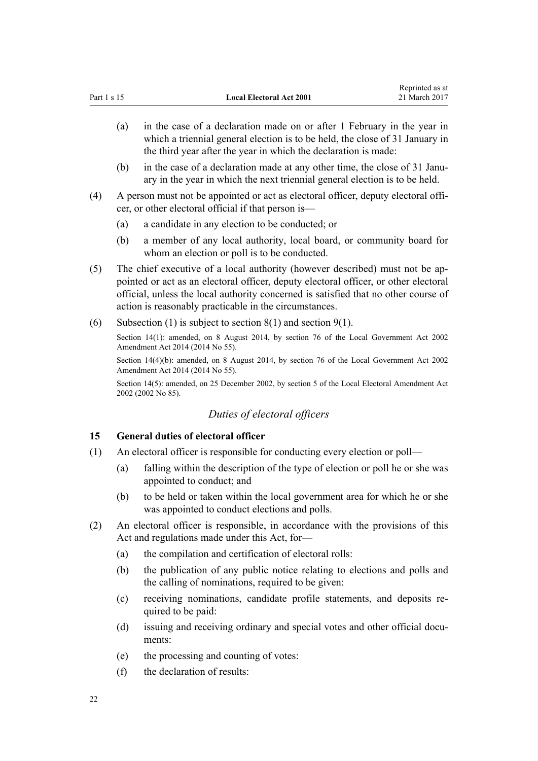(a) in the case of a declaration made on or after 1 February in the year in which a triennial general election is to be held, the close of 31 January in the third year after the year in which the declaration is made:

(b) in the case of a declaration made at any other time, the close of 31 January in the year in which the next triennial general election is to be held.

(4) A person must not be appointed or act as electoral officer, deputy electoral officer, or other electoral official if that person is—

(a) a candidate in any election to be conducted; or

(b) a member of any local authority, local board, or community board for whom an election or poll is to be conducted.

(5) The chief executive of a local authority (however described) must not be appointed or act as an electoral officer, deputy electoral officer, or other electoral official, unless the local authority concerned is satisfied that no other course of action is reasonably practicable in the circumstances.

(6) Subsection (1) is subject to section 8(1) and section 9(1).

Section 14(1): amended, on 8 August 2014, by section 76 of the Local Government Act 2002 Amendment Act 2014 (2014 No 55).

Section 14(4)(b): amended, on 8 August 2014, by section 76 of the Local Government Act 2002 Amendment Act 2014 (2014 No 55).

Section 14(5): amended, on 25 December 2002, by section 5 of the Local Electoral Amendment Act 2002 (2002 No 85).

### *Duties of electoral officers*

### 15 General duties of electoral officer

(1) An electoral officer is responsible for conducting every election or poll—

(a) falling within the description of the type of election or poll he or she was appointed to conduct; and

(b) to be held or taken within the local government area for which he or she was appointed to conduct elections and polls.

(2) An electoral officer is responsible, in accordance with the provisions of this Act and regulations made under this Act, for—

(a) the compilation and certification of electoral rolls:

(b) the publication of any public notice relating to elections and polls and the calling of nominations, required to be given:

(c) receiving nominations, candidate profile statements, and deposits required to be paid:

(d) issuing and receiving ordinary and special votes and other official documents:

(e) the processing and counting of votes:

(f) the declaration of results: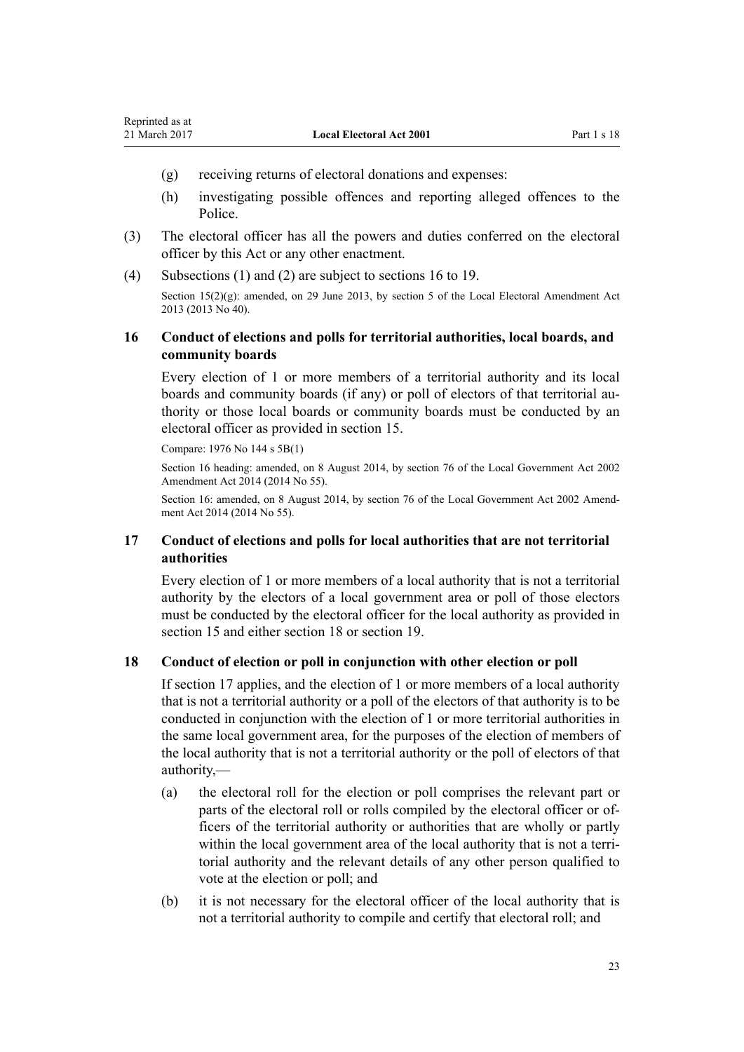- (g) receiving returns of electoral donations and expenses:
- (h) investigating possible offences and reporting alleged offences to the Police.

(3) The electoral officer has all the powers and duties conferred on the electoral officer by this Act or any other enactment.

(4) Subsections (1) and (2) are subject to sections 16 to 19.

Section 15(2)(g): amended, on 29 June 2013, by section 5 of the Local Electoral Amendment Act 2013 (2013 No 40).

### 16 Conduct of elections and polls for territorial authorities, local boards, and community boards

Every election of 1 or more members of a territorial authority and its local boards and community boards (if any) or poll of electors of that territorial authority or those local boards or community boards must be conducted by an electoral officer as provided in section 15.

Compare: 1976 No 144 s 5B(1)

Section 16 heading: amended, on 8 August 2014, by section 76 of the Local Government Act 2002 Amendment Act 2014 (2014 No 55).

Section 16: amended, on 8 August 2014, by section 76 of the Local Government Act 2002 Amendment Act 2014 (2014 No 55).

### 17 Conduct of elections and polls for local authorities that are not territorial authorities

Every election of 1 or more members of a local authority that is not a territorial authority by the electors of a local government area or poll of those electors must be conducted by the electoral officer for the local authority as provided in section 15 and either section 18 or section 19.

### 18 Conduct of election or poll in conjunction with other election or poll

If section 17 applies, and the election of 1 or more members of a local authority that is not a territorial authority or a poll of the electors of that authority is to be conducted in conjunction with the election of 1 or more territorial authorities in the same local government area, for the purposes of the election of members of the local authority that is not a territorial authority or the poll of electors of that authority,—

- (a) the electoral roll for the election or poll comprises the relevant part or parts of the electoral roll or rolls compiled by the electoral officer or officers of the territorial authority or authorities that are wholly or partly within the local government area of the local authority that is not a territorial authority and the relevant details of any other person qualified to vote at the election or poll; and
- (b) it is not necessary for the electoral officer of the local authority that is not a territorial authority to compile and certify that electoral roll; and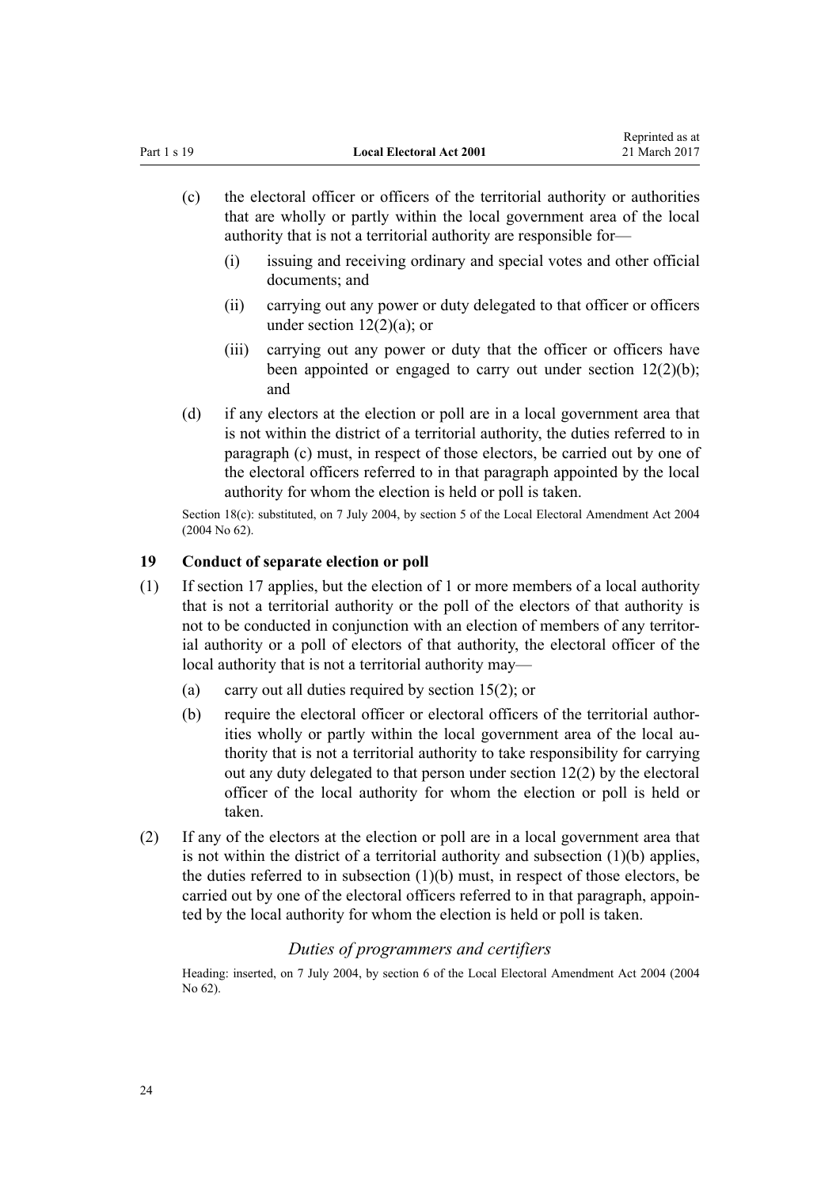(c) the electoral officer or officers of the territorial authority or authorities that are wholly or partly within the local government area of the local authority that is not a territorial authority are responsible for—

(i) issuing and receiving ordinary and special votes and other official documents; and

(ii) carrying out any power or duty delegated to that officer or officers under section 12(2)(a); or

(iii) carrying out any power or duty that the officer or officers have been appointed or engaged to carry out under section 12(2)(b); and

(d) if any electors at the election or poll are in a local government area that is not within the district of a territorial authority, the duties referred to in paragraph (c) must, in respect of those electors, be carried out by one of the electoral officers referred to in that paragraph appointed by the local authority for whom the election is held or poll is taken.

Section 18(c): substituted, on 7 July 2004, by section 5 of the Local Electoral Amendment Act 2004 (2004 No 62).

### 19 Conduct of separate election or poll

(1) If section 17 applies, but the election of 1 or more members of a local authority that is not a territorial authority or the poll of the electors of that authority is not to be conducted in conjunction with an election of members of any territorial authority or a poll of electors of that authority, the electoral officer of the local authority that is not a territorial authority may—

(a) carry out all duties required by section 15(2); or

(b) require the electoral officer or electoral officers of the territorial authorities wholly or partly within the local government area of the local authority that is not a territorial authority to take responsibility for carrying out any duty delegated to that person under section 12(2) by the electoral officer of the local authority for whom the election or poll is held or taken.

(2) If any of the electors at the election or poll are in a local government area that is not within the district of a territorial authority and subsection (1)(b) applies, the duties referred to in subsection (1)(b) must, in respect of those electors, be carried out by one of the electoral officers referred to in that paragraph, appointed by the local authority for whom the election is held or poll is taken.

#### *Duties of programmers and certifiers*

Heading: inserted, on 7 July 2004, by section 6 of the Local Electoral Amendment Act 2004 (2004 No 62).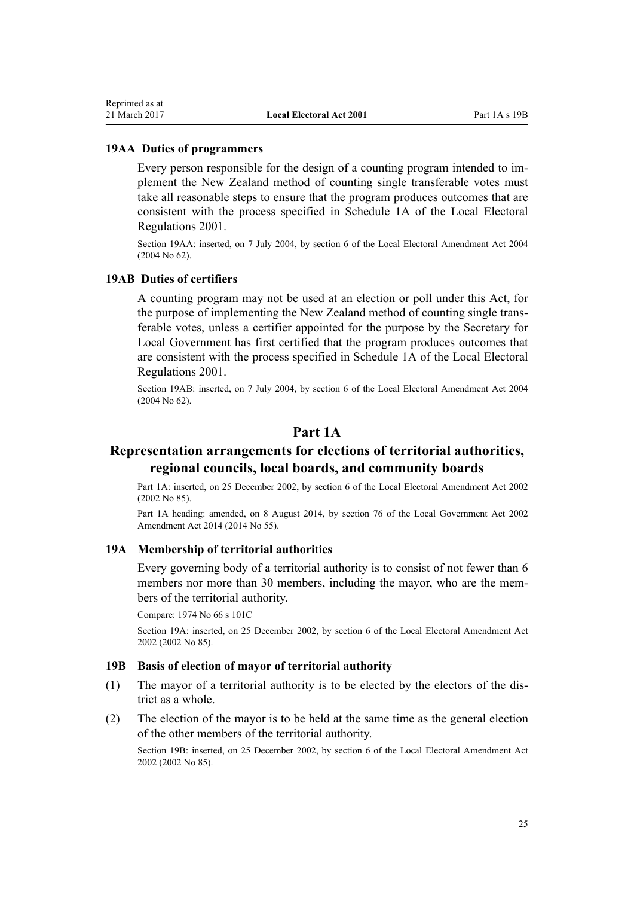### 19AA Duties of programmers

Every person responsible for the design of a counting program intended to implement the New Zealand method of counting single transferable votes must take all reasonable steps to ensure that the program produces outcomes that are consistent with the process specified in Schedule 1A of the Local Electoral Regulations 2001.

Section 19AA: inserted, on 7 July 2004, by section 6 of the Local Electoral Amendment Act 2004 (2004 No 62).

### 19AB Duties of certifiers

A counting program may not be used at an election or poll under this Act, for the purpose of implementing the New Zealand method of counting single transferable votes, unless a certifier appointed for the purpose by the Secretary for Local Government has first certified that the program produces outcomes that are consistent with the process specified in Schedule 1A of the Local Electoral Regulations 2001.

Section 19AB: inserted, on 7 July 2004, by section 6 of the Local Electoral Amendment Act 2004 (2004 No 62).

## Part 1A

## Representation arrangements for elections of territorial authorities, regional councils, local boards, and community boards

Part 1A: inserted, on 25 December 2002, by section 6 of the Local Electoral Amendment Act 2002 (2002 No 85).

Part 1A heading: amended, on 8 August 2014, by section 76 of the Local Government Act 2002 Amendment Act 2014 (2014 No 55).

### 19A Membership of territorial authorities

Every governing body of a territorial authority is to consist of not fewer than 6 members nor more than 30 members, including the mayor, who are the members of the territorial authority.

Compare: 1974 No 66 s 101C

Section 19A: inserted, on 25 December 2002, by section 6 of the Local Electoral Amendment Act 2002 (2002 No 85).

### 19B Basis of election of mayor of territorial authority

(1) The mayor of a territorial authority is to be elected by the electors of the district as a whole.

(2) The election of the mayor is to be held at the same time as the general election of the other members of the territorial authority.

Section 19B: inserted, on 25 December 2002, by section 6 of the Local Electoral Amendment Act 2002 (2002 No 85).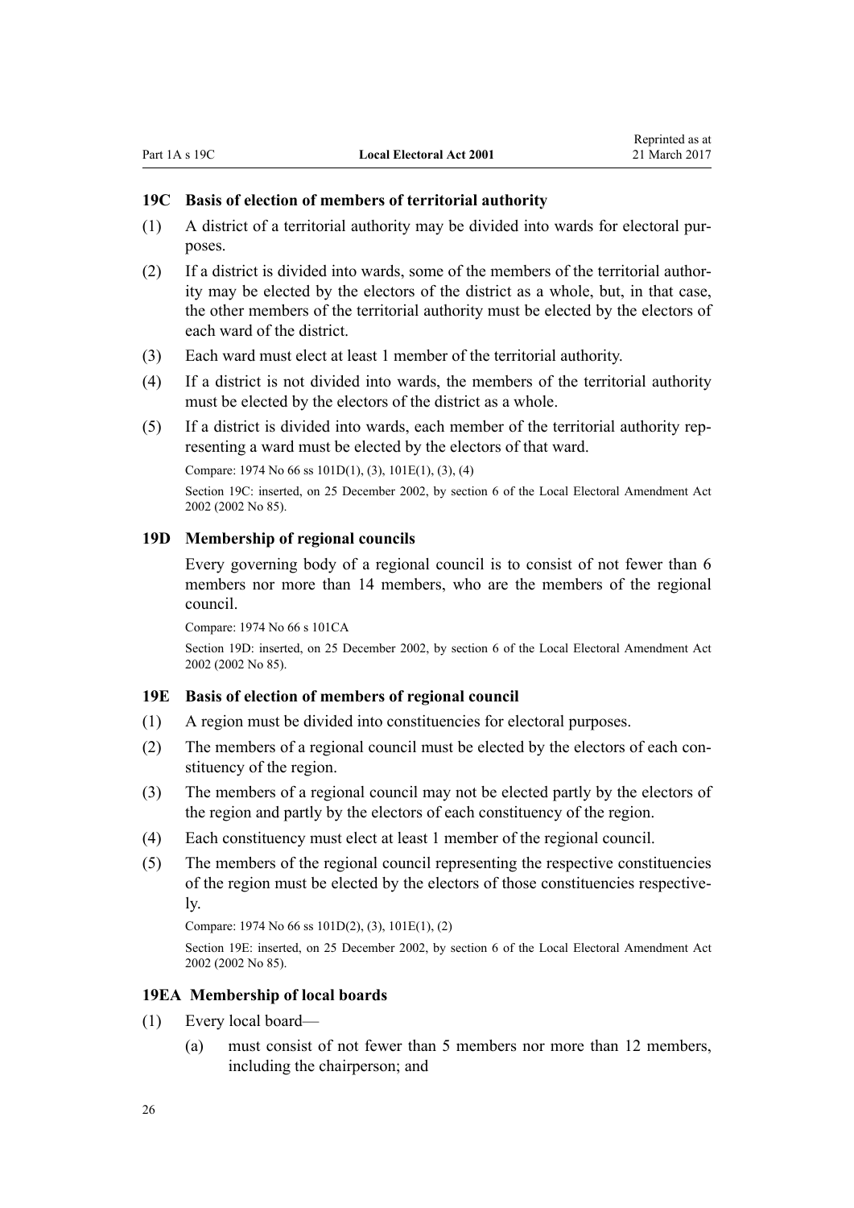### 19C Basis of election of members of territorial authority

(1) A district of a territorial authority may be divided into wards for electoral purposes.

(2) If a district is divided into wards, some of the members of the territorial authority may be elected by the electors of the district as a whole, but, in that case, the other members of the territorial authority must be elected by the electors of each ward of the district.

(3) Each ward must elect at least 1 member of the territorial authority.

(4) If a district is not divided into wards, the members of the territorial authority must be elected by the electors of the district as a whole.

(5) If a district is divided into wards, each member of the territorial authority representing a ward must be elected by the electors of that ward.

Compare: 1974 No 66 ss 101D(1), (3), 101E(1), (3), (4)

Section 19C: inserted, on 25 December 2002, by section 6 of the Local Electoral Amendment Act 2002 (2002 No 85).

### 19D Membership of regional councils

Every governing body of a regional council is to consist of not fewer than 6 members nor more than 14 members, who are the members of the regional council.

Compare: 1974 No 66 s 101CA

Section 19D: inserted, on 25 December 2002, by section 6 of the Local Electoral Amendment Act 2002 (2002 No 85).

### 19E Basis of election of members of regional council

(1) A region must be divided into constituencies for electoral purposes.

(2) The members of a regional council must be elected by the electors of each constituency of the region.

(3) The members of a regional council may not be elected partly by the electors of the region and partly by the electors of each constituency of the region.

(4) Each constituency must elect at least 1 member of the regional council.

(5) The members of the regional council representing the respective constituencies of the region must be elected by the electors of those constituencies respectively.

Compare: 1974 No 66 ss 101D(2), (3), 101E(1), (2)

Section 19E: inserted, on 25 December 2002, by section 6 of the Local Electoral Amendment Act 2002 (2002 No 85).

### 19EA Membership of local boards

(1) Every local board—

(a) must consist of not fewer than 5 members nor more than 12 members, including the chairperson; and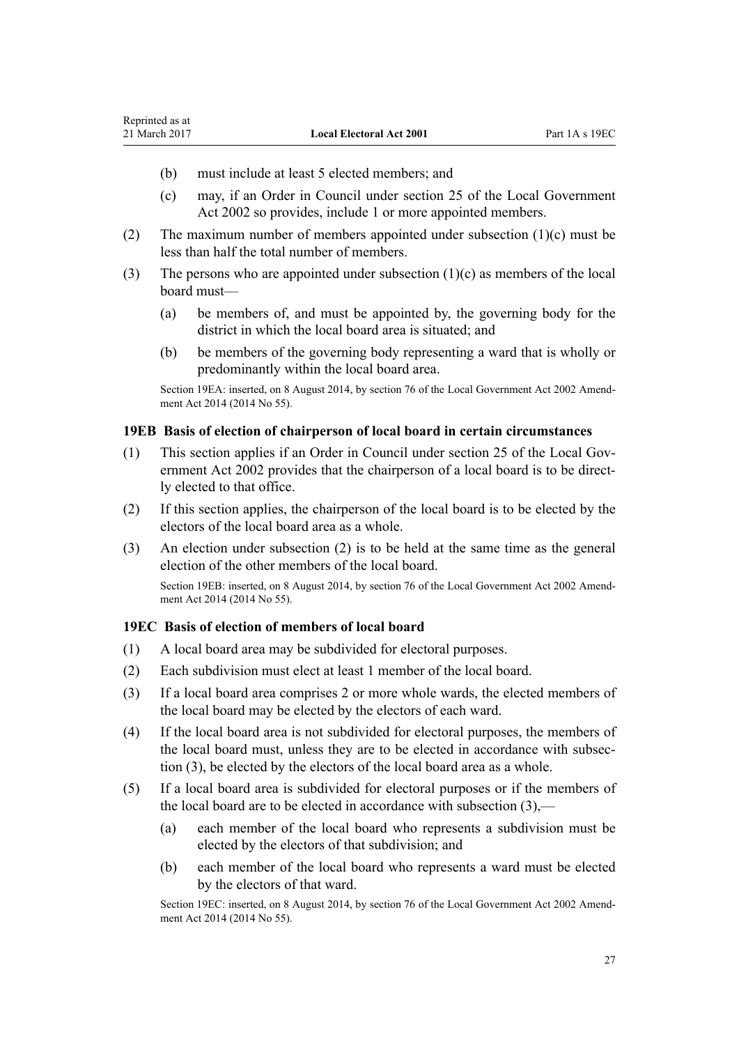(b) must include at least 5 elected members; and

(c) may, if an Order in Council under section 25 of the Local Government Act 2002 so provides, include 1 or more appointed members.

(2) The maximum number of members appointed under subsection (1)(c) must be less than half the total number of members.

(3) The persons who are appointed under subsection (1)(c) as members of the local board must—

(a) be members of, and must be appointed by, the governing body for the district in which the local board area is situated; and

(b) be members of the governing body representing a ward that is wholly or predominantly within the local board area.

Section 19EA: inserted, on 8 August 2014, by section 76 of the Local Government Act 2002 Amendment Act 2014 (2014 No 55).

### 19EB Basis of election of chairperson of local board in certain circumstances

(1) This section applies if an Order in Council under section 25 of the Local Government Act 2002 provides that the chairperson of a local board is to be directly elected to that office.

(2) If this section applies, the chairperson of the local board is to be elected by the electors of the local board area as a whole.

(3) An election under subsection (2) is to be held at the same time as the general election of the other members of the local board.

Section 19EB: inserted, on 8 August 2014, by section 76 of the Local Government Act 2002 Amendment Act 2014 (2014 No 55).

### 19EC Basis of election of members of local board

(1) A local board area may be subdivided for electoral purposes.

(2) Each subdivision must elect at least 1 member of the local board.

(3) If a local board area comprises 2 or more whole wards, the elected members of the local board may be elected by the electors of each ward.

(4) If the local board area is not subdivided for electoral purposes, the members of the local board must, unless they are to be elected in accordance with subsection (3), be elected by the electors of the local board area as a whole.

(5) If a local board area is subdivided for electoral purposes or if the members of the local board are to be elected in accordance with subsection (3),—

(a) each member of the local board who represents a subdivision must be elected by the electors of that subdivision; and

(b) each member of the local board who represents a ward must be elected by the electors of that ward.

Section 19EC: inserted, on 8 August 2014, by section 76 of the Local Government Act 2002 Amendment Act 2014 (2014 No 55).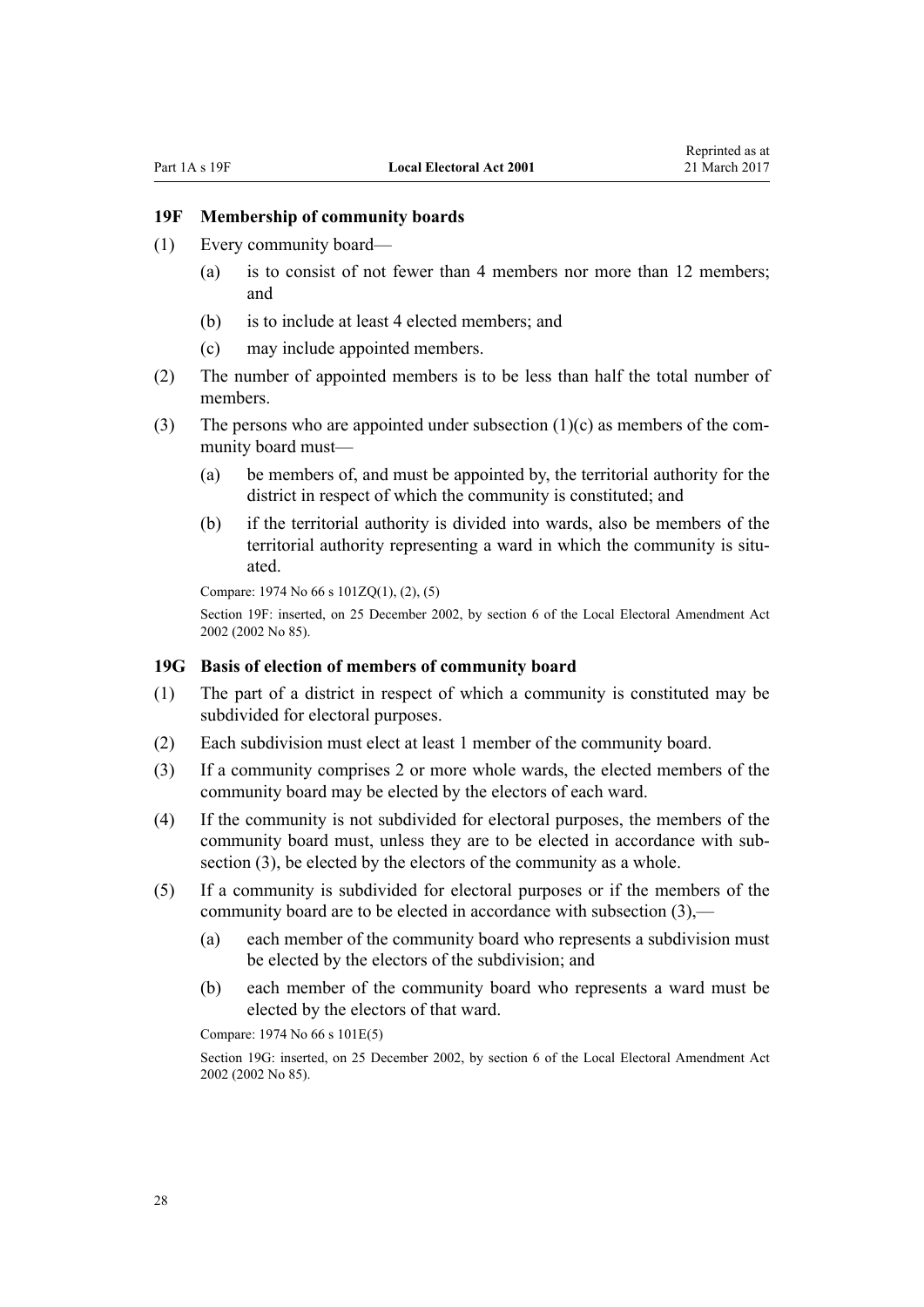### 19F Membership of community boards

(1) Every community board—

  (a) is to consist of not fewer than 4 members nor more than 12 members; and

  (b) is to include at least 4 elected members; and

  (c) may include appointed members.

(2) The number of appointed members is to be less than half the total number of members.

(3) The persons who are appointed under subsection (1)(c) as members of the community board must—

  (a) be members of, and must be appointed by, the territorial authority for the district in respect of which the community is constituted; and

  (b) if the territorial authority is divided into wards, also be members of the territorial authority representing a ward in which the community is situated.

Compare: 1974 No 66 s 101ZQ(1), (2), (5)

Section 19F: inserted, on 25 December 2002, by section 6 of the Local Electoral Amendment Act 2002 (2002 No 85).

### 19G Basis of election of members of community board

(1) The part of a district in respect of which a community is constituted may be subdivided for electoral purposes.

(2) Each subdivision must elect at least 1 member of the community board.

(3) If a community comprises 2 or more whole wards, the elected members of the community board may be elected by the electors of each ward.

(4) If the community is not subdivided for electoral purposes, the members of the community board must, unless they are to be elected in accordance with subsection (3), be elected by the electors of the community as a whole.

(5) If a community is subdivided for electoral purposes or if the members of the community board are to be elected in accordance with subsection (3),—

  (a) each member of the community board who represents a subdivision must be elected by the electors of the subdivision; and

  (b) each member of the community board who represents a ward must be elected by the electors of that ward.

Compare: 1974 No 66 s 101E(5)

Section 19G: inserted, on 25 December 2002, by section 6 of the Local Electoral Amendment Act 2002 (2002 No 85).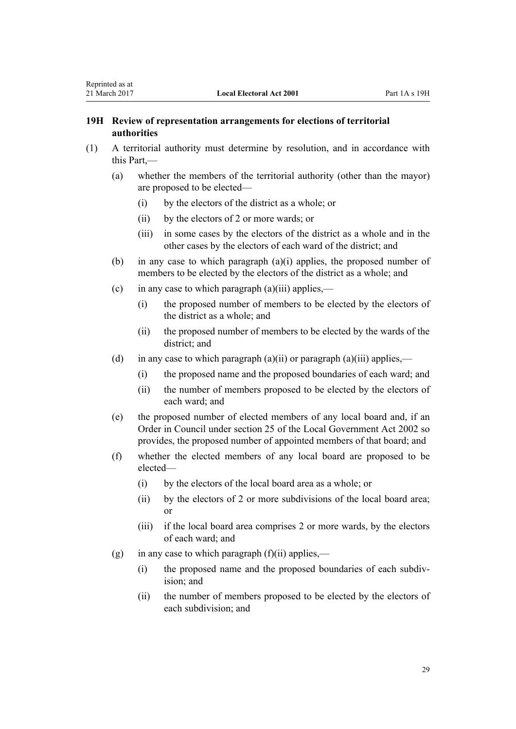## 19H Review of representation arrangements for elections of territorial authorities

(1) A territorial authority must determine by resolution, and in accordance with this Part,—

(a) whether the members of the territorial authority (other than the mayor) are proposed to be elected—

(i) by the electors of the district as a whole; or

(ii) by the electors of 2 or more wards; or

(iii) in some cases by the electors of the district as a whole and in the other cases by the electors of each ward of the district; and

(b) in any case to which paragraph (a)(i) applies, the proposed number of members to be elected by the electors of the district as a whole; and

(c) in any case to which paragraph (a)(iii) applies,—

(i) the proposed number of members to be elected by the electors of the district as a whole; and

(ii) the proposed number of members to be elected by the wards of the district; and

(d) in any case to which paragraph (a)(ii) or paragraph (a)(iii) applies,—

(i) the proposed name and the proposed boundaries of each ward; and

(ii) the number of members proposed to be elected by the electors of each ward; and

(e) the proposed number of elected members of any local board and, if an Order in Council under section 25 of the Local Government Act 2002 so provides, the proposed number of appointed members of that board; and

(f) whether the elected members of any local board are proposed to be elected—

(i) by the electors of the local board area as a whole; or

(ii) by the electors of 2 or more subdivisions of the local board area; or

(iii) if the local board area comprises 2 or more wards, by the electors of each ward; and

(g) in any case to which paragraph (f)(ii) applies,—

(i) the proposed name and the proposed boundaries of each subdivision; and

(ii) the number of members proposed to be elected by the electors of each subdivision; and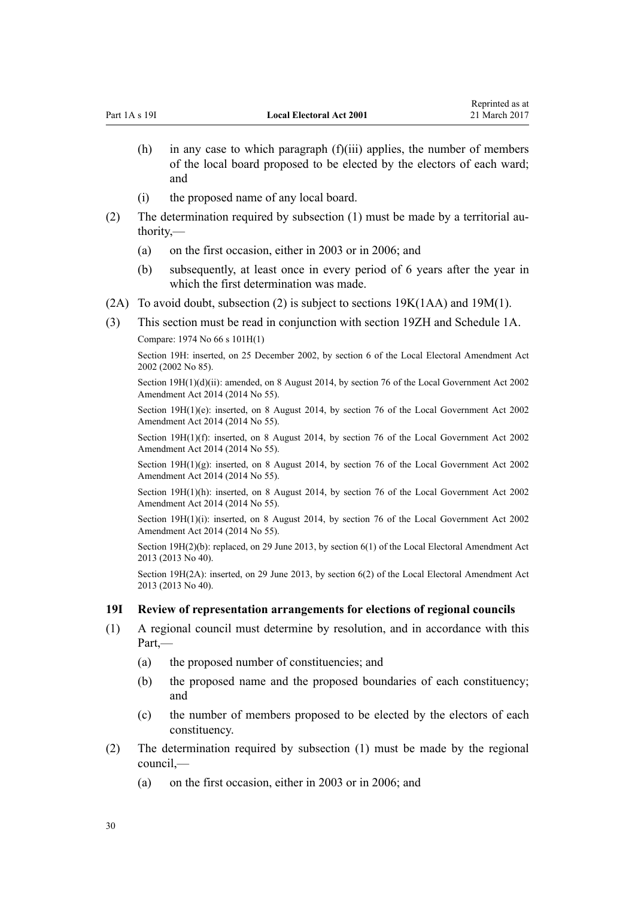(h) in any case to which paragraph (f)(iii) applies, the number of members of the local board proposed to be elected by the electors of each ward; and

(i) the proposed name of any local board.

(2) The determination required by subsection (1) must be made by a territorial authority,—

(a) on the first occasion, either in 2003 or in 2006; and

(b) subsequently, at least once in every period of 6 years after the year in which the first determination was made.

(2A) To avoid doubt, subsection (2) is subject to sections 19K(1AA) and 19M(1).

(3) This section must be read in conjunction with section 19ZH and Schedule 1A.

Compare: 1974 No 66 s 101H(1)

Section 19H: inserted, on 25 December 2002, by section 6 of the Local Electoral Amendment Act 2002 (2002 No 85).

Section 19H(1)(d)(ii): amended, on 8 August 2014, by section 76 of the Local Government Act 2002 Amendment Act 2014 (2014 No 55).

Section 19H(1)(e): inserted, on 8 August 2014, by section 76 of the Local Government Act 2002 Amendment Act 2014 (2014 No 55).

Section 19H(1)(f): inserted, on 8 August 2014, by section 76 of the Local Government Act 2002 Amendment Act 2014 (2014 No 55).

Section 19H(1)(g): inserted, on 8 August 2014, by section 76 of the Local Government Act 2002 Amendment Act 2014 (2014 No 55).

Section 19H(1)(h): inserted, on 8 August 2014, by section 76 of the Local Government Act 2002 Amendment Act 2014 (2014 No 55).

Section 19H(1)(i): inserted, on 8 August 2014, by section 76 of the Local Government Act 2002 Amendment Act 2014 (2014 No 55).

Section 19H(2)(b): replaced, on 29 June 2013, by section 6(1) of the Local Electoral Amendment Act 2013 (2013 No 40).

Section 19H(2A): inserted, on 29 June 2013, by section 6(2) of the Local Electoral Amendment Act 2013 (2013 No 40).

### 19I Review of representation arrangements for elections of regional councils

(1) A regional council must determine by resolution, and in accordance with this Part,—

(a) the proposed number of constituencies; and

(b) the proposed name and the proposed boundaries of each constituency; and

(c) the number of members proposed to be elected by the electors of each constituency.

(2) The determination required by subsection (1) must be made by the regional council,—

(a) on the first occasion, either in 2003 or in 2006; and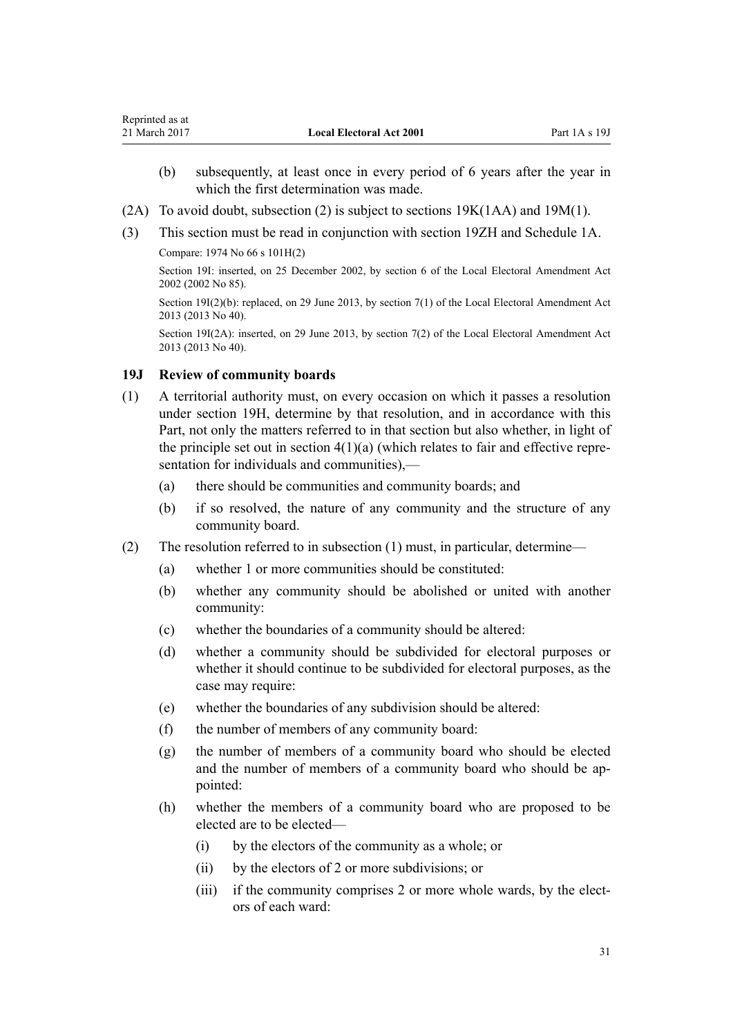(b) subsequently, at least once in every period of 6 years after the year in which the first determination was made.

(2A) To avoid doubt, subsection (2) is subject to sections 19K(1AA) and 19M(1).

(3) This section must be read in conjunction with section 19ZH and Schedule 1A.

Compare: 1974 No 66 s 101H(2)

Section 19I: inserted, on 25 December 2002, by section 6 of the Local Electoral Amendment Act 2002 (2002 No 85).

Section 19I(2)(b): replaced, on 29 June 2013, by section 7(1) of the Local Electoral Amendment Act 2013 (2013 No 40).

Section 19I(2A): inserted, on 29 June 2013, by section 7(2) of the Local Electoral Amendment Act 2013 (2013 No 40).

### 19J Review of community boards

(1) A territorial authority must, on every occasion on which it passes a resolution under section 19H, determine by that resolution, and in accordance with this Part, not only the matters referred to in that section but also whether, in light of the principle set out in section 4(1)(a) (which relates to fair and effective representation for individuals and communities),—

(a) there should be communities and community boards; and

(b) if so resolved, the nature of any community and the structure of any community board.

(2) The resolution referred to in subsection (1) must, in particular, determine—

(a) whether 1 or more communities should be constituted:

(b) whether any community should be abolished or united with another community:

(c) whether the boundaries of a community should be altered:

(d) whether a community should be subdivided for electoral purposes or whether it should continue to be subdivided for electoral purposes, as the case may require:

(e) whether the boundaries of any subdivision should be altered:

(f) the number of members of any community board:

(g) the number of members of a community board who should be elected and the number of members of a community board who should be appointed:

(h) whether the members of a community board who are proposed to be elected are to be elected—

(i) by the electors of the community as a whole; or

(ii) by the electors of 2 or more subdivisions; or

(iii) if the community comprises 2 or more whole wards, by the electors of each ward: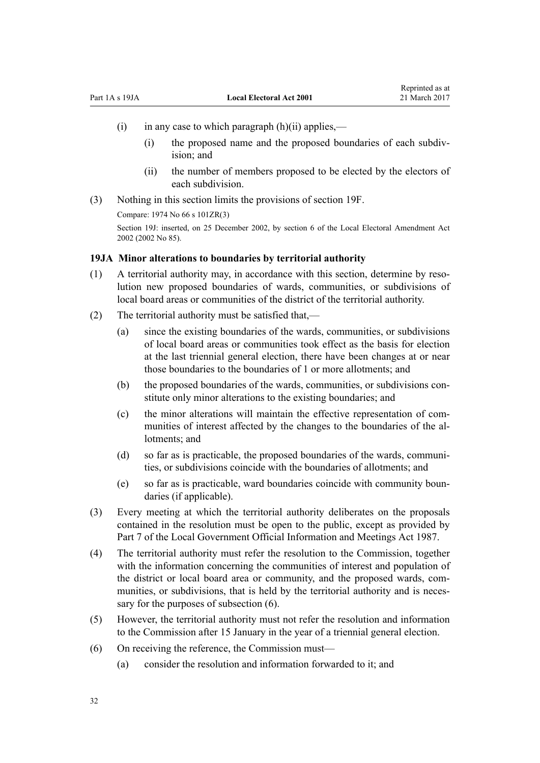(i) in any case to which paragraph (h)(ii) applies,—

(i) the proposed name and the proposed boundaries of each subdivision; and

(ii) the number of members proposed to be elected by the electors of each subdivision.

(3) Nothing in this section limits the provisions of section 19F.

Compare: 1974 No 66 s 101ZR(3)

Section 19J: inserted, on 25 December 2002, by section 6 of the Local Electoral Amendment Act 2002 (2002 No 85).

### 19JA Minor alterations to boundaries by territorial authority

(1) A territorial authority may, in accordance with this section, determine by resolution new proposed boundaries of wards, communities, or subdivisions of local board areas or communities of the district of the territorial authority.

(2) The territorial authority must be satisfied that,—

(a) since the existing boundaries of the wards, communities, or subdivisions of local board areas or communities took effect as the basis for election at the last triennial general election, there have been changes at or near those boundaries to the boundaries of 1 or more allotments; and

(b) the proposed boundaries of the wards, communities, or subdivisions constitute only minor alterations to the existing boundaries; and

(c) the minor alterations will maintain the effective representation of communities of interest affected by the changes to the boundaries of the allotments; and

(d) so far as is practicable, the proposed boundaries of the wards, communities, or subdivisions coincide with the boundaries of allotments; and

(e) so far as is practicable, ward boundaries coincide with community boundaries (if applicable).

(3) Every meeting at which the territorial authority deliberates on the proposals contained in the resolution must be open to the public, except as provided by Part 7 of the Local Government Official Information and Meetings Act 1987.

(4) The territorial authority must refer the resolution to the Commission, together with the information concerning the communities of interest and population of the district or local board area or community, and the proposed wards, communities, or subdivisions, that is held by the territorial authority and is necessary for the purposes of subsection (6).

(5) However, the territorial authority must not refer the resolution and information to the Commission after 15 January in the year of a triennial general election.

(6) On receiving the reference, the Commission must—

(a) consider the resolution and information forwarded to it; and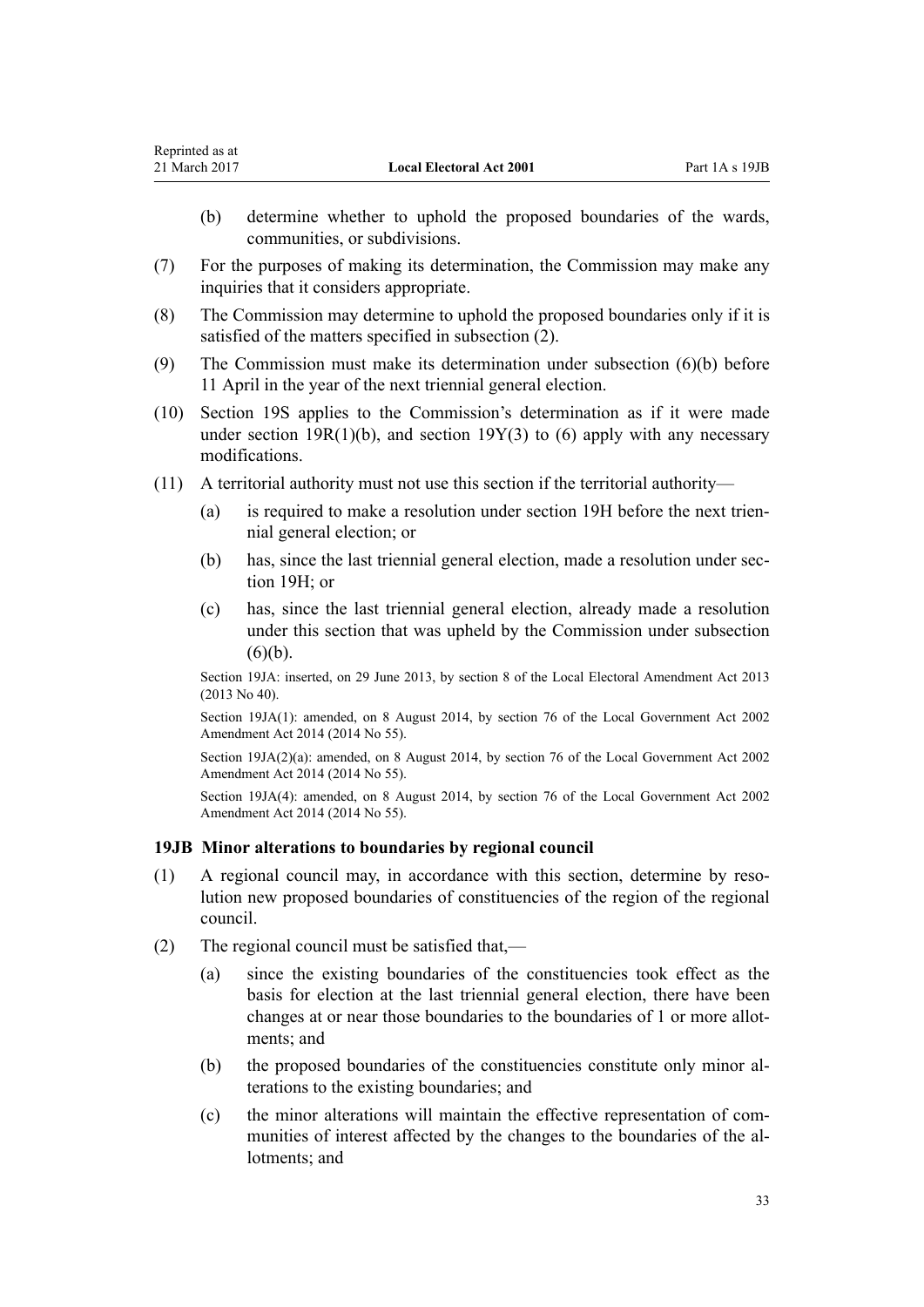(b) determine whether to uphold the proposed boundaries of the wards, communities, or subdivisions.

(7) For the purposes of making its determination, the Commission may make any inquiries that it considers appropriate.

(8) The Commission may determine to uphold the proposed boundaries only if it is satisfied of the matters specified in subsection (2).

(9) The Commission must make its determination under subsection (6)(b) before 11 April in the year of the next triennial general election.

(10) Section 19S applies to the Commission's determination as if it were made under section 19R(1)(b), and section 19Y(3) to (6) apply with any necessary modifications.

(11) A territorial authority must not use this section if the territorial authority—

(a) is required to make a resolution under section 19H before the next triennial general election; or

(b) has, since the last triennial general election, made a resolution under section 19H; or

(c) has, since the last triennial general election, already made a resolution under this section that was upheld by the Commission under subsection (6)(b).

Section 19JA: inserted, on 29 June 2013, by section 8 of the Local Electoral Amendment Act 2013 (2013 No 40).

Section 19JA(1): amended, on 8 August 2014, by section 76 of the Local Government Act 2002 Amendment Act 2014 (2014 No 55).

Section 19JA(2)(a): amended, on 8 August 2014, by section 76 of the Local Government Act 2002 Amendment Act 2014 (2014 No 55).

Section 19JA(4): amended, on 8 August 2014, by section 76 of the Local Government Act 2002 Amendment Act 2014 (2014 No 55).

### 19JB Minor alterations to boundaries by regional council

(1) A regional council may, in accordance with this section, determine by resolution new proposed boundaries of constituencies of the region of the regional council.

(2) The regional council must be satisfied that,—

(a) since the existing boundaries of the constituencies took effect as the basis for election at the last triennial general election, there have been changes at or near those boundaries to the boundaries of 1 or more allotments; and

(b) the proposed boundaries of the constituencies constitute only minor alterations to the existing boundaries; and

(c) the minor alterations will maintain the effective representation of communities of interest affected by the changes to the boundaries of the allotments; and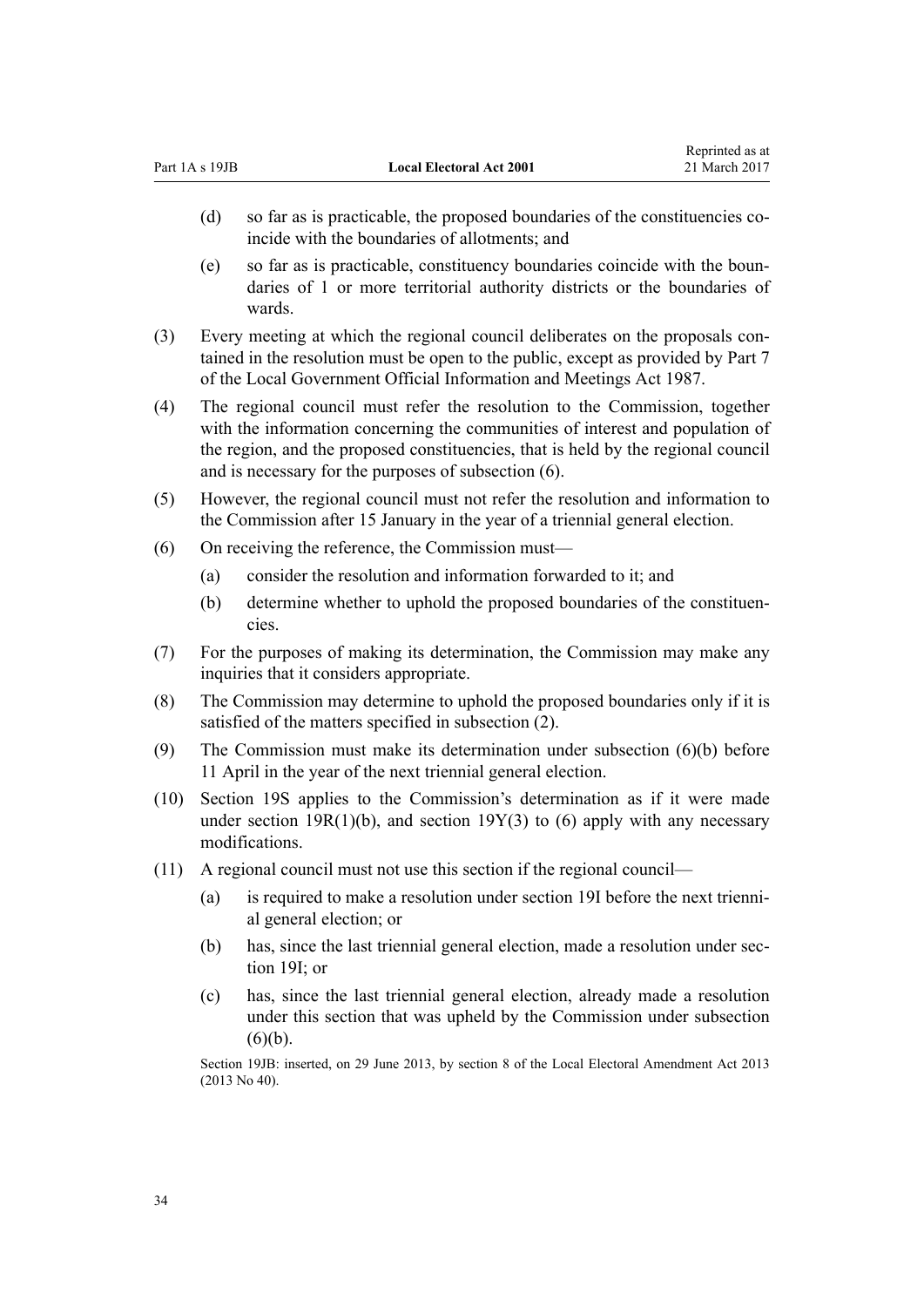(d) so far as is practicable, the proposed boundaries of the constituencies coincide with the boundaries of allotments; and

(e) so far as is practicable, constituency boundaries coincide with the boundaries of 1 or more territorial authority districts or the boundaries of wards.

(3) Every meeting at which the regional council deliberates on the proposals contained in the resolution must be open to the public, except as provided by Part 7 of the Local Government Official Information and Meetings Act 1987.

(4) The regional council must refer the resolution to the Commission, together with the information concerning the communities of interest and population of the region, and the proposed constituencies, that is held by the regional council and is necessary for the purposes of subsection (6).

(5) However, the regional council must not refer the resolution and information to the Commission after 15 January in the year of a triennial general election.

(6) On receiving the reference, the Commission must—

(a) consider the resolution and information forwarded to it; and

(b) determine whether to uphold the proposed boundaries of the constituencies.

(7) For the purposes of making its determination, the Commission may make any inquiries that it considers appropriate.

(8) The Commission may determine to uphold the proposed boundaries only if it is satisfied of the matters specified in subsection (2).

(9) The Commission must make its determination under subsection (6)(b) before 11 April in the year of the next triennial general election.

(10) Section 19S applies to the Commission's determination as if it were made under section 19R(1)(b), and section 19Y(3) to (6) apply with any necessary modifications.

(11) A regional council must not use this section if the regional council—

(a) is required to make a resolution under section 19I before the next triennial general election; or

(b) has, since the last triennial general election, made a resolution under section 19I; or

(c) has, since the last triennial general election, already made a resolution under this section that was upheld by the Commission under subsection (6)(b).

Section 19JB: inserted, on 29 June 2013, by section 8 of the Local Electoral Amendment Act 2013 (2013 No 40).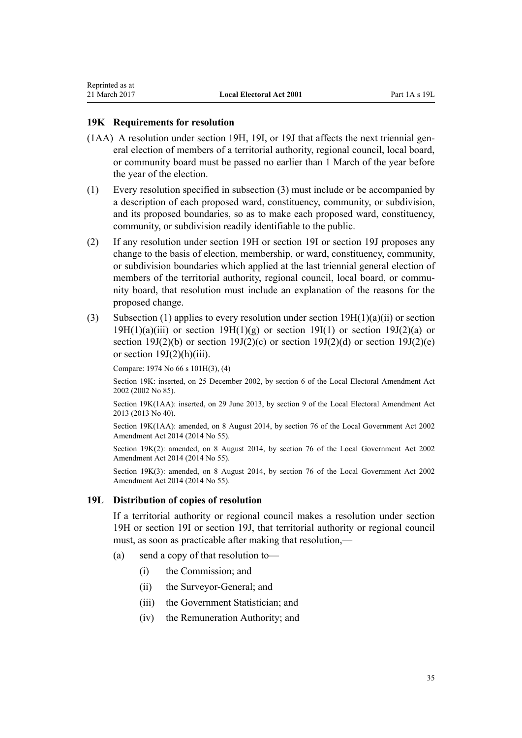### 19K Requirements for resolution

(1AA) A resolution under section 19H, 19I, or 19J that affects the next triennial general election of members of a territorial authority, regional council, local board, or community board must be passed no earlier than 1 March of the year before the year of the election.

(1) Every resolution specified in subsection (3) must include or be accompanied by a description of each proposed ward, constituency, community, or subdivision, and its proposed boundaries, so as to make each proposed ward, constituency, community, or subdivision readily identifiable to the public.

(2) If any resolution under section 19H or section 19I or section 19J proposes any change to the basis of election, membership, or ward, constituency, community, or subdivision boundaries which applied at the last triennial general election of members of the territorial authority, regional council, local board, or community board, that resolution must include an explanation of the reasons for the proposed change.

(3) Subsection (1) applies to every resolution under section 19H(1)(a)(ii) or section 19H(1)(a)(iii) or section 19H(1)(g) or section 19I(1) or section 19J(2)(a) or section 19J(2)(b) or section 19J(2)(c) or section 19J(2)(d) or section 19J(2)(e) or section 19J(2)(h)(iii).

Compare: 1974 No 66 s 101H(3), (4)

Section 19K: inserted, on 25 December 2002, by section 6 of the Local Electoral Amendment Act 2002 (2002 No 85).

Section 19K(1AA): inserted, on 29 June 2013, by section 9 of the Local Electoral Amendment Act 2013 (2013 No 40).

Section 19K(1AA): amended, on 8 August 2014, by section 76 of the Local Government Act 2002 Amendment Act 2014 (2014 No 55).

Section 19K(2): amended, on 8 August 2014, by section 76 of the Local Government Act 2002 Amendment Act 2014 (2014 No 55).

Section 19K(3): amended, on 8 August 2014, by section 76 of the Local Government Act 2002 Amendment Act 2014 (2014 No 55).

### 19L Distribution of copies of resolution

If a territorial authority or regional council makes a resolution under section 19H or section 19I or section 19J, that territorial authority or regional council must, as soon as practicable after making that resolution,—

- (a) send a copy of that resolution to—
  - (i) the Commission; and
  - (ii) the Surveyor-General; and
  - (iii) the Government Statistician; and
  - (iv) the Remuneration Authority; and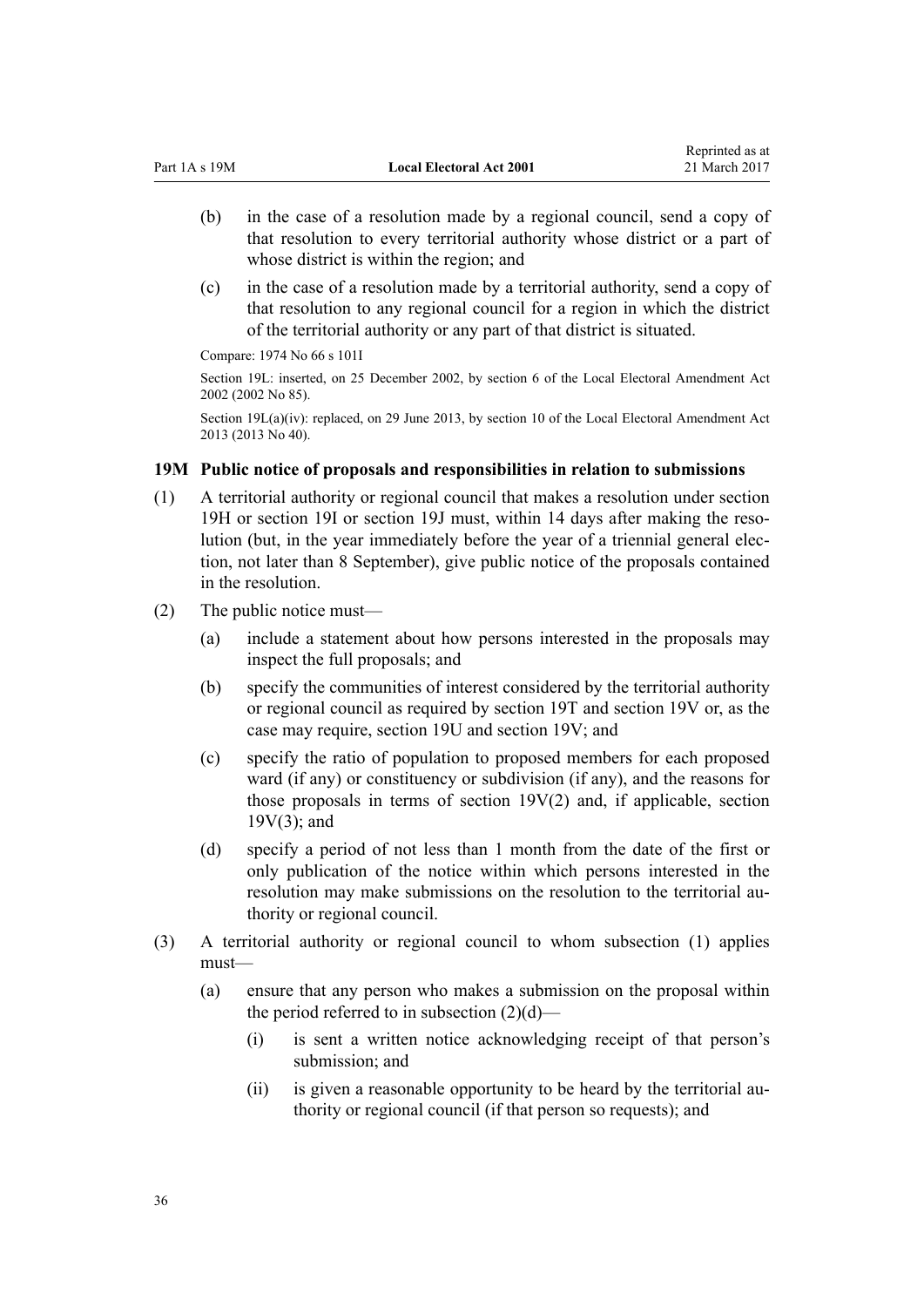(b) in the case of a resolution made by a regional council, send a copy of that resolution to every territorial authority whose district or a part of whose district is within the region; and

(c) in the case of a resolution made by a territorial authority, send a copy of that resolution to any regional council for a region in which the district of the territorial authority or any part of that district is situated.

Compare: 1974 No 66 s 101I

Section 19L: inserted, on 25 December 2002, by section 6 of the Local Electoral Amendment Act 2002 (2002 No 85).

Section 19L(a)(iv): replaced, on 29 June 2013, by section 10 of the Local Electoral Amendment Act 2013 (2013 No 40).

### 19M Public notice of proposals and responsibilities in relation to submissions

(1) A territorial authority or regional council that makes a resolution under section 19H or section 19I or section 19J must, within 14 days after making the resolution (but, in the year immediately before the year of a triennial general election, not later than 8 September), give public notice of the proposals contained in the resolution.

(2) The public notice must—

(a) include a statement about how persons interested in the proposals may inspect the full proposals; and

(b) specify the communities of interest considered by the territorial authority or regional council as required by section 19T and section 19V or, as the case may require, section 19U and section 19V; and

(c) specify the ratio of population to proposed members for each proposed ward (if any) or constituency or subdivision (if any), and the reasons for those proposals in terms of section 19V(2) and, if applicable, section 19V(3); and

(d) specify a period of not less than 1 month from the date of the first or only publication of the notice within which persons interested in the resolution may make submissions on the resolution to the territorial authority or regional council.

(3) A territorial authority or regional council to whom subsection (1) applies must—

(a) ensure that any person who makes a submission on the proposal within the period referred to in subsection (2)(d)—

(i) is sent a written notice acknowledging receipt of that person's submission; and

(ii) is given a reasonable opportunity to be heard by the territorial authority or regional council (if that person so requests); and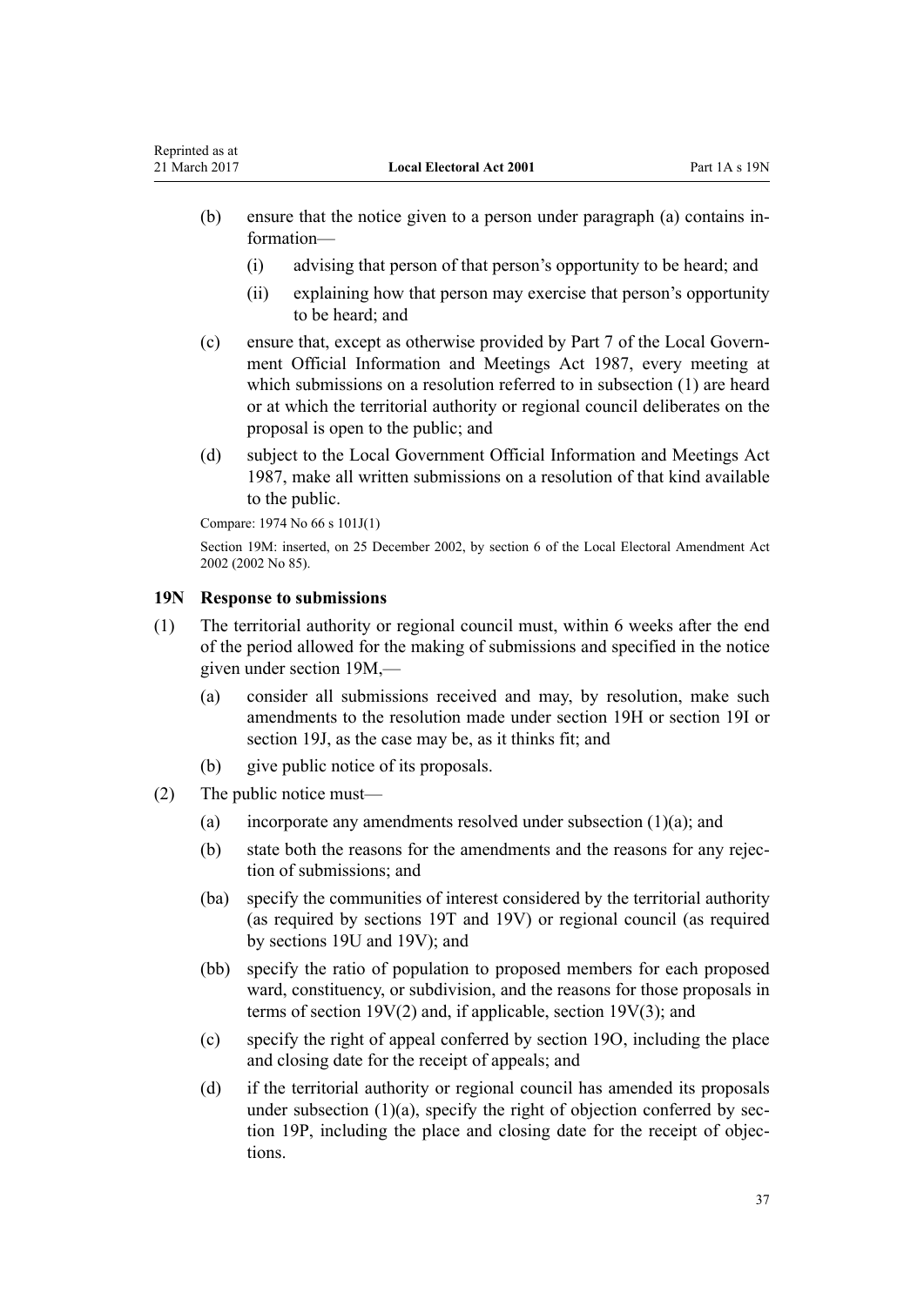(b) ensure that the notice given to a person under paragraph (a) contains information—

  (i) advising that person of that person's opportunity to be heard; and

  (ii) explaining how that person may exercise that person's opportunity to be heard; and

(c) ensure that, except as otherwise provided by Part 7 of the Local Government Official Information and Meetings Act 1987, every meeting at which submissions on a resolution referred to in subsection (1) are heard or at which the territorial authority or regional council deliberates on the proposal is open to the public; and

(d) subject to the Local Government Official Information and Meetings Act 1987, make all written submissions on a resolution of that kind available to the public.

Compare: 1974 No 66 s 101J(1)

Section 19M: inserted, on 25 December 2002, by section 6 of the Local Electoral Amendment Act 2002 (2002 No 85).

### 19N Response to submissions

(1) The territorial authority or regional council must, within 6 weeks after the end of the period allowed for the making of submissions and specified in the notice given under section 19M,—

  (a) consider all submissions received and may, by resolution, make such amendments to the resolution made under section 19H or section 19I or section 19J, as the case may be, as it thinks fit; and

  (b) give public notice of its proposals.

(2) The public notice must—

  (a) incorporate any amendments resolved under subsection (1)(a); and

  (b) state both the reasons for the amendments and the reasons for any rejection of submissions; and

  (ba) specify the communities of interest considered by the territorial authority (as required by sections 19T and 19V) or regional council (as required by sections 19U and 19V); and

  (bb) specify the ratio of population to proposed members for each proposed ward, constituency, or subdivision, and the reasons for those proposals in terms of section 19V(2) and, if applicable, section 19V(3); and

  (c) specify the right of appeal conferred by section 19O, including the place and closing date for the receipt of appeals; and

  (d) if the territorial authority or regional council has amended its proposals under subsection (1)(a), specify the right of objection conferred by section 19P, including the place and closing date for the receipt of objections.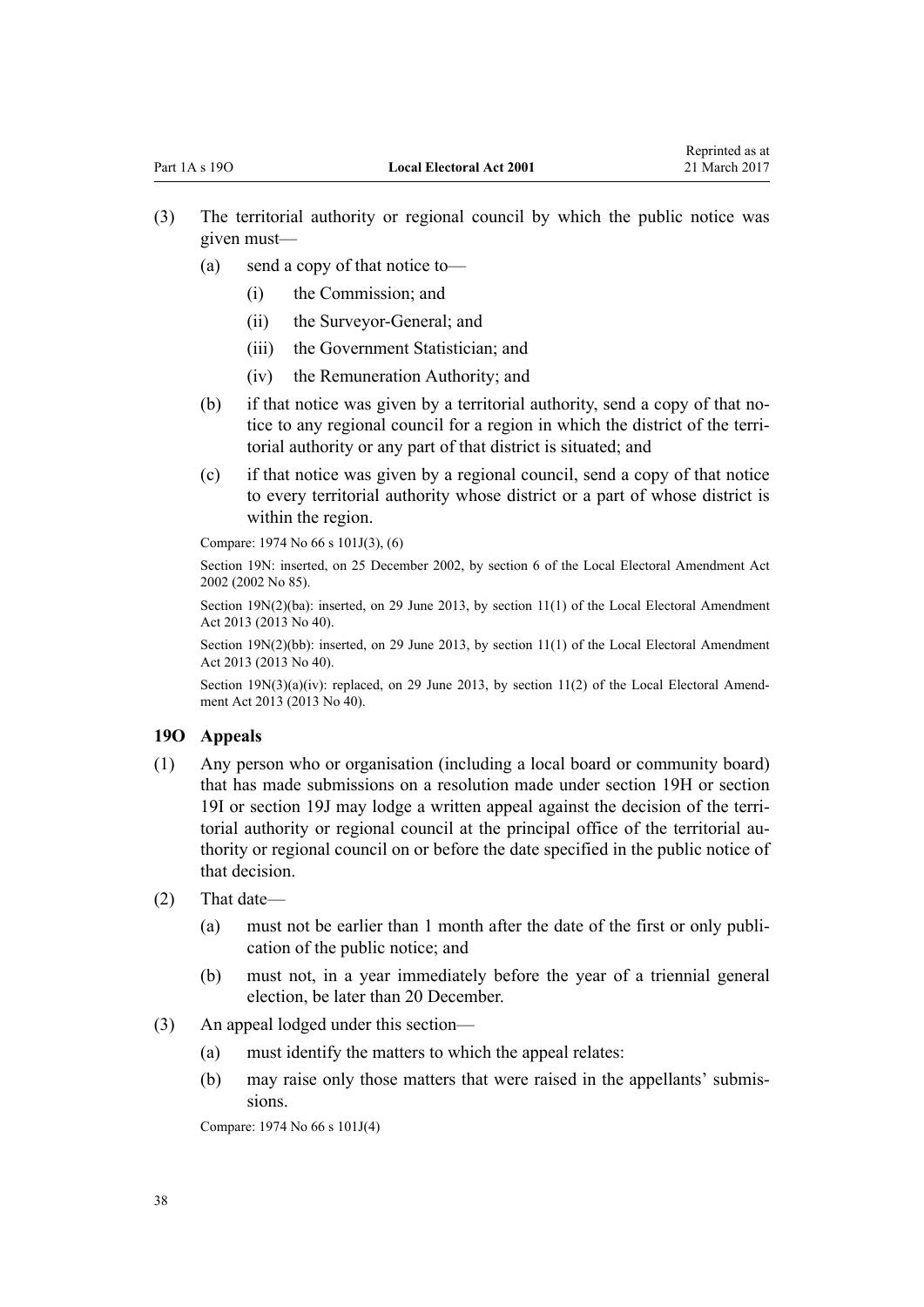(3) The territorial authority or regional council by which the public notice was given must—

  (a) send a copy of that notice to—

    (i) the Commission; and

    (ii) the Surveyor-General; and

    (iii) the Government Statistician; and

    (iv) the Remuneration Authority; and

  (b) if that notice was given by a territorial authority, send a copy of that notice to any regional council for a region in which the district of the territorial authority or any part of that district is situated; and

  (c) if that notice was given by a regional council, send a copy of that notice to every territorial authority whose district or a part of whose district is within the region.

Compare: 1974 No 66 s 101J(3), (6)

Section 19N: inserted, on 25 December 2002, by section 6 of the Local Electoral Amendment Act 2002 (2002 No 85).

Section 19N(2)(ba): inserted, on 29 June 2013, by section 11(1) of the Local Electoral Amendment Act 2013 (2013 No 40).

Section 19N(2)(bb): inserted, on 29 June 2013, by section 11(1) of the Local Electoral Amendment Act 2013 (2013 No 40).

Section 19N(3)(a)(iv): replaced, on 29 June 2013, by section 11(2) of the Local Electoral Amendment Act 2013 (2013 No 40).

### 19O Appeals

(1) Any person who or organisation (including a local board or community board) that has made submissions on a resolution made under section 19H or section 19I or section 19J may lodge a written appeal against the decision of the territorial authority or regional council at the principal office of the territorial authority or regional council on or before the date specified in the public notice of that decision.

(2) That date—

  (a) must not be earlier than 1 month after the date of the first or only publication of the public notice; and

  (b) must not, in a year immediately before the year of a triennial general election, be later than 20 December.

(3) An appeal lodged under this section—

  (a) must identify the matters to which the appeal relates:

  (b) may raise only those matters that were raised in the appellants' submissions.

Compare: 1974 No 66 s 101J(4)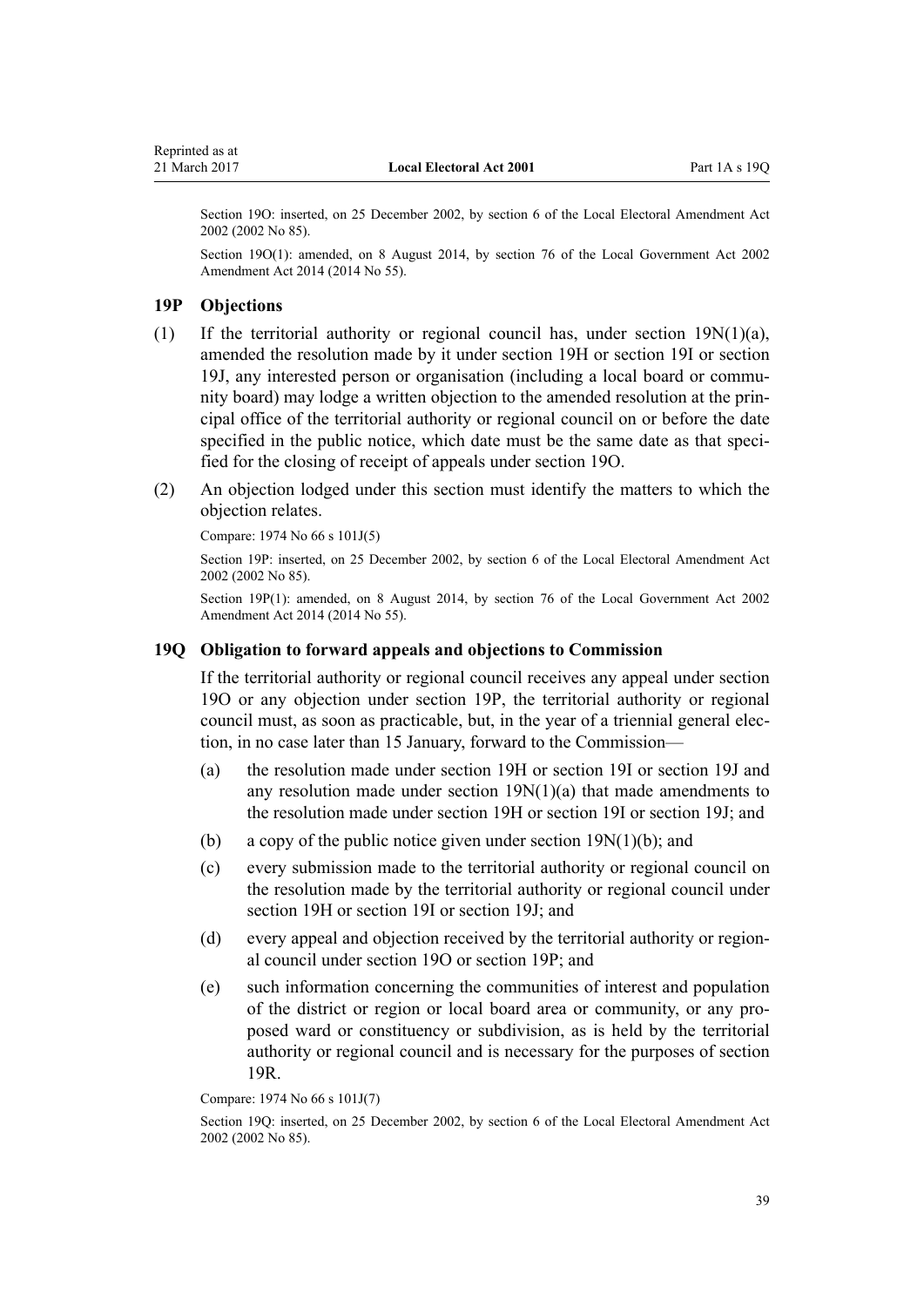Section 19O: inserted, on 25 December 2002, by section 6 of the Local Electoral Amendment Act 2002 (2002 No 85).

Section 19O(1): amended, on 8 August 2014, by section 76 of the Local Government Act 2002 Amendment Act 2014 (2014 No 55).

### 19P Objections

(1) If the territorial authority or regional council has, under section 19N(1)(a), amended the resolution made by it under section 19H or section 19I or section 19J, any interested person or organisation (including a local board or community board) may lodge a written objection to the amended resolution at the principal office of the territorial authority or regional council on or before the date specified in the public notice, which date must be the same date as that specified for the closing of receipt of appeals under section 19O.

(2) An objection lodged under this section must identify the matters to which the objection relates.

Compare: 1974 No 66 s 101J(5)

Section 19P: inserted, on 25 December 2002, by section 6 of the Local Electoral Amendment Act 2002 (2002 No 85).

Section 19P(1): amended, on 8 August 2014, by section 76 of the Local Government Act 2002 Amendment Act 2014 (2014 No 55).

### 19Q Obligation to forward appeals and objections to Commission

If the territorial authority or regional council receives any appeal under section 19O or any objection under section 19P, the territorial authority or regional council must, as soon as practicable, but, in the year of a triennial general election, in no case later than 15 January, forward to the Commission—

(a) the resolution made under section 19H or section 19I or section 19J and any resolution made under section 19N(1)(a) that made amendments to the resolution made under section 19H or section 19I or section 19J; and

(b) a copy of the public notice given under section 19N(1)(b); and

(c) every submission made to the territorial authority or regional council on the resolution made by the territorial authority or regional council under section 19H or section 19I or section 19J; and

(d) every appeal and objection received by the territorial authority or regional council under section 19O or section 19P; and

(e) such information concerning the communities of interest and population of the district or region or local board area or community, or any proposed ward or constituency or subdivision, as is held by the territorial authority or regional council and is necessary for the purposes of section 19R.

Compare: 1974 No 66 s 101J(7)

Section 19Q: inserted, on 25 December 2002, by section 6 of the Local Electoral Amendment Act 2002 (2002 No 85).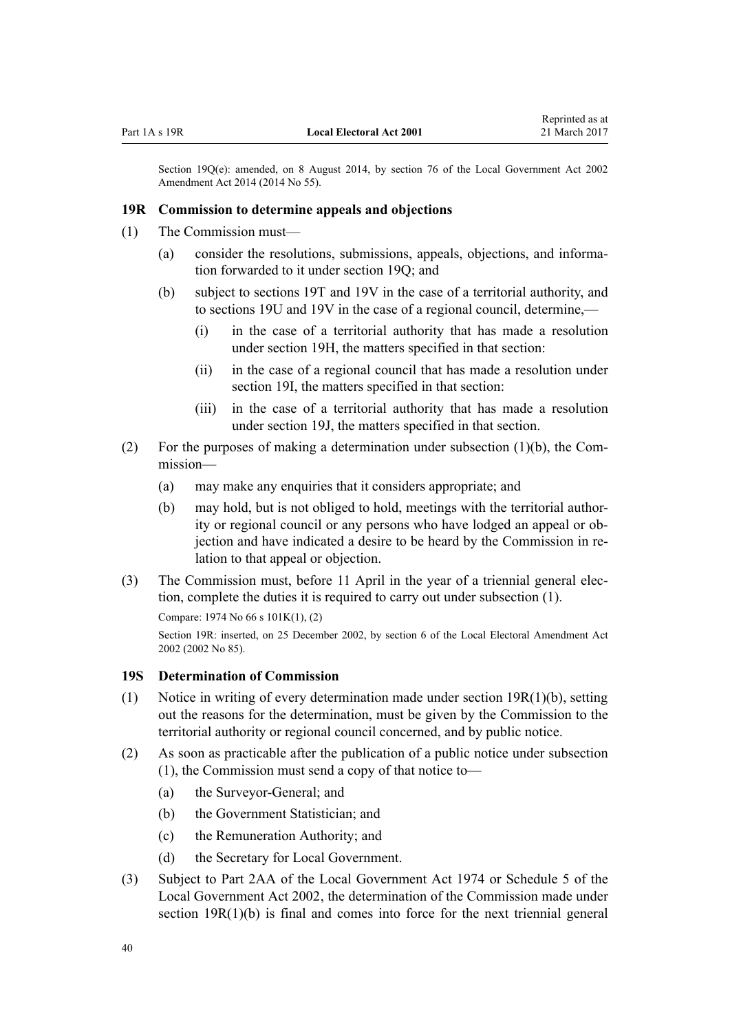Section 19Q(e): amended, on 8 August 2014, by section 76 of the Local Government Act 2002 Amendment Act 2014 (2014 No 55).

### 19R Commission to determine appeals and objections

(1) The Commission must—

  (a) consider the resolutions, submissions, appeals, objections, and information forwarded to it under section 19Q; and

  (b) subject to sections 19T and 19V in the case of a territorial authority, and to sections 19U and 19V in the case of a regional council, determine,—

    (i) in the case of a territorial authority that has made a resolution under section 19H, the matters specified in that section:

    (ii) in the case of a regional council that has made a resolution under section 19I, the matters specified in that section:

    (iii) in the case of a territorial authority that has made a resolution under section 19J, the matters specified in that section.

(2) For the purposes of making a determination under subsection (1)(b), the Commission—

  (a) may make any enquiries that it considers appropriate; and

  (b) may hold, but is not obliged to hold, meetings with the territorial authority or regional council or any persons who have lodged an appeal or objection and have indicated a desire to be heard by the Commission in relation to that appeal or objection.

(3) The Commission must, before 11 April in the year of a triennial general election, complete the duties it is required to carry out under subsection (1).

Compare: 1974 No 66 s 101K(1), (2)

Section 19R: inserted, on 25 December 2002, by section 6 of the Local Electoral Amendment Act 2002 (2002 No 85).

### 19S Determination of Commission

(1) Notice in writing of every determination made under section 19R(1)(b), setting out the reasons for the determination, must be given by the Commission to the territorial authority or regional council concerned, and by public notice.

(2) As soon as practicable after the publication of a public notice under subsection (1), the Commission must send a copy of that notice to—

  (a) the Surveyor-General; and

  (b) the Government Statistician; and

  (c) the Remuneration Authority; and

  (d) the Secretary for Local Government.

(3) Subject to Part 2AA of the Local Government Act 1974 or Schedule 5 of the Local Government Act 2002, the determination of the Commission made under section 19R(1)(b) is final and comes into force for the next triennial general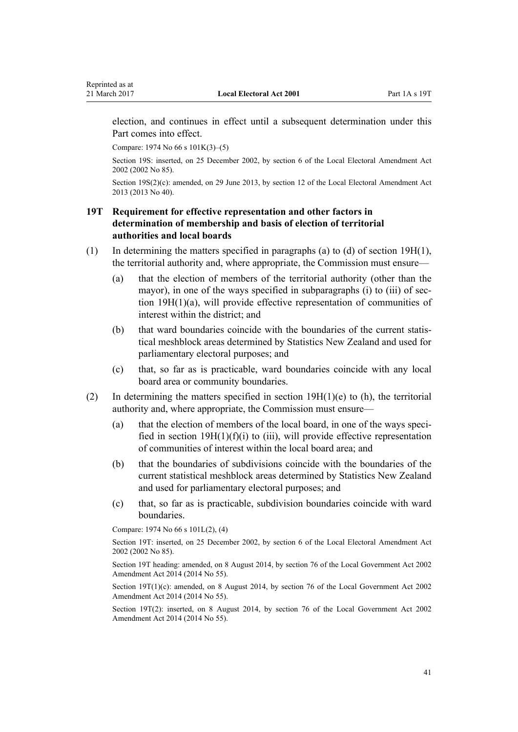election, and continues in effect until a subsequent determination under this Part comes into effect.

Compare: 1974 No 66 s 101K(3)–(5)

Section 19S: inserted, on 25 December 2002, by section 6 of the Local Electoral Amendment Act 2002 (2002 No 85).

Section 19S(2)(c): amended, on 29 June 2013, by section 12 of the Local Electoral Amendment Act 2013 (2013 No 40).

### 19T Requirement for effective representation and other factors in determination of membership and basis of election of territorial authorities and local boards

(1) In determining the matters specified in paragraphs (a) to (d) of section 19H(1), the territorial authority and, where appropriate, the Commission must ensure—

(a) that the election of members of the territorial authority (other than the mayor), in one of the ways specified in subparagraphs (i) to (iii) of section 19H(1)(a), will provide effective representation of communities of interest within the district; and

(b) that ward boundaries coincide with the boundaries of the current statistical meshblock areas determined by Statistics New Zealand and used for parliamentary electoral purposes; and

(c) that, so far as is practicable, ward boundaries coincide with any local board area or community boundaries.

(2) In determining the matters specified in section 19H(1)(e) to (h), the territorial authority and, where appropriate, the Commission must ensure—

(a) that the election of members of the local board, in one of the ways specified in section 19H(1)(f)(i) to (iii), will provide effective representation of communities of interest within the local board area; and

(b) that the boundaries of subdivisions coincide with the boundaries of the current statistical meshblock areas determined by Statistics New Zealand and used for parliamentary electoral purposes; and

(c) that, so far as is practicable, subdivision boundaries coincide with ward boundaries.

Compare: 1974 No 66 s 101L(2), (4)

Section 19T: inserted, on 25 December 2002, by section 6 of the Local Electoral Amendment Act 2002 (2002 No 85).

Section 19T heading: amended, on 8 August 2014, by section 76 of the Local Government Act 2002 Amendment Act 2014 (2014 No 55).

Section 19T(1)(c): amended, on 8 August 2014, by section 76 of the Local Government Act 2002 Amendment Act 2014 (2014 No 55).

Section 19T(2): inserted, on 8 August 2014, by section 76 of the Local Government Act 2002 Amendment Act 2014 (2014 No 55).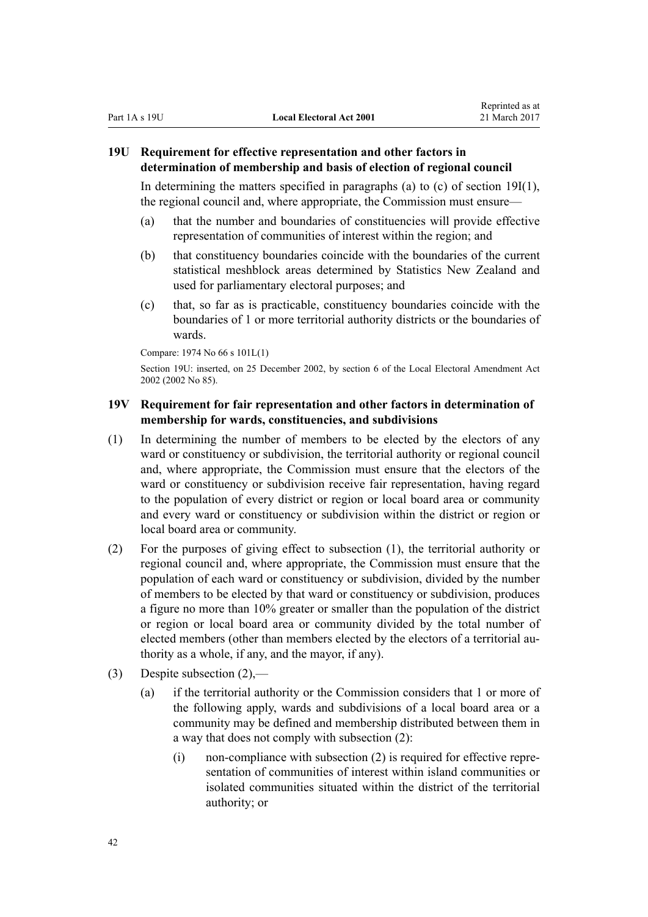### 19U Requirement for effective representation and other factors in determination of membership and basis of election of regional council

In determining the matters specified in paragraphs (a) to (c) of section 19I(1), the regional council and, where appropriate, the Commission must ensure—

(a) that the number and boundaries of constituencies will provide effective representation of communities of interest within the region; and

(b) that constituency boundaries coincide with the boundaries of the current statistical meshblock areas determined by Statistics New Zealand and used for parliamentary electoral purposes; and

(c) that, so far as is practicable, constituency boundaries coincide with the boundaries of 1 or more territorial authority districts or the boundaries of wards.

Compare: 1974 No 66 s 101L(1)

Section 19U: inserted, on 25 December 2002, by section 6 of the Local Electoral Amendment Act 2002 (2002 No 85).

### 19V Requirement for fair representation and other factors in determination of membership for wards, constituencies, and subdivisions

(1) In determining the number of members to be elected by the electors of any ward or constituency or subdivision, the territorial authority or regional council and, where appropriate, the Commission must ensure that the electors of the ward or constituency or subdivision receive fair representation, having regard to the population of every district or region or local board area or community and every ward or constituency or subdivision within the district or region or local board area or community.

(2) For the purposes of giving effect to subsection (1), the territorial authority or regional council and, where appropriate, the Commission must ensure that the population of each ward or constituency or subdivision, divided by the number of members to be elected by that ward or constituency or subdivision, produces a figure no more than 10% greater or smaller than the population of the district or region or local board area or community divided by the total number of elected members (other than members elected by the electors of a territorial authority as a whole, if any, and the mayor, if any).

(3) Despite subsection (2),—

(a) if the territorial authority or the Commission considers that 1 or more of the following apply, wards and subdivisions of a local board area or a community may be defined and membership distributed between them in a way that does not comply with subsection (2):

(i) non-compliance with subsection (2) is required for effective representation of communities of interest within island communities or isolated communities situated within the district of the territorial authority; or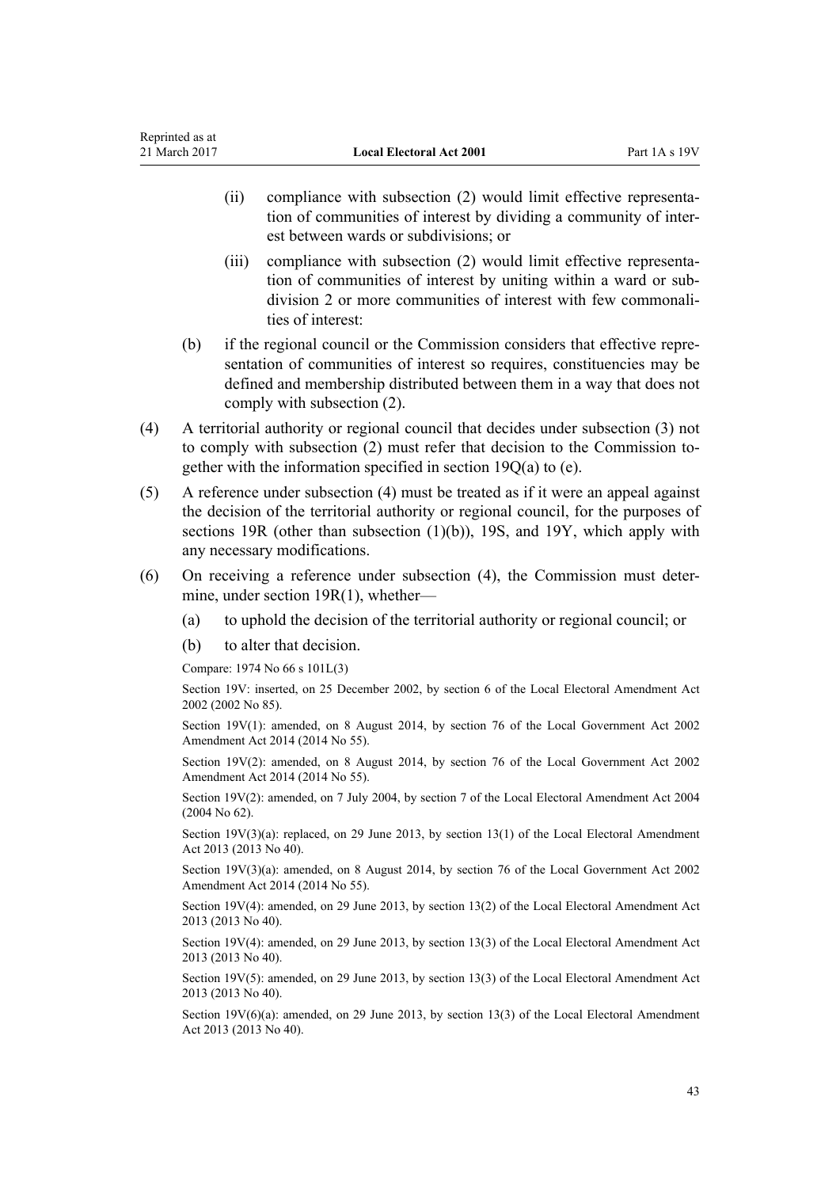(ii) compliance with subsection (2) would limit effective representation of communities of interest by dividing a community of interest between wards or subdivisions; or

(iii) compliance with subsection (2) would limit effective representation of communities of interest by uniting within a ward or subdivision 2 or more communities of interest with few commonalities of interest:

(b) if the regional council or the Commission considers that effective representation of communities of interest so requires, constituencies may be defined and membership distributed between them in a way that does not comply with subsection (2).

(4) A territorial authority or regional council that decides under subsection (3) not to comply with subsection (2) must refer that decision to the Commission together with the information specified in section 19Q(a) to (e).

(5) A reference under subsection (4) must be treated as if it were an appeal against the decision of the territorial authority or regional council, for the purposes of sections 19R (other than subsection (1)(b)), 19S, and 19Y, which apply with any necessary modifications.

(6) On receiving a reference under subsection (4), the Commission must determine, under section 19R(1), whether—

(a) to uphold the decision of the territorial authority or regional council; or

(b) to alter that decision.

Compare: 1974 No 66 s 101L(3)

Section 19V: inserted, on 25 December 2002, by section 6 of the Local Electoral Amendment Act 2002 (2002 No 85).

Section 19V(1): amended, on 8 August 2014, by section 76 of the Local Government Act 2002 Amendment Act 2014 (2014 No 55).

Section 19V(2): amended, on 8 August 2014, by section 76 of the Local Government Act 2002 Amendment Act 2014 (2014 No 55).

Section 19V(2): amended, on 7 July 2004, by section 7 of the Local Electoral Amendment Act 2004 (2004 No 62).

Section 19V(3)(a): replaced, on 29 June 2013, by section 13(1) of the Local Electoral Amendment Act 2013 (2013 No 40).

Section 19V(3)(a): amended, on 8 August 2014, by section 76 of the Local Government Act 2002 Amendment Act 2014 (2014 No 55).

Section 19V(4): amended, on 29 June 2013, by section 13(2) of the Local Electoral Amendment Act 2013 (2013 No 40).

Section 19V(4): amended, on 29 June 2013, by section 13(3) of the Local Electoral Amendment Act 2013 (2013 No 40).

Section 19V(5): amended, on 29 June 2013, by section 13(3) of the Local Electoral Amendment Act 2013 (2013 No 40).

Section 19V(6)(a): amended, on 29 June 2013, by section 13(3) of the Local Electoral Amendment Act 2013 (2013 No 40).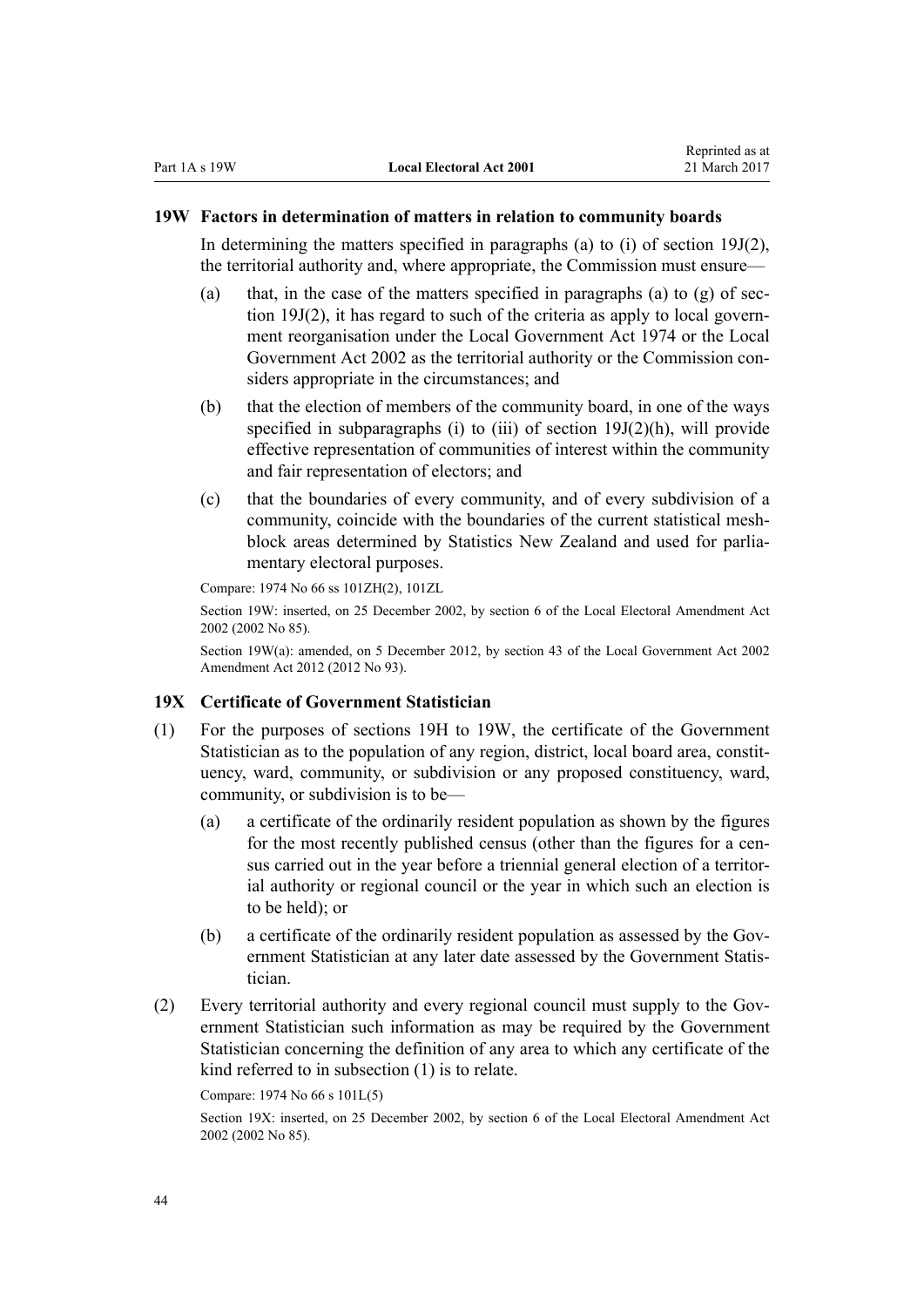### 19W Factors in determination of matters in relation to community boards

In determining the matters specified in paragraphs (a) to (i) of section 19J(2), the territorial authority and, where appropriate, the Commission must ensure—

- (a) that, in the case of the matters specified in paragraphs (a) to (g) of section 19J(2), it has regard to such of the criteria as apply to local government reorganisation under the Local Government Act 1974 or the Local Government Act 2002 as the territorial authority or the Commission considers appropriate in the circumstances; and
- (b) that the election of members of the community board, in one of the ways specified in subparagraphs (i) to (iii) of section 19J(2)(h), will provide effective representation of communities of interest within the community and fair representation of electors; and
- (c) that the boundaries of every community, and of every subdivision of a community, coincide with the boundaries of the current statistical meshblock areas determined by Statistics New Zealand and used for parliamentary electoral purposes.

Compare: 1974 No 66 ss 101ZH(2), 101ZL

Section 19W: inserted, on 25 December 2002, by section 6 of the Local Electoral Amendment Act 2002 (2002 No 85).

Section 19W(a): amended, on 5 December 2012, by section 43 of the Local Government Act 2002 Amendment Act 2012 (2012 No 93).

### 19X Certificate of Government Statistician

(1) For the purposes of sections 19H to 19W, the certificate of the Government Statistician as to the population of any region, district, local board area, constituency, ward, community, or subdivision or any proposed constituency, ward, community, or subdivision is to be—

- (a) a certificate of the ordinarily resident population as shown by the figures for the most recently published census (other than the figures for a census carried out in the year before a triennial general election of a territorial authority or regional council or the year in which such an election is to be held); or
- (b) a certificate of the ordinarily resident population as assessed by the Government Statistician at any later date assessed by the Government Statistician.

(2) Every territorial authority and every regional council must supply to the Government Statistician such information as may be required by the Government Statistician concerning the definition of any area to which any certificate of the kind referred to in subsection (1) is to relate.

Compare: 1974 No 66 s 101L(5)

Section 19X: inserted, on 25 December 2002, by section 6 of the Local Electoral Amendment Act 2002 (2002 No 85).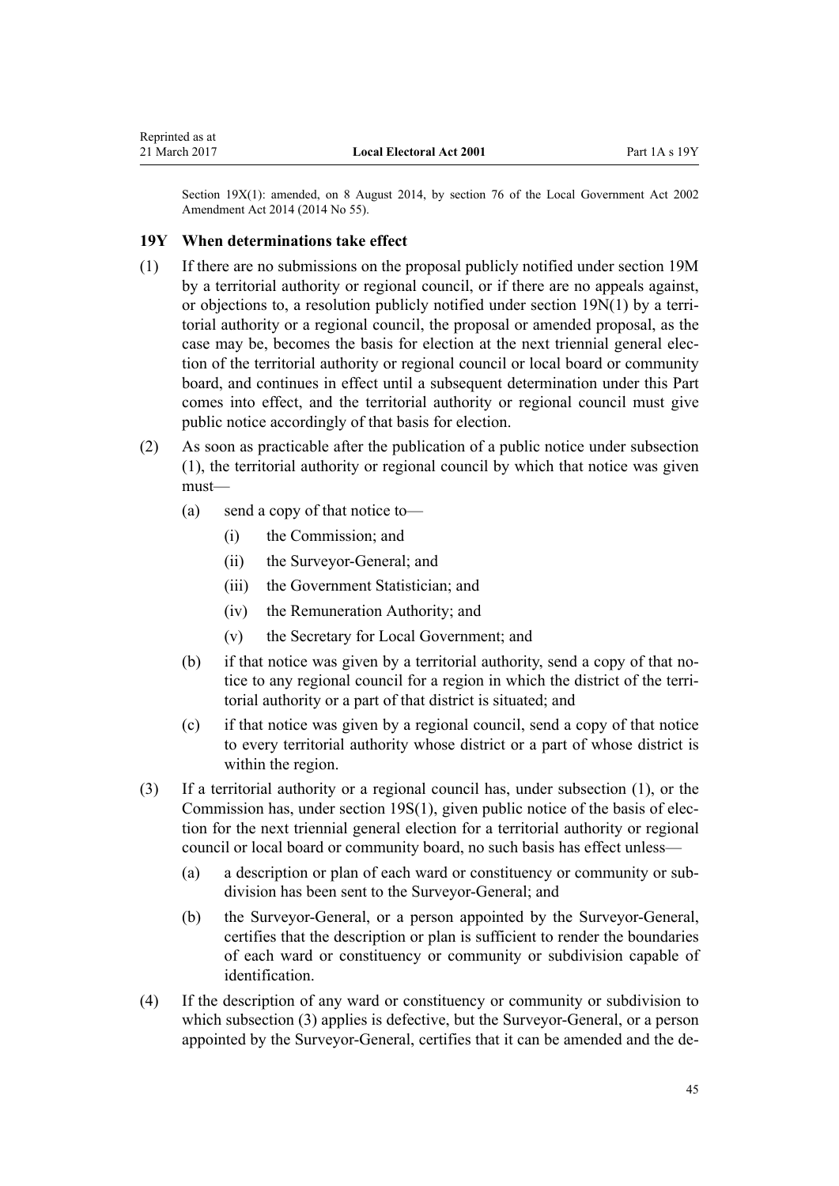Section 19X(1): amended, on 8 August 2014, by section 76 of the Local Government Act 2002 Amendment Act 2014 (2014 No 55).

### 19Y When determinations take effect

(1) If there are no submissions on the proposal publicly notified under section 19M by a territorial authority or regional council, or if there are no appeals against, or objections to, a resolution publicly notified under section 19N(1) by a territorial authority or a regional council, the proposal or amended proposal, as the case may be, becomes the basis for election at the next triennial general election of the territorial authority or regional council or local board or community board, and continues in effect until a subsequent determination under this Part comes into effect, and the territorial authority or regional council must give public notice accordingly of that basis for election.

(2) As soon as practicable after the publication of a public notice under subsection (1), the territorial authority or regional council by which that notice was given must—

- (a) send a copy of that notice to—
  - (i) the Commission; and
  - (ii) the Surveyor-General; and
  - (iii) the Government Statistician; and
  - (iv) the Remuneration Authority; and
  - (v) the Secretary for Local Government; and
- (b) if that notice was given by a territorial authority, send a copy of that notice to any regional council for a region in which the district of the territorial authority or a part of that district is situated; and
- (c) if that notice was given by a regional council, send a copy of that notice to every territorial authority whose district or a part of whose district is within the region.

(3) If a territorial authority or a regional council has, under subsection (1), or the Commission has, under section 19S(1), given public notice of the basis of election for the next triennial general election for a territorial authority or regional council or local board or community board, no such basis has effect unless—

- (a) a description or plan of each ward or constituency or community or subdivision has been sent to the Surveyor-General; and
- (b) the Surveyor-General, or a person appointed by the Surveyor-General, certifies that the description or plan is sufficient to render the boundaries of each ward or constituency or community or subdivision capable of identification.

(4) If the description of any ward or constituency or community or subdivision to which subsection (3) applies is defective, but the Surveyor-General, or a person appointed by the Surveyor-General, certifies that it can be amended and the de-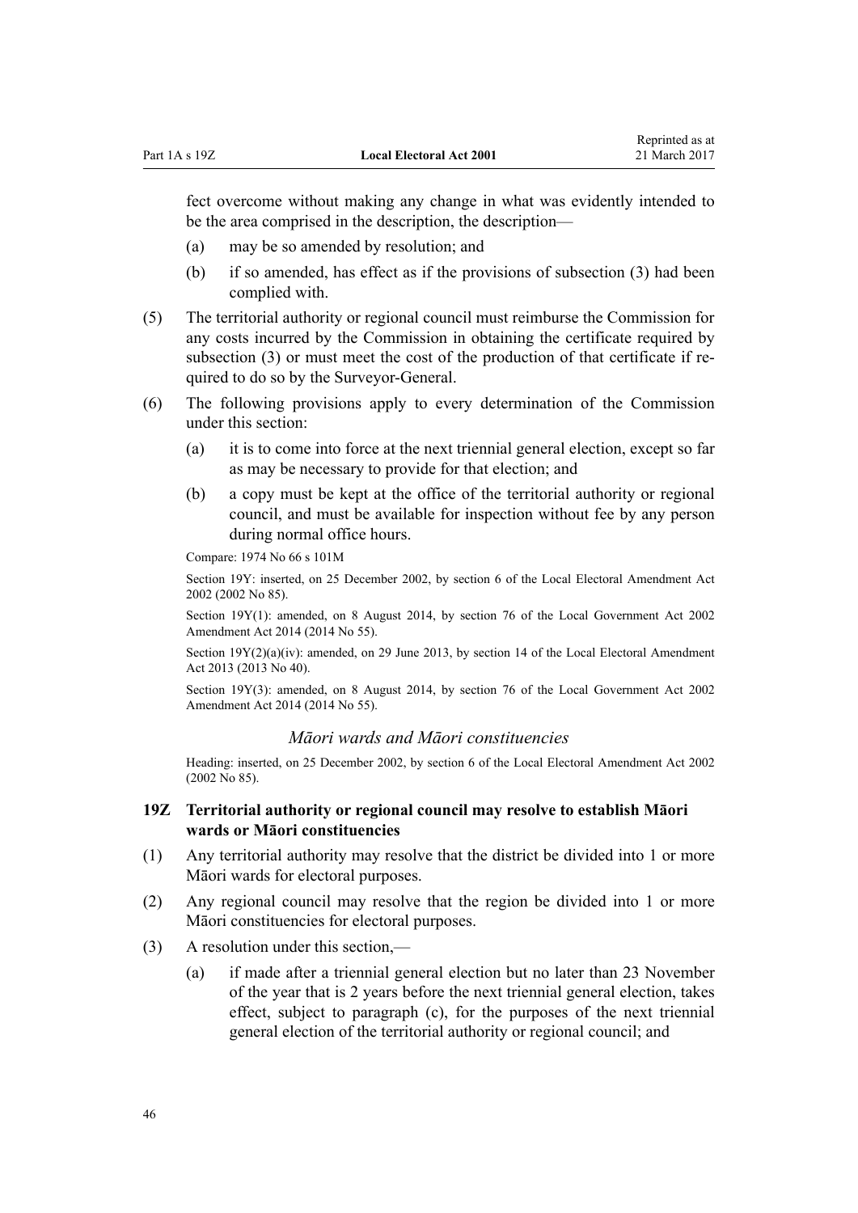fect overcome without making any change in what was evidently intended to be the area comprised in the description, the description—

(a) may be so amended by resolution; and

(b) if so amended, has effect as if the provisions of subsection (3) had been complied with.

(5) The territorial authority or regional council must reimburse the Commission for any costs incurred by the Commission in obtaining the certificate required by subsection (3) or must meet the cost of the production of that certificate if required to do so by the Surveyor-General.

(6) The following provisions apply to every determination of the Commission under this section:

(a) it is to come into force at the next triennial general election, except so far as may be necessary to provide for that election; and

(b) a copy must be kept at the office of the territorial authority or regional council, and must be available for inspection without fee by any person during normal office hours.

Compare: 1974 No 66 s 101M

Section 19Y: inserted, on 25 December 2002, by section 6 of the Local Electoral Amendment Act 2002 (2002 No 85).

Section 19Y(1): amended, on 8 August 2014, by section 76 of the Local Government Act 2002 Amendment Act 2014 (2014 No 55).

Section 19Y(2)(a)(iv): amended, on 29 June 2013, by section 14 of the Local Electoral Amendment Act 2013 (2013 No 40).

Section 19Y(3): amended, on 8 August 2014, by section 76 of the Local Government Act 2002 Amendment Act 2014 (2014 No 55).

### *Māori wards and Māori constituencies*

Heading: inserted, on 25 December 2002, by section 6 of the Local Electoral Amendment Act 2002 (2002 No 85).

### 19Z Territorial authority or regional council may resolve to establish Māori wards or Māori constituencies

(1) Any territorial authority may resolve that the district be divided into 1 or more Māori wards for electoral purposes.

(2) Any regional council may resolve that the region be divided into 1 or more Māori constituencies for electoral purposes.

(3) A resolution under this section,—

(a) if made after a triennial general election but no later than 23 November of the year that is 2 years before the next triennial general election, takes effect, subject to paragraph (c), for the purposes of the next triennial general election of the territorial authority or regional council; and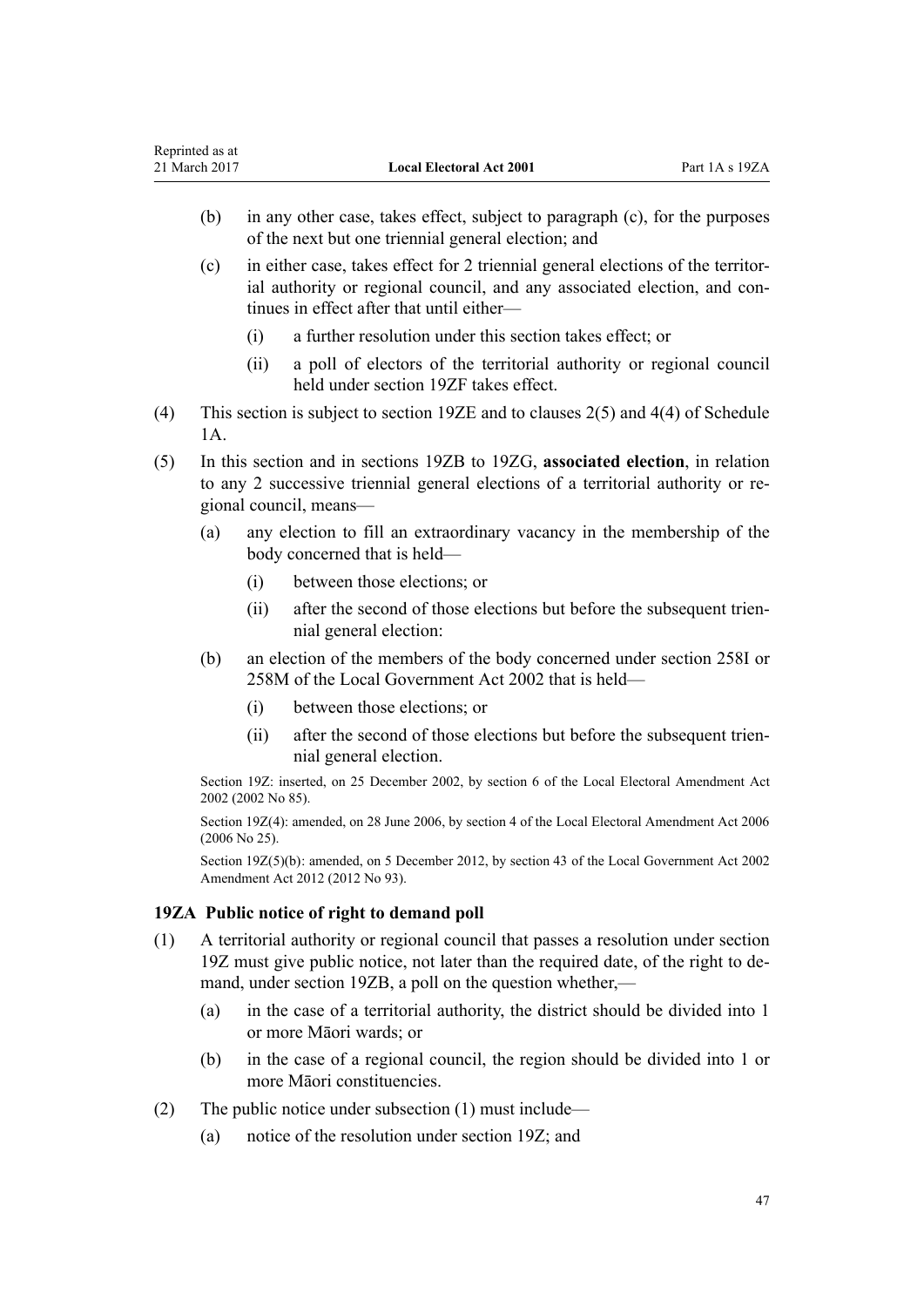(b) in any other case, takes effect, subject to paragraph (c), for the purposes of the next but one triennial general election; and

(c) in either case, takes effect for 2 triennial general elections of the territorial authority or regional council, and any associated election, and continues in effect after that until either—

 (i) a further resolution under this section takes effect; or

 (ii) a poll of electors of the territorial authority or regional council held under section 19ZF takes effect.

(4) This section is subject to section 19ZE and to clauses 2(5) and 4(4) of Schedule 1A.

(5) In this section and in sections 19ZB to 19ZG, **associated election**, in relation to any 2 successive triennial general elections of a territorial authority or regional council, means—

(a) any election to fill an extraordinary vacancy in the membership of the body concerned that is held—

 (i) between those elections; or

 (ii) after the second of those elections but before the subsequent triennial general election:

(b) an election of the members of the body concerned under section 258I or 258M of the Local Government Act 2002 that is held—

 (i) between those elections; or

 (ii) after the second of those elections but before the subsequent triennial general election.

Section 19Z: inserted, on 25 December 2002, by section 6 of the Local Electoral Amendment Act 2002 (2002 No 85).

Section 19Z(4): amended, on 28 June 2006, by section 4 of the Local Electoral Amendment Act 2006 (2006 No 25).

Section 19Z(5)(b): amended, on 5 December 2012, by section 43 of the Local Government Act 2002 Amendment Act 2012 (2012 No 93).

### 19ZA Public notice of right to demand poll

(1) A territorial authority or regional council that passes a resolution under section 19Z must give public notice, not later than the required date, of the right to demand, under section 19ZB, a poll on the question whether,—

(a) in the case of a territorial authority, the district should be divided into 1 or more Māori wards; or

(b) in the case of a regional council, the region should be divided into 1 or more Māori constituencies.

(2) The public notice under subsection (1) must include—

(a) notice of the resolution under section 19Z; and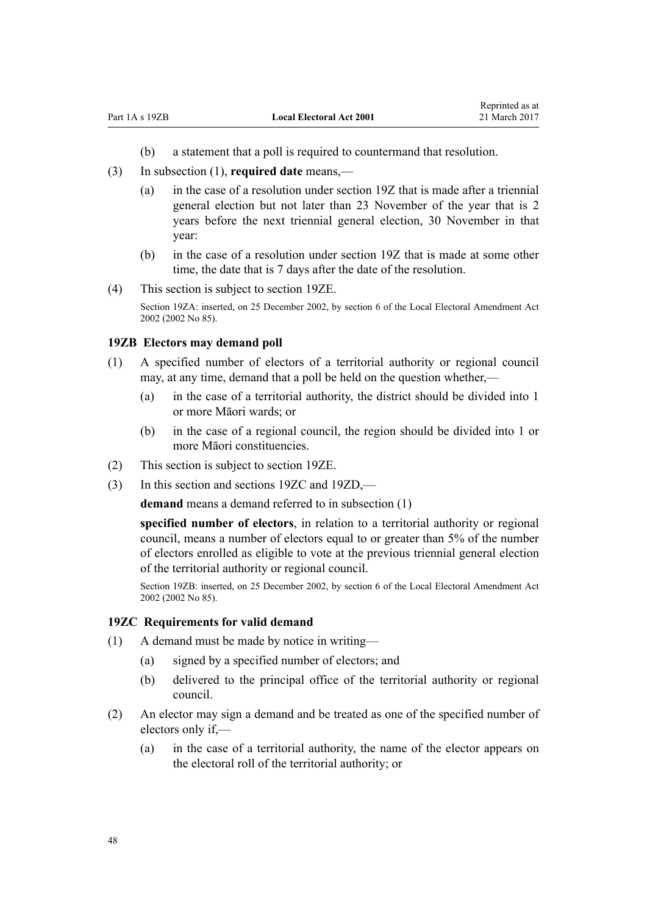(b) a statement that a poll is required to countermand that resolution.

(3) In subsection (1), **required date** means,—

(a) in the case of a resolution under section 19Z that is made after a triennial general election but not later than 23 November of the year that is 2 years before the next triennial general election, 30 November in that year:

(b) in the case of a resolution under section 19Z that is made at some other time, the date that is 7 days after the date of the resolution.

(4) This section is subject to section 19ZE.

Section 19ZA: inserted, on 25 December 2002, by section 6 of the Local Electoral Amendment Act 2002 (2002 No 85).

### 19ZB Electors may demand poll

(1) A specified number of electors of a territorial authority or regional council may, at any time, demand that a poll be held on the question whether,—

(a) in the case of a territorial authority, the district should be divided into 1 or more Māori wards; or

(b) in the case of a regional council, the region should be divided into 1 or more Māori constituencies.

(2) This section is subject to section 19ZE.

(3) In this section and sections 19ZC and 19ZD,—

**demand** means a demand referred to in subsection (1)

**specified number of electors**, in relation to a territorial authority or regional council, means a number of electors equal to or greater than 5% of the number of electors enrolled as eligible to vote at the previous triennial general election of the territorial authority or regional council.

Section 19ZB: inserted, on 25 December 2002, by section 6 of the Local Electoral Amendment Act 2002 (2002 No 85).

### 19ZC Requirements for valid demand

(1) A demand must be made by notice in writing—

(a) signed by a specified number of electors; and

(b) delivered to the principal office of the territorial authority or regional council.

(2) An elector may sign a demand and be treated as one of the specified number of electors only if,—

(a) in the case of a territorial authority, the name of the elector appears on the electoral roll of the territorial authority; or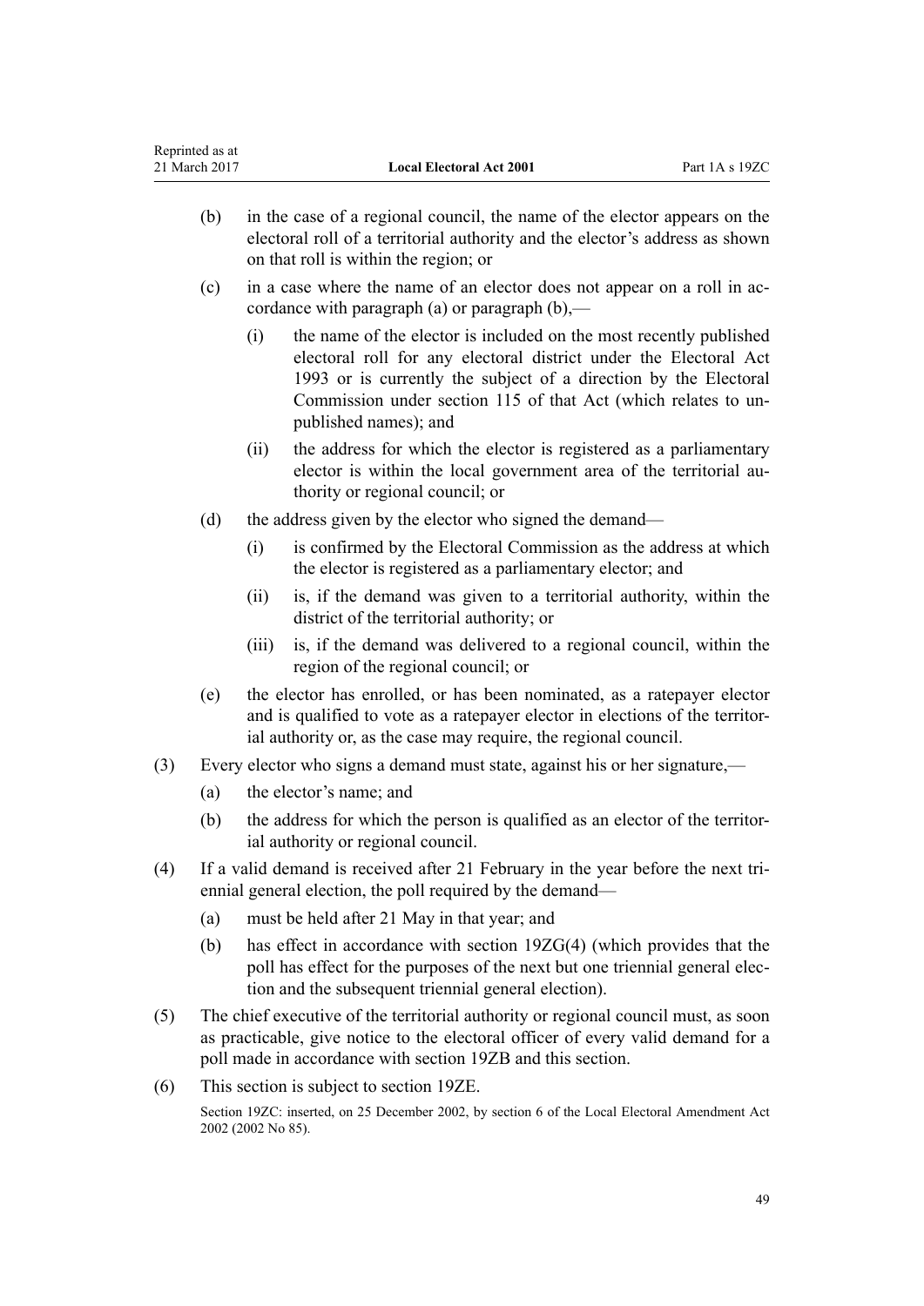(b) in the case of a regional council, the name of the elector appears on the electoral roll of a territorial authority and the elector's address as shown on that roll is within the region; or

(c) in a case where the name of an elector does not appear on a roll in accordance with paragraph (a) or paragraph (b),—

  (i) the name of the elector is included on the most recently published electoral roll for any electoral district under the Electoral Act 1993 or is currently the subject of a direction by the Electoral Commission under section 115 of that Act (which relates to unpublished names); and

  (ii) the address for which the elector is registered as a parliamentary elector is within the local government area of the territorial authority or regional council; or

(d) the address given by the elector who signed the demand—

  (i) is confirmed by the Electoral Commission as the address at which the elector is registered as a parliamentary elector; and

  (ii) is, if the demand was given to a territorial authority, within the district of the territorial authority; or

  (iii) is, if the demand was delivered to a regional council, within the region of the regional council; or

(e) the elector has enrolled, or has been nominated, as a ratepayer elector and is qualified to vote as a ratepayer elector in elections of the territorial authority or, as the case may require, the regional council.

(3) Every elector who signs a demand must state, against his or her signature,—

(a) the elector's name; and

(b) the address for which the person is qualified as an elector of the territorial authority or regional council.

(4) If a valid demand is received after 21 February in the year before the next triennial general election, the poll required by the demand—

(a) must be held after 21 May in that year; and

(b) has effect in accordance with section 19ZG(4) (which provides that the poll has effect for the purposes of the next but one triennial general election and the subsequent triennial general election).

(5) The chief executive of the territorial authority or regional council must, as soon as practicable, give notice to the electoral officer of every valid demand for a poll made in accordance with section 19ZB and this section.

(6) This section is subject to section 19ZE.

Section 19ZC: inserted, on 25 December 2002, by section 6 of the Local Electoral Amendment Act 2002 (2002 No 85).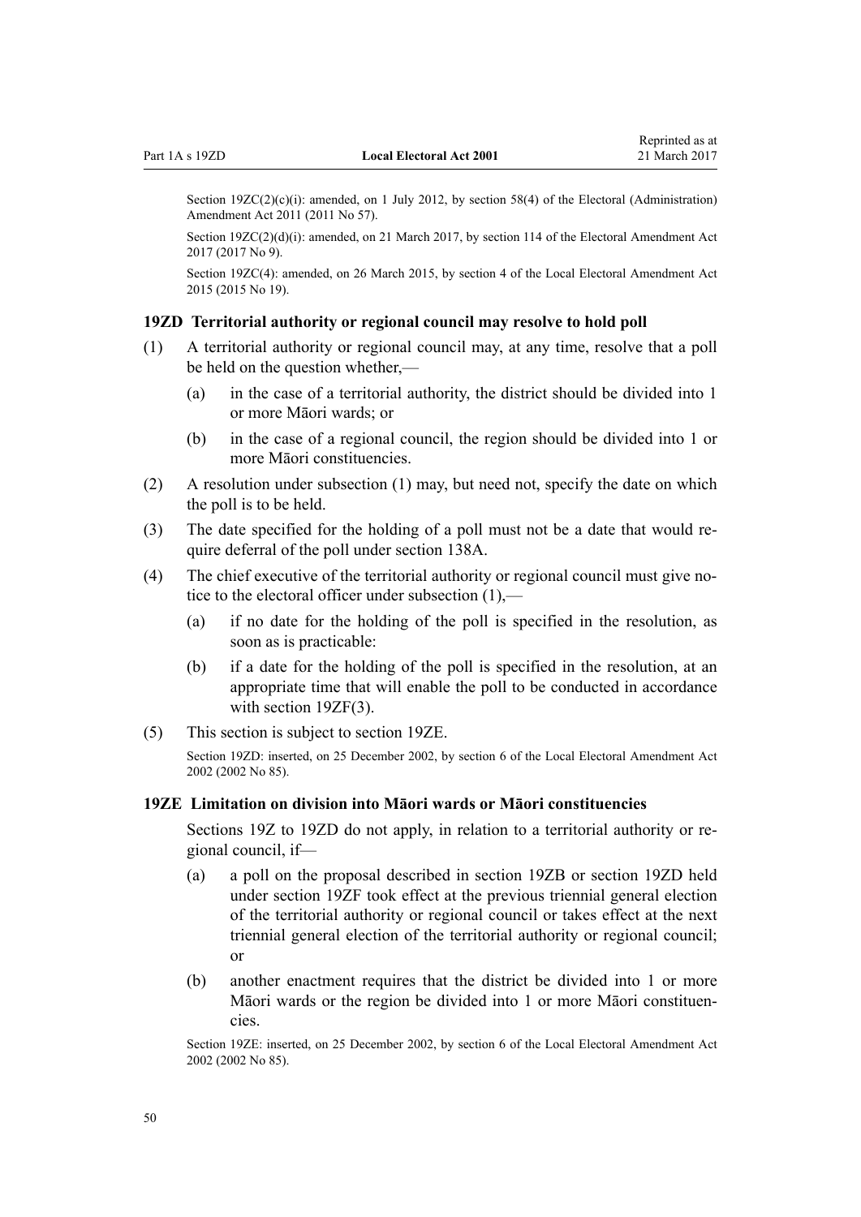Section 19ZC(2)(c)(i): amended, on 1 July 2012, by section 58(4) of the Electoral (Administration) Amendment Act 2011 (2011 No 57).

Section 19ZC(2)(d)(i): amended, on 21 March 2017, by section 114 of the Electoral Amendment Act 2017 (2017 No 9).

Section 19ZC(4): amended, on 26 March 2015, by section 4 of the Local Electoral Amendment Act 2015 (2015 No 19).

### 19ZD Territorial authority or regional council may resolve to hold poll

(1) A territorial authority or regional council may, at any time, resolve that a poll be held on the question whether,—

   (a) in the case of a territorial authority, the district should be divided into 1 or more Māori wards; or

   (b) in the case of a regional council, the region should be divided into 1 or more Māori constituencies.

(2) A resolution under subsection (1) may, but need not, specify the date on which the poll is to be held.

(3) The date specified for the holding of a poll must not be a date that would require deferral of the poll under section 138A.

(4) The chief executive of the territorial authority or regional council must give notice to the electoral officer under subsection (1),—

   (a) if no date for the holding of the poll is specified in the resolution, as soon as is practicable:

   (b) if a date for the holding of the poll is specified in the resolution, at an appropriate time that will enable the poll to be conducted in accordance with section 19ZF(3).

(5) This section is subject to section 19ZE.

Section 19ZD: inserted, on 25 December 2002, by section 6 of the Local Electoral Amendment Act 2002 (2002 No 85).

### 19ZE Limitation on division into Māori wards or Māori constituencies

Sections 19Z to 19ZD do not apply, in relation to a territorial authority or regional council, if—

   (a) a poll on the proposal described in section 19ZB or section 19ZD held under section 19ZF took effect at the previous triennial general election of the territorial authority or regional council or takes effect at the next triennial general election of the territorial authority or regional council; or

   (b) another enactment requires that the district be divided into 1 or more Māori wards or the region be divided into 1 or more Māori constituencies.

Section 19ZE: inserted, on 25 December 2002, by section 6 of the Local Electoral Amendment Act 2002 (2002 No 85).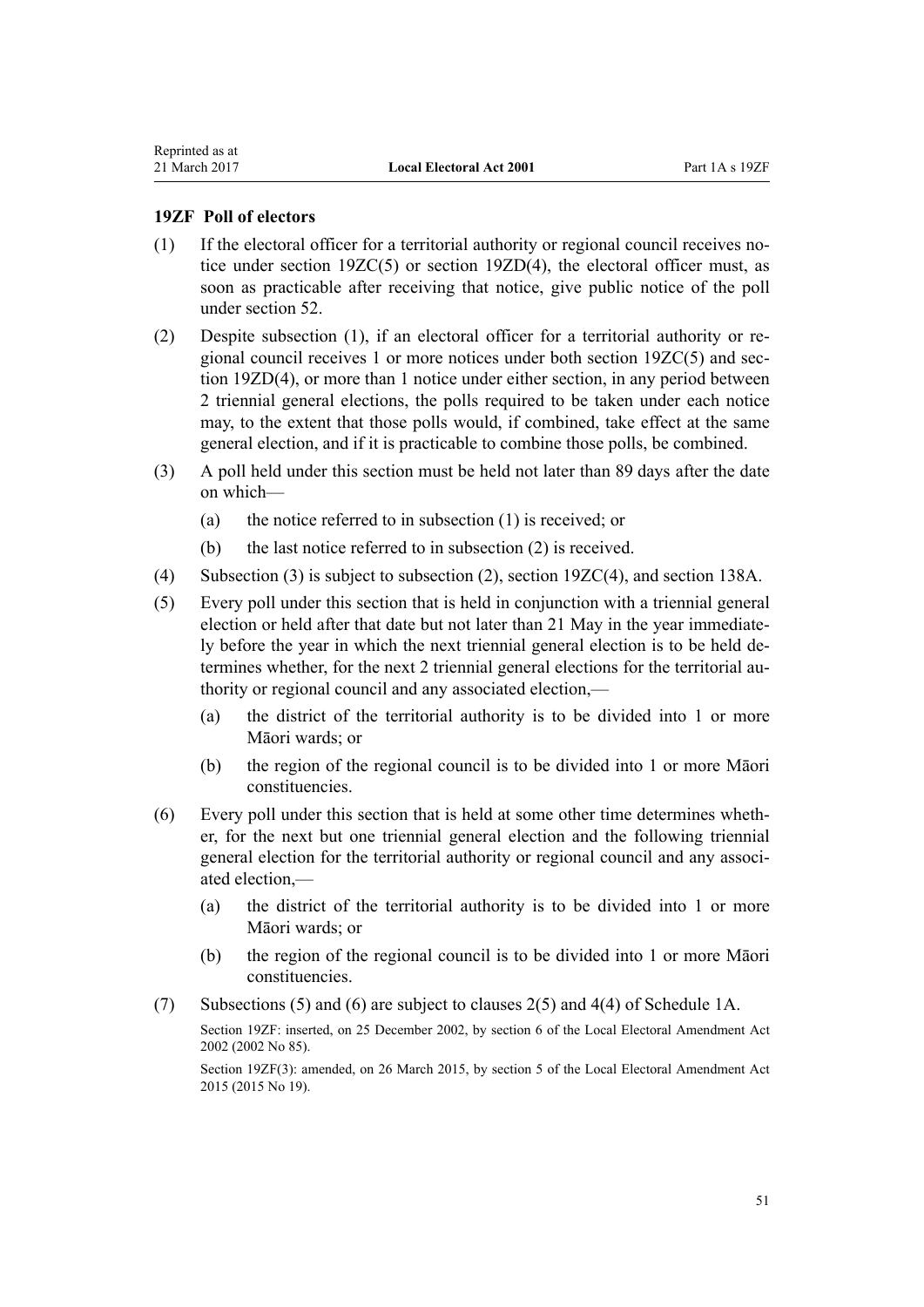### 19ZF Poll of electors

(1) If the electoral officer for a territorial authority or regional council receives notice under section 19ZC(5) or section 19ZD(4), the electoral officer must, as soon as practicable after receiving that notice, give public notice of the poll under section 52.

(2) Despite subsection (1), if an electoral officer for a territorial authority or regional council receives 1 or more notices under both section 19ZC(5) and section 19ZD(4), or more than 1 notice under either section, in any period between 2 triennial general elections, the polls required to be taken under each notice may, to the extent that those polls would, if combined, take effect at the same general election, and if it is practicable to combine those polls, be combined.

(3) A poll held under this section must be held not later than 89 days after the date on which—

   (a) the notice referred to in subsection (1) is received; or

   (b) the last notice referred to in subsection (2) is received.

(4) Subsection (3) is subject to subsection (2), section 19ZC(4), and section 138A.

(5) Every poll under this section that is held in conjunction with a triennial general election or held after that date but not later than 21 May in the year immediately before the year in which the next triennial general election is to be held determines whether, for the next 2 triennial general elections for the territorial authority or regional council and any associated election,—

   (a) the district of the territorial authority is to be divided into 1 or more Māori wards; or

   (b) the region of the regional council is to be divided into 1 or more Māori constituencies.

(6) Every poll under this section that is held at some other time determines whether, for the next but one triennial general election and the following triennial general election for the territorial authority or regional council and any associated election,—

   (a) the district of the territorial authority is to be divided into 1 or more Māori wards; or

   (b) the region of the regional council is to be divided into 1 or more Māori constituencies.

(7) Subsections (5) and (6) are subject to clauses 2(5) and 4(4) of Schedule 1A.

Section 19ZF: inserted, on 25 December 2002, by section 6 of the Local Electoral Amendment Act 2002 (2002 No 85).

Section 19ZF(3): amended, on 26 March 2015, by section 5 of the Local Electoral Amendment Act 2015 (2015 No 19).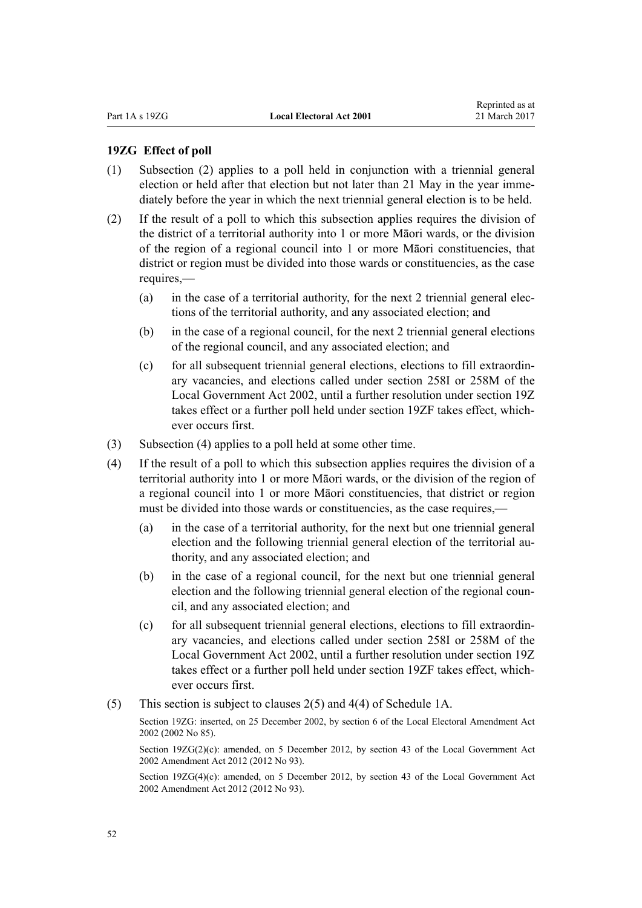### 19ZG Effect of poll

(1) Subsection (2) applies to a poll held in conjunction with a triennial general election or held after that election but not later than 21 May in the year immediately before the year in which the next triennial general election is to be held.

(2) If the result of a poll to which this subsection applies requires the division of the district of a territorial authority into 1 or more Māori wards, or the division of the region of a regional council into 1 or more Māori constituencies, that district or region must be divided into those wards or constituencies, as the case requires,—

  (a) in the case of a territorial authority, for the next 2 triennial general elections of the territorial authority, and any associated election; and

  (b) in the case of a regional council, for the next 2 triennial general elections of the regional council, and any associated election; and

  (c) for all subsequent triennial general elections, elections to fill extraordinary vacancies, and elections called under section 258I or 258M of the Local Government Act 2002, until a further resolution under section 19Z takes effect or a further poll held under section 19ZF takes effect, whichever occurs first.

(3) Subsection (4) applies to a poll held at some other time.

(4) If the result of a poll to which this subsection applies requires the division of a territorial authority into 1 or more Māori wards, or the division of the region of a regional council into 1 or more Māori constituencies, that district or region must be divided into those wards or constituencies, as the case requires,—

  (a) in the case of a territorial authority, for the next but one triennial general election and the following triennial general election of the territorial authority, and any associated election; and

  (b) in the case of a regional council, for the next but one triennial general election and the following triennial general election of the regional council, and any associated election; and

  (c) for all subsequent triennial general elections, elections to fill extraordinary vacancies, and elections called under section 258I or 258M of the Local Government Act 2002, until a further resolution under section 19Z takes effect or a further poll held under section 19ZF takes effect, whichever occurs first.

(5) This section is subject to clauses 2(5) and 4(4) of Schedule 1A.

Section 19ZG: inserted, on 25 December 2002, by section 6 of the Local Electoral Amendment Act 2002 (2002 No 85).

Section 19ZG(2)(c): amended, on 5 December 2012, by section 43 of the Local Government Act 2002 Amendment Act 2012 (2012 No 93).

Section 19ZG(4)(c): amended, on 5 December 2012, by section 43 of the Local Government Act 2002 Amendment Act 2012 (2012 No 93).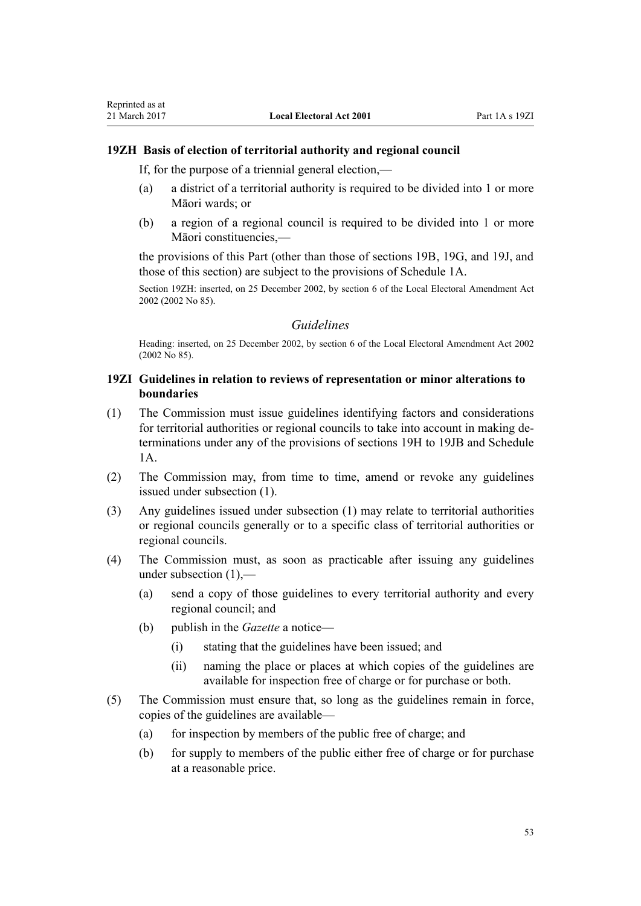### 19ZH Basis of election of territorial authority and regional council

If, for the purpose of a triennial general election,—

- (a) a district of a territorial authority is required to be divided into 1 or more Māori wards; or
- (b) a region of a regional council is required to be divided into 1 or more Māori constituencies,—

the provisions of this Part (other than those of sections 19B, 19G, and 19J, and those of this section) are subject to the provisions of Schedule 1A.

Section 19ZH: inserted, on 25 December 2002, by section 6 of the Local Electoral Amendment Act 2002 (2002 No 85).

## *Guidelines*

Heading: inserted, on 25 December 2002, by section 6 of the Local Electoral Amendment Act 2002 (2002 No 85).

### 19ZI Guidelines in relation to reviews of representation or minor alterations to boundaries

(1) The Commission must issue guidelines identifying factors and considerations for territorial authorities or regional councils to take into account in making determinations under any of the provisions of sections 19H to 19JB and Schedule 1A.

(2) The Commission may, from time to time, amend or revoke any guidelines issued under subsection (1).

(3) Any guidelines issued under subsection (1) may relate to territorial authorities or regional councils generally or to a specific class of territorial authorities or regional councils.

(4) The Commission must, as soon as practicable after issuing any guidelines under subsection (1),—

- (a) send a copy of those guidelines to every territorial authority and every regional council; and
- (b) publish in the *Gazette* a notice—
  - (i) stating that the guidelines have been issued; and
  - (ii) naming the place or places at which copies of the guidelines are available for inspection free of charge or for purchase or both.

(5) The Commission must ensure that, so long as the guidelines remain in force, copies of the guidelines are available—

- (a) for inspection by members of the public free of charge; and
- (b) for supply to members of the public either free of charge or for purchase at a reasonable price.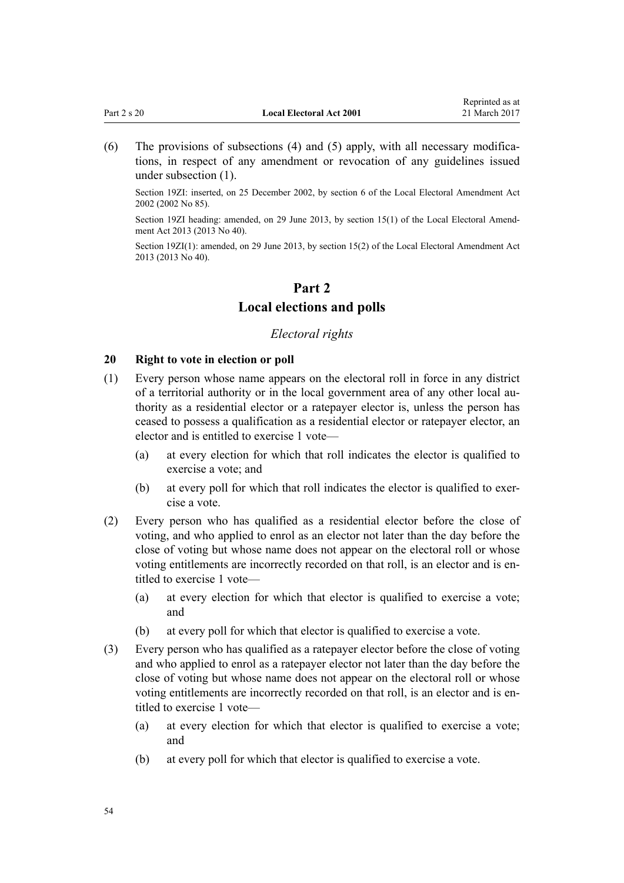(6) The provisions of subsections (4) and (5) apply, with all necessary modifications, in respect of any amendment or revocation of any guidelines issued under subsection (1).

Section 19ZI: inserted, on 25 December 2002, by section 6 of the Local Electoral Amendment Act 2002 (2002 No 85).

Section 19ZI heading: amended, on 29 June 2013, by section 15(1) of the Local Electoral Amendment Act 2013 (2013 No 40).

Section 19ZI(1): amended, on 29 June 2013, by section 15(2) of the Local Electoral Amendment Act 2013 (2013 No 40).

# Part 2
# Local elections and polls

### *Electoral rights*

### 20 Right to vote in election or poll

(1) Every person whose name appears on the electoral roll in force in any district of a territorial authority or in the local government area of any other local authority as a residential elector or a ratepayer elector is, unless the person has ceased to possess a qualification as a residential elector or ratepayer elector, an elector and is entitled to exercise 1 vote—

- (a) at every election for which that roll indicates the elector is qualified to exercise a vote; and
- (b) at every poll for which that roll indicates the elector is qualified to exercise a vote.

(2) Every person who has qualified as a residential elector before the close of voting, and who applied to enrol as an elector not later than the day before the close of voting but whose name does not appear on the electoral roll or whose voting entitlements are incorrectly recorded on that roll, is an elector and is entitled to exercise 1 vote—

- (a) at every election for which that elector is qualified to exercise a vote; and
- (b) at every poll for which that elector is qualified to exercise a vote.

(3) Every person who has qualified as a ratepayer elector before the close of voting and who applied to enrol as a ratepayer elector not later than the day before the close of voting but whose name does not appear on the electoral roll or whose voting entitlements are incorrectly recorded on that roll, is an elector and is entitled to exercise 1 vote—

- (a) at every election for which that elector is qualified to exercise a vote; and
- (b) at every poll for which that elector is qualified to exercise a vote.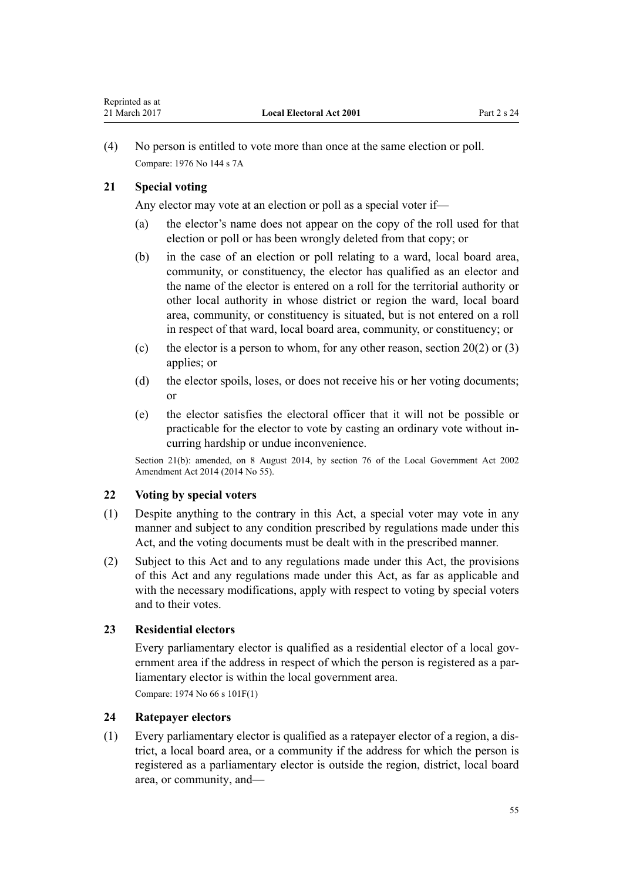(4) No person is entitled to vote more than once at the same election or poll.

Compare: 1976 No 144 s 7A

### 21 Special voting

Any elector may vote at an election or poll as a special voter if—

- (a) the elector's name does not appear on the copy of the roll used for that election or poll or has been wrongly deleted from that copy; or
- (b) in the case of an election or poll relating to a ward, local board area, community, or constituency, the elector has qualified as an elector and the name of the elector is entered on a roll for the territorial authority or other local authority in whose district or region the ward, local board area, community, or constituency is situated, but is not entered on a roll in respect of that ward, local board area, community, or constituency; or
- (c) the elector is a person to whom, for any other reason, section 20(2) or (3) applies; or
- (d) the elector spoils, loses, or does not receive his or her voting documents; or
- (e) the elector satisfies the electoral officer that it will not be possible or practicable for the elector to vote by casting an ordinary vote without incurring hardship or undue inconvenience.

Section 21(b): amended, on 8 August 2014, by section 76 of the Local Government Act 2002 Amendment Act 2014 (2014 No 55).

### 22 Voting by special voters

(1) Despite anything to the contrary in this Act, a special voter may vote in any manner and subject to any condition prescribed by regulations made under this Act, and the voting documents must be dealt with in the prescribed manner.

(2) Subject to this Act and to any regulations made under this Act, the provisions of this Act and any regulations made under this Act, as far as applicable and with the necessary modifications, apply with respect to voting by special voters and to their votes.

### 23 Residential electors

Every parliamentary elector is qualified as a residential elector of a local government area if the address in respect of which the person is registered as a parliamentary elector is within the local government area.

Compare: 1974 No 66 s 101F(1)

### 24 Ratepayer electors

(1) Every parliamentary elector is qualified as a ratepayer elector of a region, a district, a local board area, or a community if the address for which the person is registered as a parliamentary elector is outside the region, district, local board area, or community, and—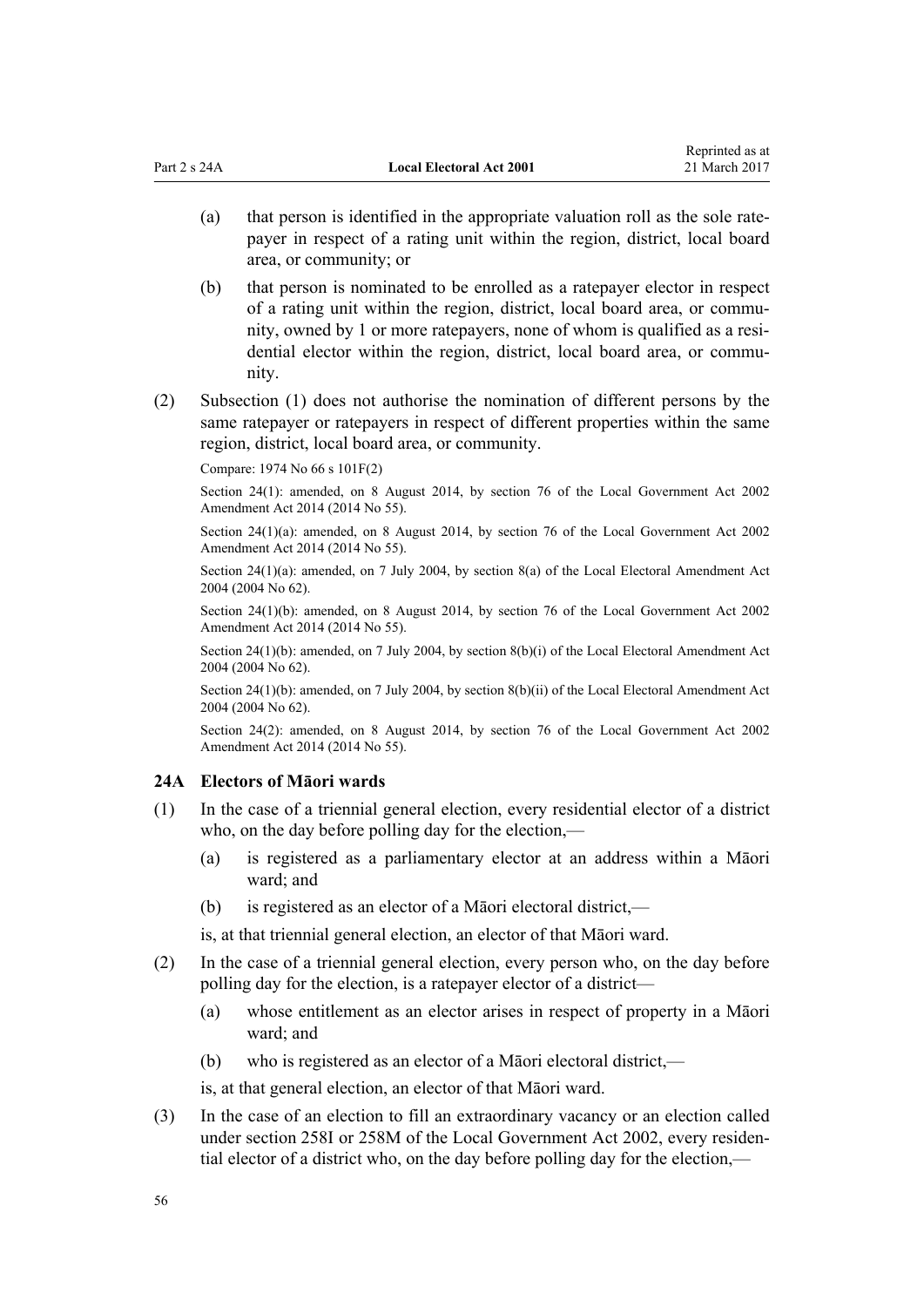(a) that person is identified in the appropriate valuation roll as the sole ratepayer in respect of a rating unit within the region, district, local board area, or community; or

(b) that person is nominated to be enrolled as a ratepayer elector in respect of a rating unit within the region, district, local board area, or community, owned by 1 or more ratepayers, none of whom is qualified as a residential elector within the region, district, local board area, or community.

(2) Subsection (1) does not authorise the nomination of different persons by the same ratepayer or ratepayers in respect of different properties within the same region, district, local board area, or community.

Compare: 1974 No 66 s 101F(2)

Section 24(1): amended, on 8 August 2014, by section 76 of the Local Government Act 2002 Amendment Act 2014 (2014 No 55).

Section 24(1)(a): amended, on 8 August 2014, by section 76 of the Local Government Act 2002 Amendment Act 2014 (2014 No 55).

Section 24(1)(a): amended, on 7 July 2004, by section 8(a) of the Local Electoral Amendment Act 2004 (2004 No 62).

Section 24(1)(b): amended, on 8 August 2014, by section 76 of the Local Government Act 2002 Amendment Act 2014 (2014 No 55).

Section 24(1)(b): amended, on 7 July 2004, by section 8(b)(i) of the Local Electoral Amendment Act 2004 (2004 No 62).

Section 24(1)(b): amended, on 7 July 2004, by section 8(b)(ii) of the Local Electoral Amendment Act 2004 (2004 No 62).

Section 24(2): amended, on 8 August 2014, by section 76 of the Local Government Act 2002 Amendment Act 2014 (2014 No 55).

### 24A Electors of Māori wards

(1) In the case of a triennial general election, every residential elector of a district who, on the day before polling day for the election,—

(a) is registered as a parliamentary elector at an address within a Māori ward; and

(b) is registered as an elector of a Māori electoral district,—

is, at that triennial general election, an elector of that Māori ward.

(2) In the case of a triennial general election, every person who, on the day before polling day for the election, is a ratepayer elector of a district—

(a) whose entitlement as an elector arises in respect of property in a Māori ward; and

(b) who is registered as an elector of a Māori electoral district,—

is, at that general election, an elector of that Māori ward.

(3) In the case of an election to fill an extraordinary vacancy or an election called under section 258I or 258M of the Local Government Act 2002, every residential elector of a district who, on the day before polling day for the election,—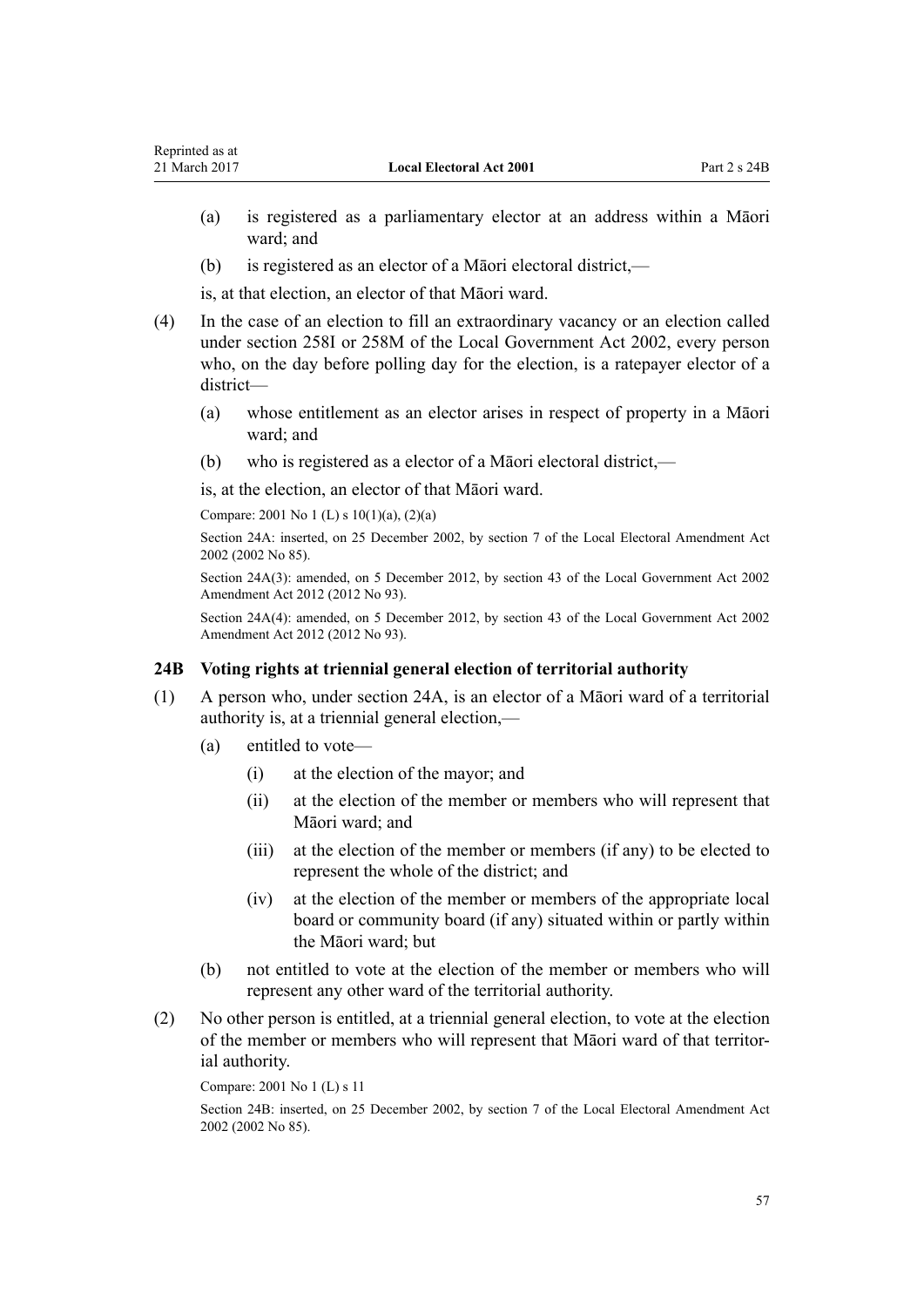(a) is registered as a parliamentary elector at an address within a Māori ward; and

(b) is registered as an elector of a Māori electoral district,—

is, at that election, an elector of that Māori ward.

(4) In the case of an election to fill an extraordinary vacancy or an election called under section 258I or 258M of the Local Government Act 2002, every person who, on the day before polling day for the election, is a ratepayer elector of a district—

(a) whose entitlement as an elector arises in respect of property in a Māori ward; and

(b) who is registered as a elector of a Māori electoral district,—

is, at the election, an elector of that Māori ward.

Compare: 2001 No 1 (L) s 10(1)(a), (2)(a)

Section 24A: inserted, on 25 December 2002, by section 7 of the Local Electoral Amendment Act 2002 (2002 No 85).

Section 24A(3): amended, on 5 December 2012, by section 43 of the Local Government Act 2002 Amendment Act 2012 (2012 No 93).

Section 24A(4): amended, on 5 December 2012, by section 43 of the Local Government Act 2002 Amendment Act 2012 (2012 No 93).

### 24B Voting rights at triennial general election of territorial authority

(1) A person who, under section 24A, is an elector of a Māori ward of a territorial authority is, at a triennial general election,—

(a) entitled to vote—

(i) at the election of the mayor; and

(ii) at the election of the member or members who will represent that Māori ward; and

(iii) at the election of the member or members (if any) to be elected to represent the whole of the district; and

(iv) at the election of the member or members of the appropriate local board or community board (if any) situated within or partly within the Māori ward; but

(b) not entitled to vote at the election of the member or members who will represent any other ward of the territorial authority.

(2) No other person is entitled, at a triennial general election, to vote at the election of the member or members who will represent that Māori ward of that territorial authority.

Compare: 2001 No 1 (L) s 11

Section 24B: inserted, on 25 December 2002, by section 7 of the Local Electoral Amendment Act 2002 (2002 No 85).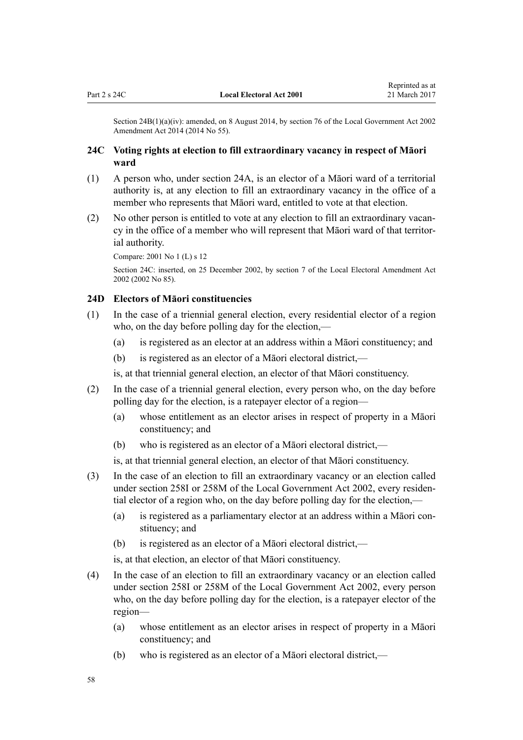Section 24B(1)(a)(iv): amended, on 8 August 2014, by section 76 of the Local Government Act 2002 Amendment Act 2014 (2014 No 55).

### 24C Voting rights at election to fill extraordinary vacancy in respect of Māori ward

(1) A person who, under section 24A, is an elector of a Māori ward of a territorial authority is, at any election to fill an extraordinary vacancy in the office of a member who represents that Māori ward, entitled to vote at that election.

(2) No other person is entitled to vote at any election to fill an extraordinary vacancy in the office of a member who will represent that Māori ward of that territorial authority.

Compare: 2001 No 1 (L) s 12

Section 24C: inserted, on 25 December 2002, by section 7 of the Local Electoral Amendment Act 2002 (2002 No 85).

### 24D Electors of Māori constituencies

(1) In the case of a triennial general election, every residential elector of a region who, on the day before polling day for the election,—

(a) is registered as an elector at an address within a Māori constituency; and

(b) is registered as an elector of a Māori electoral district,—

is, at that triennial general election, an elector of that Māori constituency.

(2) In the case of a triennial general election, every person who, on the day before polling day for the election, is a ratepayer elector of a region—

(a) whose entitlement as an elector arises in respect of property in a Māori constituency; and

(b) who is registered as an elector of a Māori electoral district,—

is, at that triennial general election, an elector of that Māori constituency.

(3) In the case of an election to fill an extraordinary vacancy or an election called under section 258I or 258M of the Local Government Act 2002, every residential elector of a region who, on the day before polling day for the election,—

(a) is registered as a parliamentary elector at an address within a Māori constituency; and

(b) is registered as an elector of a Māori electoral district,—

is, at that election, an elector of that Māori constituency.

(4) In the case of an election to fill an extraordinary vacancy or an election called under section 258I or 258M of the Local Government Act 2002, every person who, on the day before polling day for the election, is a ratepayer elector of the region—

(a) whose entitlement as an elector arises in respect of property in a Māori constituency; and

(b) who is registered as an elector of a Māori electoral district,—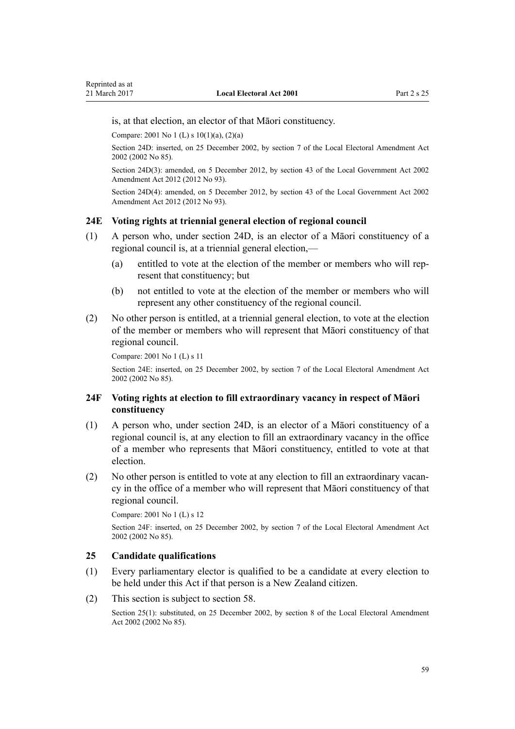is, at that election, an elector of that Māori constituency.

Compare: 2001 No 1 (L) s 10(1)(a), (2)(a)

Section 24D: inserted, on 25 December 2002, by section 7 of the Local Electoral Amendment Act 2002 (2002 No 85).

Section 24D(3): amended, on 5 December 2012, by section 43 of the Local Government Act 2002 Amendment Act 2012 (2012 No 93).

Section 24D(4): amended, on 5 December 2012, by section 43 of the Local Government Act 2002 Amendment Act 2012 (2012 No 93).

### 24E Voting rights at triennial general election of regional council

(1) A person who, under section 24D, is an elector of a Māori constituency of a regional council is, at a triennial general election,—

   (a) entitled to vote at the election of the member or members who will represent that constituency; but

   (b) not entitled to vote at the election of the member or members who will represent any other constituency of the regional council.

(2) No other person is entitled, at a triennial general election, to vote at the election of the member or members who will represent that Māori constituency of that regional council.

Compare: 2001 No 1 (L) s 11

Section 24E: inserted, on 25 December 2002, by section 7 of the Local Electoral Amendment Act 2002 (2002 No 85).

### 24F Voting rights at election to fill extraordinary vacancy in respect of Māori constituency

(1) A person who, under section 24D, is an elector of a Māori constituency of a regional council is, at any election to fill an extraordinary vacancy in the office of a member who represents that Māori constituency, entitled to vote at that election.

(2) No other person is entitled to vote at any election to fill an extraordinary vacancy in the office of a member who will represent that Māori constituency of that regional council.

Compare: 2001 No 1 (L) s 12

Section 24F: inserted, on 25 December 2002, by section 7 of the Local Electoral Amendment Act 2002 (2002 No 85).

### 25 Candidate qualifications

(1) Every parliamentary elector is qualified to be a candidate at every election to be held under this Act if that person is a New Zealand citizen.

(2) This section is subject to section 58.

Section 25(1): substituted, on 25 December 2002, by section 8 of the Local Electoral Amendment Act 2002 (2002 No 85).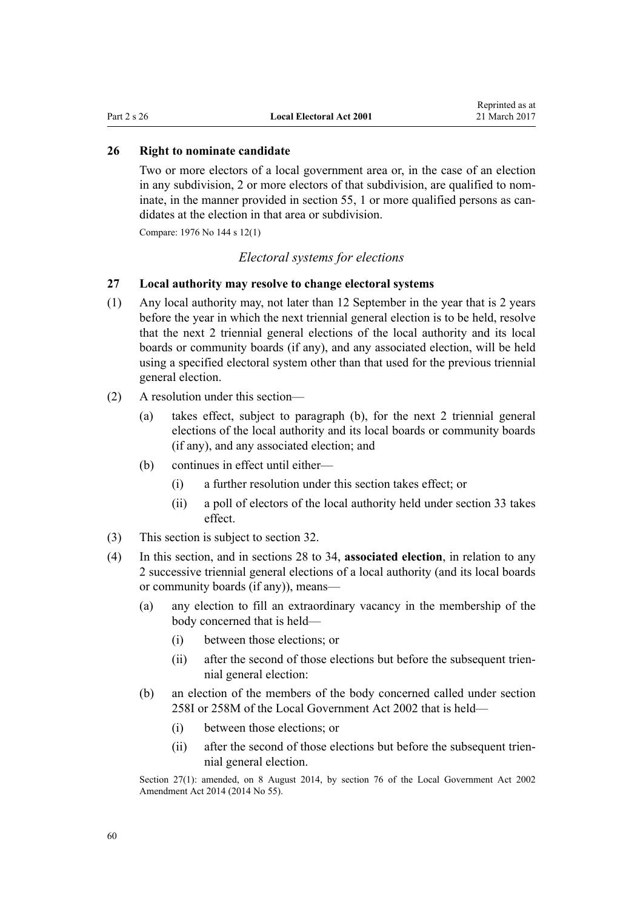### 26 Right to nominate candidate

Two or more electors of a local government area or, in the case of an election in any subdivision, 2 or more electors of that subdivision, are qualified to nominate, in the manner provided in section 55, 1 or more qualified persons as candidates at the election in that area or subdivision.

Compare: 1976 No 144 s 12(1)

*Electoral systems for elections*

### 27 Local authority may resolve to change electoral systems

(1) Any local authority may, not later than 12 September in the year that is 2 years before the year in which the next triennial general election is to be held, resolve that the next 2 triennial general elections of the local authority and its local boards or community boards (if any), and any associated election, will be held using a specified electoral system other than that used for the previous triennial general election.

(2) A resolution under this section—

  (a) takes effect, subject to paragraph (b), for the next 2 triennial general elections of the local authority and its local boards or community boards (if any), and any associated election; and

  (b) continues in effect until either—

    (i) a further resolution under this section takes effect; or

    (ii) a poll of electors of the local authority held under section 33 takes effect.

(3) This section is subject to section 32.

(4) In this section, and in sections 28 to 34, **associated election**, in relation to any 2 successive triennial general elections of a local authority (and its local boards or community boards (if any)), means—

  (a) any election to fill an extraordinary vacancy in the membership of the body concerned that is held—

    (i) between those elections; or

    (ii) after the second of those elections but before the subsequent triennial general election:

  (b) an election of the members of the body concerned called under section 258I or 258M of the Local Government Act 2002 that is held—

    (i) between those elections; or

    (ii) after the second of those elections but before the subsequent triennial general election.

Section 27(1): amended, on 8 August 2014, by section 76 of the Local Government Act 2002 Amendment Act 2014 (2014 No 55).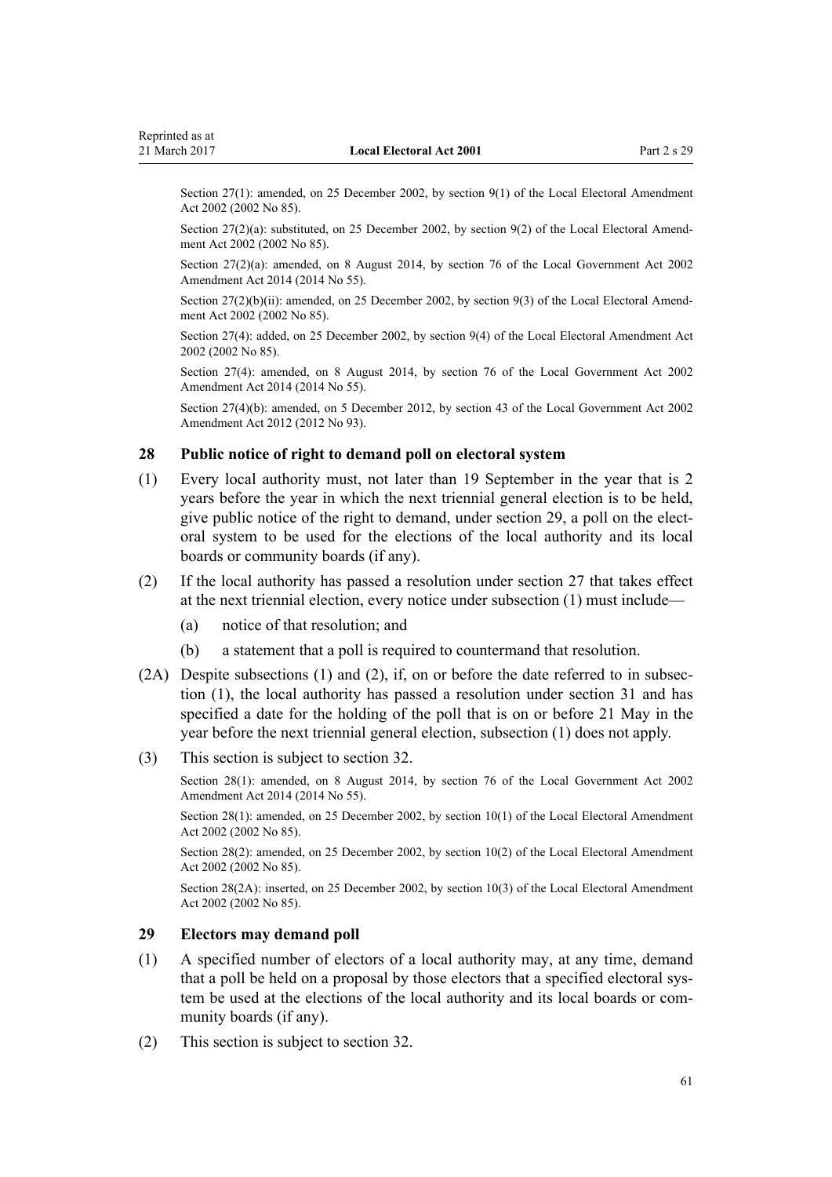Section 27(1): amended, on 25 December 2002, by section 9(1) of the Local Electoral Amendment Act 2002 (2002 No 85).

Section 27(2)(a): substituted, on 25 December 2002, by section 9(2) of the Local Electoral Amendment Act 2002 (2002 No 85).

Section 27(2)(a): amended, on 8 August 2014, by section 76 of the Local Government Act 2002 Amendment Act 2014 (2014 No 55).

Section 27(2)(b)(ii): amended, on 25 December 2002, by section 9(3) of the Local Electoral Amendment Act 2002 (2002 No 85).

Section 27(4): added, on 25 December 2002, by section 9(4) of the Local Electoral Amendment Act 2002 (2002 No 85).

Section 27(4): amended, on 8 August 2014, by section 76 of the Local Government Act 2002 Amendment Act 2014 (2014 No 55).

Section 27(4)(b): amended, on 5 December 2012, by section 43 of the Local Government Act 2002 Amendment Act 2012 (2012 No 93).

### 28 Public notice of right to demand poll on electoral system

(1) Every local authority must, not later than 19 September in the year that is 2 years before the year in which the next triennial general election is to be held, give public notice of the right to demand, under section 29, a poll on the electoral system to be used for the elections of the local authority and its local boards or community boards (if any).

(2) If the local authority has passed a resolution under section 27 that takes effect at the next triennial election, every notice under subsection (1) must include—

(a) notice of that resolution; and

(b) a statement that a poll is required to countermand that resolution.

(2A) Despite subsections (1) and (2), if, on or before the date referred to in subsection (1), the local authority has passed a resolution under section 31 and has specified a date for the holding of the poll that is on or before 21 May in the year before the next triennial general election, subsection (1) does not apply.

(3) This section is subject to section 32.

Section 28(1): amended, on 8 August 2014, by section 76 of the Local Government Act 2002 Amendment Act 2014 (2014 No 55).

Section 28(1): amended, on 25 December 2002, by section 10(1) of the Local Electoral Amendment Act 2002 (2002 No 85).

Section 28(2): amended, on 25 December 2002, by section 10(2) of the Local Electoral Amendment Act 2002 (2002 No 85).

Section 28(2A): inserted, on 25 December 2002, by section 10(3) of the Local Electoral Amendment Act 2002 (2002 No 85).

### 29 Electors may demand poll

(1) A specified number of electors of a local authority may, at any time, demand that a poll be held on a proposal by those electors that a specified electoral system be used at the elections of the local authority and its local boards or community boards (if any).

(2) This section is subject to section 32.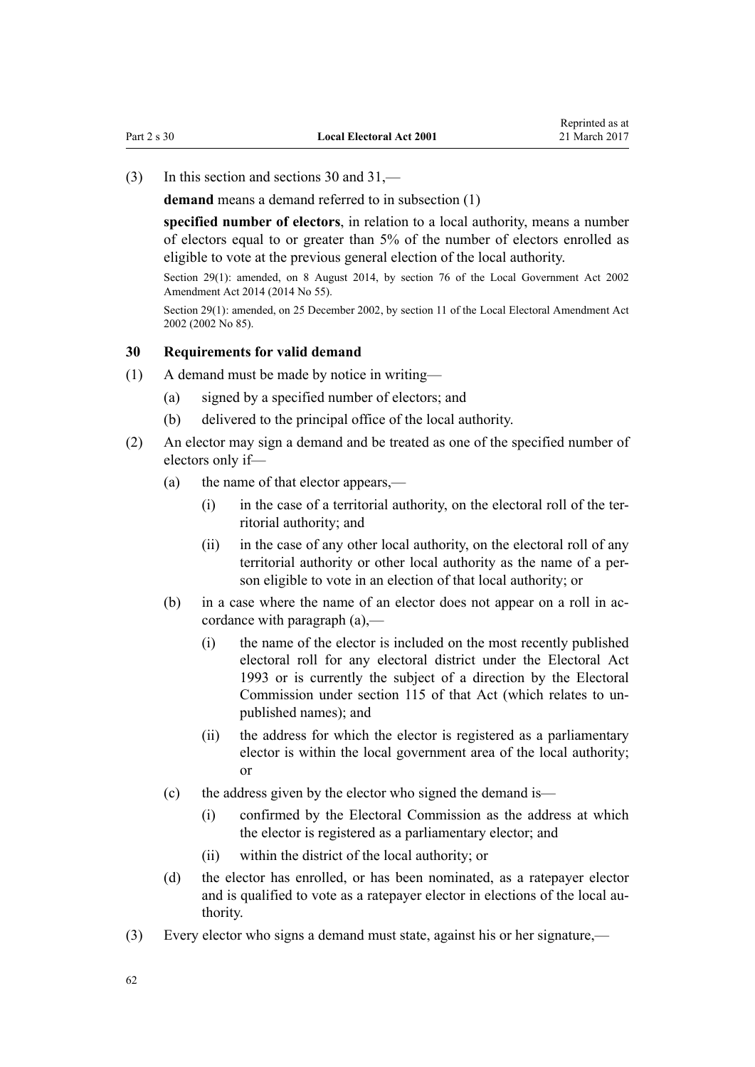(3) In this section and sections 30 and 31,—

**demand** means a demand referred to in subsection (1)

**specified number of electors**, in relation to a local authority, means a number of electors equal to or greater than 5% of the number of electors enrolled as eligible to vote at the previous general election of the local authority.

Section 29(1): amended, on 8 August 2014, by section 76 of the Local Government Act 2002 Amendment Act 2014 (2014 No 55).

Section 29(1): amended, on 25 December 2002, by section 11 of the Local Electoral Amendment Act 2002 (2002 No 85).

### 30 Requirements for valid demand

(1) A demand must be made by notice in writing—

- (a) signed by a specified number of electors; and
- (b) delivered to the principal office of the local authority.

(2) An elector may sign a demand and be treated as one of the specified number of electors only if—

- (a) the name of that elector appears,—
  - (i) in the case of a territorial authority, on the electoral roll of the territorial authority; and
  - (ii) in the case of any other local authority, on the electoral roll of any territorial authority or other local authority as the name of a person eligible to vote in an election of that local authority; or
- (b) in a case where the name of an elector does not appear on a roll in accordance with paragraph (a),—
  - (i) the name of the elector is included on the most recently published electoral roll for any electoral district under the Electoral Act 1993 or is currently the subject of a direction by the Electoral Commission under section 115 of that Act (which relates to unpublished names); and
  - (ii) the address for which the elector is registered as a parliamentary elector is within the local government area of the local authority; or
- (c) the address given by the elector who signed the demand is—
  - (i) confirmed by the Electoral Commission as the address at which the elector is registered as a parliamentary elector; and
  - (ii) within the district of the local authority; or
- (d) the elector has enrolled, or has been nominated, as a ratepayer elector and is qualified to vote as a ratepayer elector in elections of the local authority.

(3) Every elector who signs a demand must state, against his or her signature,—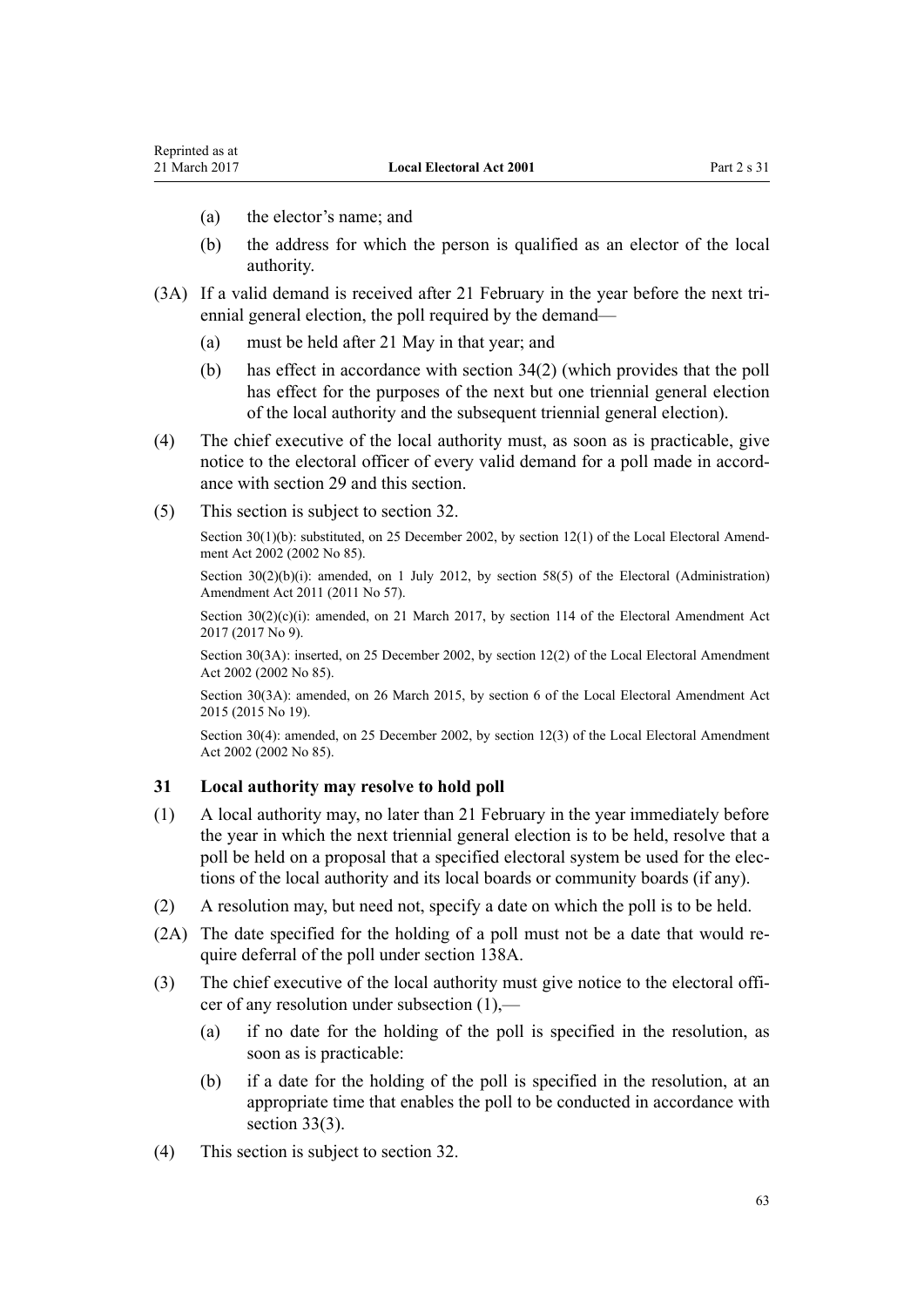(a) the elector's name; and

(b) the address for which the person is qualified as an elector of the local authority.

(3A) If a valid demand is received after 21 February in the year before the next triennial general election, the poll required by the demand—

(a) must be held after 21 May in that year; and

(b) has effect in accordance with section 34(2) (which provides that the poll has effect for the purposes of the next but one triennial general election of the local authority and the subsequent triennial general election).

(4) The chief executive of the local authority must, as soon as is practicable, give notice to the electoral officer of every valid demand for a poll made in accordance with section 29 and this section.

(5) This section is subject to section 32.

Section 30(1)(b): substituted, on 25 December 2002, by section 12(1) of the Local Electoral Amendment Act 2002 (2002 No 85).

Section 30(2)(b)(i): amended, on 1 July 2012, by section 58(5) of the Electoral (Administration) Amendment Act 2011 (2011 No 57).

Section 30(2)(c)(i): amended, on 21 March 2017, by section 114 of the Electoral Amendment Act 2017 (2017 No 9).

Section 30(3A): inserted, on 25 December 2002, by section 12(2) of the Local Electoral Amendment Act 2002 (2002 No 85).

Section 30(3A): amended, on 26 March 2015, by section 6 of the Local Electoral Amendment Act 2015 (2015 No 19).

Section 30(4): amended, on 25 December 2002, by section 12(3) of the Local Electoral Amendment Act 2002 (2002 No 85).

### 31 Local authority may resolve to hold poll

(1) A local authority may, no later than 21 February in the year immediately before the year in which the next triennial general election is to be held, resolve that a poll be held on a proposal that a specified electoral system be used for the elections of the local authority and its local boards or community boards (if any).

(2) A resolution may, but need not, specify a date on which the poll is to be held.

(2A) The date specified for the holding of a poll must not be a date that would require deferral of the poll under section 138A.

(3) The chief executive of the local authority must give notice to the electoral officer of any resolution under subsection (1),—

(a) if no date for the holding of the poll is specified in the resolution, as soon as is practicable:

(b) if a date for the holding of the poll is specified in the resolution, at an appropriate time that enables the poll to be conducted in accordance with section 33(3).

(4) This section is subject to section 32.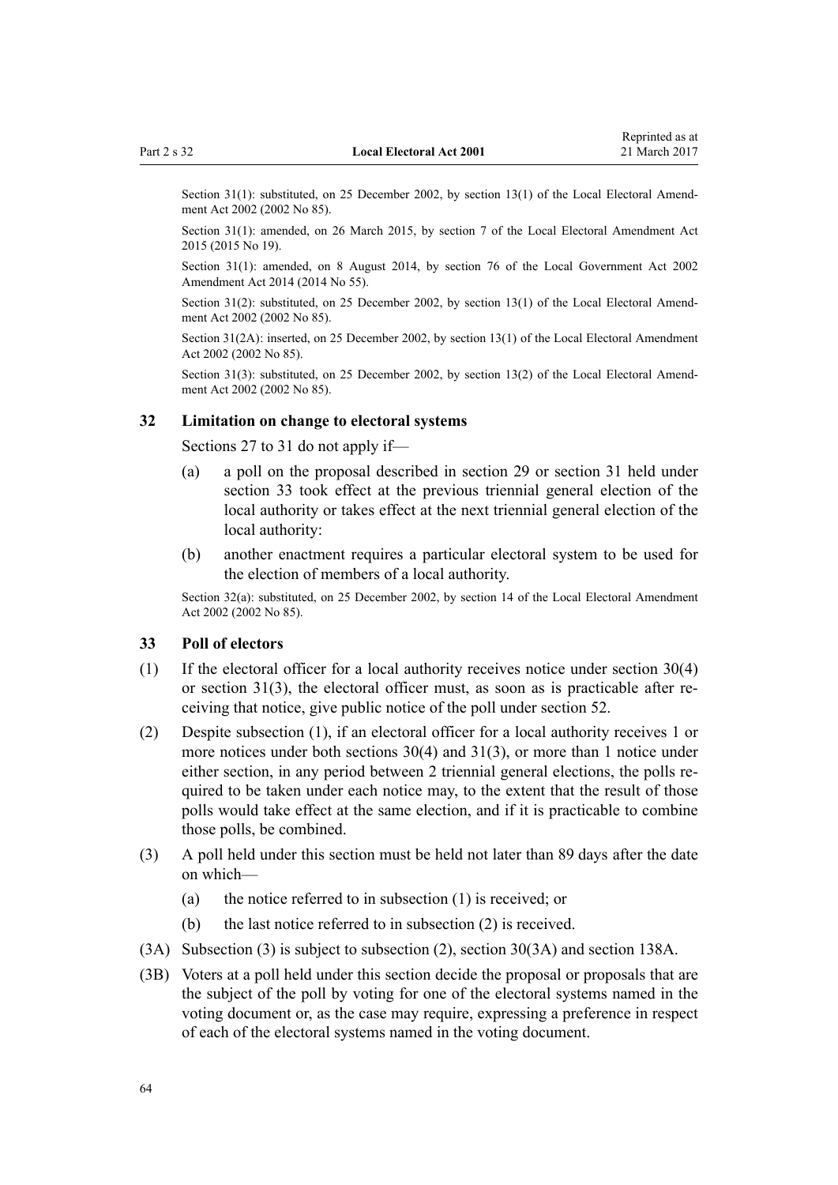Section 31(1): substituted, on 25 December 2002, by section 13(1) of the Local Electoral Amendment Act 2002 (2002 No 85).

Section 31(1): amended, on 26 March 2015, by section 7 of the Local Electoral Amendment Act 2015 (2015 No 19).

Section 31(1): amended, on 8 August 2014, by section 76 of the Local Government Act 2002 Amendment Act 2014 (2014 No 55).

Section 31(2): substituted, on 25 December 2002, by section 13(1) of the Local Electoral Amendment Act 2002 (2002 No 85).

Section 31(2A): inserted, on 25 December 2002, by section 13(1) of the Local Electoral Amendment Act 2002 (2002 No 85).

Section 31(3): substituted, on 25 December 2002, by section 13(2) of the Local Electoral Amendment Act 2002 (2002 No 85).

### 32 Limitation on change to electoral systems

Sections 27 to 31 do not apply if—

- (a) a poll on the proposal described in section 29 or section 31 held under section 33 took effect at the previous triennial general election of the local authority or takes effect at the next triennial general election of the local authority:
- (b) another enactment requires a particular electoral system to be used for the election of members of a local authority.

Section 32(a): substituted, on 25 December 2002, by section 14 of the Local Electoral Amendment Act 2002 (2002 No 85).

### 33 Poll of electors

(1) If the electoral officer for a local authority receives notice under section 30(4) or section 31(3), the electoral officer must, as soon as is practicable after receiving that notice, give public notice of the poll under section 52.

(2) Despite subsection (1), if an electoral officer for a local authority receives 1 or more notices under both sections 30(4) and 31(3), or more than 1 notice under either section, in any period between 2 triennial general elections, the polls required to be taken under each notice may, to the extent that the result of those polls would take effect at the same election, and if it is practicable to combine those polls, be combined.

(3) A poll held under this section must be held not later than 89 days after the date on which—

- (a) the notice referred to in subsection (1) is received; or
- (b) the last notice referred to in subsection (2) is received.

(3A) Subsection (3) is subject to subsection (2), section 30(3A) and section 138A.

(3B) Voters at a poll held under this section decide the proposal or proposals that are the subject of the poll by voting for one of the electoral systems named in the voting document or, as the case may require, expressing a preference in respect of each of the electoral systems named in the voting document.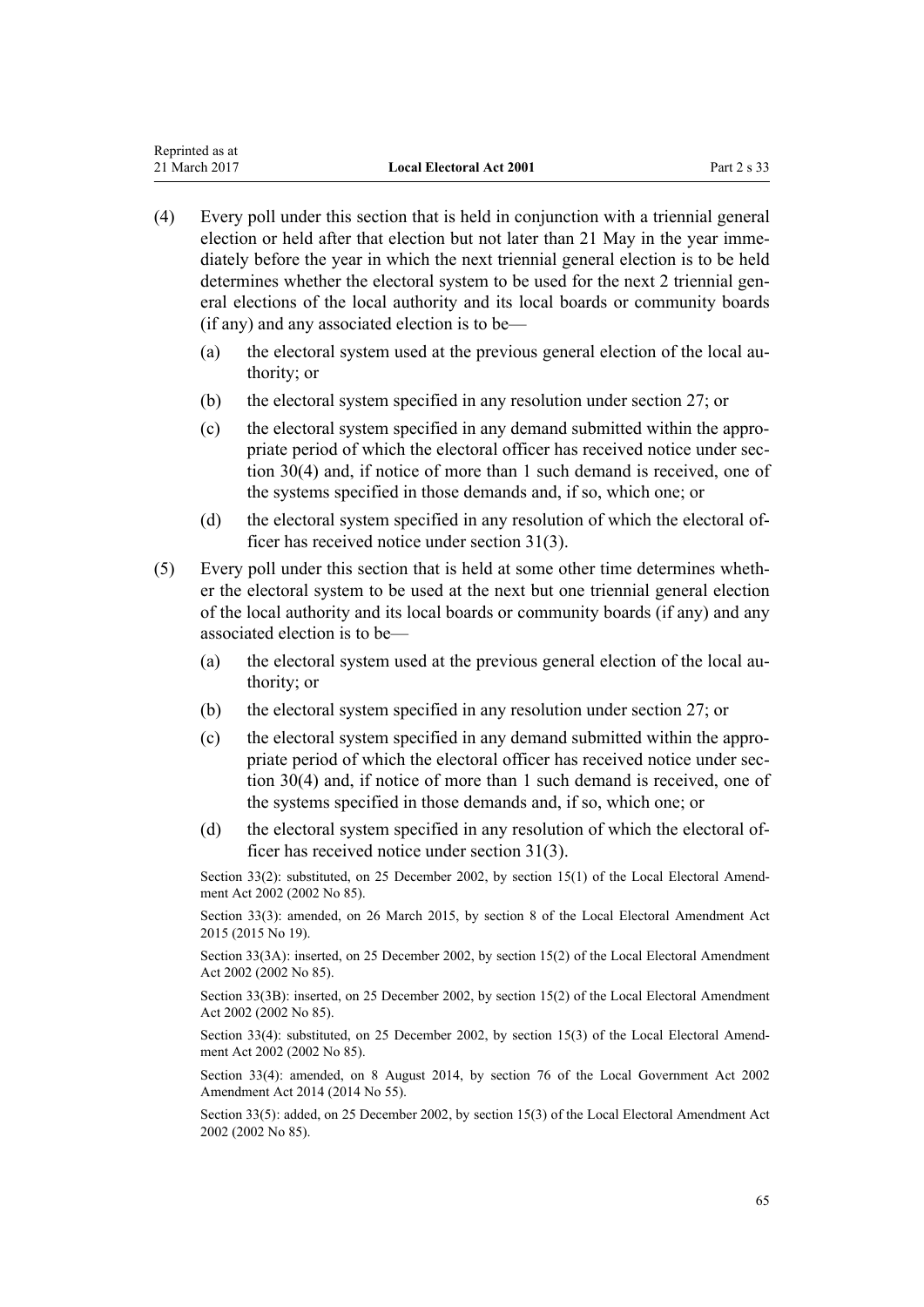(4) Every poll under this section that is held in conjunction with a triennial general election or held after that election but not later than 21 May in the year immediately before the year in which the next triennial general election is to be held determines whether the electoral system to be used for the next 2 triennial general elections of the local authority and its local boards or community boards (if any) and any associated election is to be—

(a) the electoral system used at the previous general election of the local authority; or

(b) the electoral system specified in any resolution under section 27; or

(c) the electoral system specified in any demand submitted within the appropriate period of which the electoral officer has received notice under section 30(4) and, if notice of more than 1 such demand is received, one of the systems specified in those demands and, if so, which one; or

(d) the electoral system specified in any resolution of which the electoral officer has received notice under section 31(3).

(5) Every poll under this section that is held at some other time determines whether the electoral system to be used at the next but one triennial general election of the local authority and its local boards or community boards (if any) and any associated election is to be—

(a) the electoral system used at the previous general election of the local authority; or

(b) the electoral system specified in any resolution under section 27; or

(c) the electoral system specified in any demand submitted within the appropriate period of which the electoral officer has received notice under section 30(4) and, if notice of more than 1 such demand is received, one of the systems specified in those demands and, if so, which one; or

(d) the electoral system specified in any resolution of which the electoral officer has received notice under section 31(3).

Section 33(2): substituted, on 25 December 2002, by section 15(1) of the Local Electoral Amendment Act 2002 (2002 No 85).

Section 33(3): amended, on 26 March 2015, by section 8 of the Local Electoral Amendment Act 2015 (2015 No 19).

Section 33(3A): inserted, on 25 December 2002, by section 15(2) of the Local Electoral Amendment Act 2002 (2002 No 85).

Section 33(3B): inserted, on 25 December 2002, by section 15(2) of the Local Electoral Amendment Act 2002 (2002 No 85).

Section 33(4): substituted, on 25 December 2002, by section 15(3) of the Local Electoral Amendment Act 2002 (2002 No 85).

Section 33(4): amended, on 8 August 2014, by section 76 of the Local Government Act 2002 Amendment Act 2014 (2014 No 55).

Section 33(5): added, on 25 December 2002, by section 15(3) of the Local Electoral Amendment Act 2002 (2002 No 85).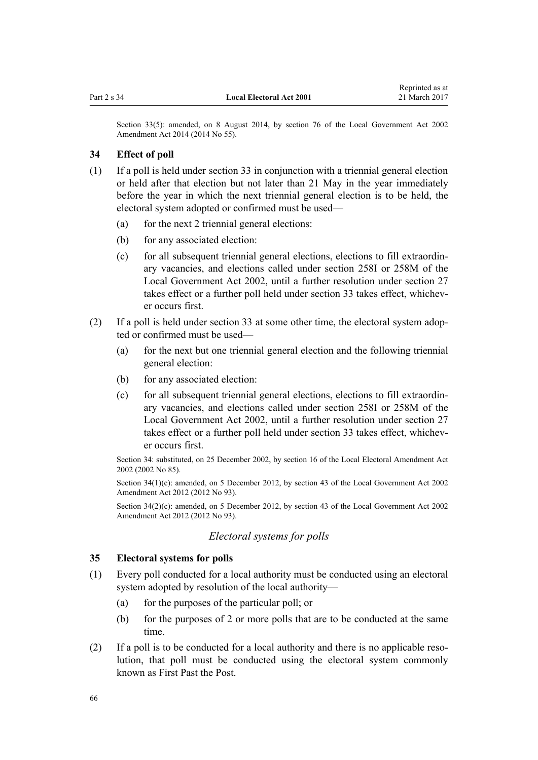Section 33(5): amended, on 8 August 2014, by section 76 of the Local Government Act 2002 Amendment Act 2014 (2014 No 55).

### 34 Effect of poll

(1) If a poll is held under section 33 in conjunction with a triennial general election or held after that election but not later than 21 May in the year immediately before the year in which the next triennial general election is to be held, the electoral system adopted or confirmed must be used—

  (a) for the next 2 triennial general elections:

  (b) for any associated election:

  (c) for all subsequent triennial general elections, elections to fill extraordinary vacancies, and elections called under section 258I or 258M of the Local Government Act 2002, until a further resolution under section 27 takes effect or a further poll held under section 33 takes effect, whichever occurs first.

(2) If a poll is held under section 33 at some other time, the electoral system adopted or confirmed must be used—

  (a) for the next but one triennial general election and the following triennial general election:

  (b) for any associated election:

  (c) for all subsequent triennial general elections, elections to fill extraordinary vacancies, and elections called under section 258I or 258M of the Local Government Act 2002, until a further resolution under section 27 takes effect or a further poll held under section 33 takes effect, whichever occurs first.

Section 34: substituted, on 25 December 2002, by section 16 of the Local Electoral Amendment Act 2002 (2002 No 85).

Section 34(1)(c): amended, on 5 December 2012, by section 43 of the Local Government Act 2002 Amendment Act 2012 (2012 No 93).

Section 34(2)(c): amended, on 5 December 2012, by section 43 of the Local Government Act 2002 Amendment Act 2012 (2012 No 93).

*Electoral systems for polls*

### 35 Electoral systems for polls

(1) Every poll conducted for a local authority must be conducted using an electoral system adopted by resolution of the local authority—

  (a) for the purposes of the particular poll; or

  (b) for the purposes of 2 or more polls that are to be conducted at the same time.

(2) If a poll is to be conducted for a local authority and there is no applicable resolution, that poll must be conducted using the electoral system commonly known as First Past the Post.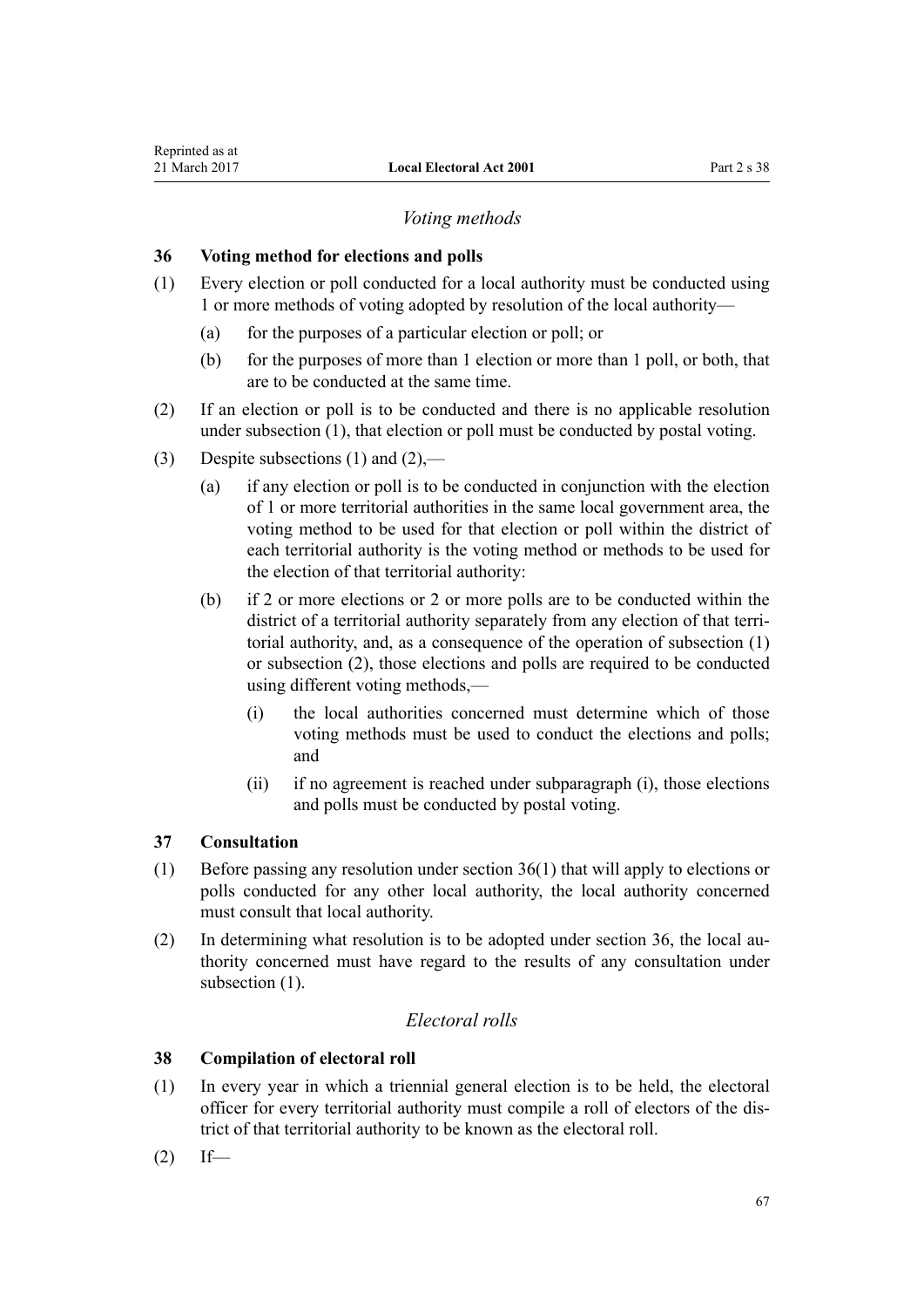## *Voting methods*

### 36 Voting method for elections and polls

(1) Every election or poll conducted for a local authority must be conducted using 1 or more methods of voting adopted by resolution of the local authority—

(a) for the purposes of a particular election or poll; or

(b) for the purposes of more than 1 election or more than 1 poll, or both, that are to be conducted at the same time.

(2) If an election or poll is to be conducted and there is no applicable resolution under subsection (1), that election or poll must be conducted by postal voting.

(3) Despite subsections (1) and (2),—

(a) if any election or poll is to be conducted in conjunction with the election of 1 or more territorial authorities in the same local government area, the voting method to be used for that election or poll within the district of each territorial authority is the voting method or methods to be used for the election of that territorial authority:

(b) if 2 or more elections or 2 or more polls are to be conducted within the district of a territorial authority separately from any election of that territorial authority, and, as a consequence of the operation of subsection (1) or subsection (2), those elections and polls are required to be conducted using different voting methods,—

(i) the local authorities concerned must determine which of those voting methods must be used to conduct the elections and polls; and

(ii) if no agreement is reached under subparagraph (i), those elections and polls must be conducted by postal voting.

### 37 Consultation

(1) Before passing any resolution under section 36(1) that will apply to elections or polls conducted for any other local authority, the local authority concerned must consult that local authority.

(2) In determining what resolution is to be adopted under section 36, the local authority concerned must have regard to the results of any consultation under subsection (1).

## *Electoral rolls*

### 38 Compilation of electoral roll

(1) In every year in which a triennial general election is to be held, the electoral officer for every territorial authority must compile a roll of electors of the district of that territorial authority to be known as the electoral roll.

(2) If—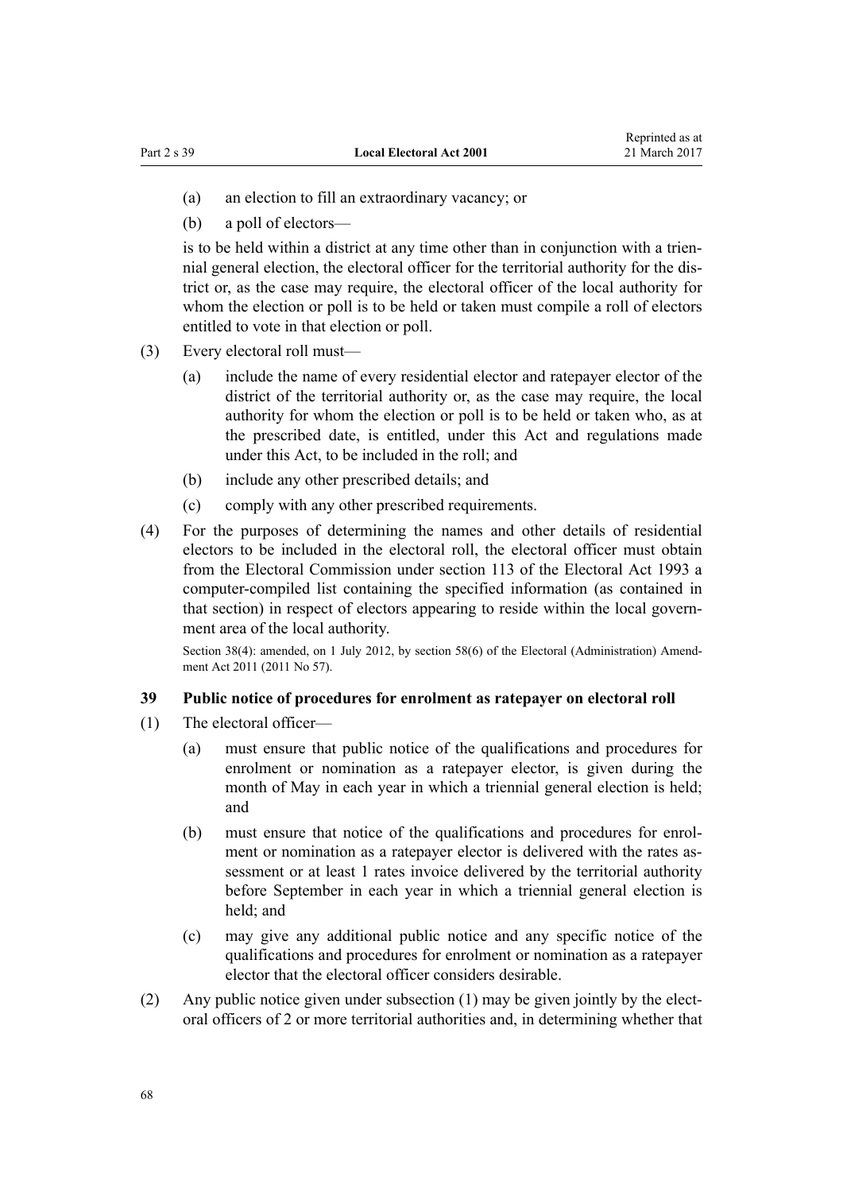- (a) an election to fill an extraordinary vacancy; or
- (b) a poll of electors—

is to be held within a district at any time other than in conjunction with a triennial general election, the electoral officer for the territorial authority for the district or, as the case may require, the electoral officer of the local authority for whom the election or poll is to be held or taken must compile a roll of electors entitled to vote in that election or poll.

(3) Every electoral roll must—

- (a) include the name of every residential elector and ratepayer elector of the district of the territorial authority or, as the case may require, the local authority for whom the election or poll is to be held or taken who, as at the prescribed date, is entitled, under this Act and regulations made under this Act, to be included in the roll; and
- (b) include any other prescribed details; and
- (c) comply with any other prescribed requirements.

(4) For the purposes of determining the names and other details of residential electors to be included in the electoral roll, the electoral officer must obtain from the Electoral Commission under section 113 of the Electoral Act 1993 a computer-compiled list containing the specified information (as contained in that section) in respect of electors appearing to reside within the local government area of the local authority.

Section 38(4): amended, on 1 July 2012, by section 58(6) of the Electoral (Administration) Amendment Act 2011 (2011 No 57).

### 39 Public notice of procedures for enrolment as ratepayer on electoral roll

(1) The electoral officer—

- (a) must ensure that public notice of the qualifications and procedures for enrolment or nomination as a ratepayer elector, is given during the month of May in each year in which a triennial general election is held; and
- (b) must ensure that notice of the qualifications and procedures for enrolment or nomination as a ratepayer elector is delivered with the rates assessment or at least 1 rates invoice delivered by the territorial authority before September in each year in which a triennial general election is held; and
- (c) may give any additional public notice and any specific notice of the qualifications and procedures for enrolment or nomination as a ratepayer elector that the electoral officer considers desirable.

(2) Any public notice given under subsection (1) may be given jointly by the electoral officers of 2 or more territorial authorities and, in determining whether that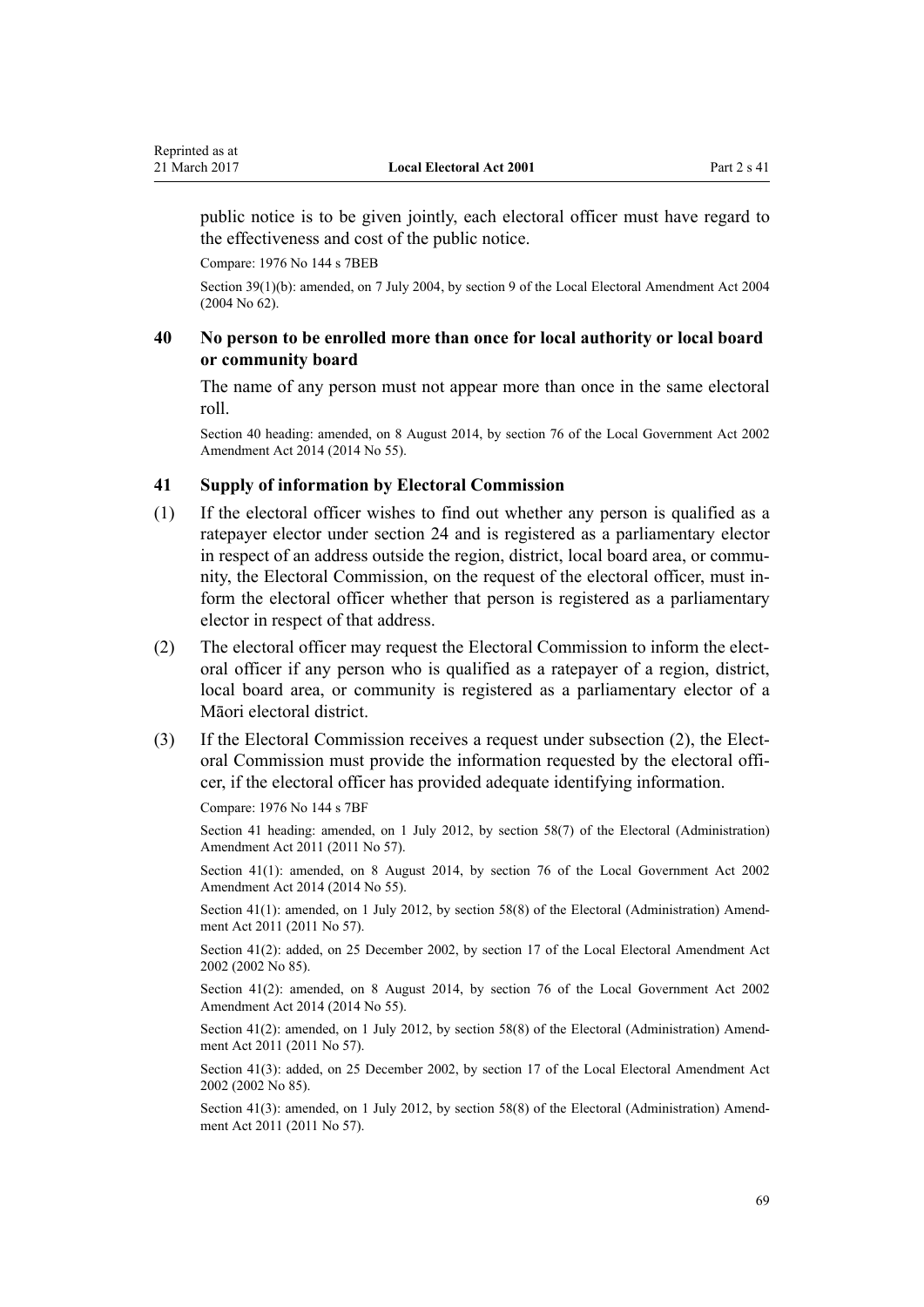public notice is to be given jointly, each electoral officer must have regard to the effectiveness and cost of the public notice.

Compare: 1976 No 144 s 7BEB

Section 39(1)(b): amended, on 7 July 2004, by section 9 of the Local Electoral Amendment Act 2004 (2004 No 62).

### 40 No person to be enrolled more than once for local authority or local board or community board

The name of any person must not appear more than once in the same electoral roll.

Section 40 heading: amended, on 8 August 2014, by section 76 of the Local Government Act 2002 Amendment Act 2014 (2014 No 55).

### 41 Supply of information by Electoral Commission

(1) If the electoral officer wishes to find out whether any person is qualified as a ratepayer elector under section 24 and is registered as a parliamentary elector in respect of an address outside the region, district, local board area, or community, the Electoral Commission, on the request of the electoral officer, must inform the electoral officer whether that person is registered as a parliamentary elector in respect of that address.

(2) The electoral officer may request the Electoral Commission to inform the electoral officer if any person who is qualified as a ratepayer of a region, district, local board area, or community is registered as a parliamentary elector of a Māori electoral district.

(3) If the Electoral Commission receives a request under subsection (2), the Electoral Commission must provide the information requested by the electoral officer, if the electoral officer has provided adequate identifying information.

Compare: 1976 No 144 s 7BF

Section 41 heading: amended, on 1 July 2012, by section 58(7) of the Electoral (Administration) Amendment Act 2011 (2011 No 57).

Section 41(1): amended, on 8 August 2014, by section 76 of the Local Government Act 2002 Amendment Act 2014 (2014 No 55).

Section 41(1): amended, on 1 July 2012, by section 58(8) of the Electoral (Administration) Amendment Act 2011 (2011 No 57).

Section 41(2): added, on 25 December 2002, by section 17 of the Local Electoral Amendment Act 2002 (2002 No 85).

Section 41(2): amended, on 8 August 2014, by section 76 of the Local Government Act 2002 Amendment Act 2014 (2014 No 55).

Section 41(2): amended, on 1 July 2012, by section 58(8) of the Electoral (Administration) Amendment Act 2011 (2011 No 57).

Section 41(3): added, on 25 December 2002, by section 17 of the Local Electoral Amendment Act 2002 (2002 No 85).

Section 41(3): amended, on 1 July 2012, by section 58(8) of the Electoral (Administration) Amendment Act 2011 (2011 No 57).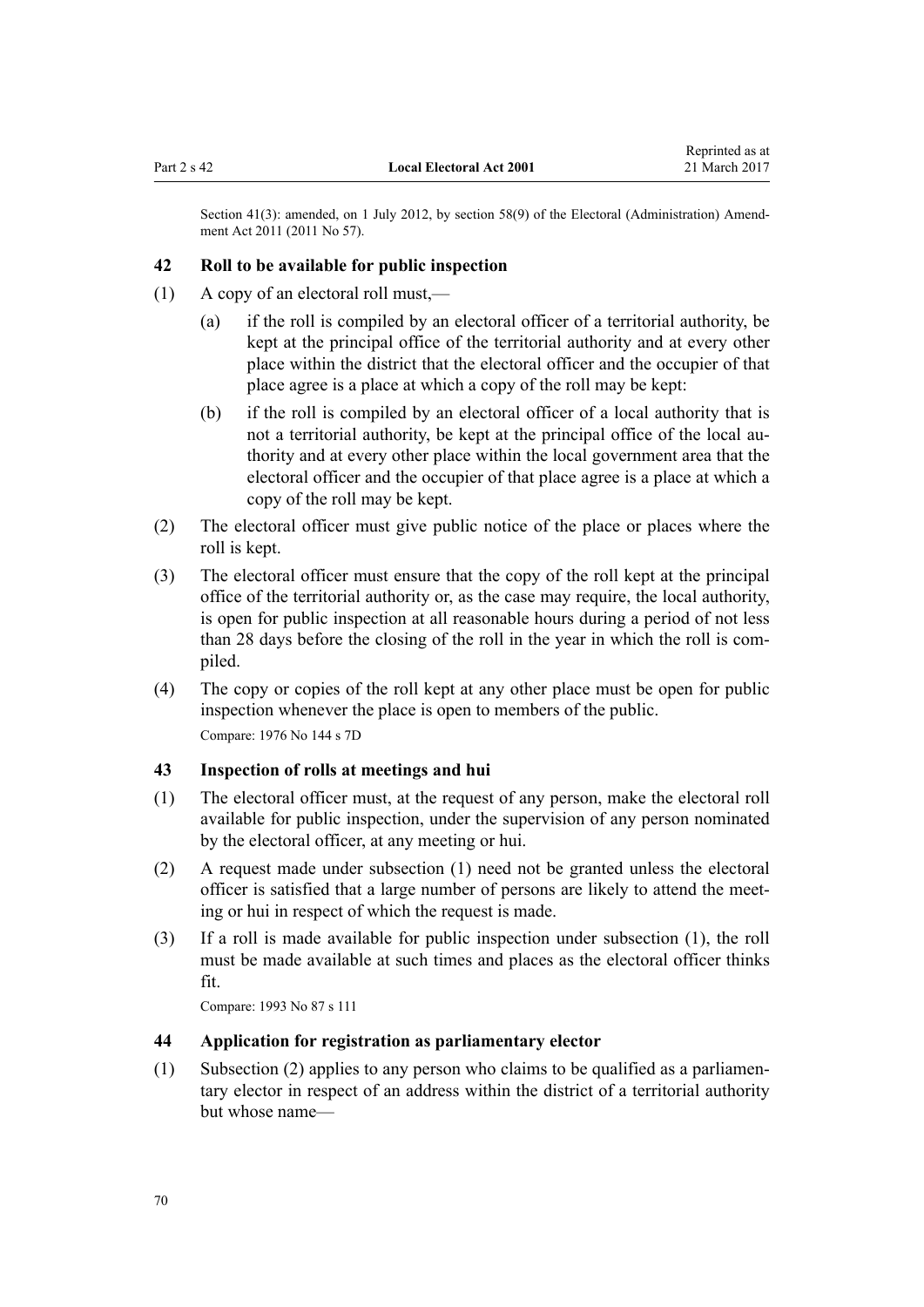Section 41(3): amended, on 1 July 2012, by section 58(9) of the Electoral (Administration) Amendment Act 2011 (2011 No 57).

### 42 Roll to be available for public inspection

(1) A copy of an electoral roll must,—

(a) if the roll is compiled by an electoral officer of a territorial authority, be kept at the principal office of the territorial authority and at every other place within the district that the electoral officer and the occupier of that place agree is a place at which a copy of the roll may be kept:

(b) if the roll is compiled by an electoral officer of a local authority that is not a territorial authority, be kept at the principal office of the local authority and at every other place within the local government area that the electoral officer and the occupier of that place agree is a place at which a copy of the roll may be kept.

(2) The electoral officer must give public notice of the place or places where the roll is kept.

(3) The electoral officer must ensure that the copy of the roll kept at the principal office of the territorial authority or, as the case may require, the local authority, is open for public inspection at all reasonable hours during a period of not less than 28 days before the closing of the roll in the year in which the roll is compiled.

(4) The copy or copies of the roll kept at any other place must be open for public inspection whenever the place is open to members of the public.

Compare: 1976 No 144 s 7D

### 43 Inspection of rolls at meetings and hui

(1) The electoral officer must, at the request of any person, make the electoral roll available for public inspection, under the supervision of any person nominated by the electoral officer, at any meeting or hui.

(2) A request made under subsection (1) need not be granted unless the electoral officer is satisfied that a large number of persons are likely to attend the meeting or hui in respect of which the request is made.

(3) If a roll is made available for public inspection under subsection (1), the roll must be made available at such times and places as the electoral officer thinks fit.

Compare: 1993 No 87 s 111

### 44 Application for registration as parliamentary elector

(1) Subsection (2) applies to any person who claims to be qualified as a parliamentary elector in respect of an address within the district of a territorial authority but whose name—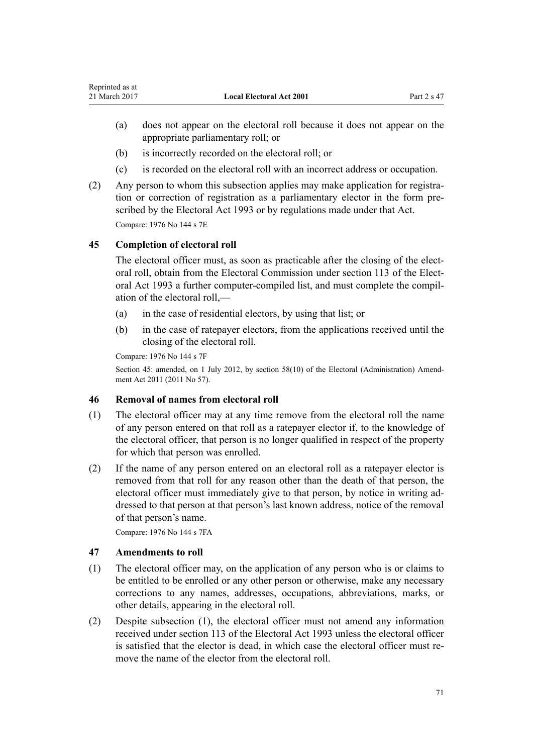(a) does not appear on the electoral roll because it does not appear on the appropriate parliamentary roll; or

(b) is incorrectly recorded on the electoral roll; or

(c) is recorded on the electoral roll with an incorrect address or occupation.

(2) Any person to whom this subsection applies may make application for registration or correction of registration as a parliamentary elector in the form prescribed by the Electoral Act 1993 or by regulations made under that Act.

Compare: 1976 No 144 s 7E

### 45 Completion of electoral roll

The electoral officer must, as soon as practicable after the closing of the electoral roll, obtain from the Electoral Commission under section 113 of the Electoral Act 1993 a further computer-compiled list, and must complete the compilation of the electoral roll,—

(a) in the case of residential electors, by using that list; or

(b) in the case of ratepayer electors, from the applications received until the closing of the electoral roll.

Compare: 1976 No 144 s 7F

Section 45: amended, on 1 July 2012, by section 58(10) of the Electoral (Administration) Amendment Act 2011 (2011 No 57).

### 46 Removal of names from electoral roll

(1) The electoral officer may at any time remove from the electoral roll the name of any person entered on that roll as a ratepayer elector if, to the knowledge of the electoral officer, that person is no longer qualified in respect of the property for which that person was enrolled.

(2) If the name of any person entered on an electoral roll as a ratepayer elector is removed from that roll for any reason other than the death of that person, the electoral officer must immediately give to that person, by notice in writing addressed to that person at that person's last known address, notice of the removal of that person's name.

Compare: 1976 No 144 s 7FA

### 47 Amendments to roll

(1) The electoral officer may, on the application of any person who is or claims to be entitled to be enrolled or any other person or otherwise, make any necessary corrections to any names, addresses, occupations, abbreviations, marks, or other details, appearing in the electoral roll.

(2) Despite subsection (1), the electoral officer must not amend any information received under section 113 of the Electoral Act 1993 unless the electoral officer is satisfied that the elector is dead, in which case the electoral officer must remove the name of the elector from the electoral roll.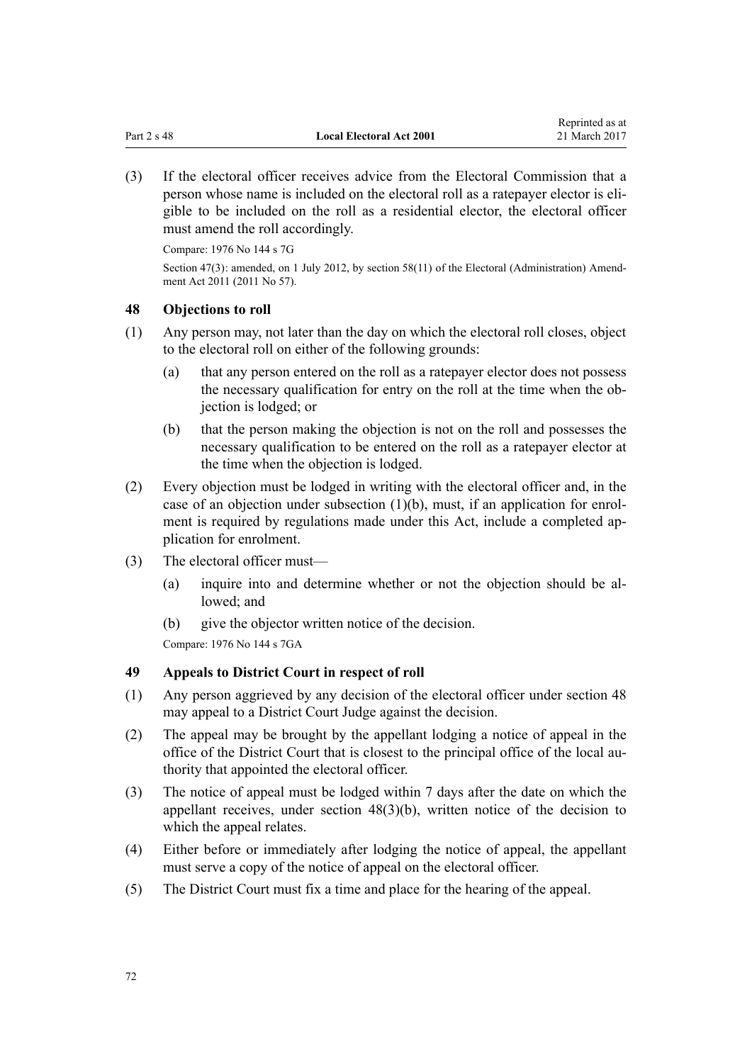(3) If the electoral officer receives advice from the Electoral Commission that a person whose name is included on the electoral roll as a ratepayer elector is eligible to be included on the roll as a residential elector, the electoral officer must amend the roll accordingly.

Compare: 1976 No 144 s 7G

Section 47(3): amended, on 1 July 2012, by section 58(11) of the Electoral (Administration) Amendment Act 2011 (2011 No 57).

### 48 Objections to roll

(1) Any person may, not later than the day on which the electoral roll closes, object to the electoral roll on either of the following grounds:

   (a) that any person entered on the roll as a ratepayer elector does not possess the necessary qualification for entry on the roll at the time when the objection is lodged; or

   (b) that the person making the objection is not on the roll and possesses the necessary qualification to be entered on the roll as a ratepayer elector at the time when the objection is lodged.

(2) Every objection must be lodged in writing with the electoral officer and, in the case of an objection under subsection (1)(b), must, if an application for enrolment is required by regulations made under this Act, include a completed application for enrolment.

(3) The electoral officer must—

   (a) inquire into and determine whether or not the objection should be allowed; and

   (b) give the objector written notice of the decision.

Compare: 1976 No 144 s 7GA

### 49 Appeals to District Court in respect of roll

(1) Any person aggrieved by any decision of the electoral officer under section 48 may appeal to a District Court Judge against the decision.

(2) The appeal may be brought by the appellant lodging a notice of appeal in the office of the District Court that is closest to the principal office of the local authority that appointed the electoral officer.

(3) The notice of appeal must be lodged within 7 days after the date on which the appellant receives, under section 48(3)(b), written notice of the decision to which the appeal relates.

(4) Either before or immediately after lodging the notice of appeal, the appellant must serve a copy of the notice of appeal on the electoral officer.

(5) The District Court must fix a time and place for the hearing of the appeal.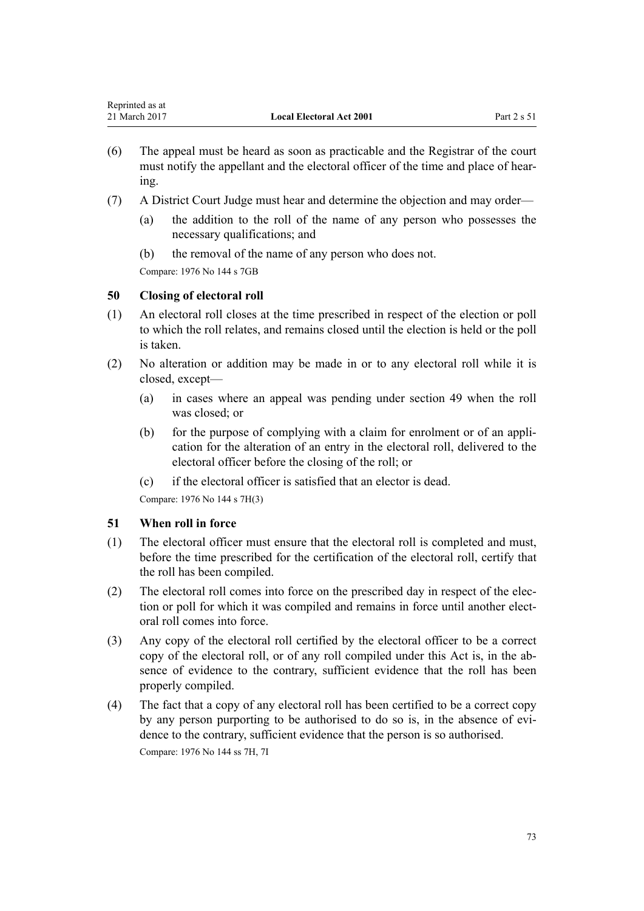(6) The appeal must be heard as soon as practicable and the Registrar of the court must notify the appellant and the electoral officer of the time and place of hearing.

(7) A District Court Judge must hear and determine the objection and may order—

(a) the addition to the roll of the name of any person who possesses the necessary qualifications; and

(b) the removal of the name of any person who does not.

Compare: 1976 No 144 s 7GB

### 50 Closing of electoral roll

(1) An electoral roll closes at the time prescribed in respect of the election or poll to which the roll relates, and remains closed until the election is held or the poll is taken.

(2) No alteration or addition may be made in or to any electoral roll while it is closed, except—

(a) in cases where an appeal was pending under section 49 when the roll was closed; or

(b) for the purpose of complying with a claim for enrolment or of an application for the alteration of an entry in the electoral roll, delivered to the electoral officer before the closing of the roll; or

(c) if the electoral officer is satisfied that an elector is dead.

Compare: 1976 No 144 s 7H(3)

### 51 When roll in force

(1) The electoral officer must ensure that the electoral roll is completed and must, before the time prescribed for the certification of the electoral roll, certify that the roll has been compiled.

(2) The electoral roll comes into force on the prescribed day in respect of the election or poll for which it was compiled and remains in force until another electoral roll comes into force.

(3) Any copy of the electoral roll certified by the electoral officer to be a correct copy of the electoral roll, or of any roll compiled under this Act is, in the absence of evidence to the contrary, sufficient evidence that the roll has been properly compiled.

(4) The fact that a copy of any electoral roll has been certified to be a correct copy by any person purporting to be authorised to do so is, in the absence of evidence to the contrary, sufficient evidence that the person is so authorised.

Compare: 1976 No 144 ss 7H, 7I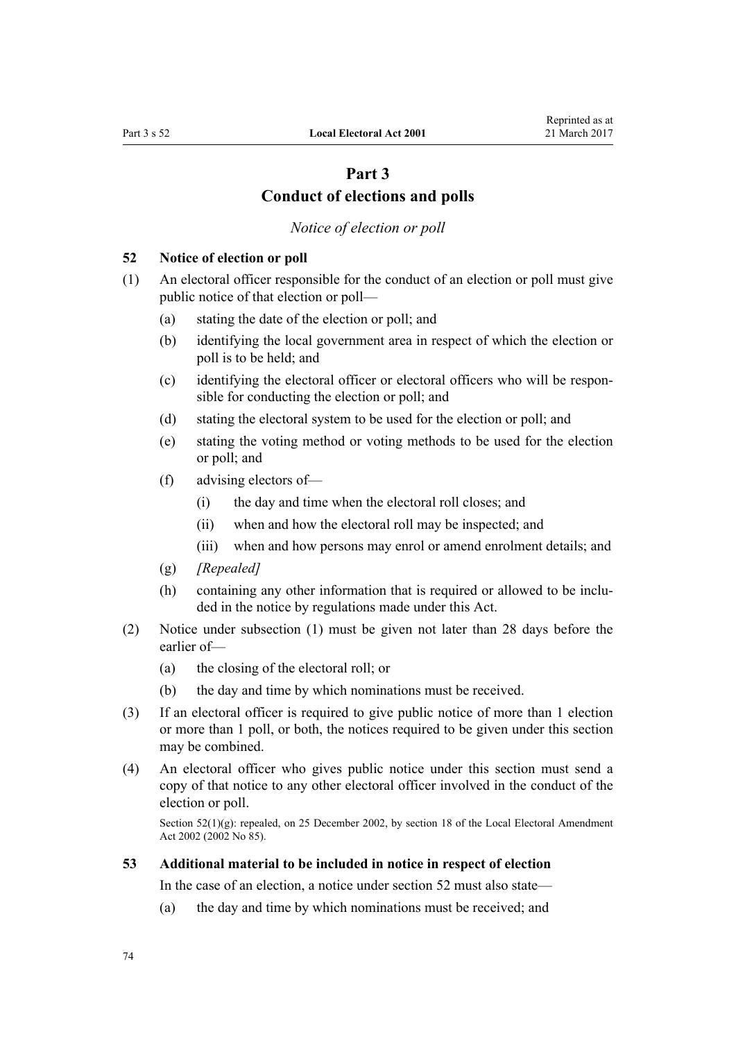# Part 3
# Conduct of elections and polls

*Notice of election or poll*

### 52 Notice of election or poll

(1) An electoral officer responsible for the conduct of an election or poll must give public notice of that election or poll—

  (a) stating the date of the election or poll; and

  (b) identifying the local government area in respect of which the election or poll is to be held; and

  (c) identifying the electoral officer or electoral officers who will be responsible for conducting the election or poll; and

  (d) stating the electoral system to be used for the election or poll; and

  (e) stating the voting method or voting methods to be used for the election or poll; and

  (f) advising electors of—

    (i) the day and time when the electoral roll closes; and

    (ii) when and how the electoral roll may be inspected; and

    (iii) when and how persons may enrol or amend enrolment details; and

  (g) *[Repealed]*

  (h) containing any other information that is required or allowed to be included in the notice by regulations made under this Act.

(2) Notice under subsection (1) must be given not later than 28 days before the earlier of—

  (a) the closing of the electoral roll; or

  (b) the day and time by which nominations must be received.

(3) If an electoral officer is required to give public notice of more than 1 election or more than 1 poll, or both, the notices required to be given under this section may be combined.

(4) An electoral officer who gives public notice under this section must send a copy of that notice to any other electoral officer involved in the conduct of the election or poll.

Section 52(1)(g): repealed, on 25 December 2002, by section 18 of the Local Electoral Amendment Act 2002 (2002 No 85).

### 53 Additional material to be included in notice in respect of election

In the case of an election, a notice under section 52 must also state—

  (a) the day and time by which nominations must be received; and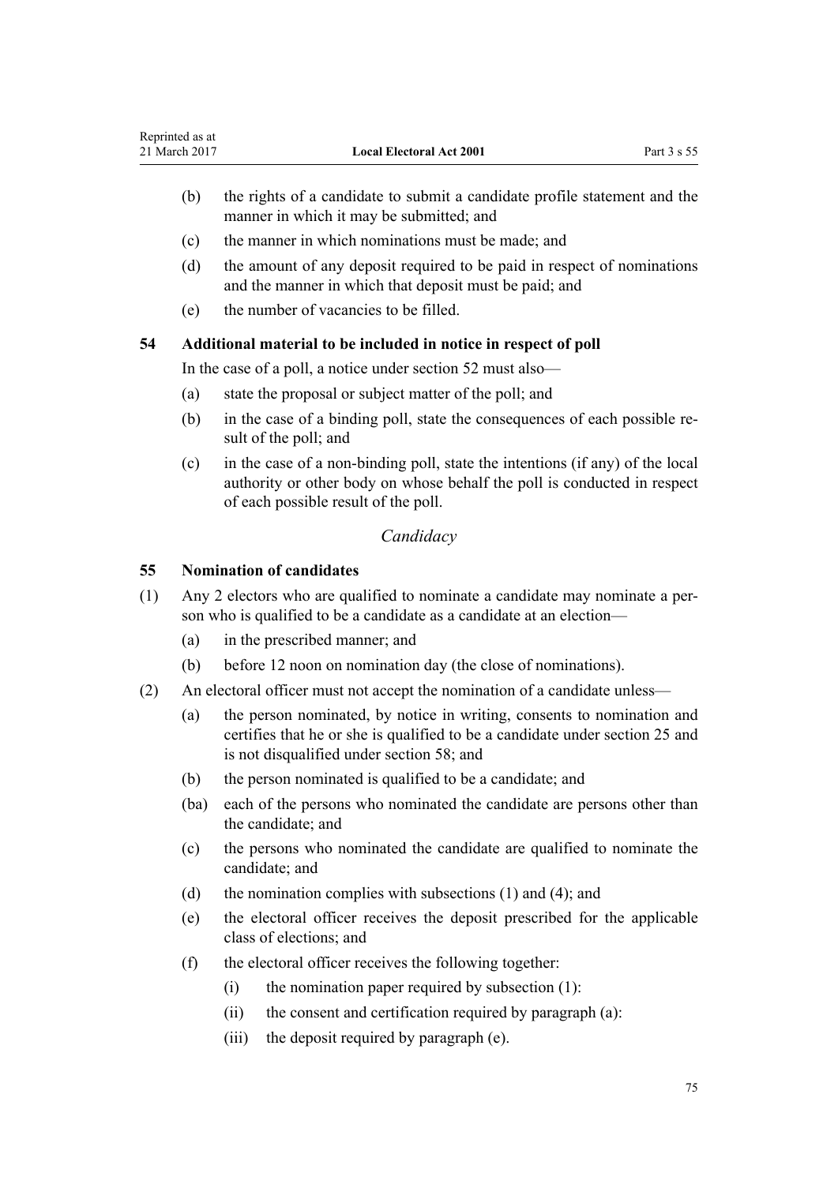(b) the rights of a candidate to submit a candidate profile statement and the manner in which it may be submitted; and

(c) the manner in which nominations must be made; and

(d) the amount of any deposit required to be paid in respect of nominations and the manner in which that deposit must be paid; and

(e) the number of vacancies to be filled.

### 54 Additional material to be included in notice in respect of poll

In the case of a poll, a notice under section 52 must also—

(a) state the proposal or subject matter of the poll; and

(b) in the case of a binding poll, state the consequences of each possible result of the poll; and

(c) in the case of a non-binding poll, state the intentions (if any) of the local authority or other body on whose behalf the poll is conducted in respect of each possible result of the poll.

*Candidacy*

### 55 Nomination of candidates

(1) Any 2 electors who are qualified to nominate a candidate may nominate a person who is qualified to be a candidate as a candidate at an election—

(a) in the prescribed manner; and

(b) before 12 noon on nomination day (the close of nominations).

(2) An electoral officer must not accept the nomination of a candidate unless—

(a) the person nominated, by notice in writing, consents to nomination and certifies that he or she is qualified to be a candidate under section 25 and is not disqualified under section 58; and

(b) the person nominated is qualified to be a candidate; and

(ba) each of the persons who nominated the candidate are persons other than the candidate; and

(c) the persons who nominated the candidate are qualified to nominate the candidate; and

(d) the nomination complies with subsections (1) and (4); and

(e) the electoral officer receives the deposit prescribed for the applicable class of elections; and

(f) the electoral officer receives the following together:

(i) the nomination paper required by subsection (1):

(ii) the consent and certification required by paragraph (a):

(iii) the deposit required by paragraph (e).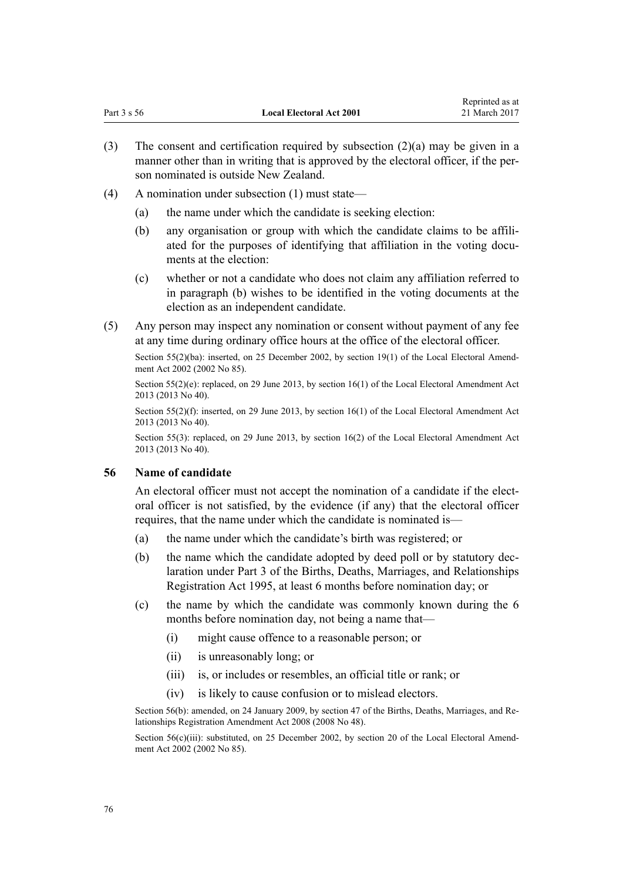(3) The consent and certification required by subsection (2)(a) may be given in a manner other than in writing that is approved by the electoral officer, if the person nominated is outside New Zealand.

(4) A nomination under subsection (1) must state—

 (a) the name under which the candidate is seeking election:

 (b) any organisation or group with which the candidate claims to be affiliated for the purposes of identifying that affiliation in the voting documents at the election:

 (c) whether or not a candidate who does not claim any affiliation referred to in paragraph (b) wishes to be identified in the voting documents at the election as an independent candidate.

(5) Any person may inspect any nomination or consent without payment of any fee at any time during ordinary office hours at the office of the electoral officer.

Section 55(2)(ba): inserted, on 25 December 2002, by section 19(1) of the Local Electoral Amendment Act 2002 (2002 No 85).

Section 55(2)(e): replaced, on 29 June 2013, by section 16(1) of the Local Electoral Amendment Act 2013 (2013 No 40).

Section 55(2)(f): inserted, on 29 June 2013, by section 16(1) of the Local Electoral Amendment Act 2013 (2013 No 40).

Section 55(3): replaced, on 29 June 2013, by section 16(2) of the Local Electoral Amendment Act 2013 (2013 No 40).

### 56 Name of candidate

An electoral officer must not accept the nomination of a candidate if the electoral officer is not satisfied, by the evidence (if any) that the electoral officer requires, that the name under which the candidate is nominated is—

 (a) the name under which the candidate's birth was registered; or

 (b) the name which the candidate adopted by deed poll or by statutory declaration under Part 3 of the Births, Deaths, Marriages, and Relationships Registration Act 1995, at least 6 months before nomination day; or

 (c) the name by which the candidate was commonly known during the 6 months before nomination day, not being a name that—

  (i) might cause offence to a reasonable person; or

  (ii) is unreasonably long; or

  (iii) is, or includes or resembles, an official title or rank; or

  (iv) is likely to cause confusion or to mislead electors.

Section 56(b): amended, on 24 January 2009, by section 47 of the Births, Deaths, Marriages, and Relationships Registration Amendment Act 2008 (2008 No 48).

Section 56(c)(iii): substituted, on 25 December 2002, by section 20 of the Local Electoral Amendment Act 2002 (2002 No 85).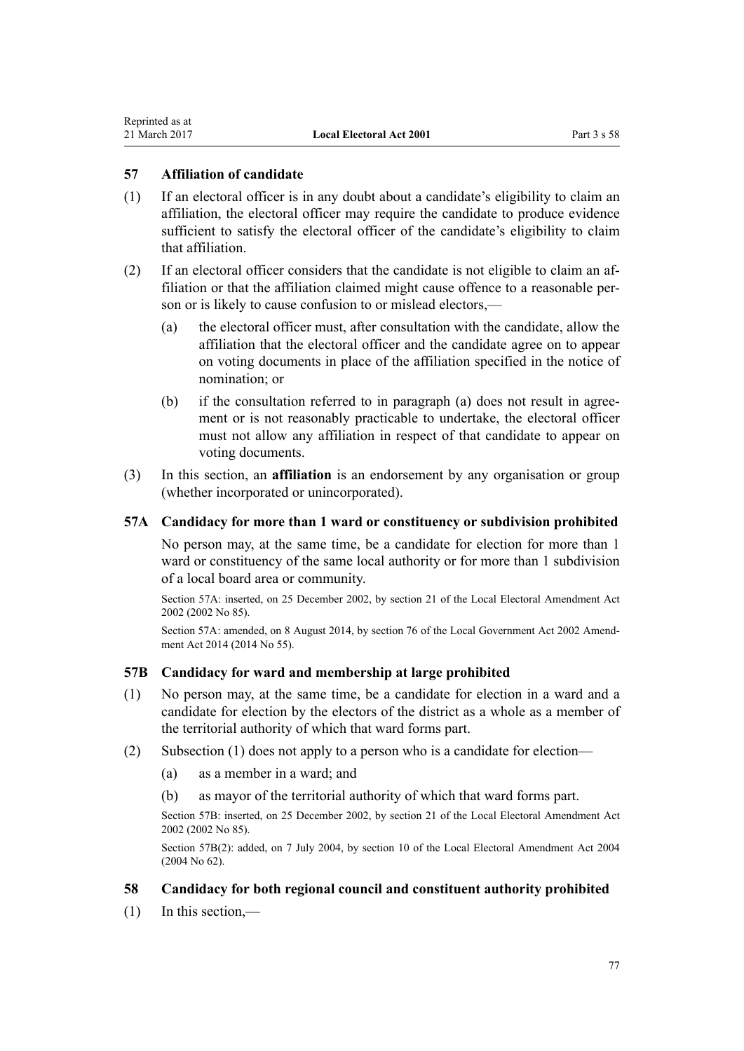### 57 Affiliation of candidate

(1) If an electoral officer is in any doubt about a candidate's eligibility to claim an affiliation, the electoral officer may require the candidate to produce evidence sufficient to satisfy the electoral officer of the candidate's eligibility to claim that affiliation.

(2) If an electoral officer considers that the candidate is not eligible to claim an affiliation or that the affiliation claimed might cause offence to a reasonable person or is likely to cause confusion to or mislead electors,—

(a) the electoral officer must, after consultation with the candidate, allow the affiliation that the electoral officer and the candidate agree on to appear on voting documents in place of the affiliation specified in the notice of nomination; or

(b) if the consultation referred to in paragraph (a) does not result in agreement or is not reasonably practicable to undertake, the electoral officer must not allow any affiliation in respect of that candidate to appear on voting documents.

(3) In this section, an **affiliation** is an endorsement by any organisation or group (whether incorporated or unincorporated).

### 57A Candidacy for more than 1 ward or constituency or subdivision prohibited

No person may, at the same time, be a candidate for election for more than 1 ward or constituency of the same local authority or for more than 1 subdivision of a local board area or community.

Section 57A: inserted, on 25 December 2002, by section 21 of the Local Electoral Amendment Act 2002 (2002 No 85).

Section 57A: amended, on 8 August 2014, by section 76 of the Local Government Act 2002 Amendment Act 2014 (2014 No 55).

### 57B Candidacy for ward and membership at large prohibited

(1) No person may, at the same time, be a candidate for election in a ward and a candidate for election by the electors of the district as a whole as a member of the territorial authority of which that ward forms part.

(2) Subsection (1) does not apply to a person who is a candidate for election—

(a) as a member in a ward; and

(b) as mayor of the territorial authority of which that ward forms part.

Section 57B: inserted, on 25 December 2002, by section 21 of the Local Electoral Amendment Act 2002 (2002 No 85).

Section 57B(2): added, on 7 July 2004, by section 10 of the Local Electoral Amendment Act 2004 (2004 No 62).

### 58 Candidacy for both regional council and constituent authority prohibited

(1) In this section,—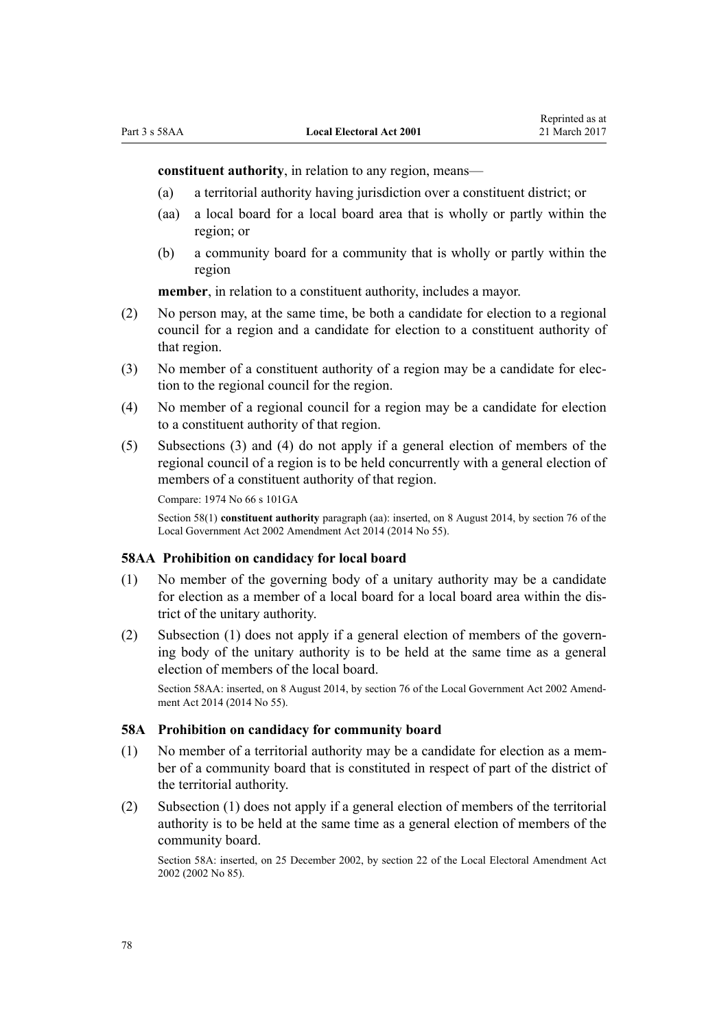**constituent authority**, in relation to any region, means—

(a) a territorial authority having jurisdiction over a constituent district; or

(aa) a local board for a local board area that is wholly or partly within the region; or

(b) a community board for a community that is wholly or partly within the region

**member**, in relation to a constituent authority, includes a mayor.

(2) No person may, at the same time, be both a candidate for election to a regional council for a region and a candidate for election to a constituent authority of that region.

(3) No member of a constituent authority of a region may be a candidate for election to the regional council for the region.

(4) No member of a regional council for a region may be a candidate for election to a constituent authority of that region.

(5) Subsections (3) and (4) do not apply if a general election of members of the regional council of a region is to be held concurrently with a general election of members of a constituent authority of that region.

Compare: 1974 No 66 s 101GA

Section 58(1) **constituent authority** paragraph (aa): inserted, on 8 August 2014, by section 76 of the Local Government Act 2002 Amendment Act 2014 (2014 No 55).

### 58AA Prohibition on candidacy for local board

(1) No member of the governing body of a unitary authority may be a candidate for election as a member of a local board for a local board area within the district of the unitary authority.

(2) Subsection (1) does not apply if a general election of members of the governing body of the unitary authority is to be held at the same time as a general election of members of the local board.

Section 58AA: inserted, on 8 August 2014, by section 76 of the Local Government Act 2002 Amendment Act 2014 (2014 No 55).

### 58A Prohibition on candidacy for community board

(1) No member of a territorial authority may be a candidate for election as a member of a community board that is constituted in respect of part of the district of the territorial authority.

(2) Subsection (1) does not apply if a general election of members of the territorial authority is to be held at the same time as a general election of members of the community board.

Section 58A: inserted, on 25 December 2002, by section 22 of the Local Electoral Amendment Act 2002 (2002 No 85).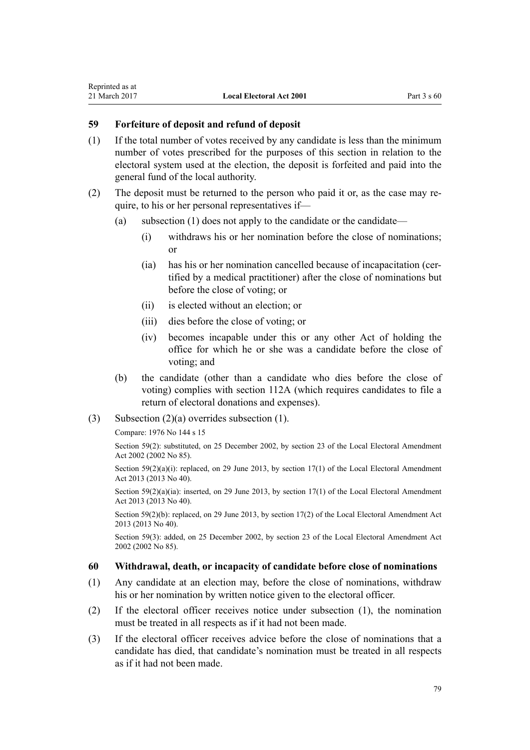### 59 Forfeiture of deposit and refund of deposit

(1) If the total number of votes received by any candidate is less than the minimum number of votes prescribed for the purposes of this section in relation to the electoral system used at the election, the deposit is forfeited and paid into the general fund of the local authority.

(2) The deposit must be returned to the person who paid it or, as the case may require, to his or her personal representatives if—

- (a) subsection (1) does not apply to the candidate or the candidate—
  - (i) withdraws his or her nomination before the close of nominations; or
  - (ia) has his or her nomination cancelled because of incapacitation (certified by a medical practitioner) after the close of nominations but before the close of voting; or
  - (ii) is elected without an election; or
  - (iii) dies before the close of voting; or
  - (iv) becomes incapable under this or any other Act of holding the office for which he or she was a candidate before the close of voting; and
- (b) the candidate (other than a candidate who dies before the close of voting) complies with section 112A (which requires candidates to file a return of electoral donations and expenses).

(3) Subsection (2)(a) overrides subsection (1).

Compare: 1976 No 144 s 15

Section 59(2): substituted, on 25 December 2002, by section 23 of the Local Electoral Amendment Act 2002 (2002 No 85).

Section 59(2)(a)(i): replaced, on 29 June 2013, by section 17(1) of the Local Electoral Amendment Act 2013 (2013 No 40).

Section 59(2)(a)(ia): inserted, on 29 June 2013, by section 17(1) of the Local Electoral Amendment Act 2013 (2013 No 40).

Section 59(2)(b): replaced, on 29 June 2013, by section 17(2) of the Local Electoral Amendment Act 2013 (2013 No 40).

Section 59(3): added, on 25 December 2002, by section 23 of the Local Electoral Amendment Act 2002 (2002 No 85).

### 60 Withdrawal, death, or incapacity of candidate before close of nominations

(1) Any candidate at an election may, before the close of nominations, withdraw his or her nomination by written notice given to the electoral officer.

(2) If the electoral officer receives notice under subsection (1), the nomination must be treated in all respects as if it had not been made.

(3) If the electoral officer receives advice before the close of nominations that a candidate has died, that candidate's nomination must be treated in all respects as if it had not been made.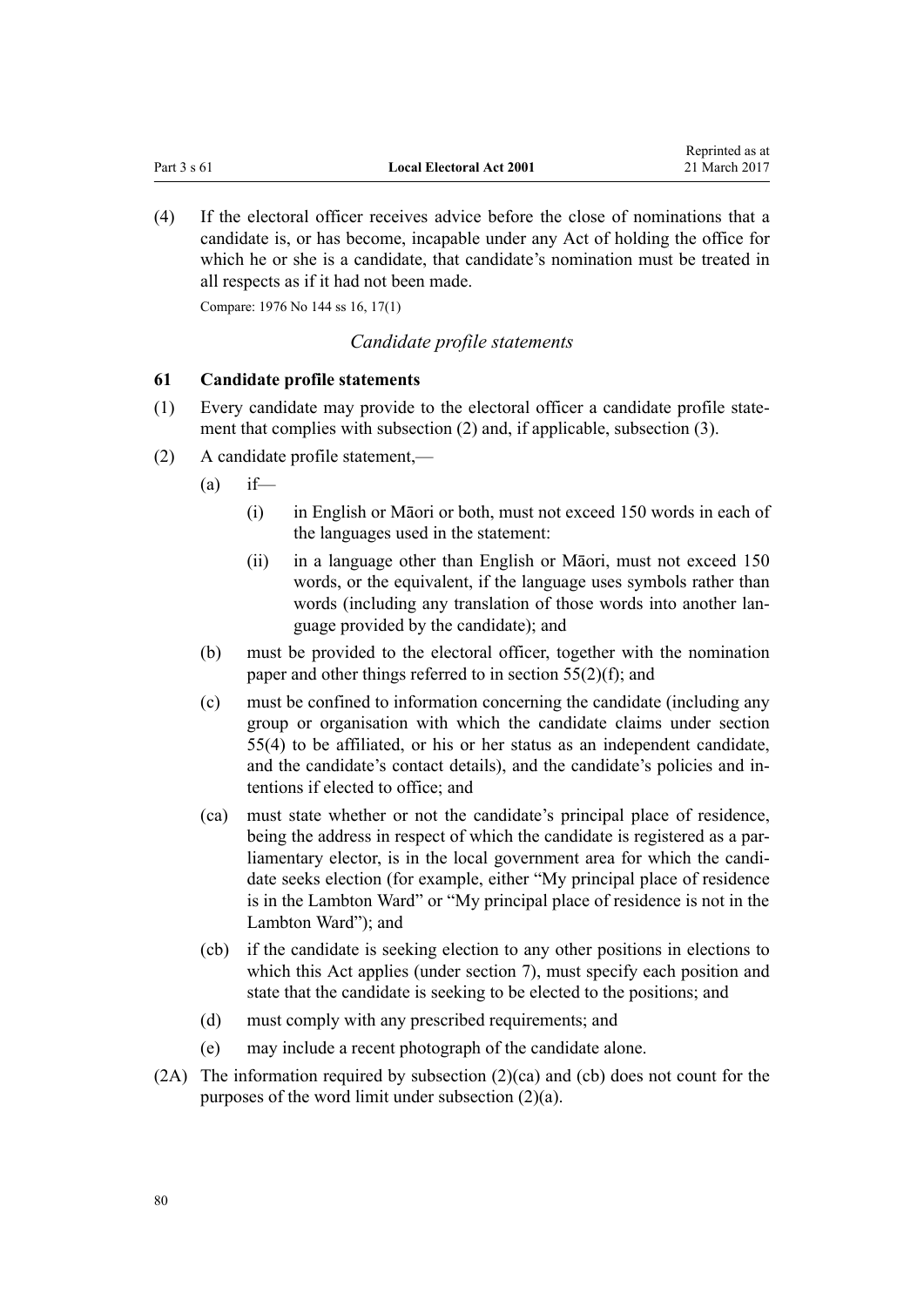(4) If the electoral officer receives advice before the close of nominations that a candidate is, or has become, incapable under any Act of holding the office for which he or she is a candidate, that candidate's nomination must be treated in all respects as if it had not been made.

Compare: 1976 No 144 ss 16, 17(1)

*Candidate profile statements*

### 61 Candidate profile statements

(1) Every candidate may provide to the electoral officer a candidate profile statement that complies with subsection (2) and, if applicable, subsection (3).

(2) A candidate profile statement,—

- (a) if—
  - (i) in English or Māori or both, must not exceed 150 words in each of the languages used in the statement:
  - (ii) in a language other than English or Māori, must not exceed 150 words, or the equivalent, if the language uses symbols rather than words (including any translation of those words into another language provided by the candidate); and
- (b) must be provided to the electoral officer, together with the nomination paper and other things referred to in section 55(2)(f); and
- (c) must be confined to information concerning the candidate (including any group or organisation with which the candidate claims under section 55(4) to be affiliated, or his or her status as an independent candidate, and the candidate's contact details), and the candidate's policies and intentions if elected to office; and
- (ca) must state whether or not the candidate's principal place of residence, being the address in respect of which the candidate is registered as a parliamentary elector, is in the local government area for which the candidate seeks election (for example, either "My principal place of residence is in the Lambton Ward" or "My principal place of residence is not in the Lambton Ward"); and
- (cb) if the candidate is seeking election to any other positions in elections to which this Act applies (under section 7), must specify each position and state that the candidate is seeking to be elected to the positions; and
- (d) must comply with any prescribed requirements; and
- (e) may include a recent photograph of the candidate alone.

(2A) The information required by subsection (2)(ca) and (cb) does not count for the purposes of the word limit under subsection (2)(a).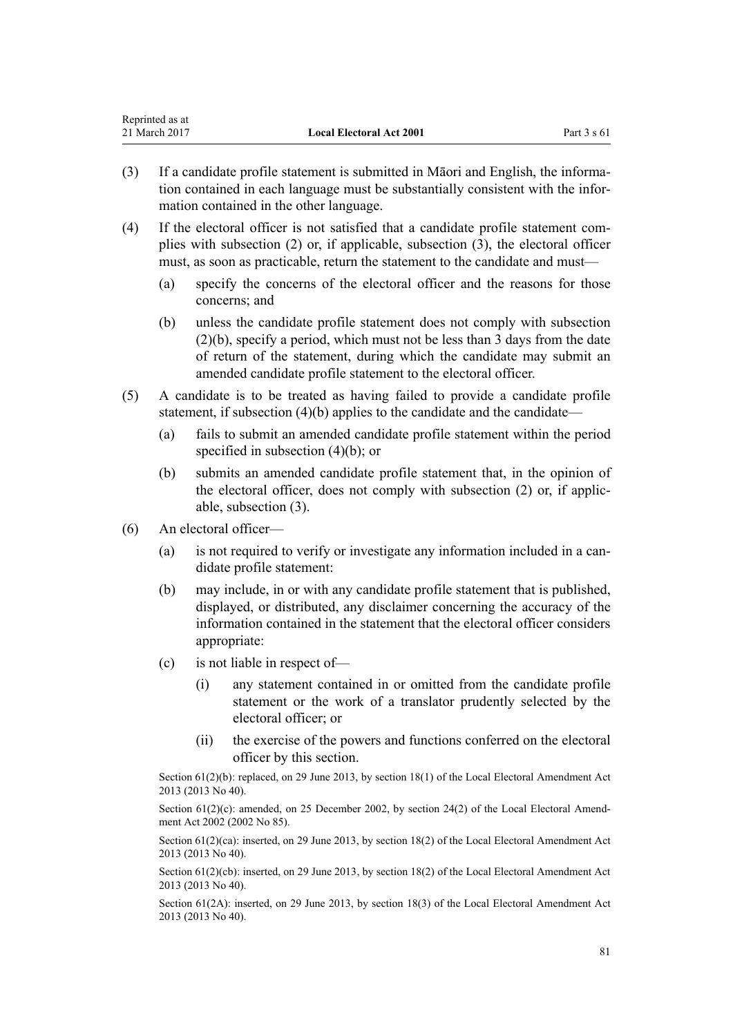(3) If a candidate profile statement is submitted in Māori and English, the information contained in each language must be substantially consistent with the information contained in the other language.

(4) If the electoral officer is not satisfied that a candidate profile statement complies with subsection (2) or, if applicable, subsection (3), the electoral officer must, as soon as practicable, return the statement to the candidate and must—

  (a) specify the concerns of the electoral officer and the reasons for those concerns; and

  (b) unless the candidate profile statement does not comply with subsection (2)(b), specify a period, which must not be less than 3 days from the date of return of the statement, during which the candidate may submit an amended candidate profile statement to the electoral officer.

(5) A candidate is to be treated as having failed to provide a candidate profile statement, if subsection (4)(b) applies to the candidate and the candidate—

  (a) fails to submit an amended candidate profile statement within the period specified in subsection (4)(b); or

  (b) submits an amended candidate profile statement that, in the opinion of the electoral officer, does not comply with subsection (2) or, if applicable, subsection (3).

(6) An electoral officer—

  (a) is not required to verify or investigate any information included in a candidate profile statement:

  (b) may include, in or with any candidate profile statement that is published, displayed, or distributed, any disclaimer concerning the accuracy of the information contained in the statement that the electoral officer considers appropriate:

  (c) is not liable in respect of—

    (i) any statement contained in or omitted from the candidate profile statement or the work of a translator prudently selected by the electoral officer; or

    (ii) the exercise of the powers and functions conferred on the electoral officer by this section.

Section 61(2)(b): replaced, on 29 June 2013, by section 18(1) of the Local Electoral Amendment Act 2013 (2013 No 40).

Section 61(2)(c): amended, on 25 December 2002, by section 24(2) of the Local Electoral Amendment Act 2002 (2002 No 85).

Section 61(2)(ca): inserted, on 29 June 2013, by section 18(2) of the Local Electoral Amendment Act 2013 (2013 No 40).

Section 61(2)(cb): inserted, on 29 June 2013, by section 18(2) of the Local Electoral Amendment Act 2013 (2013 No 40).

Section 61(2A): inserted, on 29 June 2013, by section 18(3) of the Local Electoral Amendment Act 2013 (2013 No 40).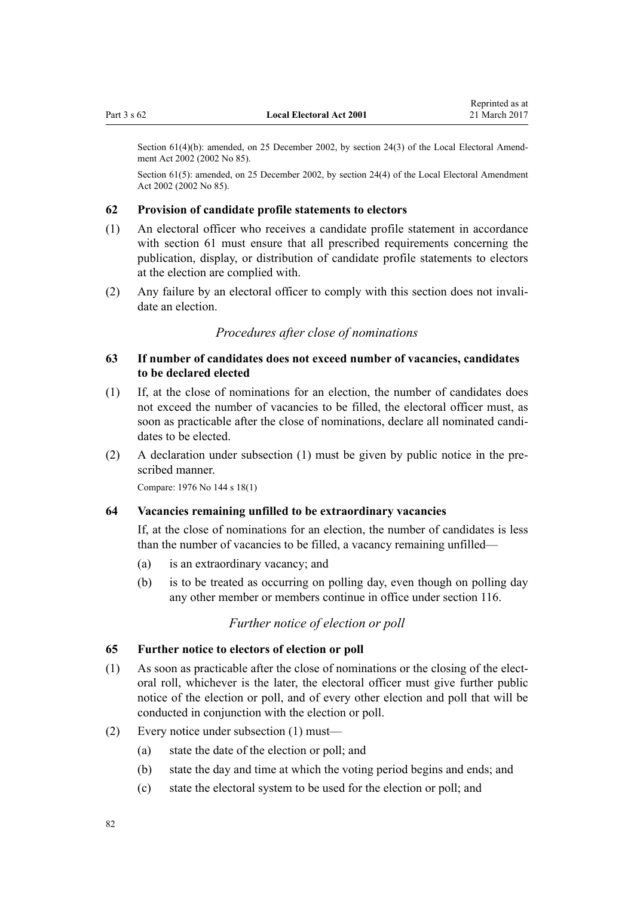Section 61(4)(b): amended, on 25 December 2002, by section 24(3) of the Local Electoral Amendment Act 2002 (2002 No 85).

Section 61(5): amended, on 25 December 2002, by section 24(4) of the Local Electoral Amendment Act 2002 (2002 No 85).

### 62 Provision of candidate profile statements to electors

(1) An electoral officer who receives a candidate profile statement in accordance with section 61 must ensure that all prescribed requirements concerning the publication, display, or distribution of candidate profile statements to electors at the election are complied with.

(2) Any failure by an electoral officer to comply with this section does not invalidate an election.

*Procedures after close of nominations*

### 63 If number of candidates does not exceed number of vacancies, candidates to be declared elected

(1) If, at the close of nominations for an election, the number of candidates does not exceed the number of vacancies to be filled, the electoral officer must, as soon as practicable after the close of nominations, declare all nominated candidates to be elected.

(2) A declaration under subsection (1) must be given by public notice in the prescribed manner.

Compare: 1976 No 144 s 18(1)

### 64 Vacancies remaining unfilled to be extraordinary vacancies

If, at the close of nominations for an election, the number of candidates is less than the number of vacancies to be filled, a vacancy remaining unfilled—

(a) is an extraordinary vacancy; and

(b) is to be treated as occurring on polling day, even though on polling day any other member or members continue in office under section 116.

*Further notice of election or poll*

### 65 Further notice to electors of election or poll

(1) As soon as practicable after the close of nominations or the closing of the electoral roll, whichever is the later, the electoral officer must give further public notice of the election or poll, and of every other election and poll that will be conducted in conjunction with the election or poll.

(2) Every notice under subsection (1) must—

(a) state the date of the election or poll; and

(b) state the day and time at which the voting period begins and ends; and

(c) state the electoral system to be used for the election or poll; and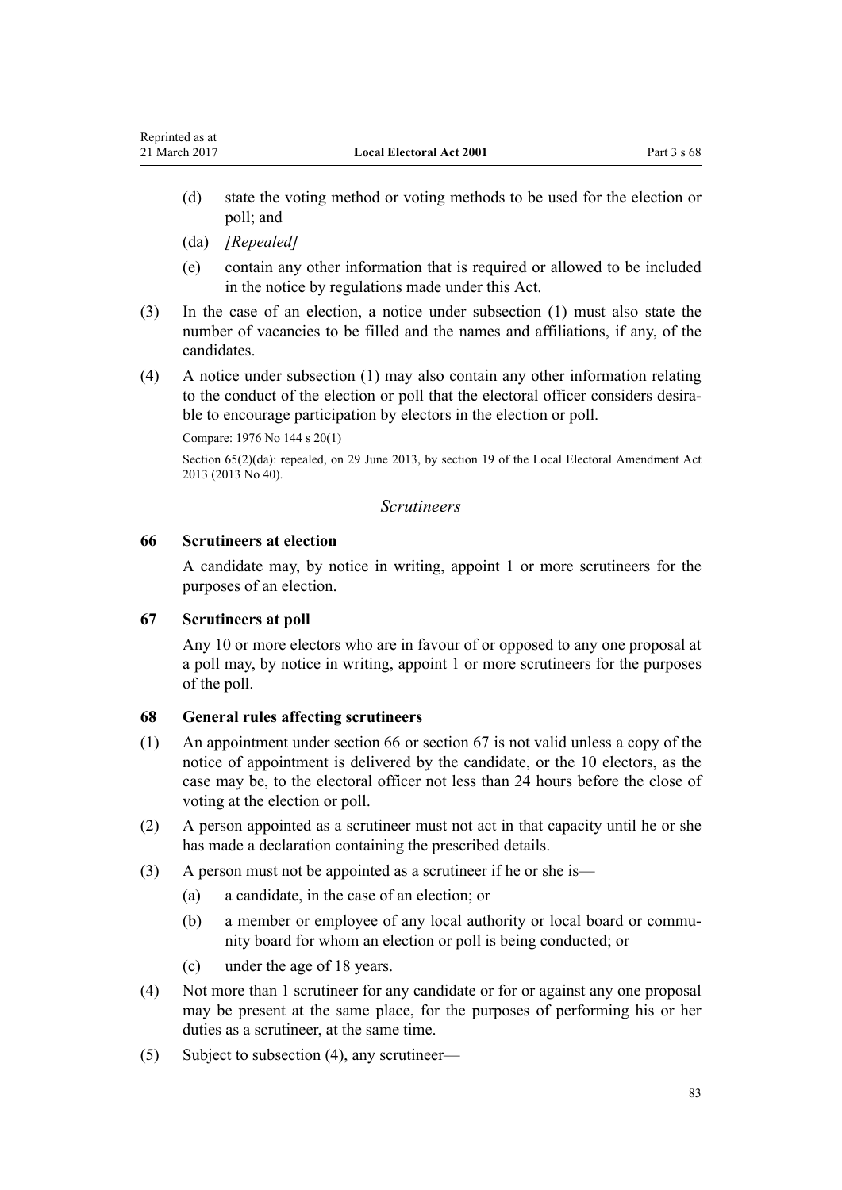(d) state the voting method or voting methods to be used for the election or poll; and

(da) *[Repealed]*

(e) contain any other information that is required or allowed to be included in the notice by regulations made under this Act.

(3) In the case of an election, a notice under subsection (1) must also state the number of vacancies to be filled and the names and affiliations, if any, of the candidates.

(4) A notice under subsection (1) may also contain any other information relating to the conduct of the election or poll that the electoral officer considers desirable to encourage participation by electors in the election or poll.

Compare: 1976 No 144 s 20(1)

Section 65(2)(da): repealed, on 29 June 2013, by section 19 of the Local Electoral Amendment Act 2013 (2013 No 40).

## *Scrutineers*

### 66 Scrutineers at election

A candidate may, by notice in writing, appoint 1 or more scrutineers for the purposes of an election.

### 67 Scrutineers at poll

Any 10 or more electors who are in favour of or opposed to any one proposal at a poll may, by notice in writing, appoint 1 or more scrutineers for the purposes of the poll.

### 68 General rules affecting scrutineers

(1) An appointment under section 66 or section 67 is not valid unless a copy of the notice of appointment is delivered by the candidate, or the 10 electors, as the case may be, to the electoral officer not less than 24 hours before the close of voting at the election or poll.

(2) A person appointed as a scrutineer must not act in that capacity until he or she has made a declaration containing the prescribed details.

(3) A person must not be appointed as a scrutineer if he or she is—

(a) a candidate, in the case of an election; or

(b) a member or employee of any local authority or local board or community board for whom an election or poll is being conducted; or

(c) under the age of 18 years.

(4) Not more than 1 scrutineer for any candidate or for or against any one proposal may be present at the same place, for the purposes of performing his or her duties as a scrutineer, at the same time.

(5) Subject to subsection (4), any scrutineer—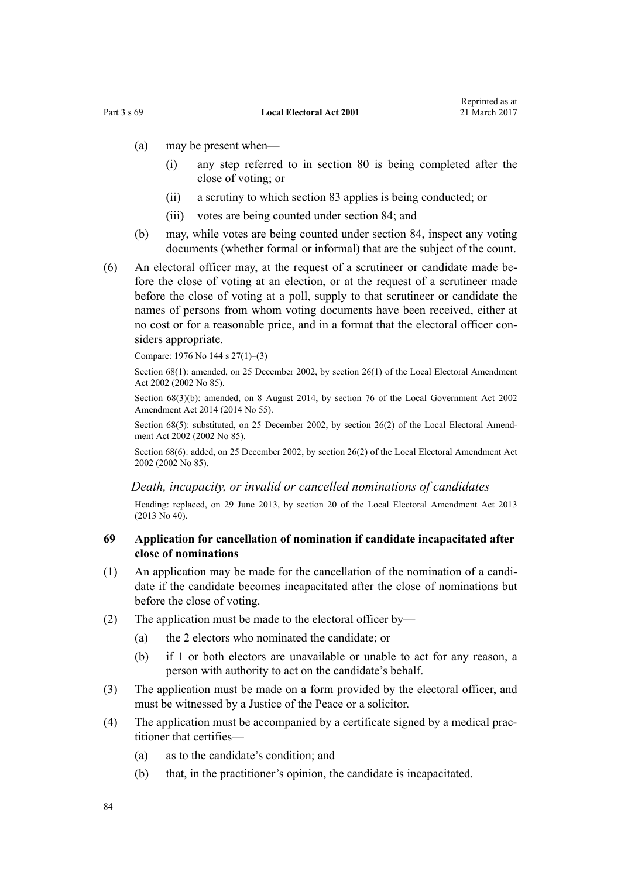(a) may be present when—

   (i) any step referred to in section 80 is being completed after the close of voting; or

   (ii) a scrutiny to which section 83 applies is being conducted; or

   (iii) votes are being counted under section 84; and

(b) may, while votes are being counted under section 84, inspect any voting documents (whether formal or informal) that are the subject of the count.

(6) An electoral officer may, at the request of a scrutineer or candidate made before the close of voting at an election, or at the request of a scrutineer made before the close of voting at a poll, supply to that scrutineer or candidate the names of persons from whom voting documents have been received, either at no cost or for a reasonable price, and in a format that the electoral officer considers appropriate.

Compare: 1976 No 144 s 27(1)–(3)

Section 68(1): amended, on 25 December 2002, by section 26(1) of the Local Electoral Amendment Act 2002 (2002 No 85).

Section 68(3)(b): amended, on 8 August 2014, by section 76 of the Local Government Act 2002 Amendment Act 2014 (2014 No 55).

Section 68(5): substituted, on 25 December 2002, by section 26(2) of the Local Electoral Amendment Act 2002 (2002 No 85).

Section 68(6): added, on 25 December 2002, by section 26(2) of the Local Electoral Amendment Act 2002 (2002 No 85).

*Death, incapacity, or invalid or cancelled nominations of candidates*

Heading: replaced, on 29 June 2013, by section 20 of the Local Electoral Amendment Act 2013 (2013 No 40).

### 69 Application for cancellation of nomination if candidate incapacitated after close of nominations

(1) An application may be made for the cancellation of the nomination of a candidate if the candidate becomes incapacitated after the close of nominations but before the close of voting.

(2) The application must be made to the electoral officer by—

   (a) the 2 electors who nominated the candidate; or

   (b) if 1 or both electors are unavailable or unable to act for any reason, a person with authority to act on the candidate's behalf.

(3) The application must be made on a form provided by the electoral officer, and must be witnessed by a Justice of the Peace or a solicitor.

(4) The application must be accompanied by a certificate signed by a medical practitioner that certifies—

   (a) as to the candidate's condition; and

   (b) that, in the practitioner's opinion, the candidate is incapacitated.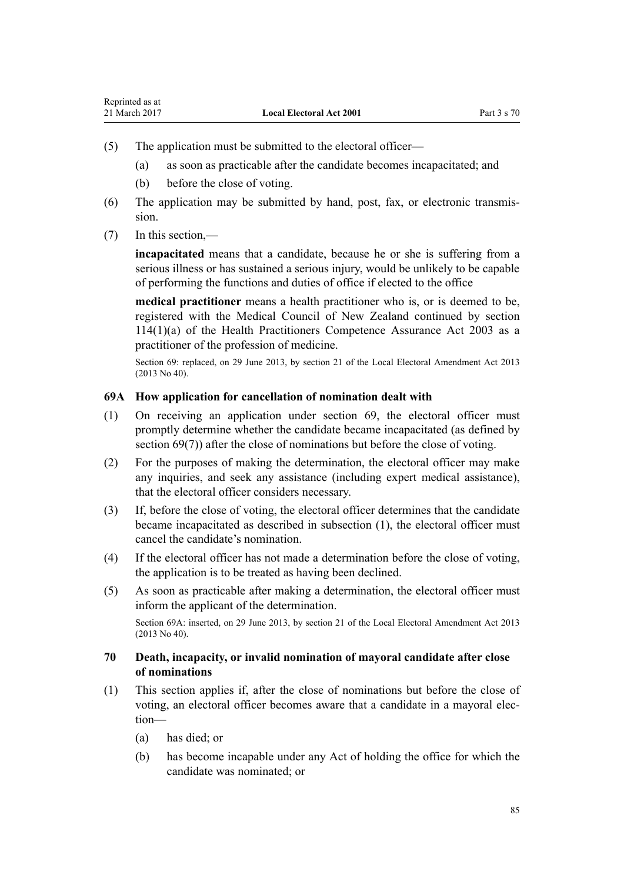(5) The application must be submitted to the electoral officer—

(a) as soon as practicable after the candidate becomes incapacitated; and

(b) before the close of voting.

(6) The application may be submitted by hand, post, fax, or electronic transmission.

(7) In this section,—

**incapacitated** means that a candidate, because he or she is suffering from a serious illness or has sustained a serious injury, would be unlikely to be capable of performing the functions and duties of office if elected to the office

**medical practitioner** means a health practitioner who is, or is deemed to be, registered with the Medical Council of New Zealand continued by section 114(1)(a) of the Health Practitioners Competence Assurance Act 2003 as a practitioner of the profession of medicine.

Section 69: replaced, on 29 June 2013, by section 21 of the Local Electoral Amendment Act 2013 (2013 No 40).

### 69A How application for cancellation of nomination dealt with

(1) On receiving an application under section 69, the electoral officer must promptly determine whether the candidate became incapacitated (as defined by section 69(7)) after the close of nominations but before the close of voting.

(2) For the purposes of making the determination, the electoral officer may make any inquiries, and seek any assistance (including expert medical assistance), that the electoral officer considers necessary.

(3) If, before the close of voting, the electoral officer determines that the candidate became incapacitated as described in subsection (1), the electoral officer must cancel the candidate's nomination.

(4) If the electoral officer has not made a determination before the close of voting, the application is to be treated as having been declined.

(5) As soon as practicable after making a determination, the electoral officer must inform the applicant of the determination.

Section 69A: inserted, on 29 June 2013, by section 21 of the Local Electoral Amendment Act 2013 (2013 No 40).

### 70 Death, incapacity, or invalid nomination of mayoral candidate after close of nominations

(1) This section applies if, after the close of nominations but before the close of voting, an electoral officer becomes aware that a candidate in a mayoral election—

(a) has died; or

(b) has become incapable under any Act of holding the office for which the candidate was nominated; or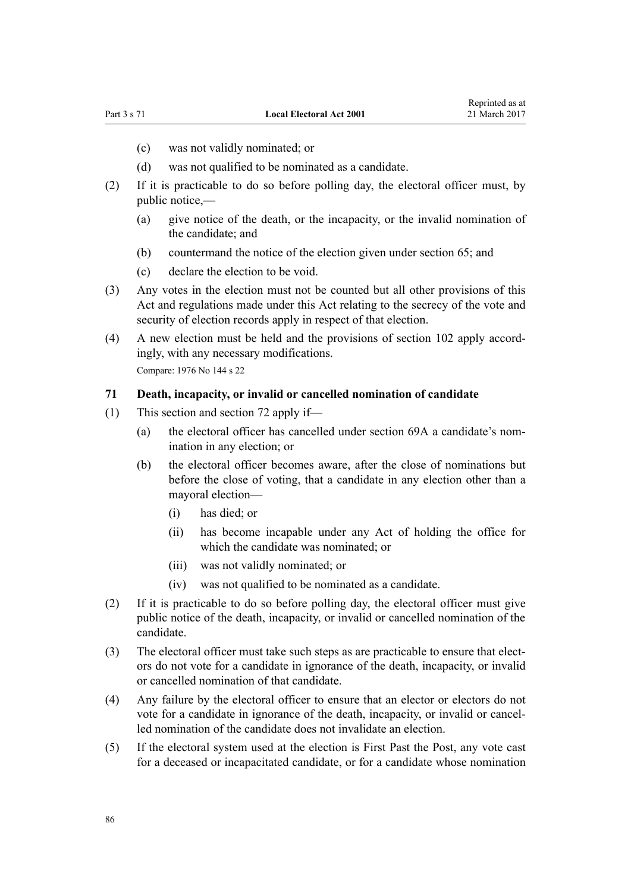(c) was not validly nominated; or

(d) was not qualified to be nominated as a candidate.

(2) If it is practicable to do so before polling day, the electoral officer must, by public notice,—

(a) give notice of the death, or the incapacity, or the invalid nomination of the candidate; and

(b) countermand the notice of the election given under section 65; and

(c) declare the election to be void.

(3) Any votes in the election must not be counted but all other provisions of this Act and regulations made under this Act relating to the secrecy of the vote and security of election records apply in respect of that election.

(4) A new election must be held and the provisions of section 102 apply accordingly, with any necessary modifications.

Compare: 1976 No 144 s 22

### 71 Death, incapacity, or invalid or cancelled nomination of candidate

(1) This section and section 72 apply if—

(a) the electoral officer has cancelled under section 69A a candidate's nomination in any election; or

(b) the electoral officer becomes aware, after the close of nominations but before the close of voting, that a candidate in any election other than a mayoral election—

(i) has died; or

(ii) has become incapable under any Act of holding the office for which the candidate was nominated; or

(iii) was not validly nominated; or

(iv) was not qualified to be nominated as a candidate.

(2) If it is practicable to do so before polling day, the electoral officer must give public notice of the death, incapacity, or invalid or cancelled nomination of the candidate.

(3) The electoral officer must take such steps as are practicable to ensure that electors do not vote for a candidate in ignorance of the death, incapacity, or invalid or cancelled nomination of that candidate.

(4) Any failure by the electoral officer to ensure that an elector or electors do not vote for a candidate in ignorance of the death, incapacity, or invalid or cancelled nomination of the candidate does not invalidate an election.

(5) If the electoral system used at the election is First Past the Post, any vote cast for a deceased or incapacitated candidate, or for a candidate whose nomination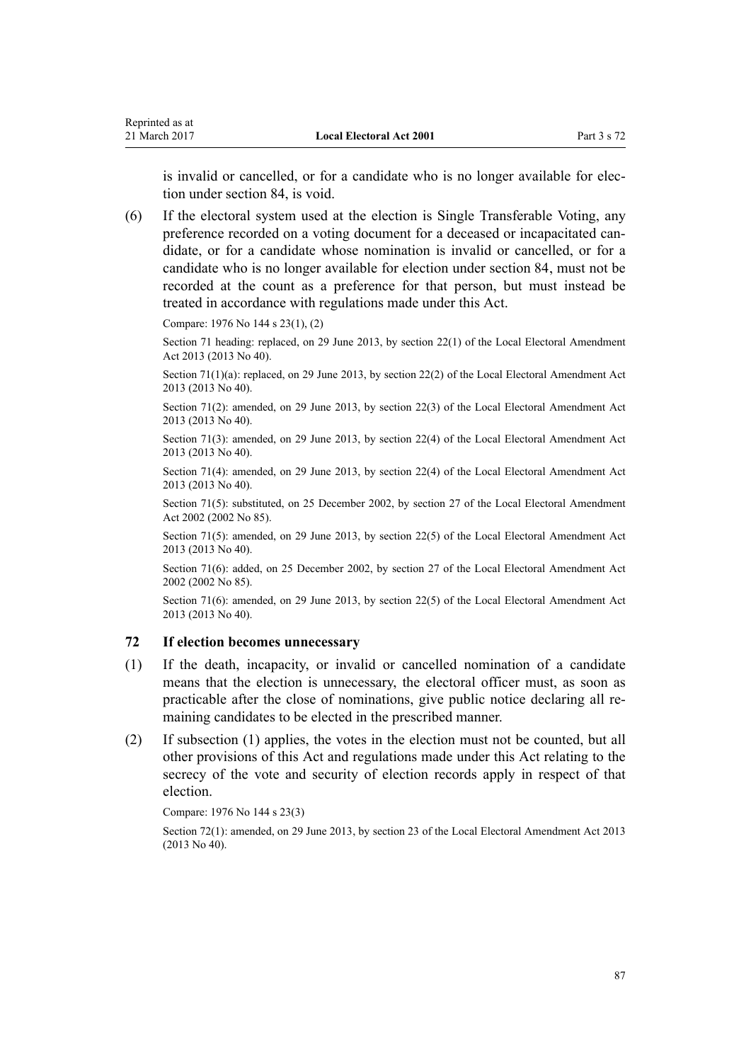is invalid or cancelled, or for a candidate who is no longer available for election under section 84, is void.

(6) If the electoral system used at the election is Single Transferable Voting, any preference recorded on a voting document for a deceased or incapacitated candidate, or for a candidate whose nomination is invalid or cancelled, or for a candidate who is no longer available for election under section 84, must not be recorded at the count as a preference for that person, but must instead be treated in accordance with regulations made under this Act.

Compare: 1976 No 144 s 23(1), (2)

Section 71 heading: replaced, on 29 June 2013, by section 22(1) of the Local Electoral Amendment Act 2013 (2013 No 40).

Section 71(1)(a): replaced, on 29 June 2013, by section 22(2) of the Local Electoral Amendment Act 2013 (2013 No 40).

Section 71(2): amended, on 29 June 2013, by section 22(3) of the Local Electoral Amendment Act 2013 (2013 No 40).

Section 71(3): amended, on 29 June 2013, by section 22(4) of the Local Electoral Amendment Act 2013 (2013 No 40).

Section 71(4): amended, on 29 June 2013, by section 22(4) of the Local Electoral Amendment Act 2013 (2013 No 40).

Section 71(5): substituted, on 25 December 2002, by section 27 of the Local Electoral Amendment Act 2002 (2002 No 85).

Section 71(5): amended, on 29 June 2013, by section 22(5) of the Local Electoral Amendment Act 2013 (2013 No 40).

Section 71(6): added, on 25 December 2002, by section 27 of the Local Electoral Amendment Act 2002 (2002 No 85).

Section 71(6): amended, on 29 June 2013, by section 22(5) of the Local Electoral Amendment Act 2013 (2013 No 40).

### 72 If election becomes unnecessary

(1) If the death, incapacity, or invalid or cancelled nomination of a candidate means that the election is unnecessary, the electoral officer must, as soon as practicable after the close of nominations, give public notice declaring all remaining candidates to be elected in the prescribed manner.

(2) If subsection (1) applies, the votes in the election must not be counted, but all other provisions of this Act and regulations made under this Act relating to the secrecy of the vote and security of election records apply in respect of that election.

Compare: 1976 No 144 s 23(3)

Section 72(1): amended, on 29 June 2013, by section 23 of the Local Electoral Amendment Act 2013 (2013 No 40).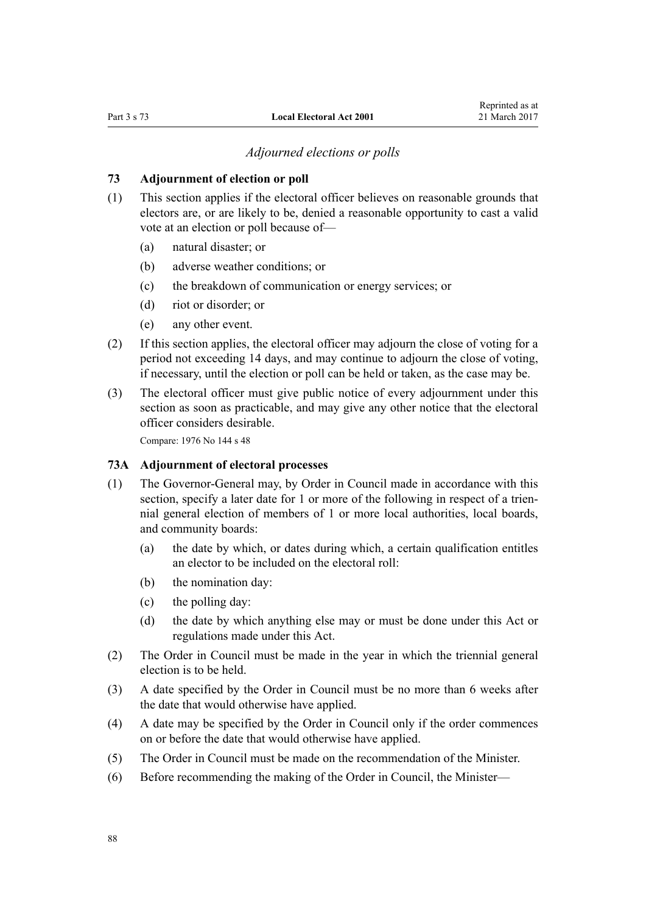### *Adjourned elections or polls*

**73 Adjournment of election or poll**

(1) This section applies if the electoral officer believes on reasonable grounds that electors are, or are likely to be, denied a reasonable opportunity to cast a valid vote at an election or poll because of—

- (a) natural disaster; or
- (b) adverse weather conditions; or
- (c) the breakdown of communication or energy services; or
- (d) riot or disorder; or
- (e) any other event.

(2) If this section applies, the electoral officer may adjourn the close of voting for a period not exceeding 14 days, and may continue to adjourn the close of voting, if necessary, until the election or poll can be held or taken, as the case may be.

(3) The electoral officer must give public notice of every adjournment under this section as soon as practicable, and may give any other notice that the electoral officer considers desirable.

Compare: 1976 No 144 s 48

**73A Adjournment of electoral processes**

(1) The Governor-General may, by Order in Council made in accordance with this section, specify a later date for 1 or more of the following in respect of a triennial general election of members of 1 or more local authorities, local boards, and community boards:

- (a) the date by which, or dates during which, a certain qualification entitles an elector to be included on the electoral roll:
- (b) the nomination day:
- (c) the polling day:
- (d) the date by which anything else may or must be done under this Act or regulations made under this Act.

(2) The Order in Council must be made in the year in which the triennial general election is to be held.

(3) A date specified by the Order in Council must be no more than 6 weeks after the date that would otherwise have applied.

(4) A date may be specified by the Order in Council only if the order commences on or before the date that would otherwise have applied.

(5) The Order in Council must be made on the recommendation of the Minister.

(6) Before recommending the making of the Order in Council, the Minister—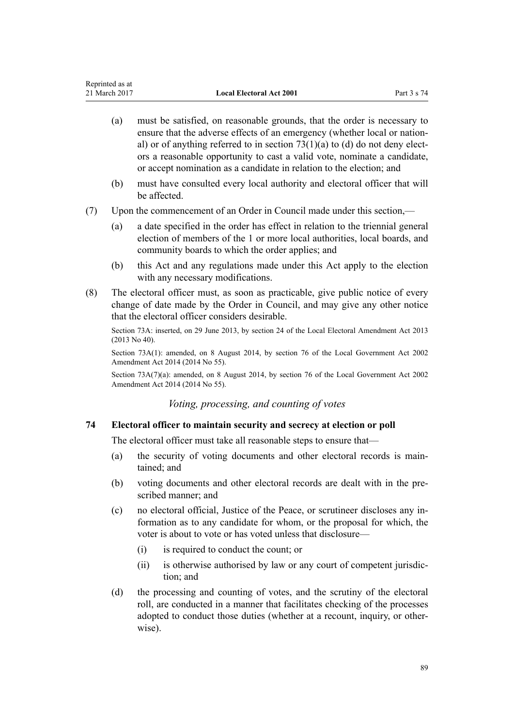(a) must be satisfied, on reasonable grounds, that the order is necessary to ensure that the adverse effects of an emergency (whether local or national) or of anything referred to in section 73(1)(a) to (d) do not deny electors a reasonable opportunity to cast a valid vote, nominate a candidate, or accept nomination as a candidate in relation to the election; and

(b) must have consulted every local authority and electoral officer that will be affected.

(7) Upon the commencement of an Order in Council made under this section,—

(a) a date specified in the order has effect in relation to the triennial general election of members of the 1 or more local authorities, local boards, and community boards to which the order applies; and

(b) this Act and any regulations made under this Act apply to the election with any necessary modifications.

(8) The electoral officer must, as soon as practicable, give public notice of every change of date made by the Order in Council, and may give any other notice that the electoral officer considers desirable.

Section 73A: inserted, on 29 June 2013, by section 24 of the Local Electoral Amendment Act 2013 (2013 No 40).

Section 73A(1): amended, on 8 August 2014, by section 76 of the Local Government Act 2002 Amendment Act 2014 (2014 No 55).

Section 73A(7)(a): amended, on 8 August 2014, by section 76 of the Local Government Act 2002 Amendment Act 2014 (2014 No 55).

*Voting, processing, and counting of votes*

### 74 Electoral officer to maintain security and secrecy at election or poll

The electoral officer must take all reasonable steps to ensure that—

(a) the security of voting documents and other electoral records is maintained; and

(b) voting documents and other electoral records are dealt with in the prescribed manner; and

(c) no electoral official, Justice of the Peace, or scrutineer discloses any information as to any candidate for whom, or the proposal for which, the voter is about to vote or has voted unless that disclosure—

(i) is required to conduct the count; or

(ii) is otherwise authorised by law or any court of competent jurisdiction; and

(d) the processing and counting of votes, and the scrutiny of the electoral roll, are conducted in a manner that facilitates checking of the processes adopted to conduct those duties (whether at a recount, inquiry, or otherwise).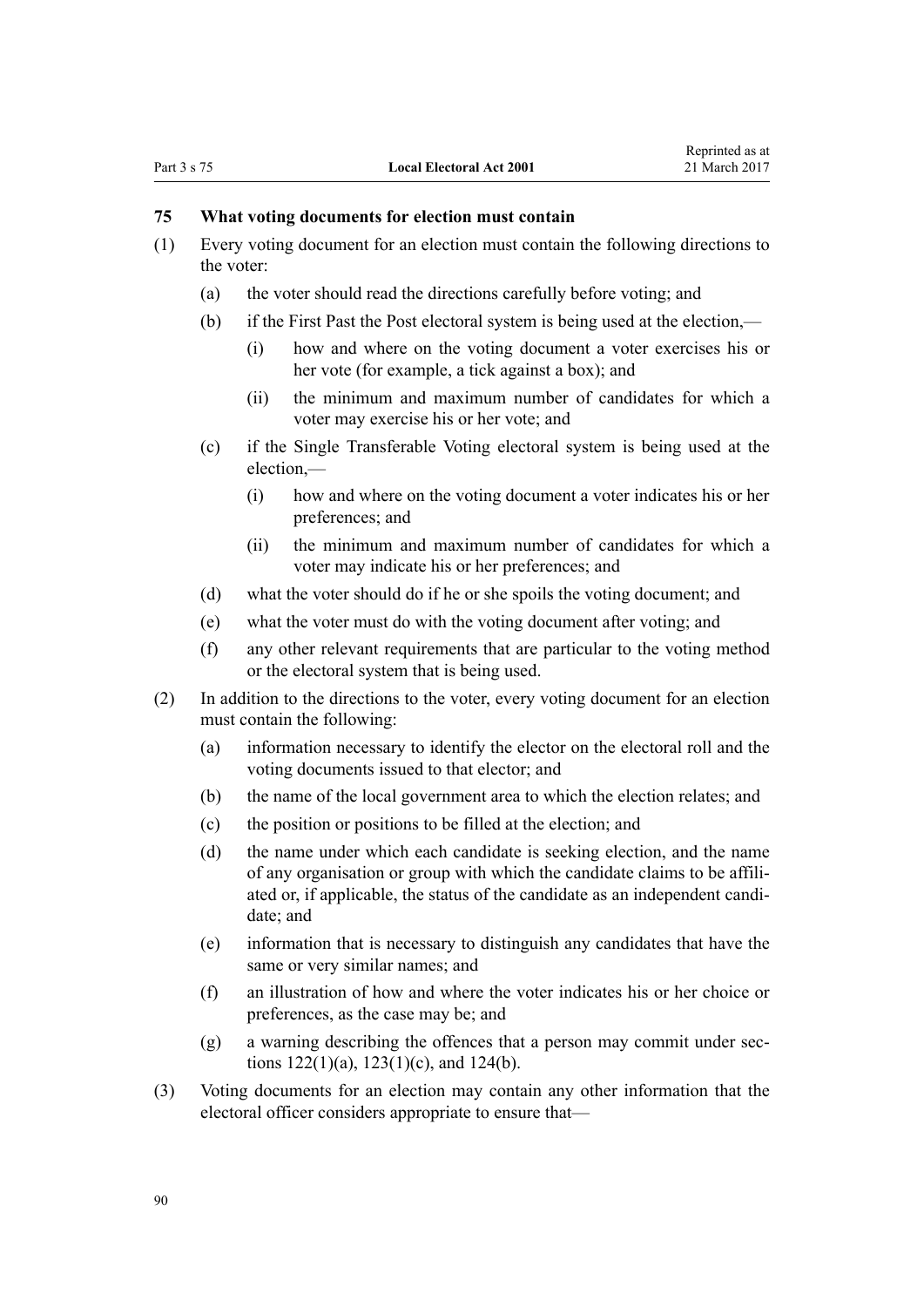### 75 What voting documents for election must contain

(1) Every voting document for an election must contain the following directions to the voter:

(a) the voter should read the directions carefully before voting; and

(b) if the First Past the Post electoral system is being used at the election,—

(i) how and where on the voting document a voter exercises his or her vote (for example, a tick against a box); and

(ii) the minimum and maximum number of candidates for which a voter may exercise his or her vote; and

(c) if the Single Transferable Voting electoral system is being used at the election,—

(i) how and where on the voting document a voter indicates his or her preferences; and

(ii) the minimum and maximum number of candidates for which a voter may indicate his or her preferences; and

(d) what the voter should do if he or she spoils the voting document; and

(e) what the voter must do with the voting document after voting; and

(f) any other relevant requirements that are particular to the voting method or the electoral system that is being used.

(2) In addition to the directions to the voter, every voting document for an election must contain the following:

(a) information necessary to identify the elector on the electoral roll and the voting documents issued to that elector; and

(b) the name of the local government area to which the election relates; and

(c) the position or positions to be filled at the election; and

(d) the name under which each candidate is seeking election, and the name of any organisation or group with which the candidate claims to be affiliated or, if applicable, the status of the candidate as an independent candidate; and

(e) information that is necessary to distinguish any candidates that have the same or very similar names; and

(f) an illustration of how and where the voter indicates his or her choice or preferences, as the case may be; and

(g) a warning describing the offences that a person may commit under sections 122(1)(a), 123(1)(c), and 124(b).

(3) Voting documents for an election may contain any other information that the electoral officer considers appropriate to ensure that—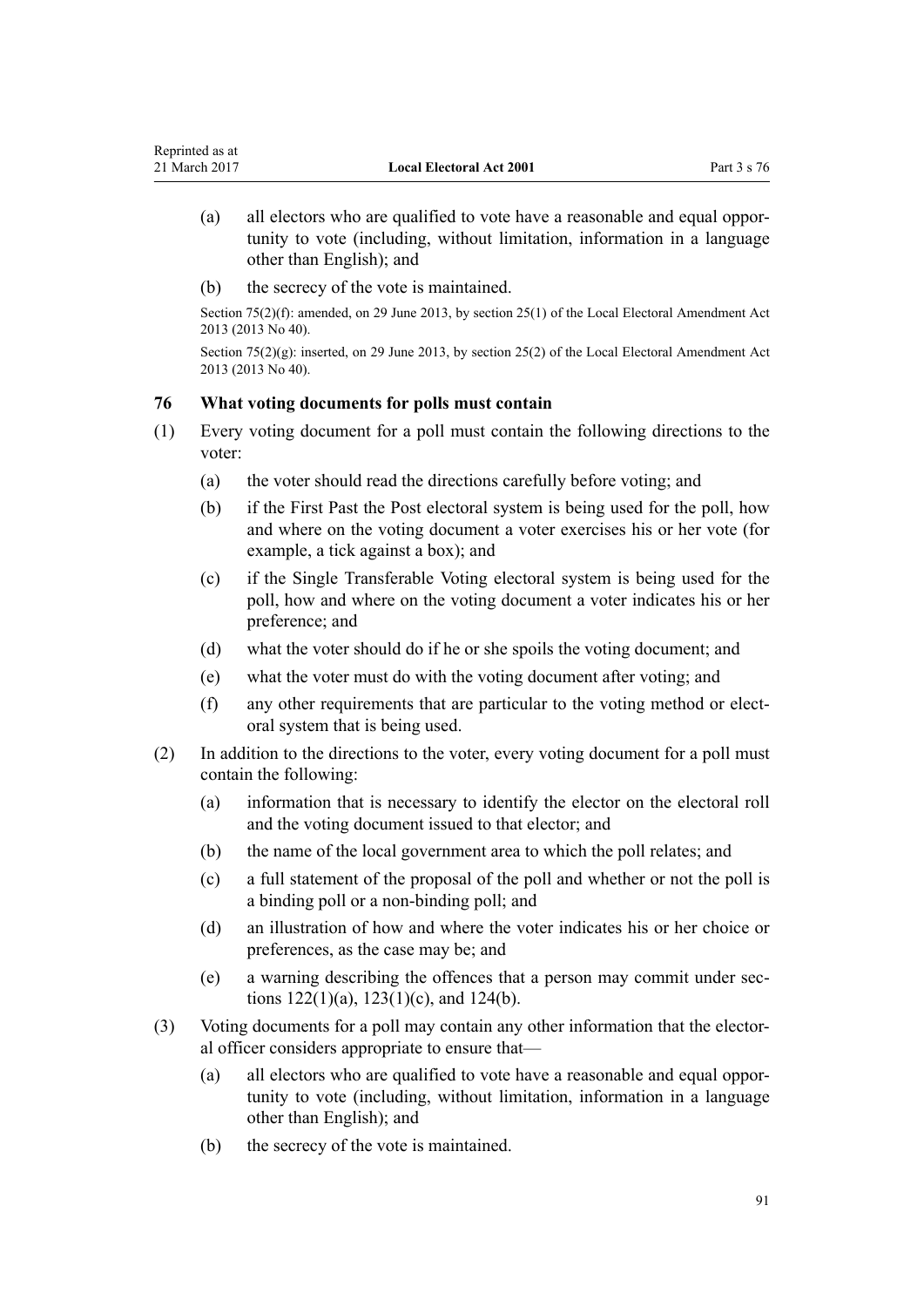(a) all electors who are qualified to vote have a reasonable and equal opportunity to vote (including, without limitation, information in a language other than English); and

(b) the secrecy of the vote is maintained.

Section 75(2)(f): amended, on 29 June 2013, by section 25(1) of the Local Electoral Amendment Act 2013 (2013 No 40).

Section 75(2)(g): inserted, on 29 June 2013, by section 25(2) of the Local Electoral Amendment Act 2013 (2013 No 40).

### 76 What voting documents for polls must contain

(1) Every voting document for a poll must contain the following directions to the voter:

(a) the voter should read the directions carefully before voting; and

(b) if the First Past the Post electoral system is being used for the poll, how and where on the voting document a voter exercises his or her vote (for example, a tick against a box); and

(c) if the Single Transferable Voting electoral system is being used for the poll, how and where on the voting document a voter indicates his or her preference; and

(d) what the voter should do if he or she spoils the voting document; and

(e) what the voter must do with the voting document after voting; and

(f) any other requirements that are particular to the voting method or electoral system that is being used.

(2) In addition to the directions to the voter, every voting document for a poll must contain the following:

(a) information that is necessary to identify the elector on the electoral roll and the voting document issued to that elector; and

(b) the name of the local government area to which the poll relates; and

(c) a full statement of the proposal of the poll and whether or not the poll is a binding poll or a non-binding poll; and

(d) an illustration of how and where the voter indicates his or her choice or preferences, as the case may be; and

(e) a warning describing the offences that a person may commit under sections 122(1)(a), 123(1)(c), and 124(b).

(3) Voting documents for a poll may contain any other information that the electoral officer considers appropriate to ensure that—

(a) all electors who are qualified to vote have a reasonable and equal opportunity to vote (including, without limitation, information in a language other than English); and

(b) the secrecy of the vote is maintained.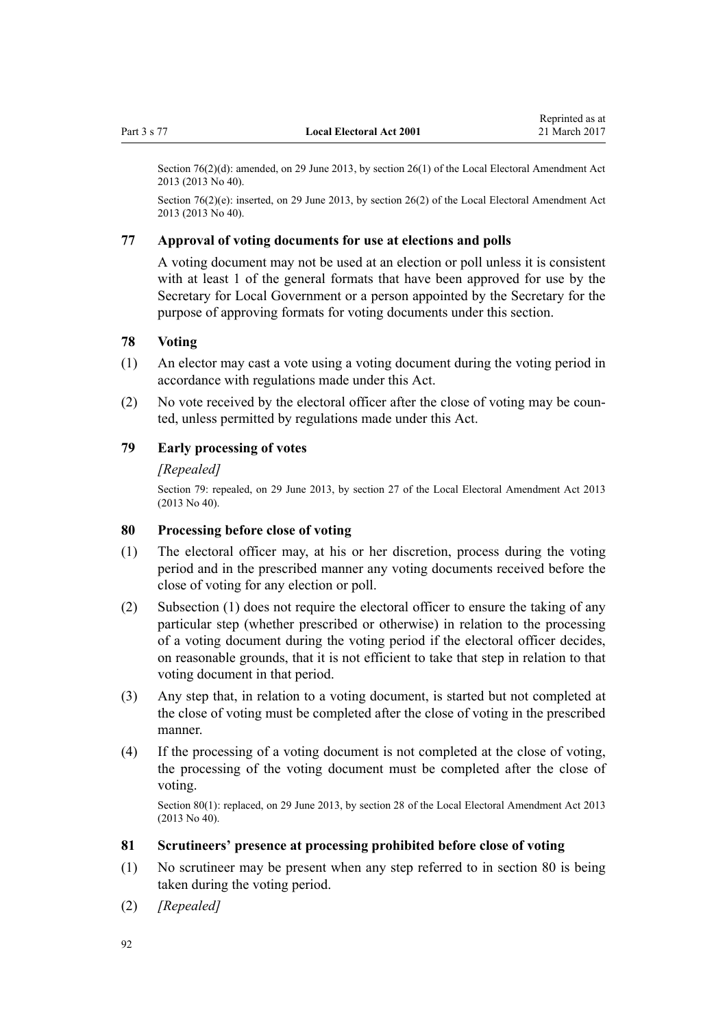Section 76(2)(d): amended, on 29 June 2013, by section 26(1) of the Local Electoral Amendment Act 2013 (2013 No 40).

Section 76(2)(e): inserted, on 29 June 2013, by section 26(2) of the Local Electoral Amendment Act 2013 (2013 No 40).

### 77 Approval of voting documents for use at elections and polls

A voting document may not be used at an election or poll unless it is consistent with at least 1 of the general formats that have been approved for use by the Secretary for Local Government or a person appointed by the Secretary for the purpose of approving formats for voting documents under this section.

### 78 Voting

(1) An elector may cast a vote using a voting document during the voting period in accordance with regulations made under this Act.

(2) No vote received by the electoral officer after the close of voting may be counted, unless permitted by regulations made under this Act.

### 79 Early processing of votes

*[Repealed]*

Section 79: repealed, on 29 June 2013, by section 27 of the Local Electoral Amendment Act 2013 (2013 No 40).

### 80 Processing before close of voting

(1) The electoral officer may, at his or her discretion, process during the voting period and in the prescribed manner any voting documents received before the close of voting for any election or poll.

(2) Subsection (1) does not require the electoral officer to ensure the taking of any particular step (whether prescribed or otherwise) in relation to the processing of a voting document during the voting period if the electoral officer decides, on reasonable grounds, that it is not efficient to take that step in relation to that voting document in that period.

(3) Any step that, in relation to a voting document, is started but not completed at the close of voting must be completed after the close of voting in the prescribed manner.

(4) If the processing of a voting document is not completed at the close of voting, the processing of the voting document must be completed after the close of voting.

Section 80(1): replaced, on 29 June 2013, by section 28 of the Local Electoral Amendment Act 2013 (2013 No 40).

### 81 Scrutineers' presence at processing prohibited before close of voting

(1) No scrutineer may be present when any step referred to in section 80 is being taken during the voting period.

(2) *[Repealed]*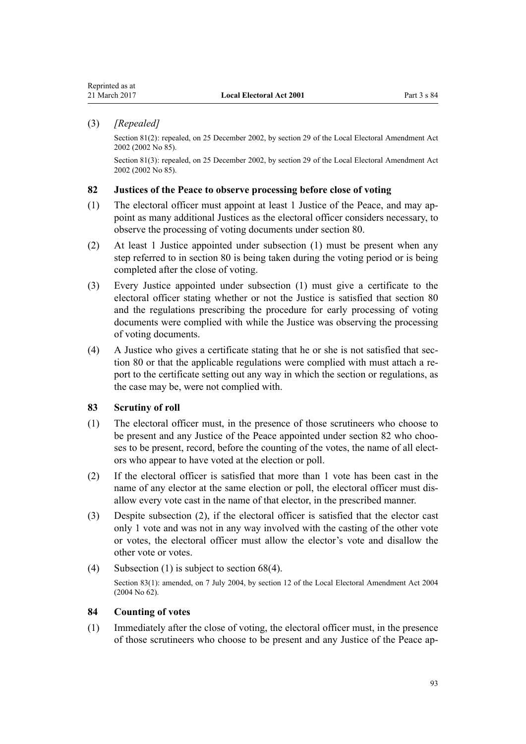(3) *[Repealed]*

Section 81(2): repealed, on 25 December 2002, by section 29 of the Local Electoral Amendment Act 2002 (2002 No 85).

Section 81(3): repealed, on 25 December 2002, by section 29 of the Local Electoral Amendment Act 2002 (2002 No 85).

### 82 Justices of the Peace to observe processing before close of voting

(1) The electoral officer must appoint at least 1 Justice of the Peace, and may appoint as many additional Justices as the electoral officer considers necessary, to observe the processing of voting documents under section 80.

(2) At least 1 Justice appointed under subsection (1) must be present when any step referred to in section 80 is being taken during the voting period or is being completed after the close of voting.

(3) Every Justice appointed under subsection (1) must give a certificate to the electoral officer stating whether or not the Justice is satisfied that section 80 and the regulations prescribing the procedure for early processing of voting documents were complied with while the Justice was observing the processing of voting documents.

(4) A Justice who gives a certificate stating that he or she is not satisfied that section 80 or that the applicable regulations were complied with must attach a report to the certificate setting out any way in which the section or regulations, as the case may be, were not complied with.

### 83 Scrutiny of roll

(1) The electoral officer must, in the presence of those scrutineers who choose to be present and any Justice of the Peace appointed under section 82 who chooses to be present, record, before the counting of the votes, the name of all electors who appear to have voted at the election or poll.

(2) If the electoral officer is satisfied that more than 1 vote has been cast in the name of any elector at the same election or poll, the electoral officer must disallow every vote cast in the name of that elector, in the prescribed manner.

(3) Despite subsection (2), if the electoral officer is satisfied that the elector cast only 1 vote and was not in any way involved with the casting of the other vote or votes, the electoral officer must allow the elector's vote and disallow the other vote or votes.

(4) Subsection (1) is subject to section 68(4).

Section 83(1): amended, on 7 July 2004, by section 12 of the Local Electoral Amendment Act 2004 (2004 No 62).

### 84 Counting of votes

(1) Immediately after the close of voting, the electoral officer must, in the presence of those scrutineers who choose to be present and any Justice of the Peace ap-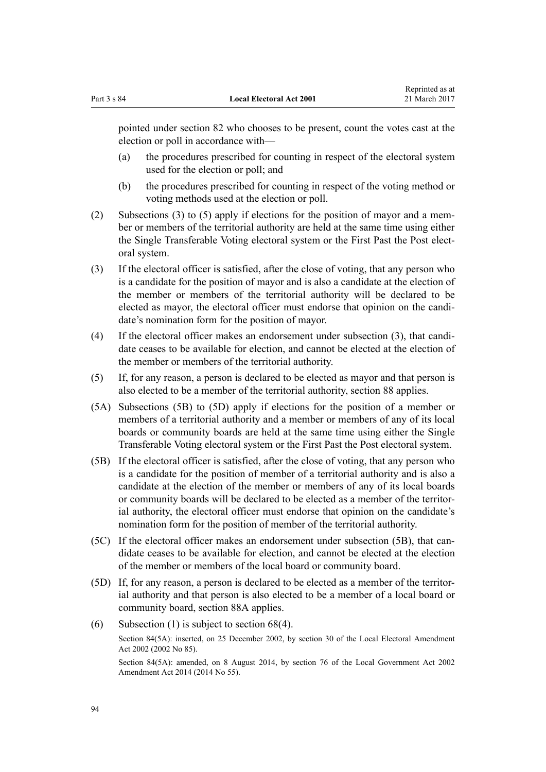pointed under section 82 who chooses to be present, count the votes cast at the election or poll in accordance with—

(a) the procedures prescribed for counting in respect of the electoral system used for the election or poll; and

(b) the procedures prescribed for counting in respect of the voting method or voting methods used at the election or poll.

(2) Subsections (3) to (5) apply if elections for the position of mayor and a member or members of the territorial authority are held at the same time using either the Single Transferable Voting electoral system or the First Past the Post electoral system.

(3) If the electoral officer is satisfied, after the close of voting, that any person who is a candidate for the position of mayor and is also a candidate at the election of the member or members of the territorial authority will be declared to be elected as mayor, the electoral officer must endorse that opinion on the candidate's nomination form for the position of mayor.

(4) If the electoral officer makes an endorsement under subsection (3), that candidate ceases to be available for election, and cannot be elected at the election of the member or members of the territorial authority.

(5) If, for any reason, a person is declared to be elected as mayor and that person is also elected to be a member of the territorial authority, section 88 applies.

(5A) Subsections (5B) to (5D) apply if elections for the position of a member or members of a territorial authority and a member or members of any of its local boards or community boards are held at the same time using either the Single Transferable Voting electoral system or the First Past the Post electoral system.

(5B) If the electoral officer is satisfied, after the close of voting, that any person who is a candidate for the position of member of a territorial authority and is also a candidate at the election of the member or members of any of its local boards or community boards will be declared to be elected as a member of the territorial authority, the electoral officer must endorse that opinion on the candidate's nomination form for the position of member of the territorial authority.

(5C) If the electoral officer makes an endorsement under subsection (5B), that candidate ceases to be available for election, and cannot be elected at the election of the member or members of the local board or community board.

(5D) If, for any reason, a person is declared to be elected as a member of the territorial authority and that person is also elected to be a member of a local board or community board, section 88A applies.

(6) Subsection (1) is subject to section 68(4).

Section 84(5A): inserted, on 25 December 2002, by section 30 of the Local Electoral Amendment Act 2002 (2002 No 85).

Section 84(5A): amended, on 8 August 2014, by section 76 of the Local Government Act 2002 Amendment Act 2014 (2014 No 55).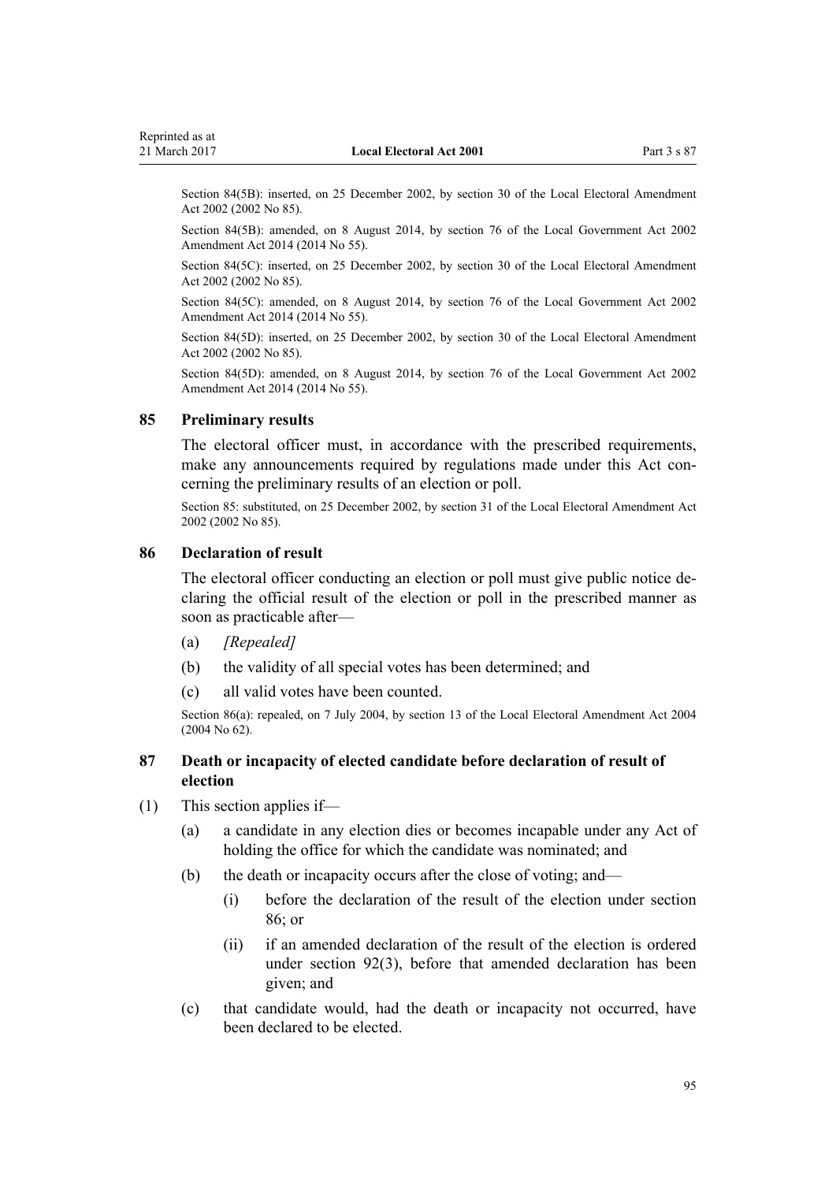Section 84(5B): inserted, on 25 December 2002, by section 30 of the Local Electoral Amendment Act 2002 (2002 No 85).

Section 84(5B): amended, on 8 August 2014, by section 76 of the Local Government Act 2002 Amendment Act 2014 (2014 No 55).

Section 84(5C): inserted, on 25 December 2002, by section 30 of the Local Electoral Amendment Act 2002 (2002 No 85).

Section 84(5C): amended, on 8 August 2014, by section 76 of the Local Government Act 2002 Amendment Act 2014 (2014 No 55).

Section 84(5D): inserted, on 25 December 2002, by section 30 of the Local Electoral Amendment Act 2002 (2002 No 85).

Section 84(5D): amended, on 8 August 2014, by section 76 of the Local Government Act 2002 Amendment Act 2014 (2014 No 55).

### 85 Preliminary results

The electoral officer must, in accordance with the prescribed requirements, make any announcements required by regulations made under this Act concerning the preliminary results of an election or poll.

Section 85: substituted, on 25 December 2002, by section 31 of the Local Electoral Amendment Act 2002 (2002 No 85).

### 86 Declaration of result

The electoral officer conducting an election or poll must give public notice declaring the official result of the election or poll in the prescribed manner as soon as practicable after—

- (a) *[Repealed]*
- (b) the validity of all special votes has been determined; and
- (c) all valid votes have been counted.

Section 86(a): repealed, on 7 July 2004, by section 13 of the Local Electoral Amendment Act 2004 (2004 No 62).

### 87 Death or incapacity of elected candidate before declaration of result of election

(1) This section applies if—

- (a) a candidate in any election dies or becomes incapable under any Act of holding the office for which the candidate was nominated; and
- (b) the death or incapacity occurs after the close of voting; and—
  - (i) before the declaration of the result of the election under section 86; or
  - (ii) if an amended declaration of the result of the election is ordered under section 92(3), before that amended declaration has been given; and
- (c) that candidate would, had the death or incapacity not occurred, have been declared to be elected.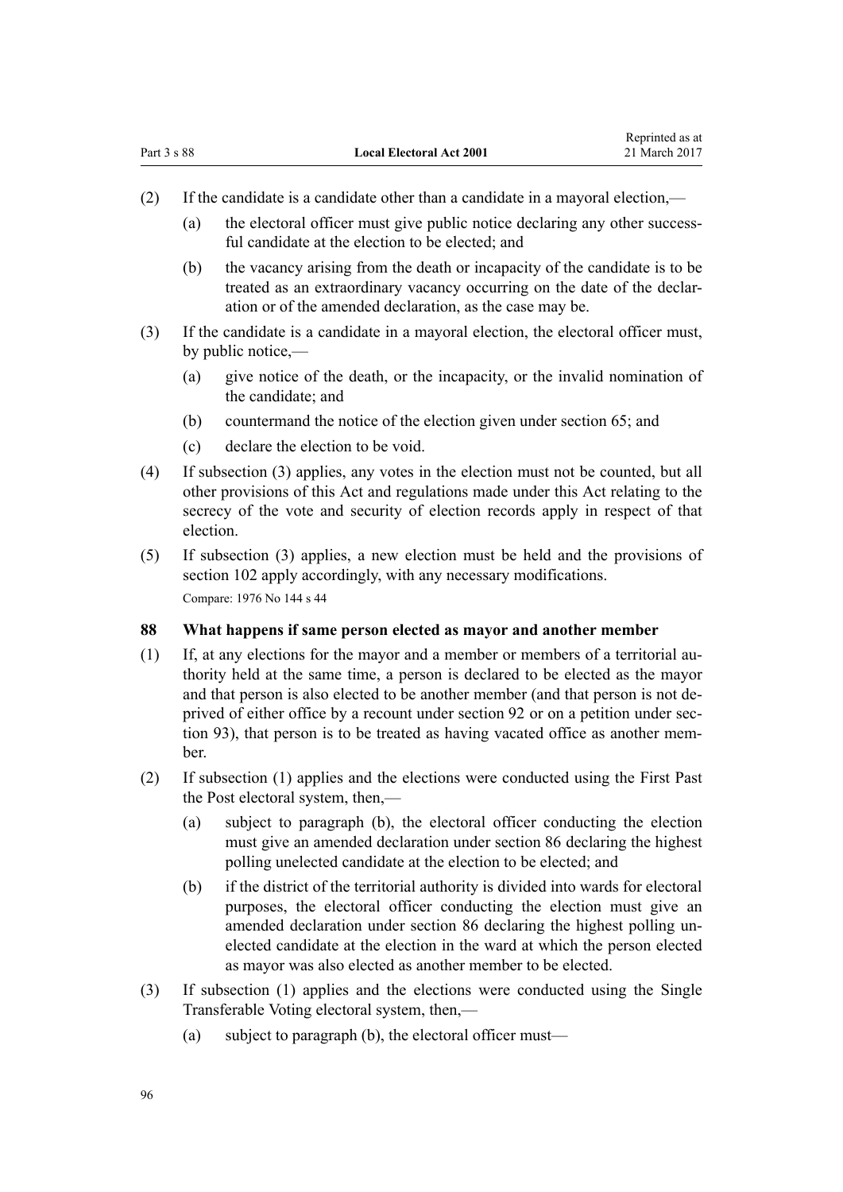(2) If the candidate is a candidate other than a candidate in a mayoral election,—

  (a) the electoral officer must give public notice declaring any other successful candidate at the election to be elected; and

  (b) the vacancy arising from the death or incapacity of the candidate is to be treated as an extraordinary vacancy occurring on the date of the declaration or of the amended declaration, as the case may be.

(3) If the candidate is a candidate in a mayoral election, the electoral officer must, by public notice,—

  (a) give notice of the death, or the incapacity, or the invalid nomination of the candidate; and

  (b) countermand the notice of the election given under section 65; and

  (c) declare the election to be void.

(4) If subsection (3) applies, any votes in the election must not be counted, but all other provisions of this Act and regulations made under this Act relating to the secrecy of the vote and security of election records apply in respect of that election.

(5) If subsection (3) applies, a new election must be held and the provisions of section 102 apply accordingly, with any necessary modifications.

Compare: 1976 No 144 s 44

### 88 What happens if same person elected as mayor and another member

(1) If, at any elections for the mayor and a member or members of a territorial authority held at the same time, a person is declared to be elected as the mayor and that person is also elected to be another member (and that person is not deprived of either office by a recount under section 92 or on a petition under section 93), that person is to be treated as having vacated office as another member.

(2) If subsection (1) applies and the elections were conducted using the First Past the Post electoral system, then,—

  (a) subject to paragraph (b), the electoral officer conducting the election must give an amended declaration under section 86 declaring the highest polling unelected candidate at the election to be elected; and

  (b) if the district of the territorial authority is divided into wards for electoral purposes, the electoral officer conducting the election must give an amended declaration under section 86 declaring the highest polling unelected candidate at the election in the ward at which the person elected as mayor was also elected as another member to be elected.

(3) If subsection (1) applies and the elections were conducted using the Single Transferable Voting electoral system, then,—

  (a) subject to paragraph (b), the electoral officer must—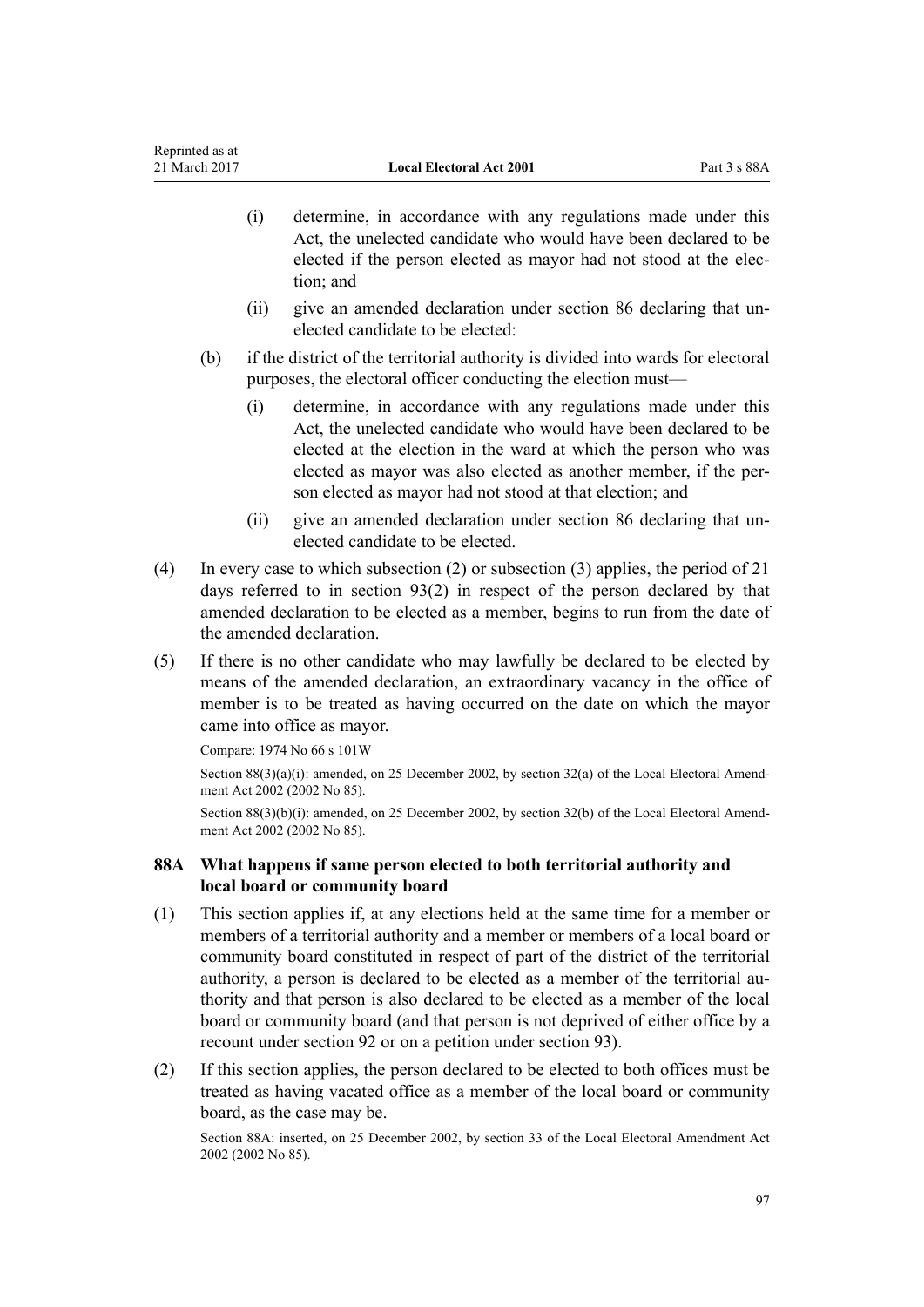(i) determine, in accordance with any regulations made under this Act, the unelected candidate who would have been declared to be elected if the person elected as mayor had not stood at the election; and

(ii) give an amended declaration under section 86 declaring that unelected candidate to be elected:

(b) if the district of the territorial authority is divided into wards for electoral purposes, the electoral officer conducting the election must—

(i) determine, in accordance with any regulations made under this Act, the unelected candidate who would have been declared to be elected at the election in the ward at which the person who was elected as mayor was also elected as another member, if the person elected as mayor had not stood at that election; and

(ii) give an amended declaration under section 86 declaring that unelected candidate to be elected.

(4) In every case to which subsection (2) or subsection (3) applies, the period of 21 days referred to in section 93(2) in respect of the person declared by that amended declaration to be elected as a member, begins to run from the date of the amended declaration.

(5) If there is no other candidate who may lawfully be declared to be elected by means of the amended declaration, an extraordinary vacancy in the office of member is to be treated as having occurred on the date on which the mayor came into office as mayor.

Compare: 1974 No 66 s 101W

Section 88(3)(a)(i): amended, on 25 December 2002, by section 32(a) of the Local Electoral Amendment Act 2002 (2002 No 85).

Section 88(3)(b)(i): amended, on 25 December 2002, by section 32(b) of the Local Electoral Amendment Act 2002 (2002 No 85).

### 88A What happens if same person elected to both territorial authority and local board or community board

(1) This section applies if, at any elections held at the same time for a member or members of a territorial authority and a member or members of a local board or community board constituted in respect of part of the district of the territorial authority, a person is declared to be elected as a member of the territorial authority and that person is also declared to be elected as a member of the local board or community board (and that person is not deprived of either office by a recount under section 92 or on a petition under section 93).

(2) If this section applies, the person declared to be elected to both offices must be treated as having vacated office as a member of the local board or community board, as the case may be.

Section 88A: inserted, on 25 December 2002, by section 33 of the Local Electoral Amendment Act 2002 (2002 No 85).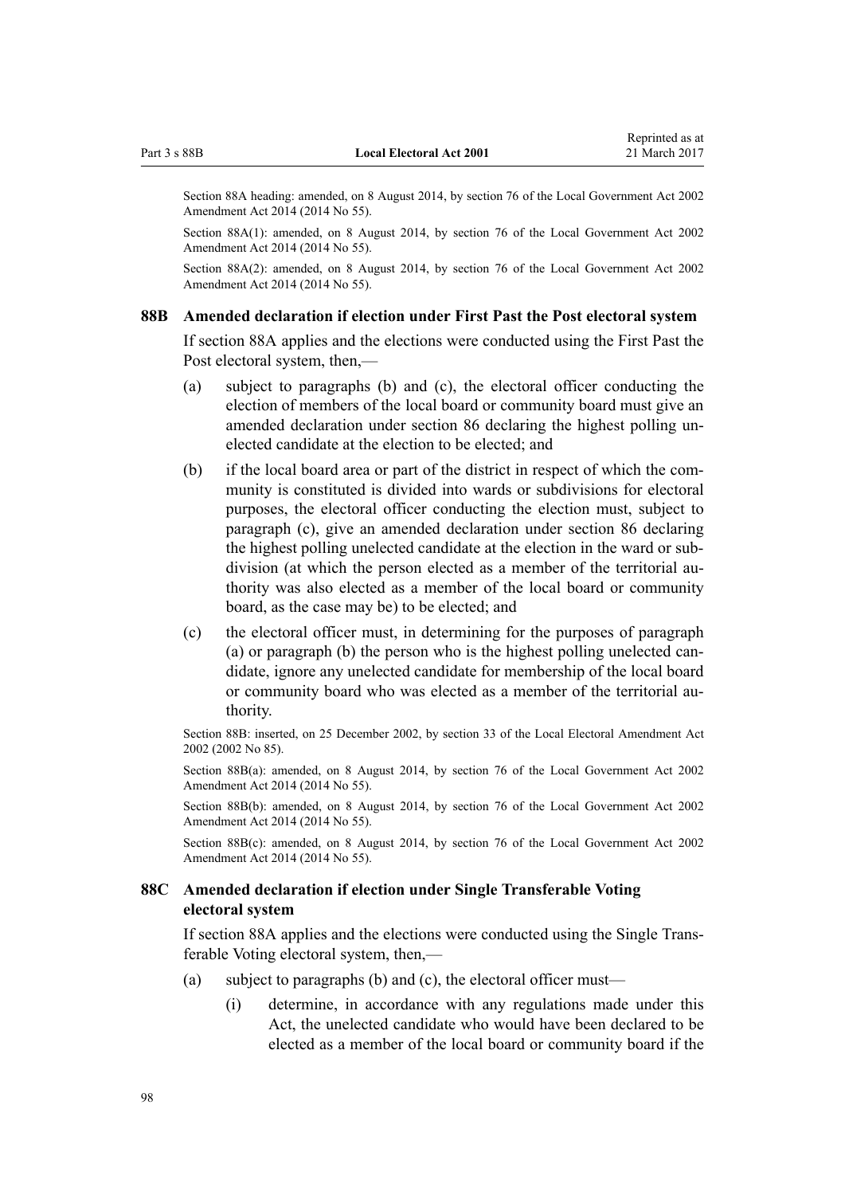Section 88A heading: amended, on 8 August 2014, by section 76 of the Local Government Act 2002 Amendment Act 2014 (2014 No 55).

Section 88A(1): amended, on 8 August 2014, by section 76 of the Local Government Act 2002 Amendment Act 2014 (2014 No 55).

Section 88A(2): amended, on 8 August 2014, by section 76 of the Local Government Act 2002 Amendment Act 2014 (2014 No 55).

### 88B Amended declaration if election under First Past the Post electoral system

If section 88A applies and the elections were conducted using the First Past the Post electoral system, then,—

(a) subject to paragraphs (b) and (c), the electoral officer conducting the election of members of the local board or community board must give an amended declaration under section 86 declaring the highest polling unelected candidate at the election to be elected; and

(b) if the local board area or part of the district in respect of which the community is constituted is divided into wards or subdivisions for electoral purposes, the electoral officer conducting the election must, subject to paragraph (c), give an amended declaration under section 86 declaring the highest polling unelected candidate at the election in the ward or subdivision (at which the person elected as a member of the territorial authority was also elected as a member of the local board or community board, as the case may be) to be elected; and

(c) the electoral officer must, in determining for the purposes of paragraph (a) or paragraph (b) the person who is the highest polling unelected candidate, ignore any unelected candidate for membership of the local board or community board who was elected as a member of the territorial authority.

Section 88B: inserted, on 25 December 2002, by section 33 of the Local Electoral Amendment Act 2002 (2002 No 85).

Section 88B(a): amended, on 8 August 2014, by section 76 of the Local Government Act 2002 Amendment Act 2014 (2014 No 55).

Section 88B(b): amended, on 8 August 2014, by section 76 of the Local Government Act 2002 Amendment Act 2014 (2014 No 55).

Section 88B(c): amended, on 8 August 2014, by section 76 of the Local Government Act 2002 Amendment Act 2014 (2014 No 55).

### 88C Amended declaration if election under Single Transferable Voting electoral system

If section 88A applies and the elections were conducted using the Single Transferable Voting electoral system, then,—

(a) subject to paragraphs (b) and (c), the electoral officer must—

(i) determine, in accordance with any regulations made under this Act, the unelected candidate who would have been declared to be elected as a member of the local board or community board if the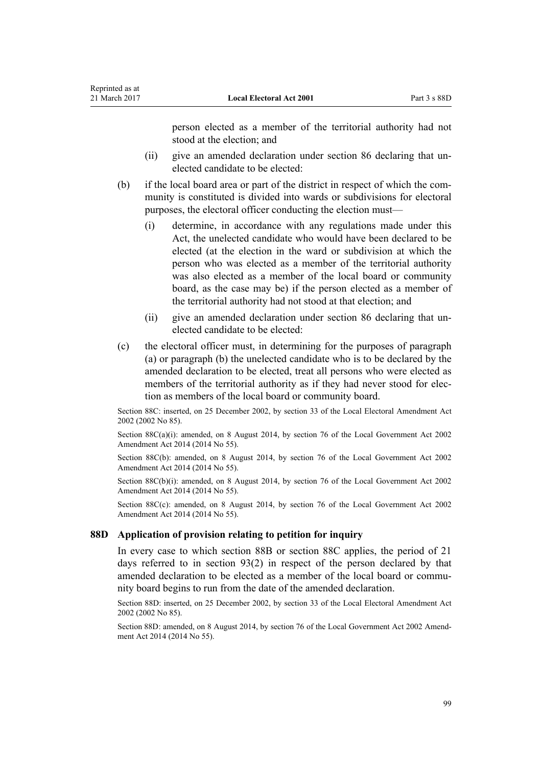person elected as a member of the territorial authority had not stood at the election; and

(ii) give an amended declaration under section 86 declaring that unelected candidate to be elected:

(b) if the local board area or part of the district in respect of which the community is constituted is divided into wards or subdivisions for electoral purposes, the electoral officer conducting the election must—

(i) determine, in accordance with any regulations made under this Act, the unelected candidate who would have been declared to be elected (at the election in the ward or subdivision at which the person who was elected as a member of the territorial authority was also elected as a member of the local board or community board, as the case may be) if the person elected as a member of the territorial authority had not stood at that election; and

(ii) give an amended declaration under section 86 declaring that unelected candidate to be elected:

(c) the electoral officer must, in determining for the purposes of paragraph (a) or paragraph (b) the unelected candidate who is to be declared by the amended declaration to be elected, treat all persons who were elected as members of the territorial authority as if they had never stood for election as members of the local board or community board.

Section 88C: inserted, on 25 December 2002, by section 33 of the Local Electoral Amendment Act 2002 (2002 No 85).

Section 88C(a)(i): amended, on 8 August 2014, by section 76 of the Local Government Act 2002 Amendment Act 2014 (2014 No 55).

Section 88C(b): amended, on 8 August 2014, by section 76 of the Local Government Act 2002 Amendment Act 2014 (2014 No 55).

Section 88C(b)(i): amended, on 8 August 2014, by section 76 of the Local Government Act 2002 Amendment Act 2014 (2014 No 55).

Section 88C(c): amended, on 8 August 2014, by section 76 of the Local Government Act 2002 Amendment Act 2014 (2014 No 55).

### 88D Application of provision relating to petition for inquiry

In every case to which section 88B or section 88C applies, the period of 21 days referred to in section 93(2) in respect of the person declared by that amended declaration to be elected as a member of the local board or community board begins to run from the date of the amended declaration.

Section 88D: inserted, on 25 December 2002, by section 33 of the Local Electoral Amendment Act 2002 (2002 No 85).

Section 88D: amended, on 8 August 2014, by section 76 of the Local Government Act 2002 Amendment Act 2014 (2014 No 55).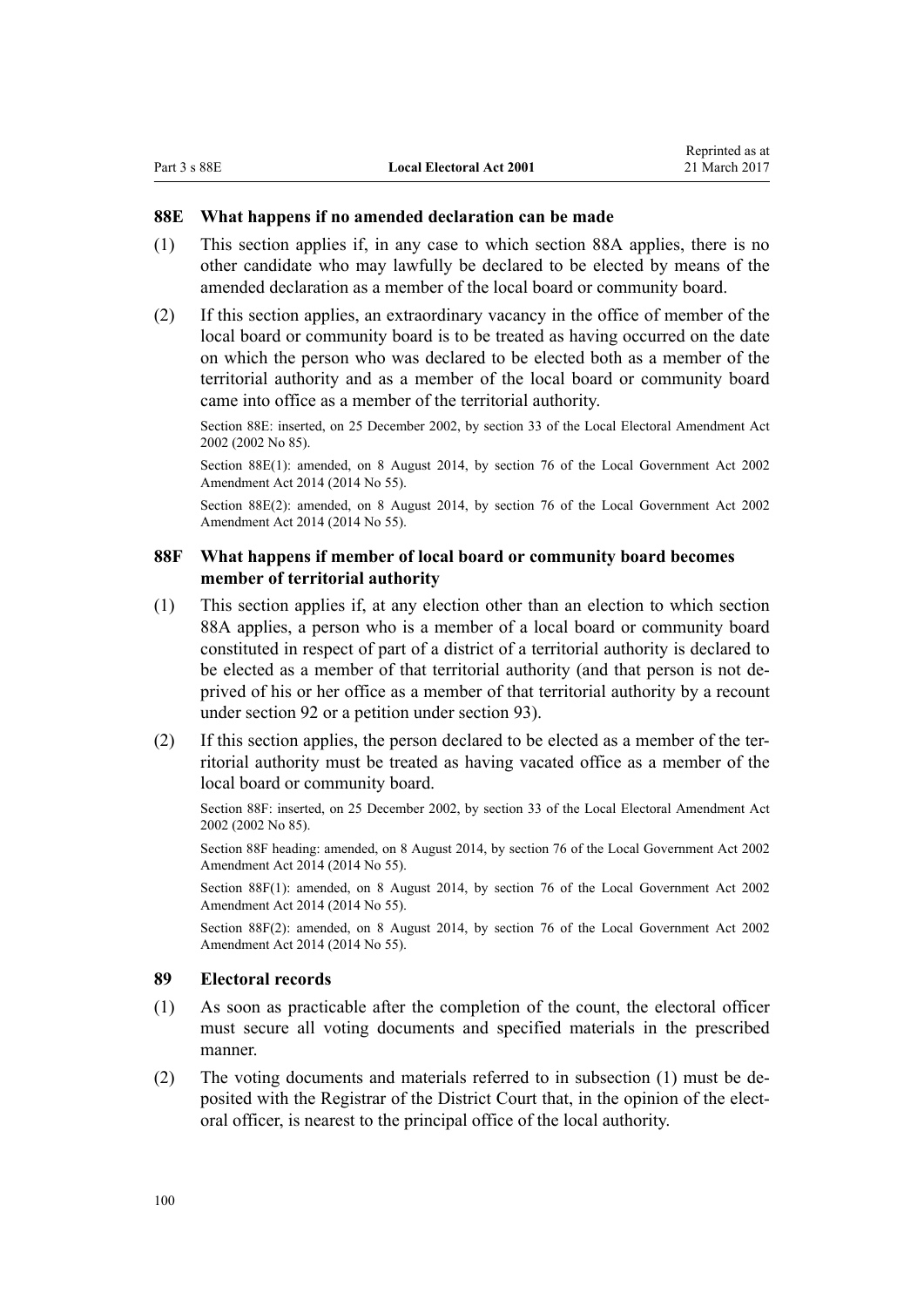### 88E What happens if no amended declaration can be made

(1) This section applies if, in any case to which section 88A applies, there is no other candidate who may lawfully be declared to be elected by means of the amended declaration as a member of the local board or community board.

(2) If this section applies, an extraordinary vacancy in the office of member of the local board or community board is to be treated as having occurred on the date on which the person who was declared to be elected both as a member of the territorial authority and as a member of the local board or community board came into office as a member of the territorial authority.

Section 88E: inserted, on 25 December 2002, by section 33 of the Local Electoral Amendment Act 2002 (2002 No 85).

Section 88E(1): amended, on 8 August 2014, by section 76 of the Local Government Act 2002 Amendment Act 2014 (2014 No 55).

Section 88E(2): amended, on 8 August 2014, by section 76 of the Local Government Act 2002 Amendment Act 2014 (2014 No 55).

### 88F What happens if member of local board or community board becomes member of territorial authority

(1) This section applies if, at any election other than an election to which section 88A applies, a person who is a member of a local board or community board constituted in respect of part of a district of a territorial authority is declared to be elected as a member of that territorial authority (and that person is not deprived of his or her office as a member of that territorial authority by a recount under section 92 or a petition under section 93).

(2) If this section applies, the person declared to be elected as a member of the territorial authority must be treated as having vacated office as a member of the local board or community board.

Section 88F: inserted, on 25 December 2002, by section 33 of the Local Electoral Amendment Act 2002 (2002 No 85).

Section 88F heading: amended, on 8 August 2014, by section 76 of the Local Government Act 2002 Amendment Act 2014 (2014 No 55).

Section 88F(1): amended, on 8 August 2014, by section 76 of the Local Government Act 2002 Amendment Act 2014 (2014 No 55).

Section 88F(2): amended, on 8 August 2014, by section 76 of the Local Government Act 2002 Amendment Act 2014 (2014 No 55).

### 89 Electoral records

(1) As soon as practicable after the completion of the count, the electoral officer must secure all voting documents and specified materials in the prescribed manner.

(2) The voting documents and materials referred to in subsection (1) must be deposited with the Registrar of the District Court that, in the opinion of the electoral officer, is nearest to the principal office of the local authority.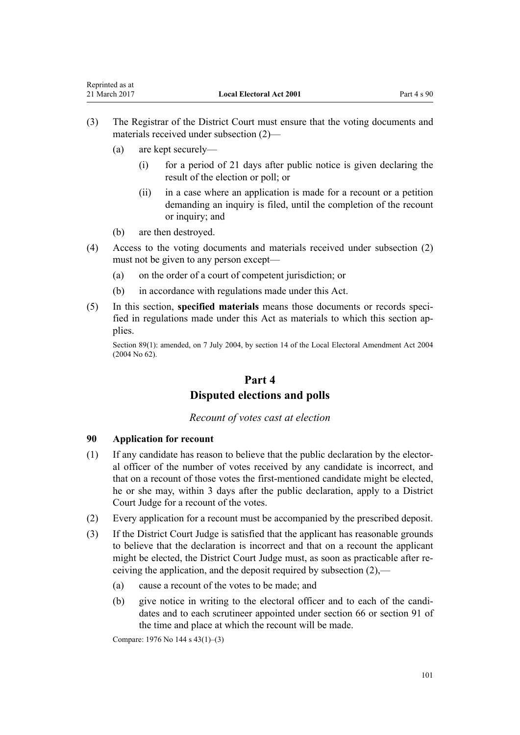(3) The Registrar of the District Court must ensure that the voting documents and materials received under subsection (2)—

(a) are kept securely—

(i) for a period of 21 days after public notice is given declaring the result of the election or poll; or

(ii) in a case where an application is made for a recount or a petition demanding an inquiry is filed, until the completion of the recount or inquiry; and

(b) are then destroyed.

(4) Access to the voting documents and materials received under subsection (2) must not be given to any person except—

(a) on the order of a court of competent jurisdiction; or

(b) in accordance with regulations made under this Act.

(5) In this section, **specified materials** means those documents or records specified in regulations made under this Act as materials to which this section applies.

Section 89(1): amended, on 7 July 2004, by section 14 of the Local Electoral Amendment Act 2004 (2004 No 62).

# Part 4
# Disputed elections and polls

*Recount of votes cast at election*

### 90 Application for recount

(1) If any candidate has reason to believe that the public declaration by the electoral officer of the number of votes received by any candidate is incorrect, and that on a recount of those votes the first-mentioned candidate might be elected, he or she may, within 3 days after the public declaration, apply to a District Court Judge for a recount of the votes.

(2) Every application for a recount must be accompanied by the prescribed deposit.

(3) If the District Court Judge is satisfied that the applicant has reasonable grounds to believe that the declaration is incorrect and that on a recount the applicant might be elected, the District Court Judge must, as soon as practicable after receiving the application, and the deposit required by subsection (2),—

(a) cause a recount of the votes to be made; and

(b) give notice in writing to the electoral officer and to each of the candidates and to each scrutineer appointed under section 66 or section 91 of the time and place at which the recount will be made.

Compare: 1976 No 144 s 43(1)–(3)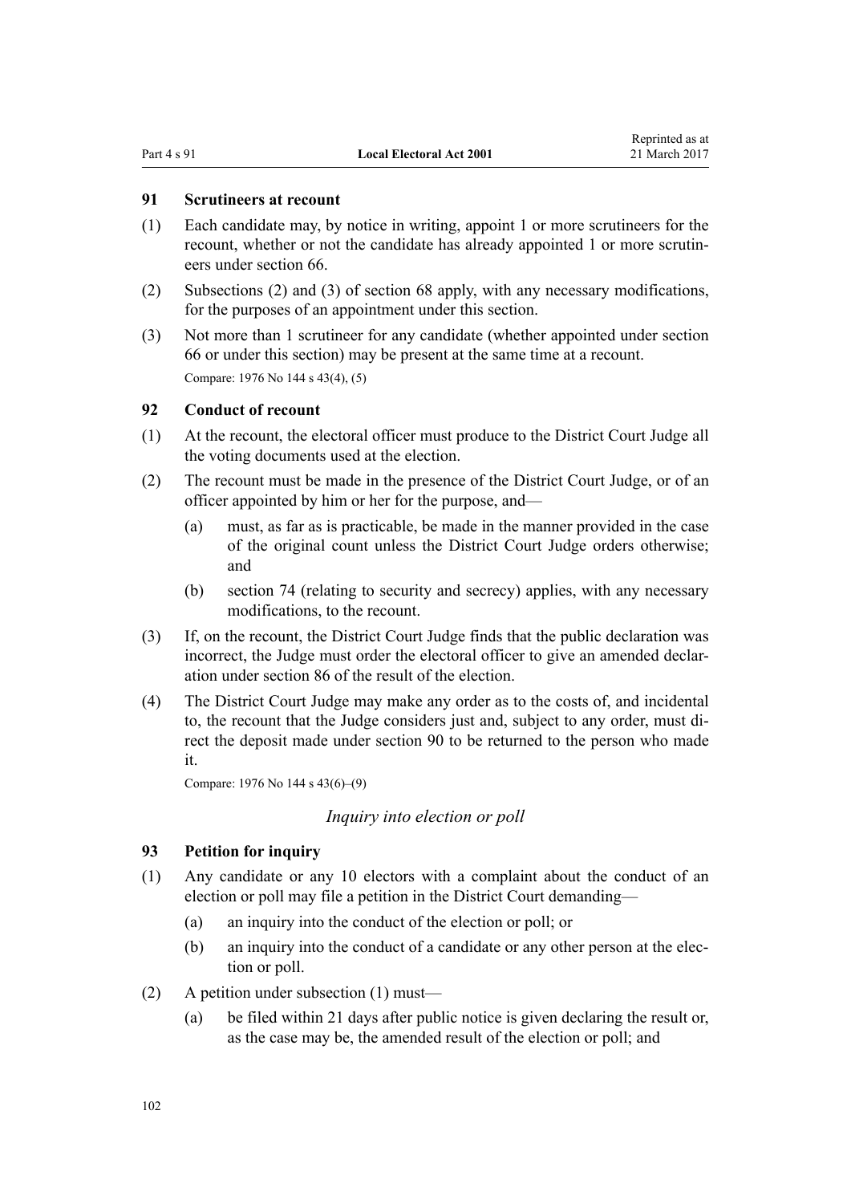### 91 Scrutineers at recount

(1) Each candidate may, by notice in writing, appoint 1 or more scrutineers for the recount, whether or not the candidate has already appointed 1 or more scrutineers under section 66.

(2) Subsections (2) and (3) of section 68 apply, with any necessary modifications, for the purposes of an appointment under this section.

(3) Not more than 1 scrutineer for any candidate (whether appointed under section 66 or under this section) may be present at the same time at a recount.

Compare: 1976 No 144 s 43(4), (5)

### 92 Conduct of recount

(1) At the recount, the electoral officer must produce to the District Court Judge all the voting documents used at the election.

(2) The recount must be made in the presence of the District Court Judge, or of an officer appointed by him or her for the purpose, and—

- (a) must, as far as is practicable, be made in the manner provided in the case of the original count unless the District Court Judge orders otherwise; and
- (b) section 74 (relating to security and secrecy) applies, with any necessary modifications, to the recount.

(3) If, on the recount, the District Court Judge finds that the public declaration was incorrect, the Judge must order the electoral officer to give an amended declaration under section 86 of the result of the election.

(4) The District Court Judge may make any order as to the costs of, and incidental to, the recount that the Judge considers just and, subject to any order, must direct the deposit made under section 90 to be returned to the person who made it.

Compare: 1976 No 144 s 43(6)–(9)

## *Inquiry into election or poll*

### 93 Petition for inquiry

(1) Any candidate or any 10 electors with a complaint about the conduct of an election or poll may file a petition in the District Court demanding—

- (a) an inquiry into the conduct of the election or poll; or
- (b) an inquiry into the conduct of a candidate or any other person at the election or poll.

(2) A petition under subsection (1) must—

- (a) be filed within 21 days after public notice is given declaring the result or, as the case may be, the amended result of the election or poll; and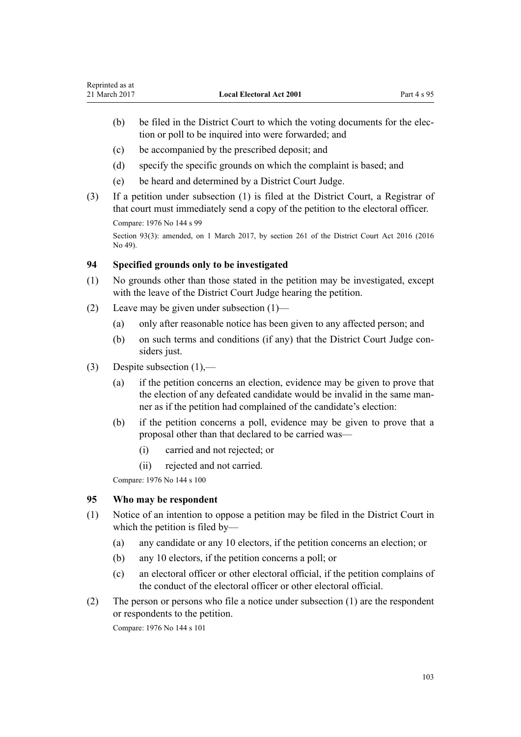(b) be filed in the District Court to which the voting documents for the election or poll to be inquired into were forwarded; and

(c) be accompanied by the prescribed deposit; and

(d) specify the specific grounds on which the complaint is based; and

(e) be heard and determined by a District Court Judge.

(3) If a petition under subsection (1) is filed at the District Court, a Registrar of that court must immediately send a copy of the petition to the electoral officer.

Compare: 1976 No 144 s 99

Section 93(3): amended, on 1 March 2017, by section 261 of the District Court Act 2016 (2016 No 49).

### 94 Specified grounds only to be investigated

(1) No grounds other than those stated in the petition may be investigated, except with the leave of the District Court Judge hearing the petition.

(2) Leave may be given under subsection (1)—

(a) only after reasonable notice has been given to any affected person; and

(b) on such terms and conditions (if any) that the District Court Judge considers just.

(3) Despite subsection (1),—

(a) if the petition concerns an election, evidence may be given to prove that the election of any defeated candidate would be invalid in the same manner as if the petition had complained of the candidate's election:

(b) if the petition concerns a poll, evidence may be given to prove that a proposal other than that declared to be carried was—

(i) carried and not rejected; or

(ii) rejected and not carried.

Compare: 1976 No 144 s 100

### 95 Who may be respondent

(1) Notice of an intention to oppose a petition may be filed in the District Court in which the petition is filed by—

(a) any candidate or any 10 electors, if the petition concerns an election; or

(b) any 10 electors, if the petition concerns a poll; or

(c) an electoral officer or other electoral official, if the petition complains of the conduct of the electoral officer or other electoral official.

(2) The person or persons who file a notice under subsection (1) are the respondent or respondents to the petition.

Compare: 1976 No 144 s 101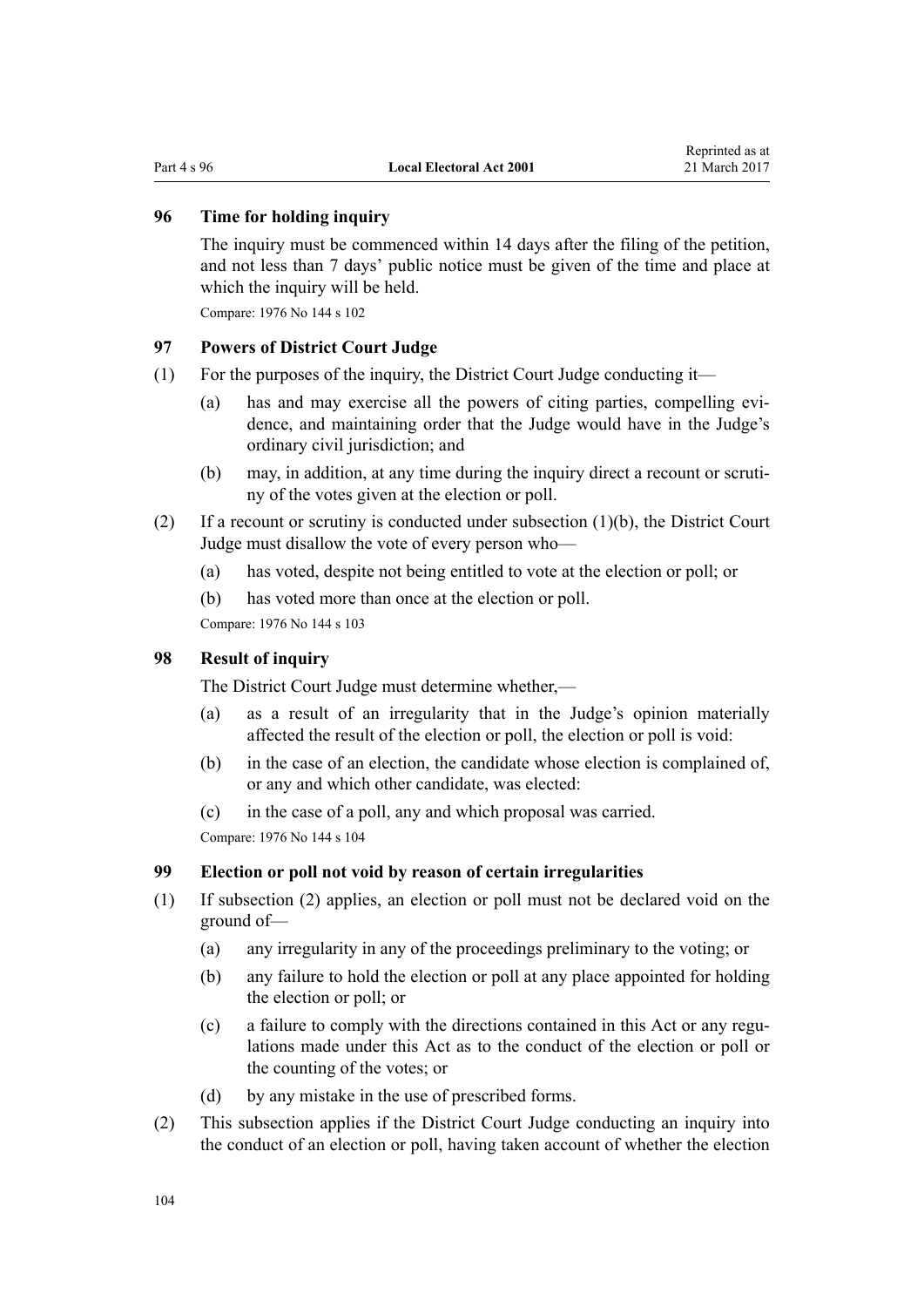### 96 Time for holding inquiry

The inquiry must be commenced within 14 days after the filing of the petition, and not less than 7 days' public notice must be given of the time and place at which the inquiry will be held.

Compare: 1976 No 144 s 102

### 97 Powers of District Court Judge

(1) For the purposes of the inquiry, the District Court Judge conducting it—

(a) has and may exercise all the powers of citing parties, compelling evidence, and maintaining order that the Judge would have in the Judge's ordinary civil jurisdiction; and

(b) may, in addition, at any time during the inquiry direct a recount or scrutiny of the votes given at the election or poll.

(2) If a recount or scrutiny is conducted under subsection (1)(b), the District Court Judge must disallow the vote of every person who—

(a) has voted, despite not being entitled to vote at the election or poll; or

(b) has voted more than once at the election or poll.

Compare: 1976 No 144 s 103

### 98 Result of inquiry

The District Court Judge must determine whether,—

(a) as a result of an irregularity that in the Judge's opinion materially affected the result of the election or poll, the election or poll is void:

(b) in the case of an election, the candidate whose election is complained of, or any and which other candidate, was elected:

(c) in the case of a poll, any and which proposal was carried.

Compare: 1976 No 144 s 104

### 99 Election or poll not void by reason of certain irregularities

(1) If subsection (2) applies, an election or poll must not be declared void on the ground of—

(a) any irregularity in any of the proceedings preliminary to the voting; or

(b) any failure to hold the election or poll at any place appointed for holding the election or poll; or

(c) a failure to comply with the directions contained in this Act or any regulations made under this Act as to the conduct of the election or poll or the counting of the votes; or

(d) by any mistake in the use of prescribed forms.

(2) This subsection applies if the District Court Judge conducting an inquiry into the conduct of an election or poll, having taken account of whether the election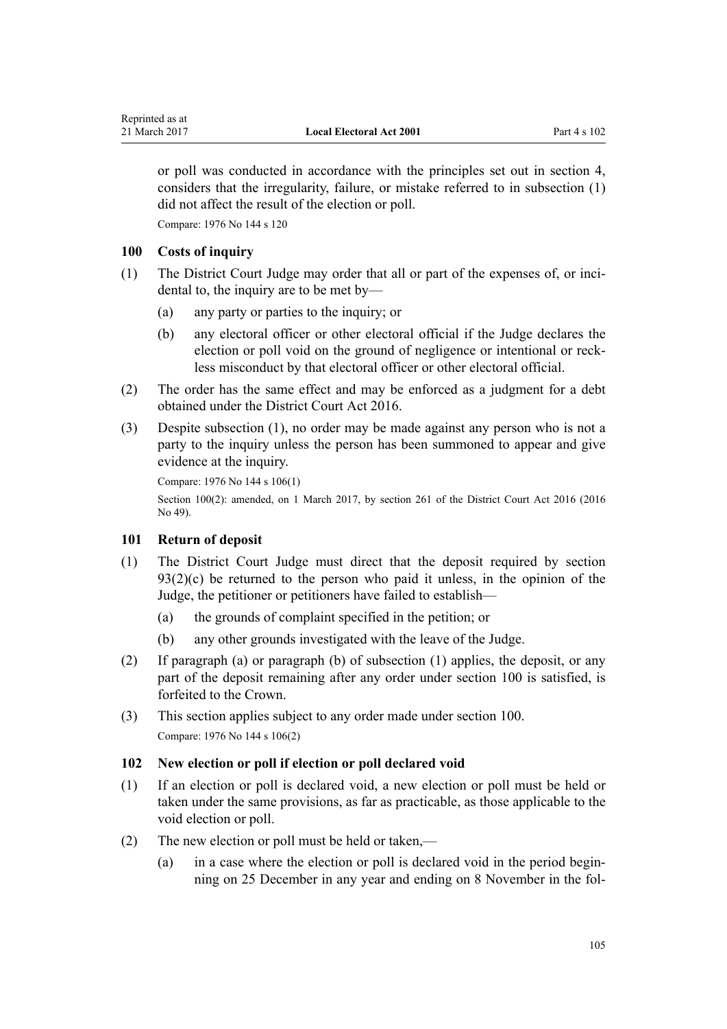or poll was conducted in accordance with the principles set out in section 4, considers that the irregularity, failure, or mistake referred to in subsection (1) did not affect the result of the election or poll.

Compare: 1976 No 144 s 120

### 100 Costs of inquiry

(1) The District Court Judge may order that all or part of the expenses of, or incidental to, the inquiry are to be met by—

  (a) any party or parties to the inquiry; or

  (b) any electoral officer or other electoral official if the Judge declares the election or poll void on the ground of negligence or intentional or reckless misconduct by that electoral officer or other electoral official.

(2) The order has the same effect and may be enforced as a judgment for a debt obtained under the District Court Act 2016.

(3) Despite subsection (1), no order may be made against any person who is not a party to the inquiry unless the person has been summoned to appear and give evidence at the inquiry.

Compare: 1976 No 144 s 106(1)

Section 100(2): amended, on 1 March 2017, by section 261 of the District Court Act 2016 (2016 No 49).

### 101 Return of deposit

(1) The District Court Judge must direct that the deposit required by section 93(2)(c) be returned to the person who paid it unless, in the opinion of the Judge, the petitioner or petitioners have failed to establish—

  (a) the grounds of complaint specified in the petition; or

  (b) any other grounds investigated with the leave of the Judge.

(2) If paragraph (a) or paragraph (b) of subsection (1) applies, the deposit, or any part of the deposit remaining after any order under section 100 is satisfied, is forfeited to the Crown.

(3) This section applies subject to any order made under section 100.

Compare: 1976 No 144 s 106(2)

### 102 New election or poll if election or poll declared void

(1) If an election or poll is declared void, a new election or poll must be held or taken under the same provisions, as far as practicable, as those applicable to the void election or poll.

(2) The new election or poll must be held or taken,—

  (a) in a case where the election or poll is declared void in the period beginning on 25 December in any year and ending on 8 November in the fol-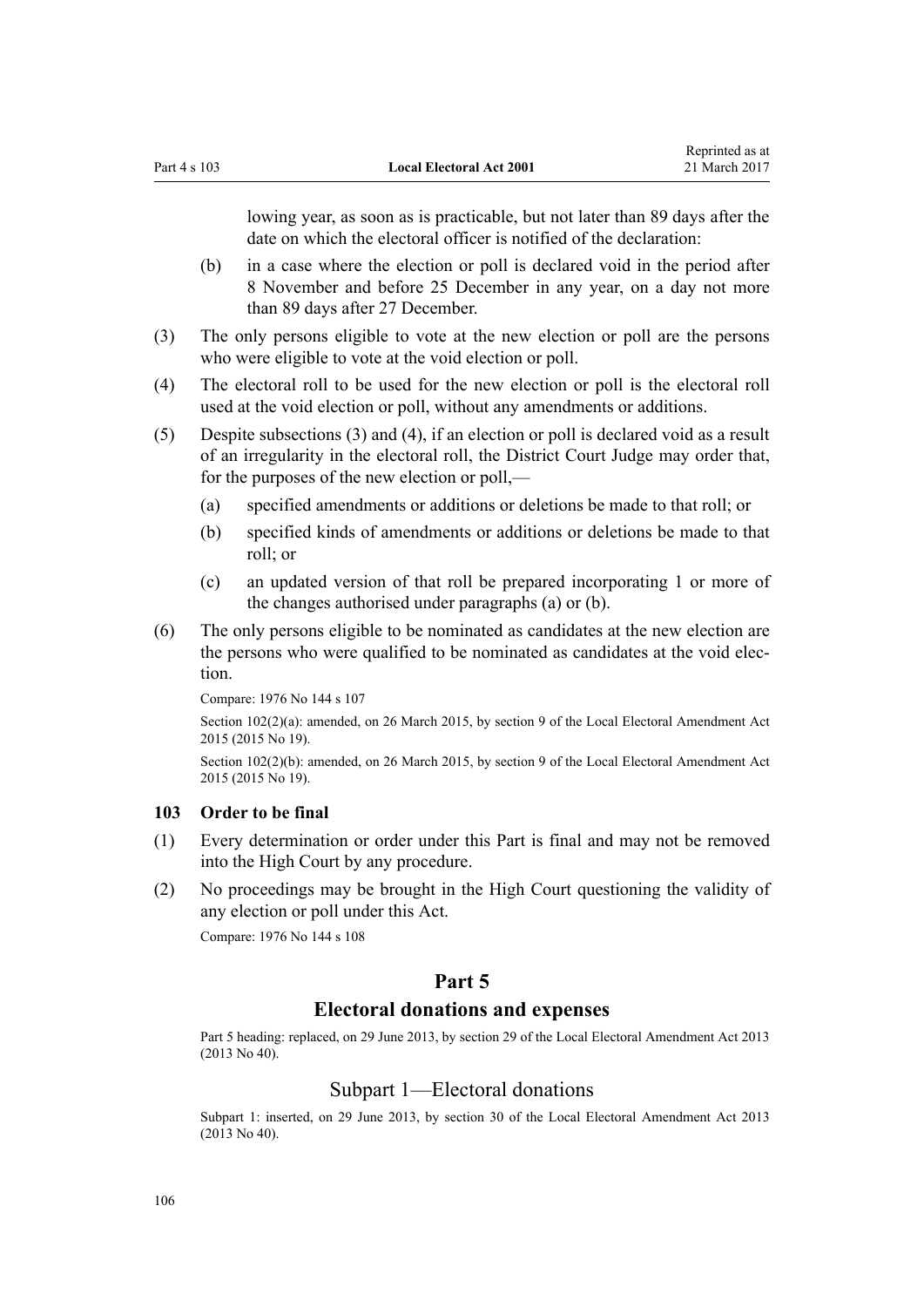lowing year, as soon as is practicable, but not later than 89 days after the date on which the electoral officer is notified of the declaration:

(b) in a case where the election or poll is declared void in the period after 8 November and before 25 December in any year, on a day not more than 89 days after 27 December.

(3) The only persons eligible to vote at the new election or poll are the persons who were eligible to vote at the void election or poll.

(4) The electoral roll to be used for the new election or poll is the electoral roll used at the void election or poll, without any amendments or additions.

(5) Despite subsections (3) and (4), if an election or poll is declared void as a result of an irregularity in the electoral roll, the District Court Judge may order that, for the purposes of the new election or poll,—

(a) specified amendments or additions or deletions be made to that roll; or

(b) specified kinds of amendments or additions or deletions be made to that roll; or

(c) an updated version of that roll be prepared incorporating 1 or more of the changes authorised under paragraphs (a) or (b).

(6) The only persons eligible to be nominated as candidates at the new election are the persons who were qualified to be nominated as candidates at the void election.

Compare: 1976 No 144 s 107

Section 102(2)(a): amended, on 26 March 2015, by section 9 of the Local Electoral Amendment Act 2015 (2015 No 19).

Section 102(2)(b): amended, on 26 March 2015, by section 9 of the Local Electoral Amendment Act 2015 (2015 No 19).

### 103 Order to be final

(1) Every determination or order under this Part is final and may not be removed into the High Court by any procedure.

(2) No proceedings may be brought in the High Court questioning the validity of any election or poll under this Act.

Compare: 1976 No 144 s 108

## Part 5
## Electoral donations and expenses

Part 5 heading: replaced, on 29 June 2013, by section 29 of the Local Electoral Amendment Act 2013 (2013 No 40).

### Subpart 1—Electoral donations

Subpart 1: inserted, on 29 June 2013, by section 30 of the Local Electoral Amendment Act 2013 (2013 No 40).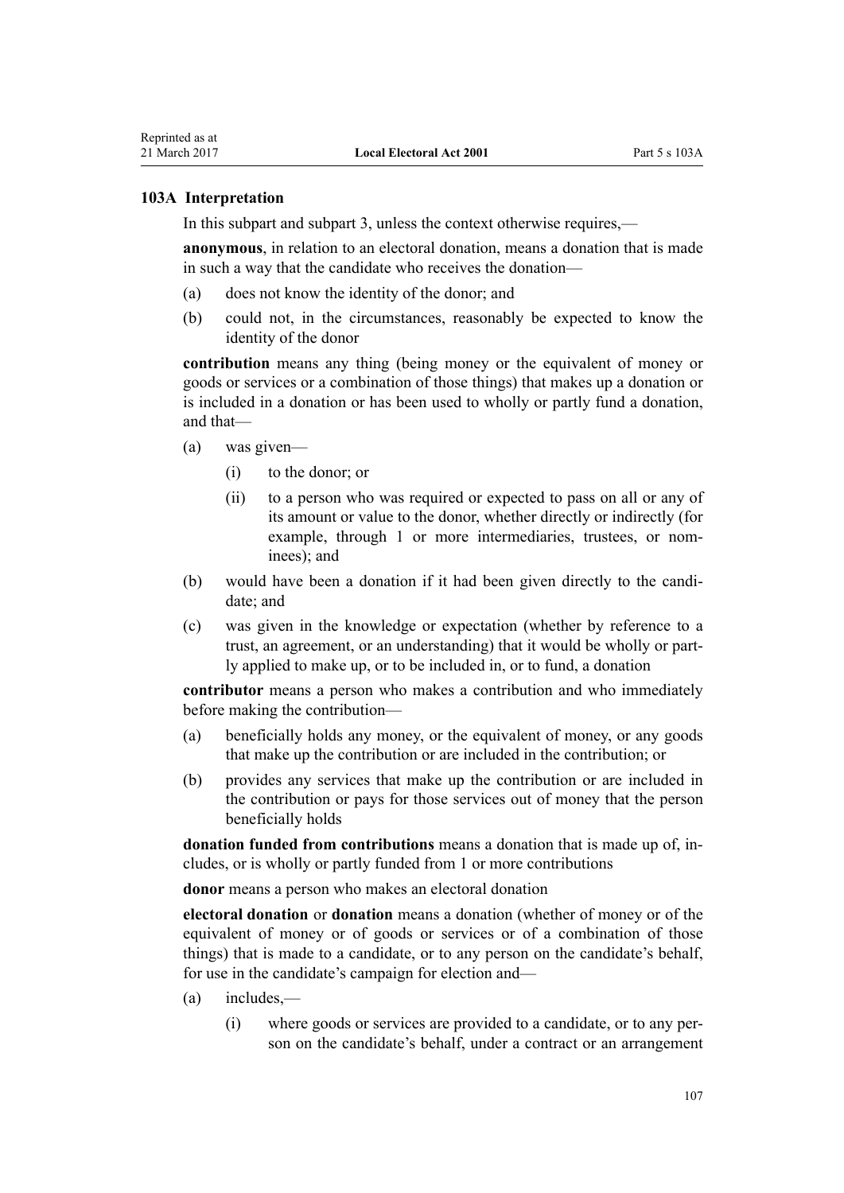### 103A Interpretation

In this subpart and subpart 3, unless the context otherwise requires,—

**anonymous**, in relation to an electoral donation, means a donation that is made in such a way that the candidate who receives the donation—

- (a) does not know the identity of the donor; and
- (b) could not, in the circumstances, reasonably be expected to know the identity of the donor

**contribution** means any thing (being money or the equivalent of money or goods or services or a combination of those things) that makes up a donation or is included in a donation or has been used to wholly or partly fund a donation, and that—

- (a) was given—
  - (i) to the donor; or
  - (ii) to a person who was required or expected to pass on all or any of its amount or value to the donor, whether directly or indirectly (for example, through 1 or more intermediaries, trustees, or nominees); and
- (b) would have been a donation if it had been given directly to the candidate; and
- (c) was given in the knowledge or expectation (whether by reference to a trust, an agreement, or an understanding) that it would be wholly or partly applied to make up, or to be included in, or to fund, a donation

**contributor** means a person who makes a contribution and who immediately before making the contribution—

- (a) beneficially holds any money, or the equivalent of money, or any goods that make up the contribution or are included in the contribution; or
- (b) provides any services that make up the contribution or are included in the contribution or pays for those services out of money that the person beneficially holds

**donation funded from contributions** means a donation that is made up of, includes, or is wholly or partly funded from 1 or more contributions

**donor** means a person who makes an electoral donation

**electoral donation** or **donation** means a donation (whether of money or of the equivalent of money or of goods or services or of a combination of those things) that is made to a candidate, or to any person on the candidate's behalf, for use in the candidate's campaign for election and—

- (a) includes,—
  - (i) where goods or services are provided to a candidate, or to any person on the candidate's behalf, under a contract or an arrangement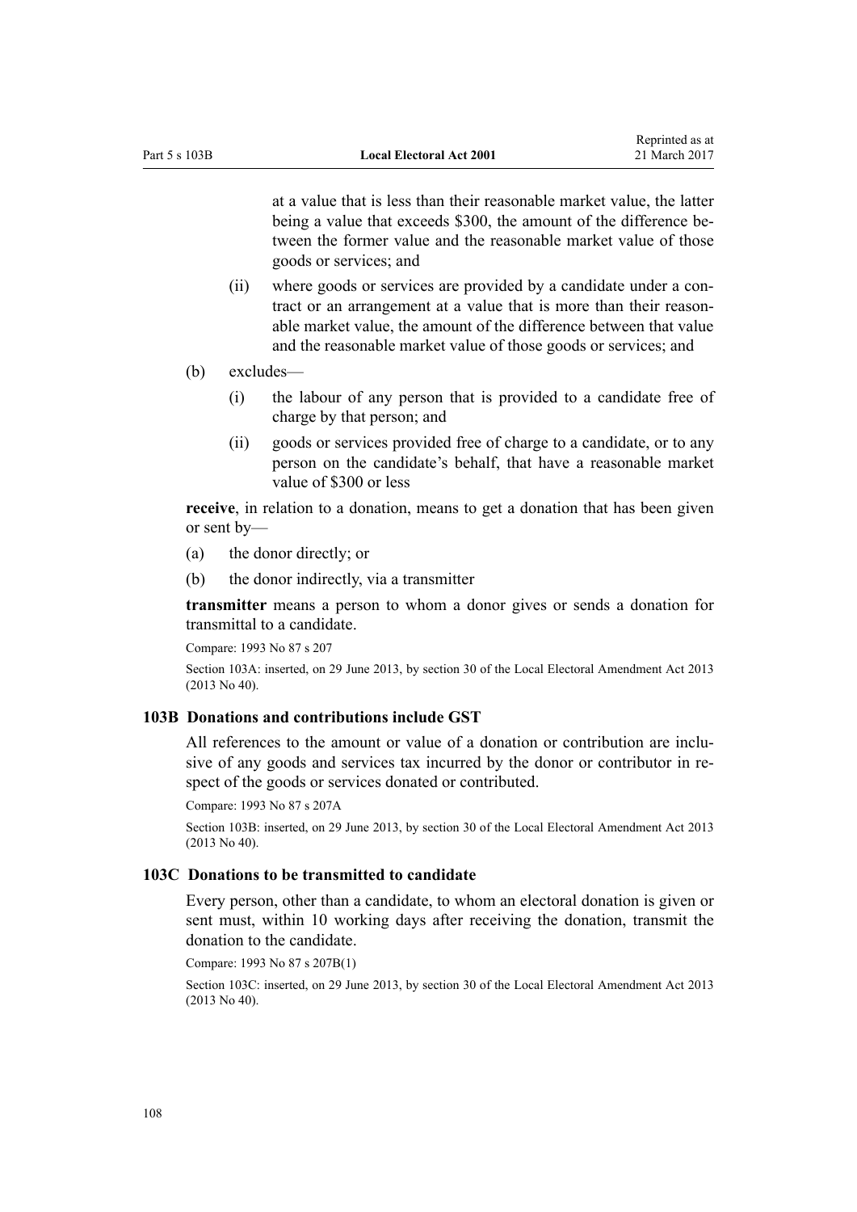at a value that is less than their reasonable market value, the latter being a value that exceeds $300, the amount of the difference between the former value and the reasonable market value of those goods or services; and

- (ii) where goods or services are provided by a candidate under a contract or an arrangement at a value that is more than their reasonable market value, the amount of the difference between that value and the reasonable market value of those goods or services; and

(b) excludes—

- (i) the labour of any person that is provided to a candidate free of charge by that person; and
- (ii) goods or services provided free of charge to a candidate, or to any person on the candidate's behalf, that have a reasonable market value of $300 or less

**receive**, in relation to a donation, means to get a donation that has been given or sent by—

- (a) the donor directly; or
- (b) the donor indirectly, via a transmitter

**transmitter** means a person to whom a donor gives or sends a donation for transmittal to a candidate.

Compare: 1993 No 87 s 207

Section 103A: inserted, on 29 June 2013, by section 30 of the Local Electoral Amendment Act 2013 (2013 No 40).

### 103B Donations and contributions include GST

All references to the amount or value of a donation or contribution are inclusive of any goods and services tax incurred by the donor or contributor in respect of the goods or services donated or contributed.

Compare: 1993 No 87 s 207A

Section 103B: inserted, on 29 June 2013, by section 30 of the Local Electoral Amendment Act 2013 (2013 No 40).

### 103C Donations to be transmitted to candidate

Every person, other than a candidate, to whom an electoral donation is given or sent must, within 10 working days after receiving the donation, transmit the donation to the candidate.

Compare: 1993 No 87 s 207B(1)

Section 103C: inserted, on 29 June 2013, by section 30 of the Local Electoral Amendment Act 2013 (2013 No 40).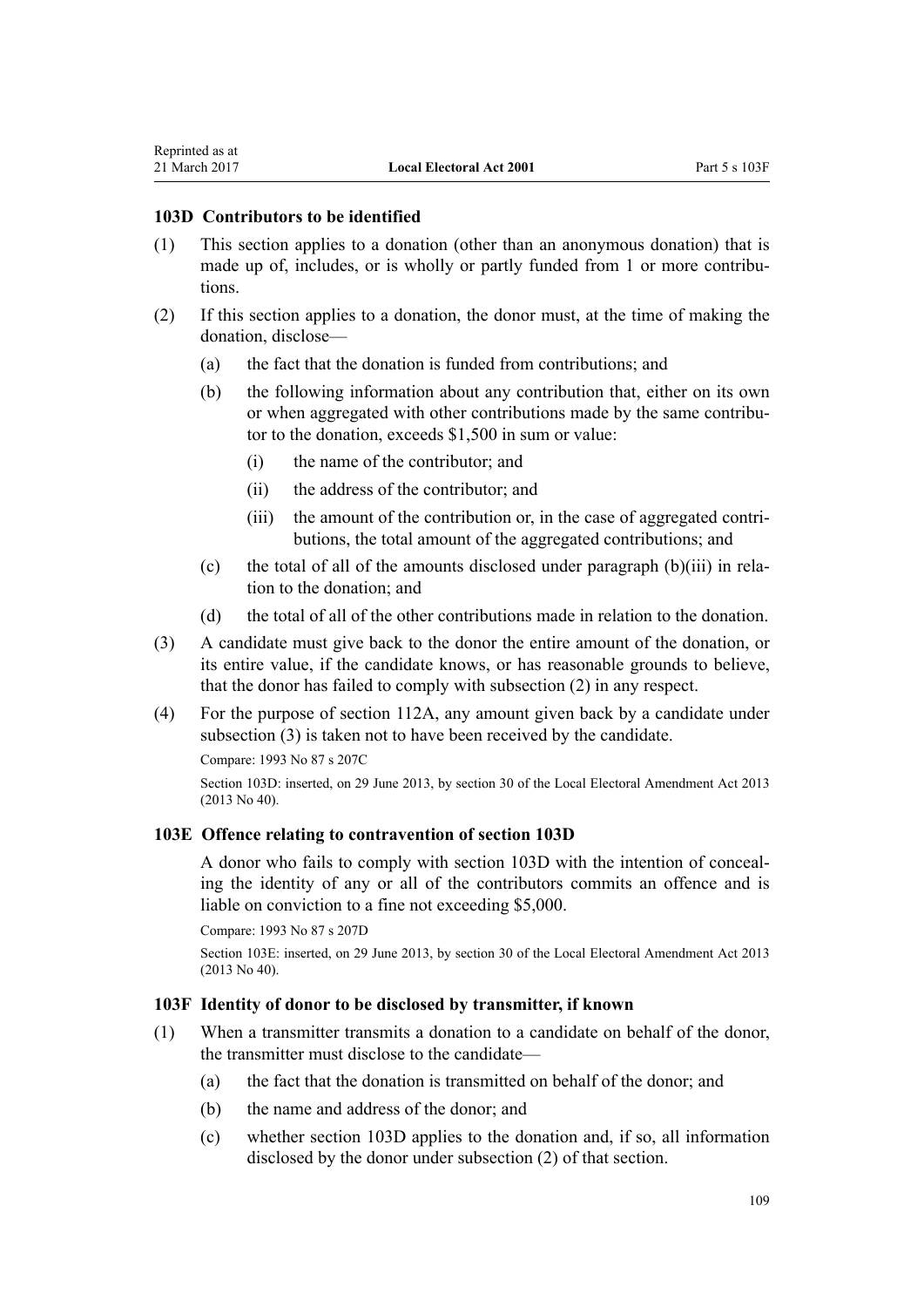### 103D Contributors to be identified

(1) This section applies to a donation (other than an anonymous donation) that is made up of, includes, or is wholly or partly funded from 1 or more contributions.

(2) If this section applies to a donation, the donor must, at the time of making the donation, disclose—

  (a) the fact that the donation is funded from contributions; and

  (b) the following information about any contribution that, either on its own or when aggregated with other contributions made by the same contributor to the donation, exceeds $1,500 in sum or value:

    (i) the name of the contributor; and

    (ii) the address of the contributor; and

    (iii) the amount of the contribution or, in the case of aggregated contributions, the total amount of the aggregated contributions; and

  (c) the total of all of the amounts disclosed under paragraph (b)(iii) in relation to the donation; and

  (d) the total of all of the other contributions made in relation to the donation.

(3) A candidate must give back to the donor the entire amount of the donation, or its entire value, if the candidate knows, or has reasonable grounds to believe, that the donor has failed to comply with subsection (2) in any respect.

(4) For the purpose of section 112A, any amount given back by a candidate under subsection (3) is taken not to have been received by the candidate.

Compare: 1993 No 87 s 207C

Section 103D: inserted, on 29 June 2013, by section 30 of the Local Electoral Amendment Act 2013 (2013 No 40).

### 103E Offence relating to contravention of section 103D

A donor who fails to comply with section 103D with the intention of concealing the identity of any or all of the contributors commits an offence and is liable on conviction to a fine not exceeding $5,000.

Compare: 1993 No 87 s 207D

Section 103E: inserted, on 29 June 2013, by section 30 of the Local Electoral Amendment Act 2013 (2013 No 40).

### 103F Identity of donor to be disclosed by transmitter, if known

(1) When a transmitter transmits a donation to a candidate on behalf of the donor, the transmitter must disclose to the candidate—

  (a) the fact that the donation is transmitted on behalf of the donor; and

  (b) the name and address of the donor; and

  (c) whether section 103D applies to the donation and, if so, all information disclosed by the donor under subsection (2) of that section.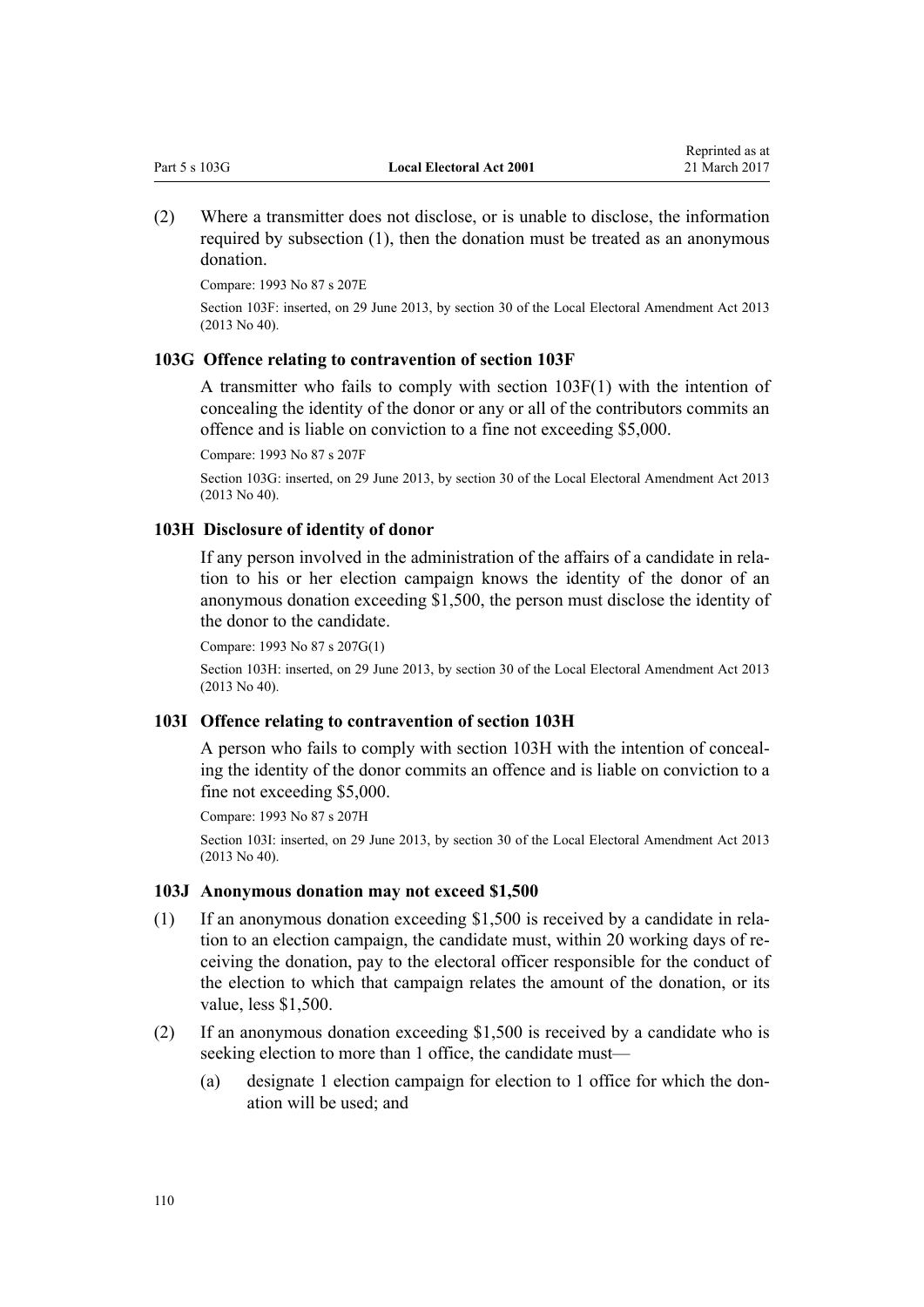(2) Where a transmitter does not disclose, or is unable to disclose, the information required by subsection (1), then the donation must be treated as an anonymous donation.

Compare: 1993 No 87 s 207E

Section 103F: inserted, on 29 June 2013, by section 30 of the Local Electoral Amendment Act 2013 (2013 No 40).

### 103G Offence relating to contravention of section 103F

A transmitter who fails to comply with section 103F(1) with the intention of concealing the identity of the donor or any or all of the contributors commits an offence and is liable on conviction to a fine not exceeding $5,000.

Compare: 1993 No 87 s 207F

Section 103G: inserted, on 29 June 2013, by section 30 of the Local Electoral Amendment Act 2013 (2013 No 40).

### 103H Disclosure of identity of donor

If any person involved in the administration of the affairs of a candidate in relation to his or her election campaign knows the identity of the donor of an anonymous donation exceeding $1,500, the person must disclose the identity of the donor to the candidate.

Compare: 1993 No 87 s 207G(1)

Section 103H: inserted, on 29 June 2013, by section 30 of the Local Electoral Amendment Act 2013 (2013 No 40).

### 103I Offence relating to contravention of section 103H

A person who fails to comply with section 103H with the intention of concealing the identity of the donor commits an offence and is liable on conviction to a fine not exceeding $5,000.

Compare: 1993 No 87 s 207H

Section 103I: inserted, on 29 June 2013, by section 30 of the Local Electoral Amendment Act 2013 (2013 No 40).

### 103J Anonymous donation may not exceed $1,500

(1) If an anonymous donation exceeding $1,500 is received by a candidate in relation to an election campaign, the candidate must, within 20 working days of receiving the donation, pay to the electoral officer responsible for the conduct of the election to which that campaign relates the amount of the donation, or its value, less $1,500.

(2) If an anonymous donation exceeding $1,500 is received by a candidate who is seeking election to more than 1 office, the candidate must—

   (a) designate 1 election campaign for election to 1 office for which the donation will be used; and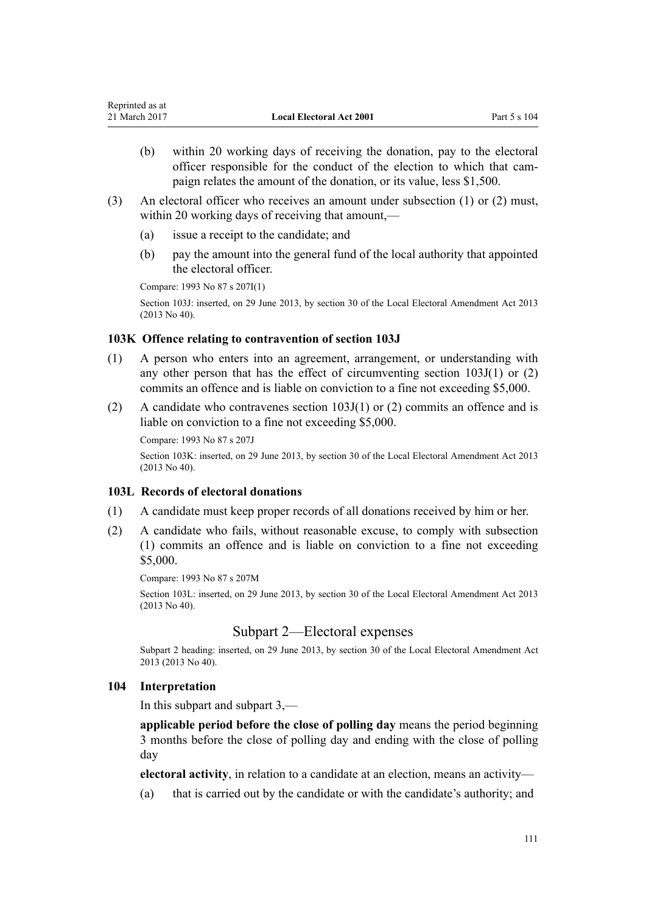(b) within 20 working days of receiving the donation, pay to the electoral officer responsible for the conduct of the election to which that campaign relates the amount of the donation, or its value, less $1,500.

(3) An electoral officer who receives an amount under subsection (1) or (2) must, within 20 working days of receiving that amount,—

(a) issue a receipt to the candidate; and

(b) pay the amount into the general fund of the local authority that appointed the electoral officer.

Compare: 1993 No 87 s 207I(1)

Section 103J: inserted, on 29 June 2013, by section 30 of the Local Electoral Amendment Act 2013 (2013 No 40).

### 103K Offence relating to contravention of section 103J

(1) A person who enters into an agreement, arrangement, or understanding with any other person that has the effect of circumventing section 103J(1) or (2) commits an offence and is liable on conviction to a fine not exceeding $5,000.

(2) A candidate who contravenes section 103J(1) or (2) commits an offence and is liable on conviction to a fine not exceeding $5,000.

Compare: 1993 No 87 s 207J

Section 103K: inserted, on 29 June 2013, by section 30 of the Local Electoral Amendment Act 2013 (2013 No 40).

### 103L Records of electoral donations

(1) A candidate must keep proper records of all donations received by him or her.

(2) A candidate who fails, without reasonable excuse, to comply with subsection (1) commits an offence and is liable on conviction to a fine not exceeding $5,000.

Compare: 1993 No 87 s 207M

Section 103L: inserted, on 29 June 2013, by section 30 of the Local Electoral Amendment Act 2013 (2013 No 40).

## Subpart 2—Electoral expenses

Subpart 2 heading: inserted, on 29 June 2013, by section 30 of the Local Electoral Amendment Act 2013 (2013 No 40).

### 104 Interpretation

In this subpart and subpart 3,—

**applicable period before the close of polling day** means the period beginning 3 months before the close of polling day and ending with the close of polling day

**electoral activity**, in relation to a candidate at an election, means an activity—

(a) that is carried out by the candidate or with the candidate's authority; and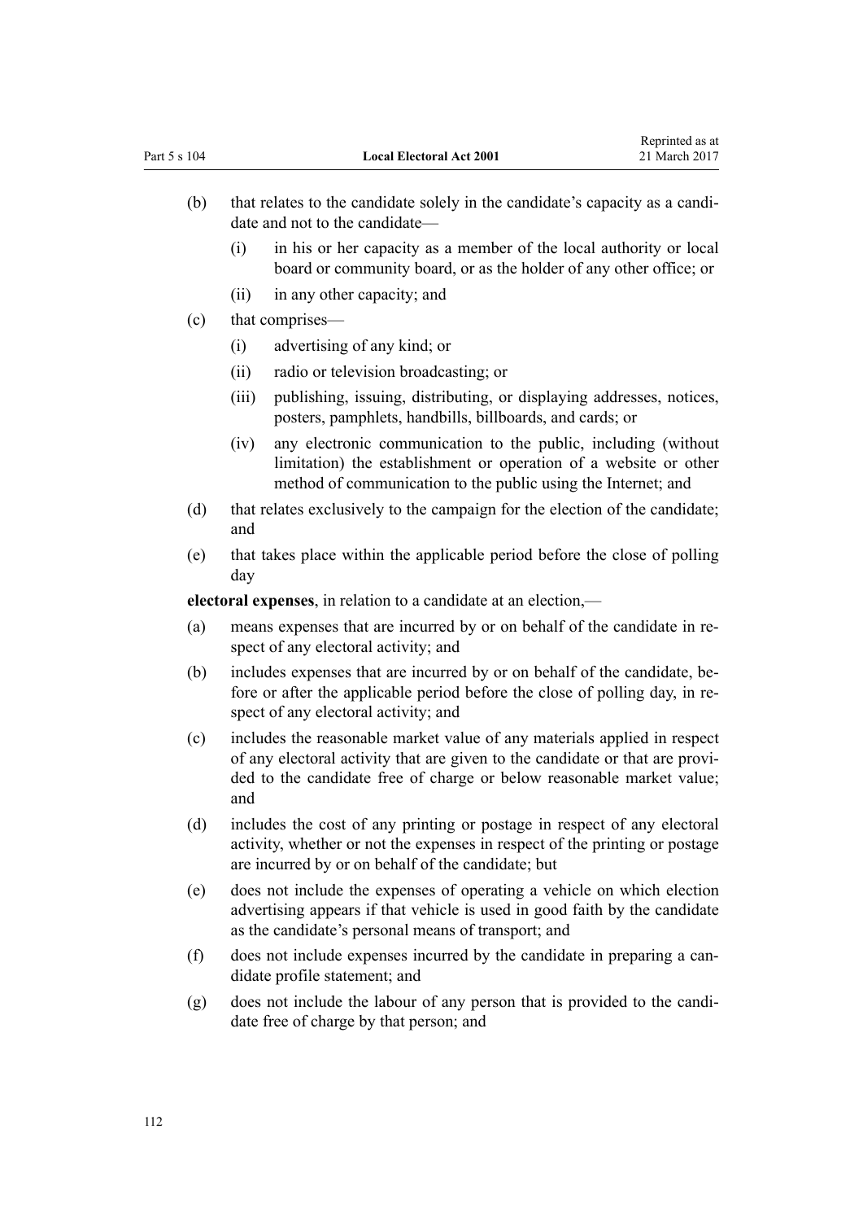(b) that relates to the candidate solely in the candidate's capacity as a candidate and not to the candidate—

  (i) in his or her capacity as a member of the local authority or local board or community board, or as the holder of any other office; or

  (ii) in any other capacity; and

(c) that comprises—

  (i) advertising of any kind; or

  (ii) radio or television broadcasting; or

  (iii) publishing, issuing, distributing, or displaying addresses, notices, posters, pamphlets, handbills, billboards, and cards; or

  (iv) any electronic communication to the public, including (without limitation) the establishment or operation of a website or other method of communication to the public using the Internet; and

(d) that relates exclusively to the campaign for the election of the candidate; and

(e) that takes place within the applicable period before the close of polling day

**electoral expenses**, in relation to a candidate at an election,—

(a) means expenses that are incurred by or on behalf of the candidate in respect of any electoral activity; and

(b) includes expenses that are incurred by or on behalf of the candidate, before or after the applicable period before the close of polling day, in respect of any electoral activity; and

(c) includes the reasonable market value of any materials applied in respect of any electoral activity that are given to the candidate or that are provided to the candidate free of charge or below reasonable market value; and

(d) includes the cost of any printing or postage in respect of any electoral activity, whether or not the expenses in respect of the printing or postage are incurred by or on behalf of the candidate; but

(e) does not include the expenses of operating a vehicle on which election advertising appears if that vehicle is used in good faith by the candidate as the candidate's personal means of transport; and

(f) does not include expenses incurred by the candidate in preparing a candidate profile statement; and

(g) does not include the labour of any person that is provided to the candidate free of charge by that person; and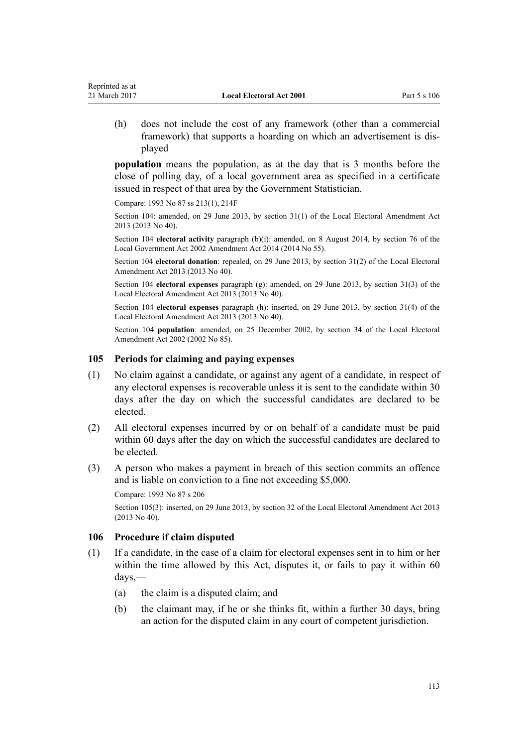(h) does not include the cost of any framework (other than a commercial framework) that supports a hoarding on which an advertisement is displayed

**population** means the population, as at the day that is 3 months before the close of polling day, of a local government area as specified in a certificate issued in respect of that area by the Government Statistician.

Compare: 1993 No 87 ss 213(1), 214F

Section 104: amended, on 29 June 2013, by section 31(1) of the Local Electoral Amendment Act 2013 (2013 No 40).

Section 104 **electoral activity** paragraph (b)(i): amended, on 8 August 2014, by section 76 of the Local Government Act 2002 Amendment Act 2014 (2014 No 55).

Section 104 **electoral donation**: repealed, on 29 June 2013, by section 31(2) of the Local Electoral Amendment Act 2013 (2013 No 40).

Section 104 **electoral expenses** paragraph (g): amended, on 29 June 2013, by section 31(3) of the Local Electoral Amendment Act 2013 (2013 No 40).

Section 104 **electoral expenses** paragraph (h): inserted, on 29 June 2013, by section 31(4) of the Local Electoral Amendment Act 2013 (2013 No 40).

Section 104 **population**: amended, on 25 December 2002, by section 34 of the Local Electoral Amendment Act 2002 (2002 No 85).

### 105 Periods for claiming and paying expenses

(1) No claim against a candidate, or against any agent of a candidate, in respect of any electoral expenses is recoverable unless it is sent to the candidate within 30 days after the day on which the successful candidates are declared to be elected.

(2) All electoral expenses incurred by or on behalf of a candidate must be paid within 60 days after the day on which the successful candidates are declared to be elected.

(3) A person who makes a payment in breach of this section commits an offence and is liable on conviction to a fine not exceeding $5,000.

Compare: 1993 No 87 s 206

Section 105(3): inserted, on 29 June 2013, by section 32 of the Local Electoral Amendment Act 2013 (2013 No 40).

### 106 Procedure if claim disputed

(1) If a candidate, in the case of a claim for electoral expenses sent in to him or her within the time allowed by this Act, disputes it, or fails to pay it within 60 days,—

    (a) the claim is a disputed claim; and

    (b) the claimant may, if he or she thinks fit, within a further 30 days, bring an action for the disputed claim in any court of competent jurisdiction.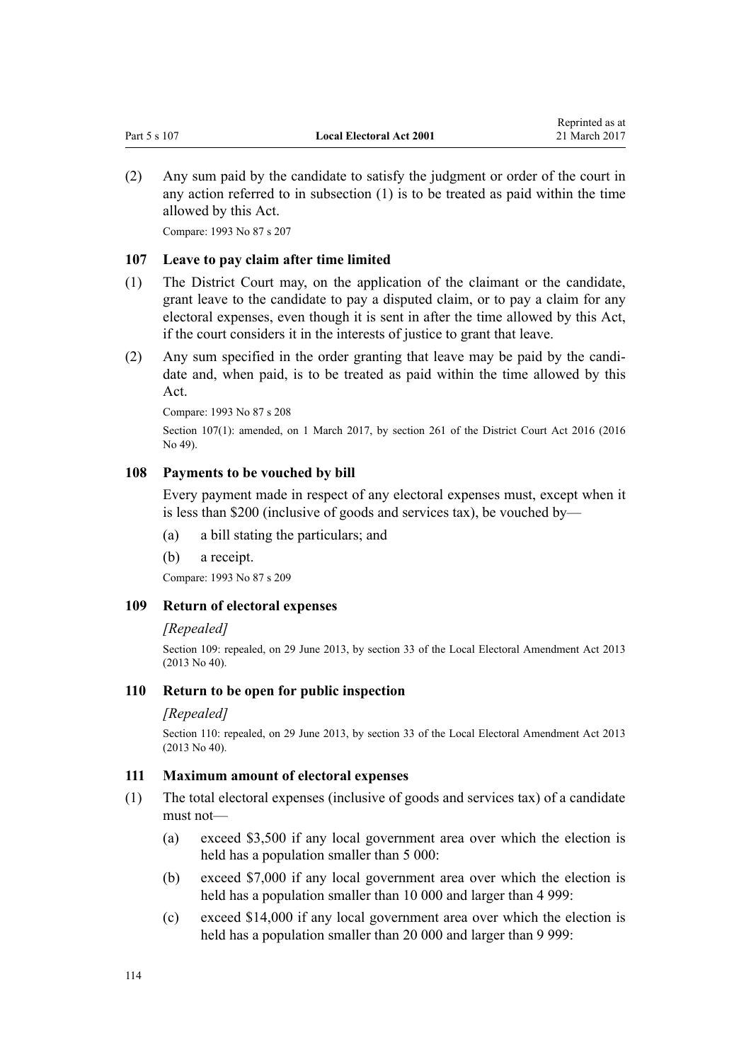(2) Any sum paid by the candidate to satisfy the judgment or order of the court in any action referred to in subsection (1) is to be treated as paid within the time allowed by this Act.

Compare: 1993 No 87 s 207

### 107 Leave to pay claim after time limited

(1) The District Court may, on the application of the claimant or the candidate, grant leave to the candidate to pay a disputed claim, or to pay a claim for any electoral expenses, even though it is sent in after the time allowed by this Act, if the court considers it in the interests of justice to grant that leave.

(2) Any sum specified in the order granting that leave may be paid by the candidate and, when paid, is to be treated as paid within the time allowed by this Act.

Compare: 1993 No 87 s 208

Section 107(1): amended, on 1 March 2017, by section 261 of the District Court Act 2016 (2016 No 49).

### 108 Payments to be vouched by bill

Every payment made in respect of any electoral expenses must, except when it is less than $200 (inclusive of goods and services tax), be vouched by—

(a) a bill stating the particulars; and

(b) a receipt.

Compare: 1993 No 87 s 209

### 109 Return of electoral expenses

*[Repealed]*

Section 109: repealed, on 29 June 2013, by section 33 of the Local Electoral Amendment Act 2013 (2013 No 40).

### 110 Return to be open for public inspection

*[Repealed]*

Section 110: repealed, on 29 June 2013, by section 33 of the Local Electoral Amendment Act 2013 (2013 No 40).

### 111 Maximum amount of electoral expenses

(1) The total electoral expenses (inclusive of goods and services tax) of a candidate must not—

(a) exceed $3,500 if any local government area over which the election is held has a population smaller than 5 000:

(b) exceed $7,000 if any local government area over which the election is held has a population smaller than 10 000 and larger than 4 999:

(c) exceed $14,000 if any local government area over which the election is held has a population smaller than 20 000 and larger than 9 999: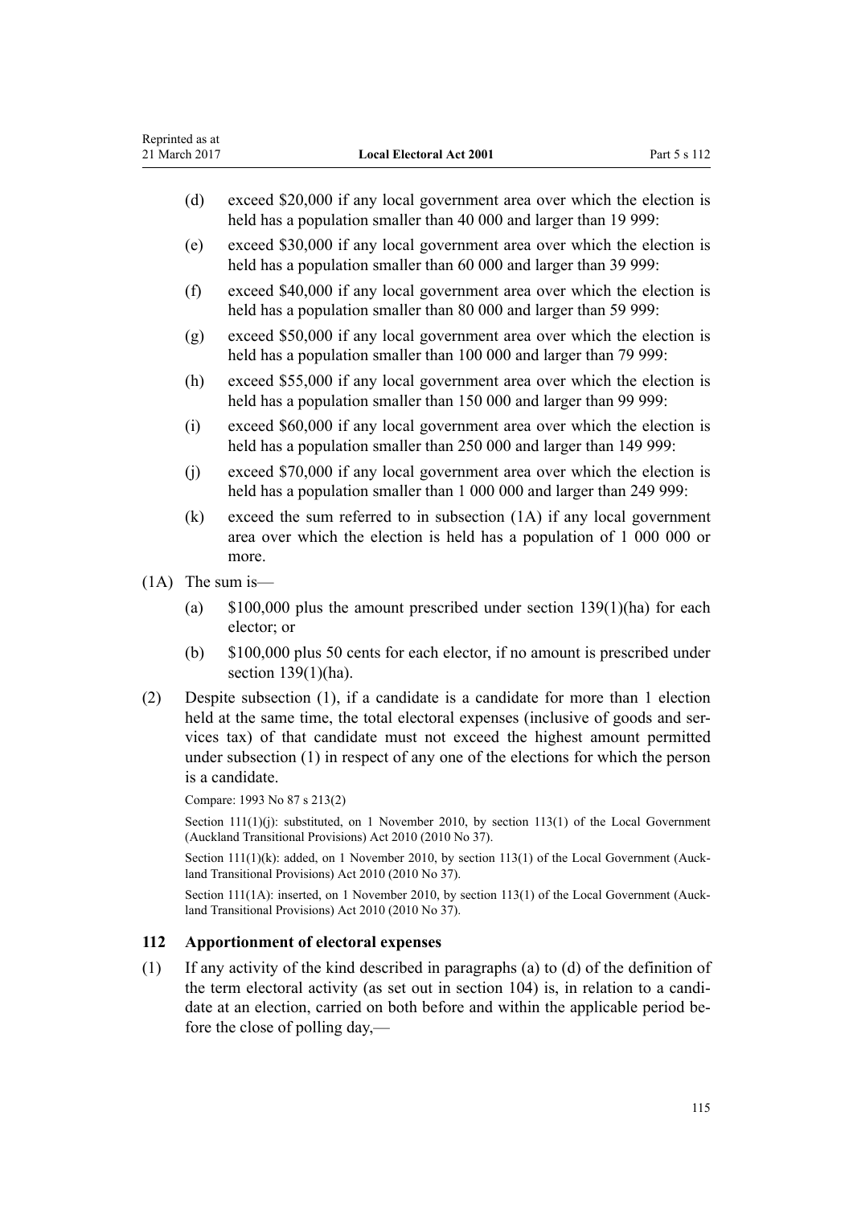(d) exceed $20,000 if any local government area over which the election is held has a population smaller than 40 000 and larger than 19 999:

(e) exceed $30,000 if any local government area over which the election is held has a population smaller than 60 000 and larger than 39 999:

(f) exceed $40,000 if any local government area over which the election is held has a population smaller than 80 000 and larger than 59 999:

(g) exceed $50,000 if any local government area over which the election is held has a population smaller than 100 000 and larger than 79 999:

(h) exceed $55,000 if any local government area over which the election is held has a population smaller than 150 000 and larger than 99 999:

(i) exceed $60,000 if any local government area over which the election is held has a population smaller than 250 000 and larger than 149 999:

(j) exceed $70,000 if any local government area over which the election is held has a population smaller than 1 000 000 and larger than 249 999:

(k) exceed the sum referred to in subsection (1A) if any local government area over which the election is held has a population of 1 000 000 or more.

(1A) The sum is—

(a) $100,000 plus the amount prescribed under section 139(1)(ha) for each elector; or

(b) $100,000 plus 50 cents for each elector, if no amount is prescribed under section 139(1)(ha).

(2) Despite subsection (1), if a candidate is a candidate for more than 1 election held at the same time, the total electoral expenses (inclusive of goods and services tax) of that candidate must not exceed the highest amount permitted under subsection (1) in respect of any one of the elections for which the person is a candidate.

Compare: 1993 No 87 s 213(2)

Section 111(1)(j): substituted, on 1 November 2010, by section 113(1) of the Local Government (Auckland Transitional Provisions) Act 2010 (2010 No 37).

Section 111(1)(k): added, on 1 November 2010, by section 113(1) of the Local Government (Auckland Transitional Provisions) Act 2010 (2010 No 37).

Section 111(1A): inserted, on 1 November 2010, by section 113(1) of the Local Government (Auckland Transitional Provisions) Act 2010 (2010 No 37).

### 112 Apportionment of electoral expenses

(1) If any activity of the kind described in paragraphs (a) to (d) of the definition of the term electoral activity (as set out in section 104) is, in relation to a candidate at an election, carried on both before and within the applicable period before the close of polling day,—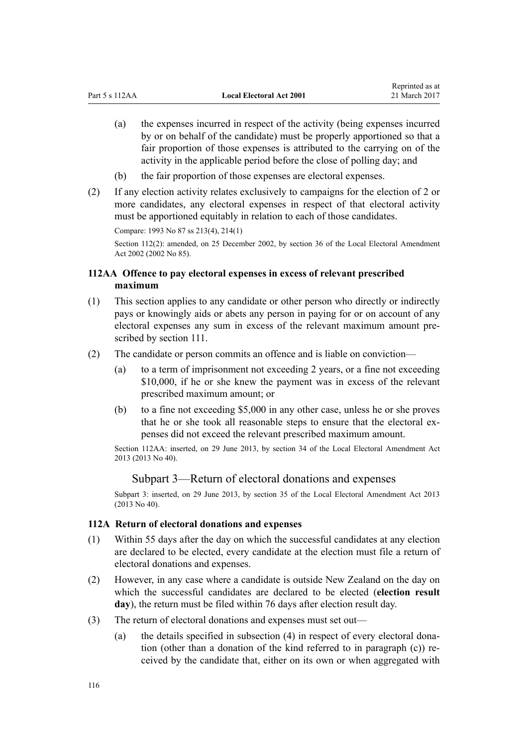(a) the expenses incurred in respect of the activity (being expenses incurred by or on behalf of the candidate) must be properly apportioned so that a fair proportion of those expenses is attributed to the carrying on of the activity in the applicable period before the close of polling day; and

(b) the fair proportion of those expenses are electoral expenses.

(2) If any election activity relates exclusively to campaigns for the election of 2 or more candidates, any electoral expenses in respect of that electoral activity must be apportioned equitably in relation to each of those candidates.

Compare: 1993 No 87 ss 213(4), 214(1)

Section 112(2): amended, on 25 December 2002, by section 36 of the Local Electoral Amendment Act 2002 (2002 No 85).

### 112AA Offence to pay electoral expenses in excess of relevant prescribed maximum

(1) This section applies to any candidate or other person who directly or indirectly pays or knowingly aids or abets any person in paying for or on account of any electoral expenses any sum in excess of the relevant maximum amount prescribed by section 111.

(2) The candidate or person commits an offence and is liable on conviction—

(a) to a term of imprisonment not exceeding 2 years, or a fine not exceeding $10,000, if he or she knew the payment was in excess of the relevant prescribed maximum amount; or

(b) to a fine not exceeding $5,000 in any other case, unless he or she proves that he or she took all reasonable steps to ensure that the electoral expenses did not exceed the relevant prescribed maximum amount.

Section 112AA: inserted, on 29 June 2013, by section 34 of the Local Electoral Amendment Act 2013 (2013 No 40).

## Subpart 3—Return of electoral donations and expenses

Subpart 3: inserted, on 29 June 2013, by section 35 of the Local Electoral Amendment Act 2013 (2013 No 40).

### 112A Return of electoral donations and expenses

(1) Within 55 days after the day on which the successful candidates at any election are declared to be elected, every candidate at the election must file a return of electoral donations and expenses.

(2) However, in any case where a candidate is outside New Zealand on the day on which the successful candidates are declared to be elected (**election result day**), the return must be filed within 76 days after election result day.

(3) The return of electoral donations and expenses must set out—

(a) the details specified in subsection (4) in respect of every electoral donation (other than a donation of the kind referred to in paragraph (c)) received by the candidate that, either on its own or when aggregated with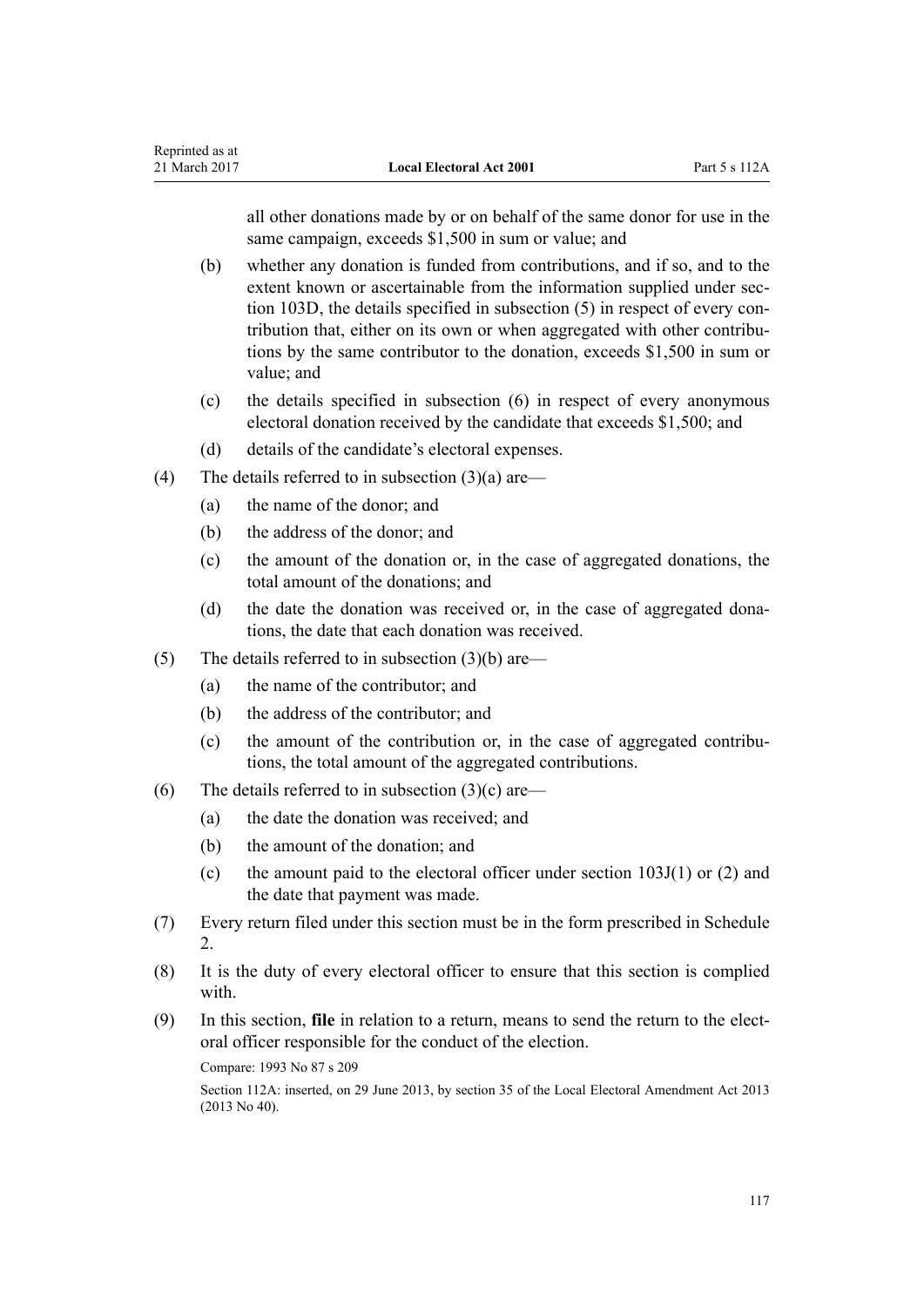all other donations made by or on behalf of the same donor for use in the same campaign, exceeds $1,500 in sum or value; and

(b) whether any donation is funded from contributions, and if so, and to the extent known or ascertainable from the information supplied under section 103D, the details specified in subsection (5) in respect of every contribution that, either on its own or when aggregated with other contributions by the same contributor to the donation, exceeds $1,500 in sum or value; and

(c) the details specified in subsection (6) in respect of every anonymous electoral donation received by the candidate that exceeds $1,500; and

(d) details of the candidate's electoral expenses.

(4) The details referred to in subsection (3)(a) are—

(a) the name of the donor; and

(b) the address of the donor; and

(c) the amount of the donation or, in the case of aggregated donations, the total amount of the donations; and

(d) the date the donation was received or, in the case of aggregated donations, the date that each donation was received.

(5) The details referred to in subsection (3)(b) are—

(a) the name of the contributor; and

(b) the address of the contributor; and

(c) the amount of the contribution or, in the case of aggregated contributions, the total amount of the aggregated contributions.

(6) The details referred to in subsection (3)(c) are—

(a) the date the donation was received; and

(b) the amount of the donation; and

(c) the amount paid to the electoral officer under section 103J(1) or (2) and the date that payment was made.

(7) Every return filed under this section must be in the form prescribed in Schedule 2.

(8) It is the duty of every electoral officer to ensure that this section is complied with.

(9) In this section, **file** in relation to a return, means to send the return to the electoral officer responsible for the conduct of the election.

Compare: 1993 No 87 s 209

Section 112A: inserted, on 29 June 2013, by section 35 of the Local Electoral Amendment Act 2013 (2013 No 40).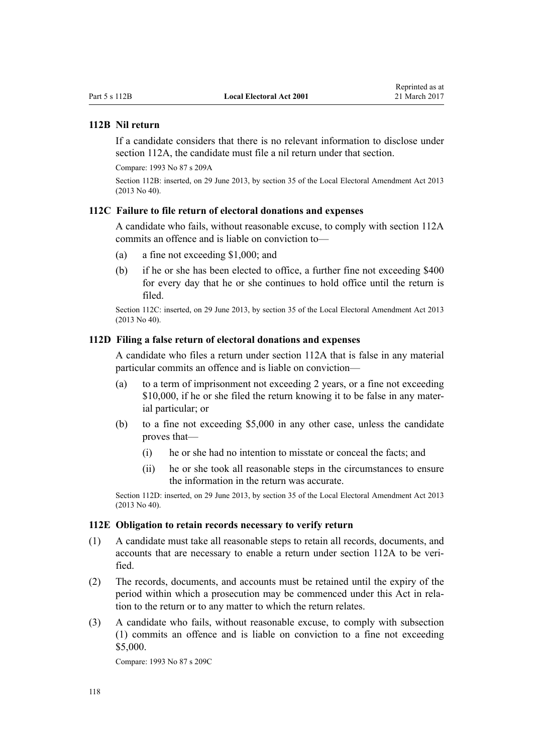### 112B Nil return

If a candidate considers that there is no relevant information to disclose under section 112A, the candidate must file a nil return under that section.

Compare: 1993 No 87 s 209A

Section 112B: inserted, on 29 June 2013, by section 35 of the Local Electoral Amendment Act 2013 (2013 No 40).

### 112C Failure to file return of electoral donations and expenses

A candidate who fails, without reasonable excuse, to comply with section 112A commits an offence and is liable on conviction to—

(a) a fine not exceeding $1,000; and

(b) if he or she has been elected to office, a further fine not exceeding $400 for every day that he or she continues to hold office until the return is filed.

Section 112C: inserted, on 29 June 2013, by section 35 of the Local Electoral Amendment Act 2013 (2013 No 40).

### 112D Filing a false return of electoral donations and expenses

A candidate who files a return under section 112A that is false in any material particular commits an offence and is liable on conviction—

(a) to a term of imprisonment not exceeding 2 years, or a fine not exceeding $10,000, if he or she filed the return knowing it to be false in any material particular; or

(b) to a fine not exceeding $5,000 in any other case, unless the candidate proves that—

 (i) he or she had no intention to misstate or conceal the facts; and

 (ii) he or she took all reasonable steps in the circumstances to ensure the information in the return was accurate.

Section 112D: inserted, on 29 June 2013, by section 35 of the Local Electoral Amendment Act 2013 (2013 No 40).

### 112E Obligation to retain records necessary to verify return

(1) A candidate must take all reasonable steps to retain all records, documents, and accounts that are necessary to enable a return under section 112A to be verified.

(2) The records, documents, and accounts must be retained until the expiry of the period within which a prosecution may be commenced under this Act in relation to the return or to any matter to which the return relates.

(3) A candidate who fails, without reasonable excuse, to comply with subsection (1) commits an offence and is liable on conviction to a fine not exceeding $5,000.

Compare: 1993 No 87 s 209C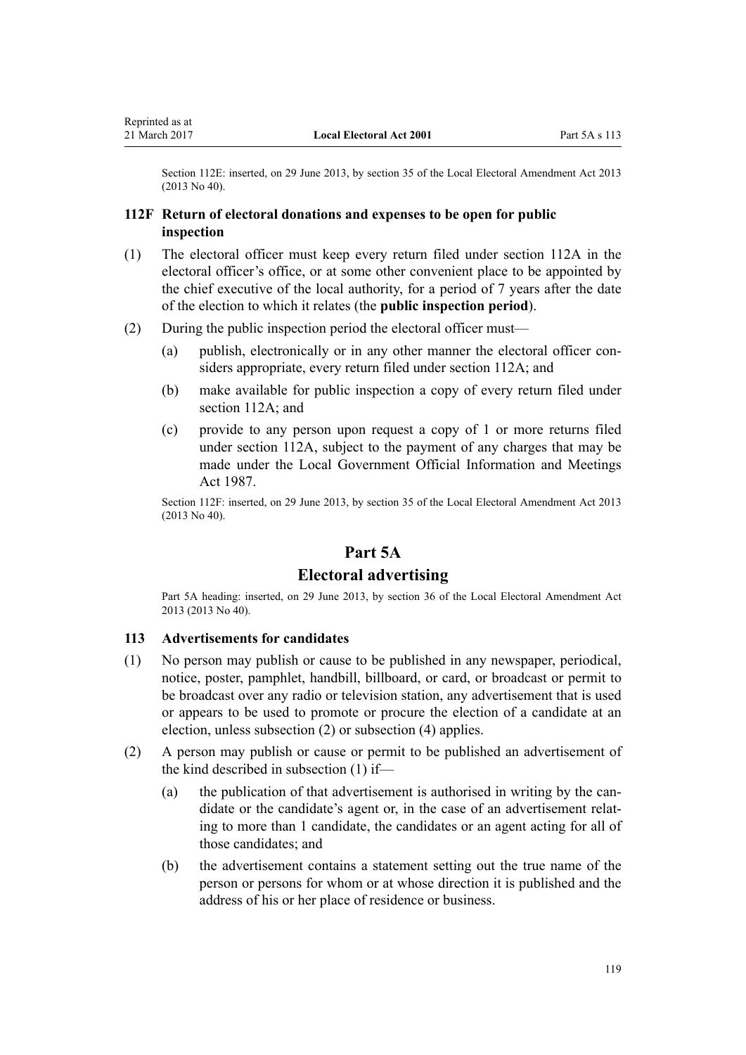Section 112E: inserted, on 29 June 2013, by section 35 of the Local Electoral Amendment Act 2013 (2013 No 40).

### 112F Return of electoral donations and expenses to be open for public inspection

(1) The electoral officer must keep every return filed under section 112A in the electoral officer's office, or at some other convenient place to be appointed by the chief executive of the local authority, for a period of 7 years after the date of the election to which it relates (the **public inspection period**).

(2) During the public inspection period the electoral officer must—

(a) publish, electronically or in any other manner the electoral officer considers appropriate, every return filed under section 112A; and

(b) make available for public inspection a copy of every return filed under section 112A; and

(c) provide to any person upon request a copy of 1 or more returns filed under section 112A, subject to the payment of any charges that may be made under the Local Government Official Information and Meetings Act 1987.

Section 112F: inserted, on 29 June 2013, by section 35 of the Local Electoral Amendment Act 2013 (2013 No 40).

## Part 5A
## Electoral advertising

Part 5A heading: inserted, on 29 June 2013, by section 36 of the Local Electoral Amendment Act 2013 (2013 No 40).

### 113 Advertisements for candidates

(1) No person may publish or cause to be published in any newspaper, periodical, notice, poster, pamphlet, handbill, billboard, or card, or broadcast or permit to be broadcast over any radio or television station, any advertisement that is used or appears to be used to promote or procure the election of a candidate at an election, unless subsection (2) or subsection (4) applies.

(2) A person may publish or cause or permit to be published an advertisement of the kind described in subsection (1) if—

(a) the publication of that advertisement is authorised in writing by the candidate or the candidate's agent or, in the case of an advertisement relating to more than 1 candidate, the candidates or an agent acting for all of those candidates; and

(b) the advertisement contains a statement setting out the true name of the person or persons for whom or at whose direction it is published and the address of his or her place of residence or business.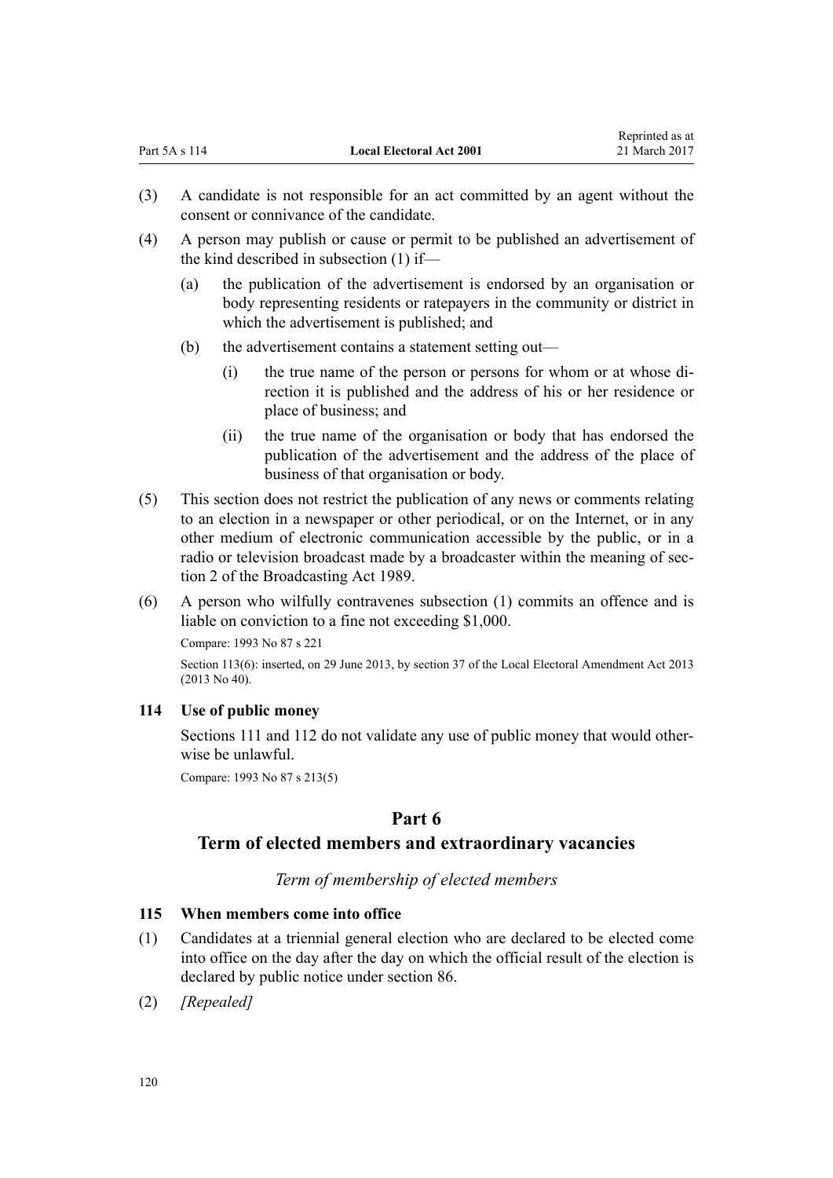(3) A candidate is not responsible for an act committed by an agent without the consent or connivance of the candidate.

(4) A person may publish or cause or permit to be published an advertisement of the kind described in subsection (1) if—

  (a) the publication of the advertisement is endorsed by an organisation or body representing residents or ratepayers in the community or district in which the advertisement is published; and

  (b) the advertisement contains a statement setting out—

    (i) the true name of the person or persons for whom or at whose direction it is published and the address of his or her residence or place of business; and

    (ii) the true name of the organisation or body that has endorsed the publication of the advertisement and the address of the place of business of that organisation or body.

(5) This section does not restrict the publication of any news or comments relating to an election in a newspaper or other periodical, or on the Internet, or in any other medium of electronic communication accessible by the public, or in a radio or television broadcast made by a broadcaster within the meaning of section 2 of the Broadcasting Act 1989.

(6) A person who wilfully contravenes subsection (1) commits an offence and is liable on conviction to a fine not exceeding $1,000.

Compare: 1993 No 87 s 221

Section 113(6): inserted, on 29 June 2013, by section 37 of the Local Electoral Amendment Act 2013 (2013 No 40).

### 114 Use of public money

Sections 111 and 112 do not validate any use of public money that would otherwise be unlawful.

Compare: 1993 No 87 s 213(5)

## Part 6
## Term of elected members and extraordinary vacancies

*Term of membership of elected members*

### 115 When members come into office

(1) Candidates at a triennial general election who are declared to be elected come into office on the day after the day on which the official result of the election is declared by public notice under section 86.

(2) *[Repealed]*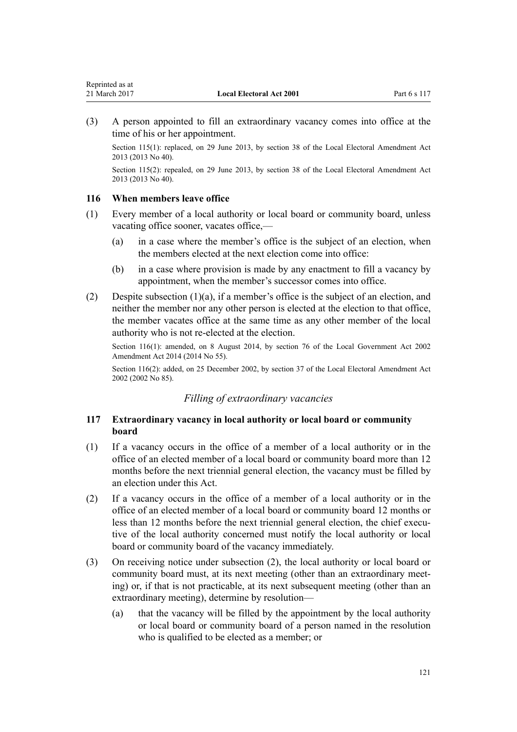(3) A person appointed to fill an extraordinary vacancy comes into office at the time of his or her appointment.

Section 115(1): replaced, on 29 June 2013, by section 38 of the Local Electoral Amendment Act 2013 (2013 No 40).

Section 115(2): repealed, on 29 June 2013, by section 38 of the Local Electoral Amendment Act 2013 (2013 No 40).

### 116 When members leave office

(1) Every member of a local authority or local board or community board, unless vacating office sooner, vacates office,—

(a) in a case where the member's office is the subject of an election, when the members elected at the next election come into office:

(b) in a case where provision is made by any enactment to fill a vacancy by appointment, when the member's successor comes into office.

(2) Despite subsection (1)(a), if a member's office is the subject of an election, and neither the member nor any other person is elected at the election to that office, the member vacates office at the same time as any other member of the local authority who is not re-elected at the election.

Section 116(1): amended, on 8 August 2014, by section 76 of the Local Government Act 2002 Amendment Act 2014 (2014 No 55).

Section 116(2): added, on 25 December 2002, by section 37 of the Local Electoral Amendment Act 2002 (2002 No 85).

## *Filling of extraordinary vacancies*

### 117 Extraordinary vacancy in local authority or local board or community board

(1) If a vacancy occurs in the office of a member of a local authority or in the office of an elected member of a local board or community board more than 12 months before the next triennial general election, the vacancy must be filled by an election under this Act.

(2) If a vacancy occurs in the office of a member of a local authority or in the office of an elected member of a local board or community board 12 months or less than 12 months before the next triennial general election, the chief executive of the local authority concerned must notify the local authority or local board or community board of the vacancy immediately.

(3) On receiving notice under subsection (2), the local authority or local board or community board must, at its next meeting (other than an extraordinary meeting) or, if that is not practicable, at its next subsequent meeting (other than an extraordinary meeting), determine by resolution—

(a) that the vacancy will be filled by the appointment by the local authority or local board or community board of a person named in the resolution who is qualified to be elected as a member; or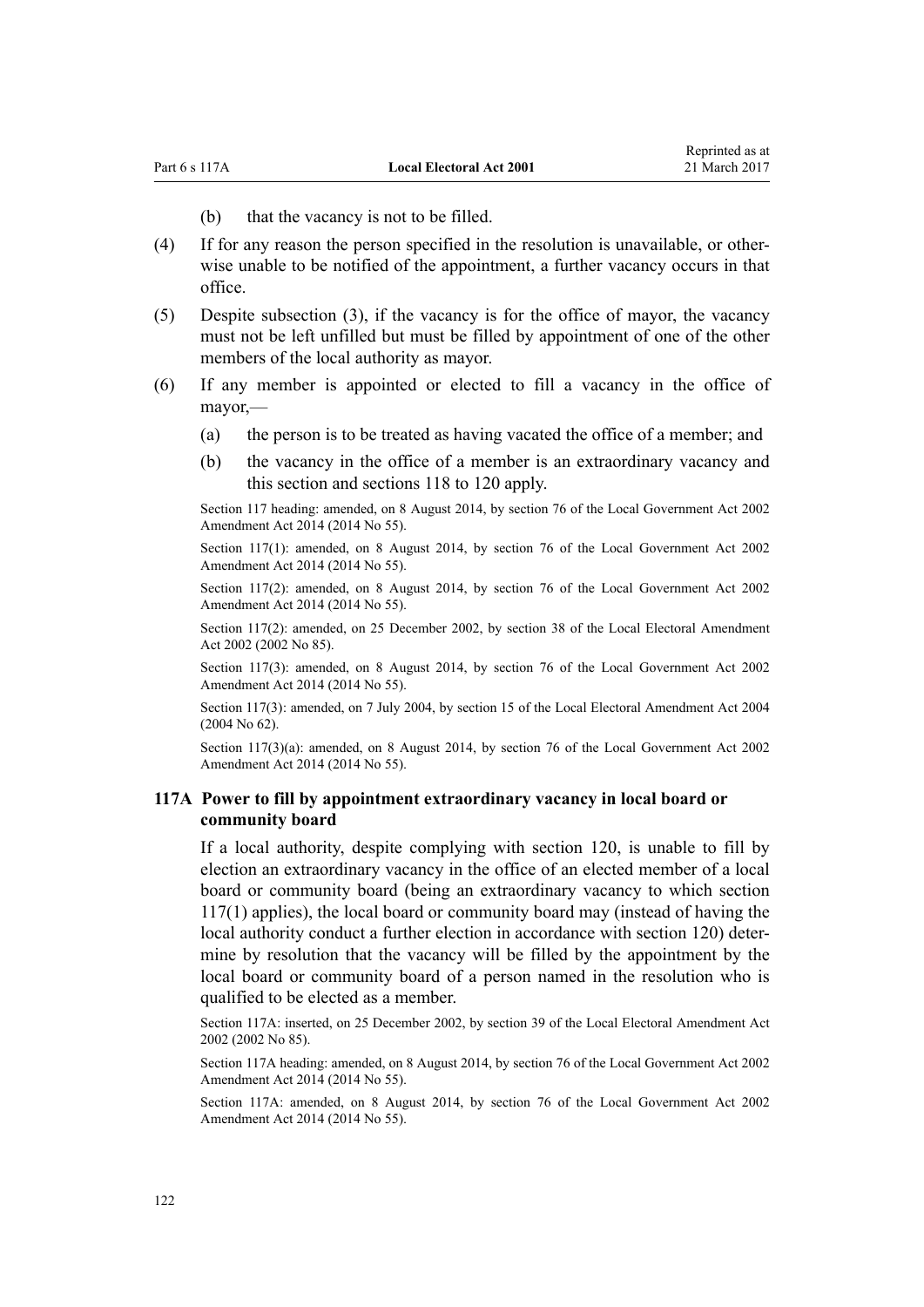(b) that the vacancy is not to be filled.

(4) If for any reason the person specified in the resolution is unavailable, or otherwise unable to be notified of the appointment, a further vacancy occurs in that office.

(5) Despite subsection (3), if the vacancy is for the office of mayor, the vacancy must not be left unfilled but must be filled by appointment of one of the other members of the local authority as mayor.

(6) If any member is appointed or elected to fill a vacancy in the office of mayor,—

(a) the person is to be treated as having vacated the office of a member; and

(b) the vacancy in the office of a member is an extraordinary vacancy and this section and sections 118 to 120 apply.

Section 117 heading: amended, on 8 August 2014, by section 76 of the Local Government Act 2002 Amendment Act 2014 (2014 No 55).

Section 117(1): amended, on 8 August 2014, by section 76 of the Local Government Act 2002 Amendment Act 2014 (2014 No 55).

Section 117(2): amended, on 8 August 2014, by section 76 of the Local Government Act 2002 Amendment Act 2014 (2014 No 55).

Section 117(2): amended, on 25 December 2002, by section 38 of the Local Electoral Amendment Act 2002 (2002 No 85).

Section 117(3): amended, on 8 August 2014, by section 76 of the Local Government Act 2002 Amendment Act 2014 (2014 No 55).

Section 117(3): amended, on 7 July 2004, by section 15 of the Local Electoral Amendment Act 2004 (2004 No 62).

Section 117(3)(a): amended, on 8 August 2014, by section 76 of the Local Government Act 2002 Amendment Act 2014 (2014 No 55).

### 117A Power to fill by appointment extraordinary vacancy in local board or community board

If a local authority, despite complying with section 120, is unable to fill by election an extraordinary vacancy in the office of an elected member of a local board or community board (being an extraordinary vacancy to which section 117(1) applies), the local board or community board may (instead of having the local authority conduct a further election in accordance with section 120) determine by resolution that the vacancy will be filled by the appointment by the local board or community board of a person named in the resolution who is qualified to be elected as a member.

Section 117A: inserted, on 25 December 2002, by section 39 of the Local Electoral Amendment Act 2002 (2002 No 85).

Section 117A heading: amended, on 8 August 2014, by section 76 of the Local Government Act 2002 Amendment Act 2014 (2014 No 55).

Section 117A: amended, on 8 August 2014, by section 76 of the Local Government Act 2002 Amendment Act 2014 (2014 No 55).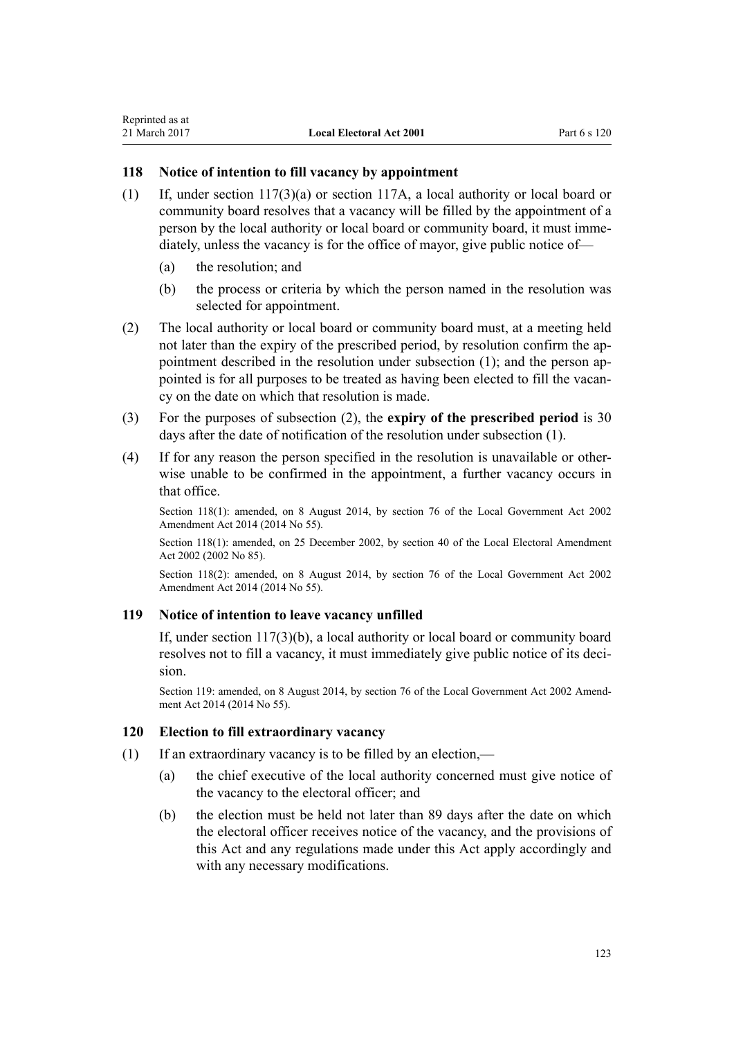### 118 Notice of intention to fill vacancy by appointment

(1) If, under section 117(3)(a) or section 117A, a local authority or local board or community board resolves that a vacancy will be filled by the appointment of a person by the local authority or local board or community board, it must immediately, unless the vacancy is for the office of mayor, give public notice of—

(a) the resolution; and

(b) the process or criteria by which the person named in the resolution was selected for appointment.

(2) The local authority or local board or community board must, at a meeting held not later than the expiry of the prescribed period, by resolution confirm the appointment described in the resolution under subsection (1); and the person appointed is for all purposes to be treated as having been elected to fill the vacancy on the date on which that resolution is made.

(3) For the purposes of subsection (2), the **expiry of the prescribed period** is 30 days after the date of notification of the resolution under subsection (1).

(4) If for any reason the person specified in the resolution is unavailable or otherwise unable to be confirmed in the appointment, a further vacancy occurs in that office.

Section 118(1): amended, on 8 August 2014, by section 76 of the Local Government Act 2002 Amendment Act 2014 (2014 No 55).

Section 118(1): amended, on 25 December 2002, by section 40 of the Local Electoral Amendment Act 2002 (2002 No 85).

Section 118(2): amended, on 8 August 2014, by section 76 of the Local Government Act 2002 Amendment Act 2014 (2014 No 55).

### 119 Notice of intention to leave vacancy unfilled

If, under section 117(3)(b), a local authority or local board or community board resolves not to fill a vacancy, it must immediately give public notice of its decision.

Section 119: amended, on 8 August 2014, by section 76 of the Local Government Act 2002 Amendment Act 2014 (2014 No 55).

### 120 Election to fill extraordinary vacancy

(1) If an extraordinary vacancy is to be filled by an election,—

(a) the chief executive of the local authority concerned must give notice of the vacancy to the electoral officer; and

(b) the election must be held not later than 89 days after the date on which the electoral officer receives notice of the vacancy, and the provisions of this Act and any regulations made under this Act apply accordingly and with any necessary modifications.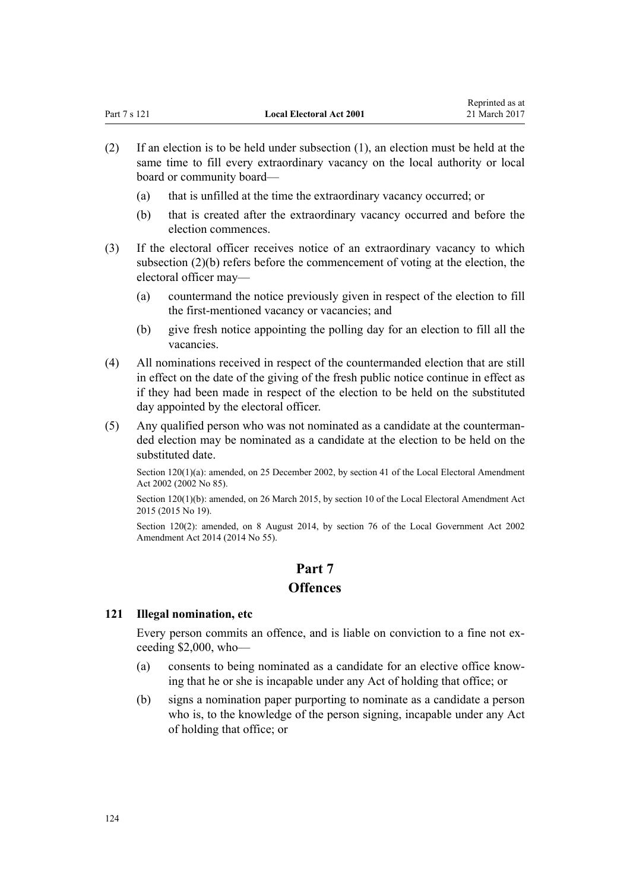(2) If an election is to be held under subsection (1), an election must be held at the same time to fill every extraordinary vacancy on the local authority or local board or community board—

(a) that is unfilled at the time the extraordinary vacancy occurred; or

(b) that is created after the extraordinary vacancy occurred and before the election commences.

(3) If the electoral officer receives notice of an extraordinary vacancy to which subsection (2)(b) refers before the commencement of voting at the election, the electoral officer may—

(a) countermand the notice previously given in respect of the election to fill the first-mentioned vacancy or vacancies; and

(b) give fresh notice appointing the polling day for an election to fill all the vacancies.

(4) All nominations received in respect of the countermanded election that are still in effect on the date of the giving of the fresh public notice continue in effect as if they had been made in respect of the election to be held on the substituted day appointed by the electoral officer.

(5) Any qualified person who was not nominated as a candidate at the countermanded election may be nominated as a candidate at the election to be held on the substituted date.

Section 120(1)(a): amended, on 25 December 2002, by section 41 of the Local Electoral Amendment Act 2002 (2002 No 85).

Section 120(1)(b): amended, on 26 March 2015, by section 10 of the Local Electoral Amendment Act 2015 (2015 No 19).

Section 120(2): amended, on 8 August 2014, by section 76 of the Local Government Act 2002 Amendment Act 2014 (2014 No 55).

# Part 7
# Offences

### 121 Illegal nomination, etc

Every person commits an offence, and is liable on conviction to a fine not exceeding $2,000, who—

(a) consents to being nominated as a candidate for an elective office knowing that he or she is incapable under any Act of holding that office; or

(b) signs a nomination paper purporting to nominate as a candidate a person who is, to the knowledge of the person signing, incapable under any Act of holding that office; or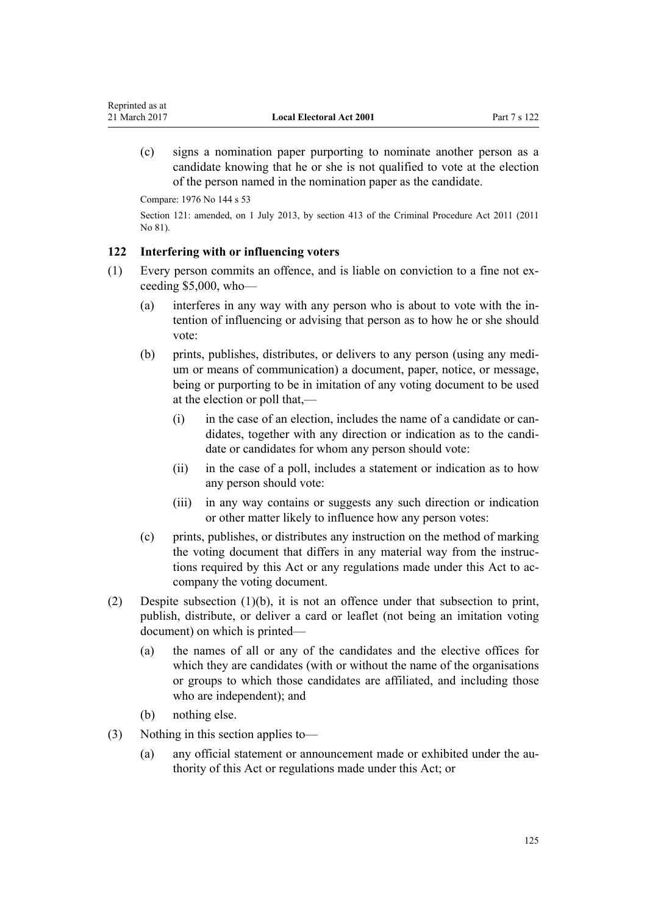(c) signs a nomination paper purporting to nominate another person as a candidate knowing that he or she is not qualified to vote at the election of the person named in the nomination paper as the candidate.

Compare: 1976 No 144 s 53

Section 121: amended, on 1 July 2013, by section 413 of the Criminal Procedure Act 2011 (2011 No 81).

### 122 Interfering with or influencing voters

(1) Every person commits an offence, and is liable on conviction to a fine not exceeding $5,000, who—

  (a) interferes in any way with any person who is about to vote with the intention of influencing or advising that person as to how he or she should vote:

  (b) prints, publishes, distributes, or delivers to any person (using any medium or means of communication) a document, paper, notice, or message, being or purporting to be in imitation of any voting document to be used at the election or poll that,—

    (i) in the case of an election, includes the name of a candidate or candidates, together with any direction or indication as to the candidate or candidates for whom any person should vote:

    (ii) in the case of a poll, includes a statement or indication as to how any person should vote:

    (iii) in any way contains or suggests any such direction or indication or other matter likely to influence how any person votes:

  (c) prints, publishes, or distributes any instruction on the method of marking the voting document that differs in any material way from the instructions required by this Act or any regulations made under this Act to accompany the voting document.

(2) Despite subsection (1)(b), it is not an offence under that subsection to print, publish, distribute, or deliver a card or leaflet (not being an imitation voting document) on which is printed—

  (a) the names of all or any of the candidates and the elective offices for which they are candidates (with or without the name of the organisations or groups to which those candidates are affiliated, and including those who are independent); and

  (b) nothing else.

(3) Nothing in this section applies to—

  (a) any official statement or announcement made or exhibited under the authority of this Act or regulations made under this Act; or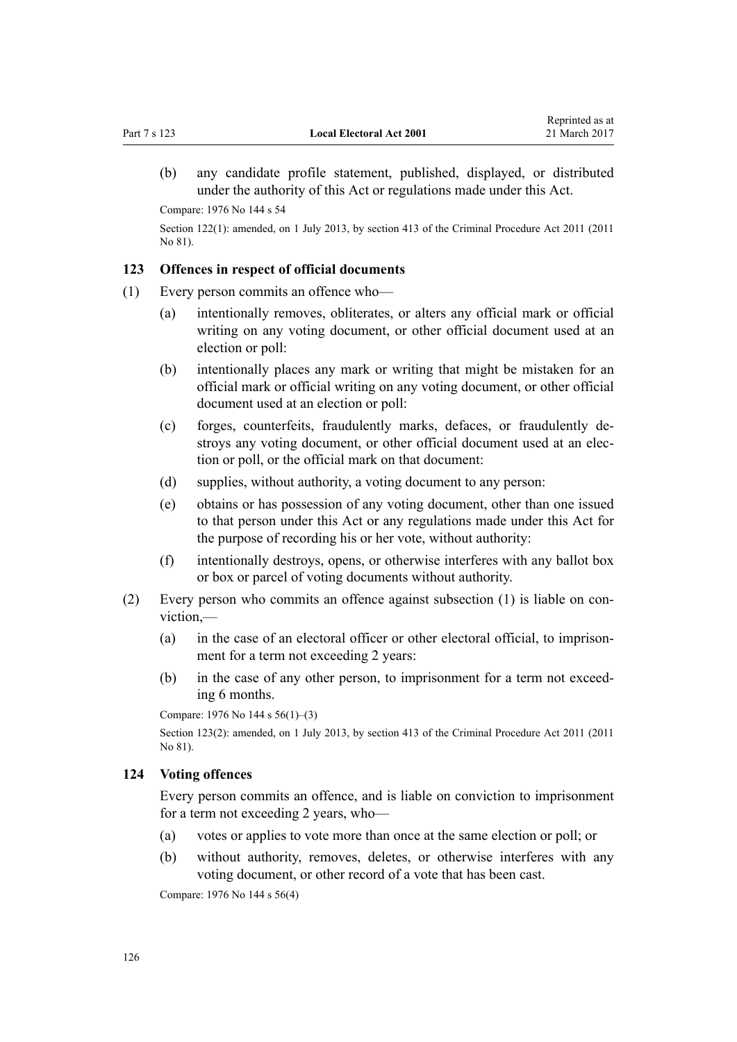(b) any candidate profile statement, published, displayed, or distributed under the authority of this Act or regulations made under this Act.

Compare: 1976 No 144 s 54

Section 122(1): amended, on 1 July 2013, by section 413 of the Criminal Procedure Act 2011 (2011 No 81).

### 123 Offences in respect of official documents

(1) Every person commits an offence who—

- (a) intentionally removes, obliterates, or alters any official mark or official writing on any voting document, or other official document used at an election or poll:
- (b) intentionally places any mark or writing that might be mistaken for an official mark or official writing on any voting document, or other official document used at an election or poll:
- (c) forges, counterfeits, fraudulently marks, defaces, or fraudulently destroys any voting document, or other official document used at an election or poll, or the official mark on that document:
- (d) supplies, without authority, a voting document to any person:
- (e) obtains or has possession of any voting document, other than one issued to that person under this Act or any regulations made under this Act for the purpose of recording his or her vote, without authority:
- (f) intentionally destroys, opens, or otherwise interferes with any ballot box or box or parcel of voting documents without authority.

(2) Every person who commits an offence against subsection (1) is liable on conviction,—

- (a) in the case of an electoral officer or other electoral official, to imprisonment for a term not exceeding 2 years:
- (b) in the case of any other person, to imprisonment for a term not exceeding 6 months.

Compare: 1976 No 144 s 56(1)–(3)

Section 123(2): amended, on 1 July 2013, by section 413 of the Criminal Procedure Act 2011 (2011 No 81).

### 124 Voting offences

Every person commits an offence, and is liable on conviction to imprisonment for a term not exceeding 2 years, who—

- (a) votes or applies to vote more than once at the same election or poll; or
- (b) without authority, removes, deletes, or otherwise interferes with any voting document, or other record of a vote that has been cast.

Compare: 1976 No 144 s 56(4)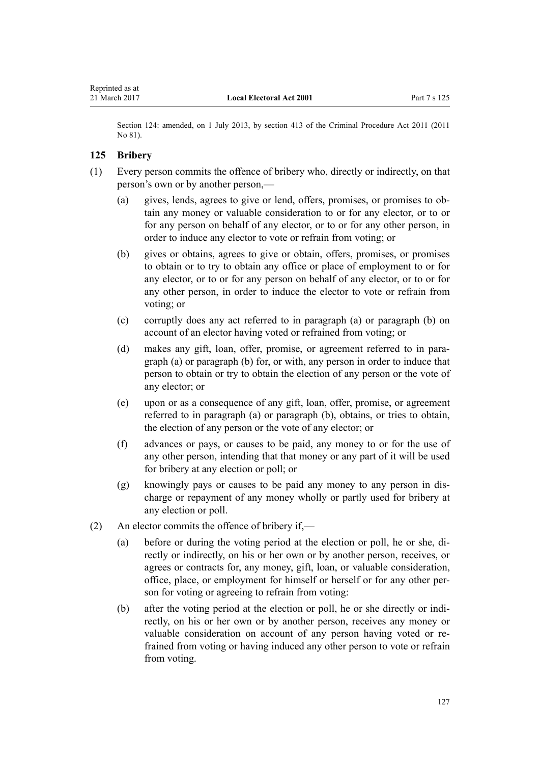Section 124: amended, on 1 July 2013, by section 413 of the Criminal Procedure Act 2011 (2011 No 81).

### 125 Bribery

(1) Every person commits the offence of bribery who, directly or indirectly, on that person's own or by another person,—

(a) gives, lends, agrees to give or lend, offers, promises, or promises to obtain any money or valuable consideration to or for any elector, or to or for any person on behalf of any elector, or to or for any other person, in order to induce any elector to vote or refrain from voting; or

(b) gives or obtains, agrees to give or obtain, offers, promises, or promises to obtain or to try to obtain any office or place of employment to or for any elector, or to or for any person on behalf of any elector, or to or for any other person, in order to induce the elector to vote or refrain from voting; or

(c) corruptly does any act referred to in paragraph (a) or paragraph (b) on account of an elector having voted or refrained from voting; or

(d) makes any gift, loan, offer, promise, or agreement referred to in paragraph (a) or paragraph (b) for, or with, any person in order to induce that person to obtain or try to obtain the election of any person or the vote of any elector; or

(e) upon or as a consequence of any gift, loan, offer, promise, or agreement referred to in paragraph (a) or paragraph (b), obtains, or tries to obtain, the election of any person or the vote of any elector; or

(f) advances or pays, or causes to be paid, any money to or for the use of any other person, intending that that money or any part of it will be used for bribery at any election or poll; or

(g) knowingly pays or causes to be paid any money to any person in discharge or repayment of any money wholly or partly used for bribery at any election or poll.

(2) An elector commits the offence of bribery if,—

(a) before or during the voting period at the election or poll, he or she, directly or indirectly, on his or her own or by another person, receives, or agrees or contracts for, any money, gift, loan, or valuable consideration, office, place, or employment for himself or herself or for any other person for voting or agreeing to refrain from voting:

(b) after the voting period at the election or poll, he or she directly or indirectly, on his or her own or by another person, receives any money or valuable consideration on account of any person having voted or refrained from voting or having induced any other person to vote or refrain from voting.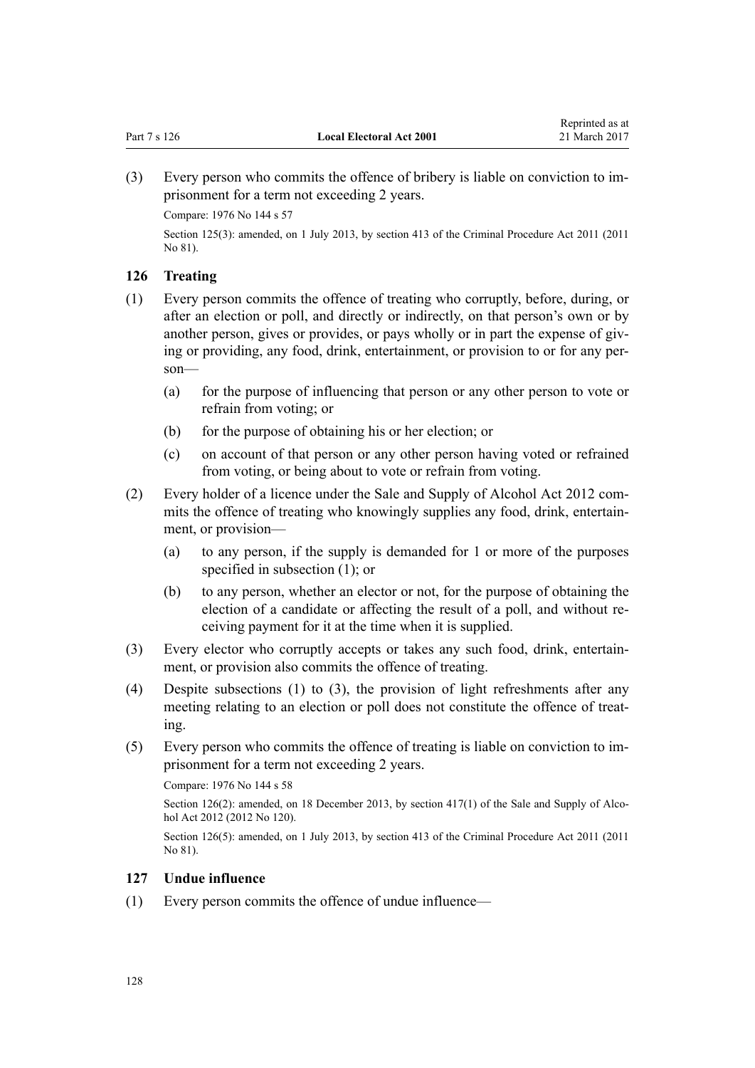(3) Every person who commits the offence of bribery is liable on conviction to imprisonment for a term not exceeding 2 years.

Compare: 1976 No 144 s 57

Section 125(3): amended, on 1 July 2013, by section 413 of the Criminal Procedure Act 2011 (2011 No 81).

### 126 Treating

(1) Every person commits the offence of treating who corruptly, before, during, or after an election or poll, and directly or indirectly, on that person's own or by another person, gives or provides, or pays wholly or in part the expense of giving or providing, any food, drink, entertainment, or provision to or for any person—

- (a) for the purpose of influencing that person or any other person to vote or refrain from voting; or
- (b) for the purpose of obtaining his or her election; or
- (c) on account of that person or any other person having voted or refrained from voting, or being about to vote or refrain from voting.

(2) Every holder of a licence under the Sale and Supply of Alcohol Act 2012 commits the offence of treating who knowingly supplies any food, drink, entertainment, or provision—

- (a) to any person, if the supply is demanded for 1 or more of the purposes specified in subsection (1); or
- (b) to any person, whether an elector or not, for the purpose of obtaining the election of a candidate or affecting the result of a poll, and without receiving payment for it at the time when it is supplied.

(3) Every elector who corruptly accepts or takes any such food, drink, entertainment, or provision also commits the offence of treating.

(4) Despite subsections (1) to (3), the provision of light refreshments after any meeting relating to an election or poll does not constitute the offence of treating.

(5) Every person who commits the offence of treating is liable on conviction to imprisonment for a term not exceeding 2 years.

Compare: 1976 No 144 s 58

Section 126(2): amended, on 18 December 2013, by section 417(1) of the Sale and Supply of Alcohol Act 2012 (2012 No 120).

Section 126(5): amended, on 1 July 2013, by section 413 of the Criminal Procedure Act 2011 (2011 No 81).

### 127 Undue influence

(1) Every person commits the offence of undue influence—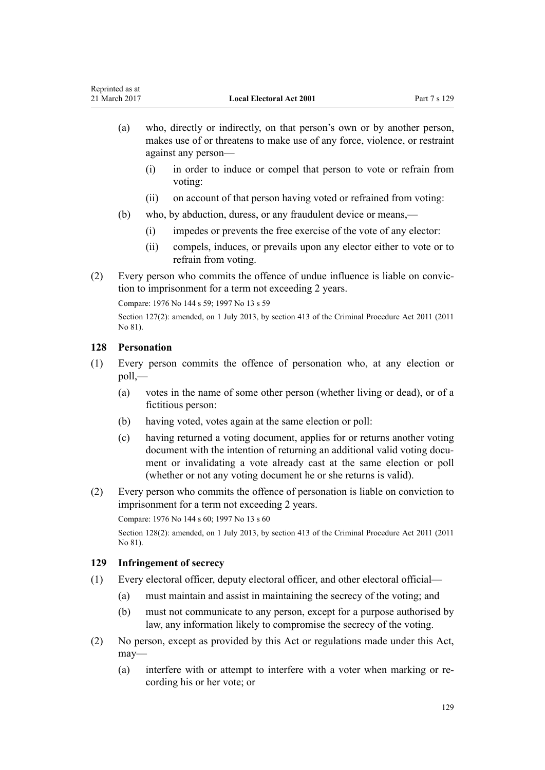(a) who, directly or indirectly, on that person's own or by another person, makes use of or threatens to make use of any force, violence, or restraint against any person—

  (i) in order to induce or compel that person to vote or refrain from voting:

  (ii) on account of that person having voted or refrained from voting:

(b) who, by abduction, duress, or any fraudulent device or means,—

  (i) impedes or prevents the free exercise of the vote of any elector:

  (ii) compels, induces, or prevails upon any elector either to vote or to refrain from voting.

(2) Every person who commits the offence of undue influence is liable on conviction to imprisonment for a term not exceeding 2 years.

Compare: 1976 No 144 s 59; 1997 No 13 s 59

Section 127(2): amended, on 1 July 2013, by section 413 of the Criminal Procedure Act 2011 (2011 No 81).

### 128 Personation

(1) Every person commits the offence of personation who, at any election or poll,—

(a) votes in the name of some other person (whether living or dead), or of a fictitious person:

(b) having voted, votes again at the same election or poll:

(c) having returned a voting document, applies for or returns another voting document with the intention of returning an additional valid voting document or invalidating a vote already cast at the same election or poll (whether or not any voting document he or she returns is valid).

(2) Every person who commits the offence of personation is liable on conviction to imprisonment for a term not exceeding 2 years.

Compare: 1976 No 144 s 60; 1997 No 13 s 60

Section 128(2): amended, on 1 July 2013, by section 413 of the Criminal Procedure Act 2011 (2011 No 81).

### 129 Infringement of secrecy

(1) Every electoral officer, deputy electoral officer, and other electoral official—

(a) must maintain and assist in maintaining the secrecy of the voting; and

(b) must not communicate to any person, except for a purpose authorised by law, any information likely to compromise the secrecy of the voting.

(2) No person, except as provided by this Act or regulations made under this Act, may—

(a) interfere with or attempt to interfere with a voter when marking or recording his or her vote; or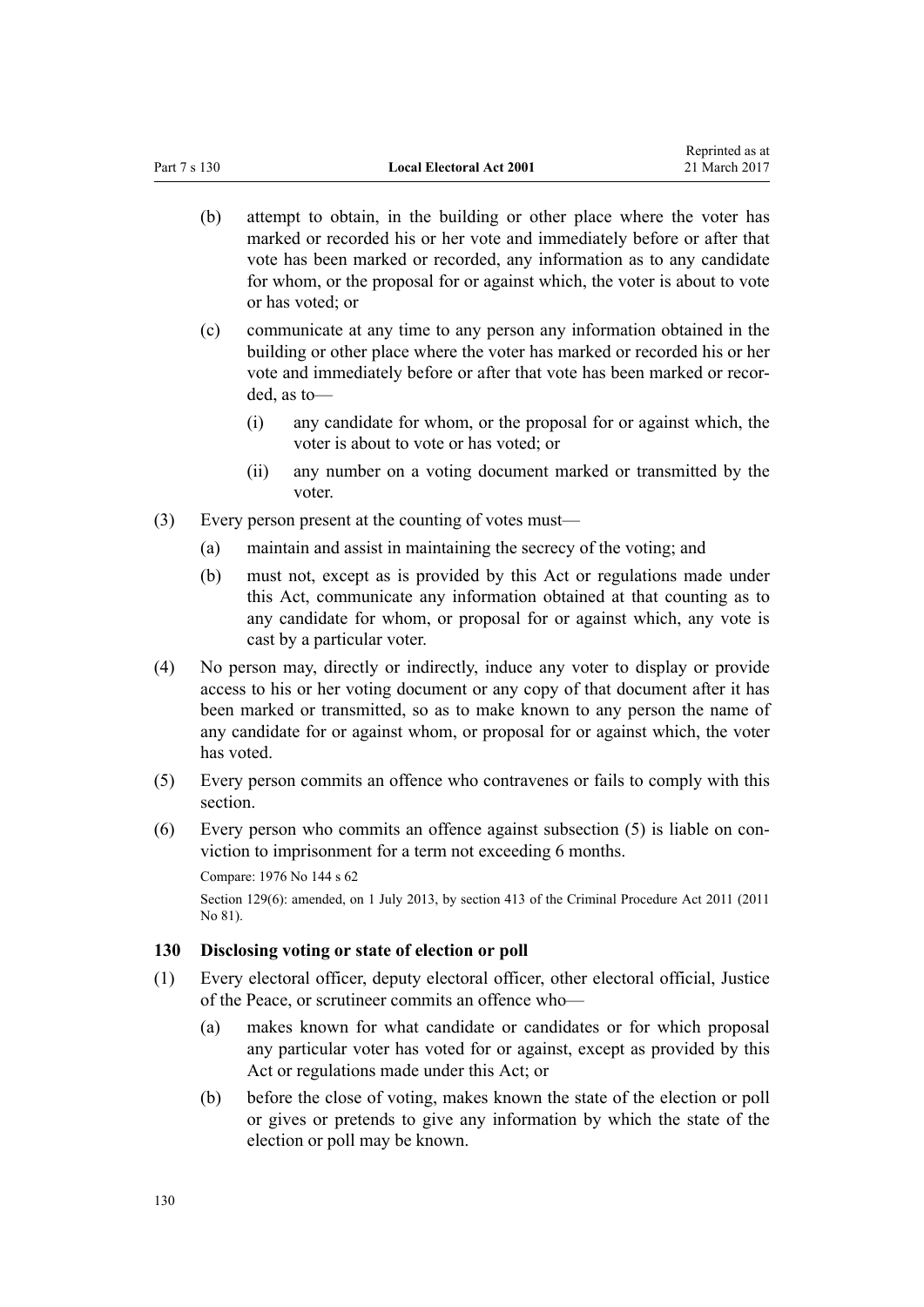(b) attempt to obtain, in the building or other place where the voter has marked or recorded his or her vote and immediately before or after that vote has been marked or recorded, any information as to any candidate for whom, or the proposal for or against which, the voter is about to vote or has voted; or

(c) communicate at any time to any person any information obtained in the building or other place where the voter has marked or recorded his or her vote and immediately before or after that vote has been marked or recorded, as to—

  (i) any candidate for whom, or the proposal for or against which, the voter is about to vote or has voted; or

  (ii) any number on a voting document marked or transmitted by the voter.

(3) Every person present at the counting of votes must—

  (a) maintain and assist in maintaining the secrecy of the voting; and

  (b) must not, except as is provided by this Act or regulations made under this Act, communicate any information obtained at that counting as to any candidate for whom, or proposal for or against which, any vote is cast by a particular voter.

(4) No person may, directly or indirectly, induce any voter to display or provide access to his or her voting document or any copy of that document after it has been marked or transmitted, so as to make known to any person the name of any candidate for or against whom, or proposal for or against which, the voter has voted.

(5) Every person commits an offence who contravenes or fails to comply with this section.

(6) Every person who commits an offence against subsection (5) is liable on conviction to imprisonment for a term not exceeding 6 months.

Compare: 1976 No 144 s 62

Section 129(6): amended, on 1 July 2013, by section 413 of the Criminal Procedure Act 2011 (2011 No 81).

### 130 Disclosing voting or state of election or poll

(1) Every electoral officer, deputy electoral officer, other electoral official, Justice of the Peace, or scrutineer commits an offence who—

  (a) makes known for what candidate or candidates or for which proposal any particular voter has voted for or against, except as provided by this Act or regulations made under this Act; or

  (b) before the close of voting, makes known the state of the election or poll or gives or pretends to give any information by which the state of the election or poll may be known.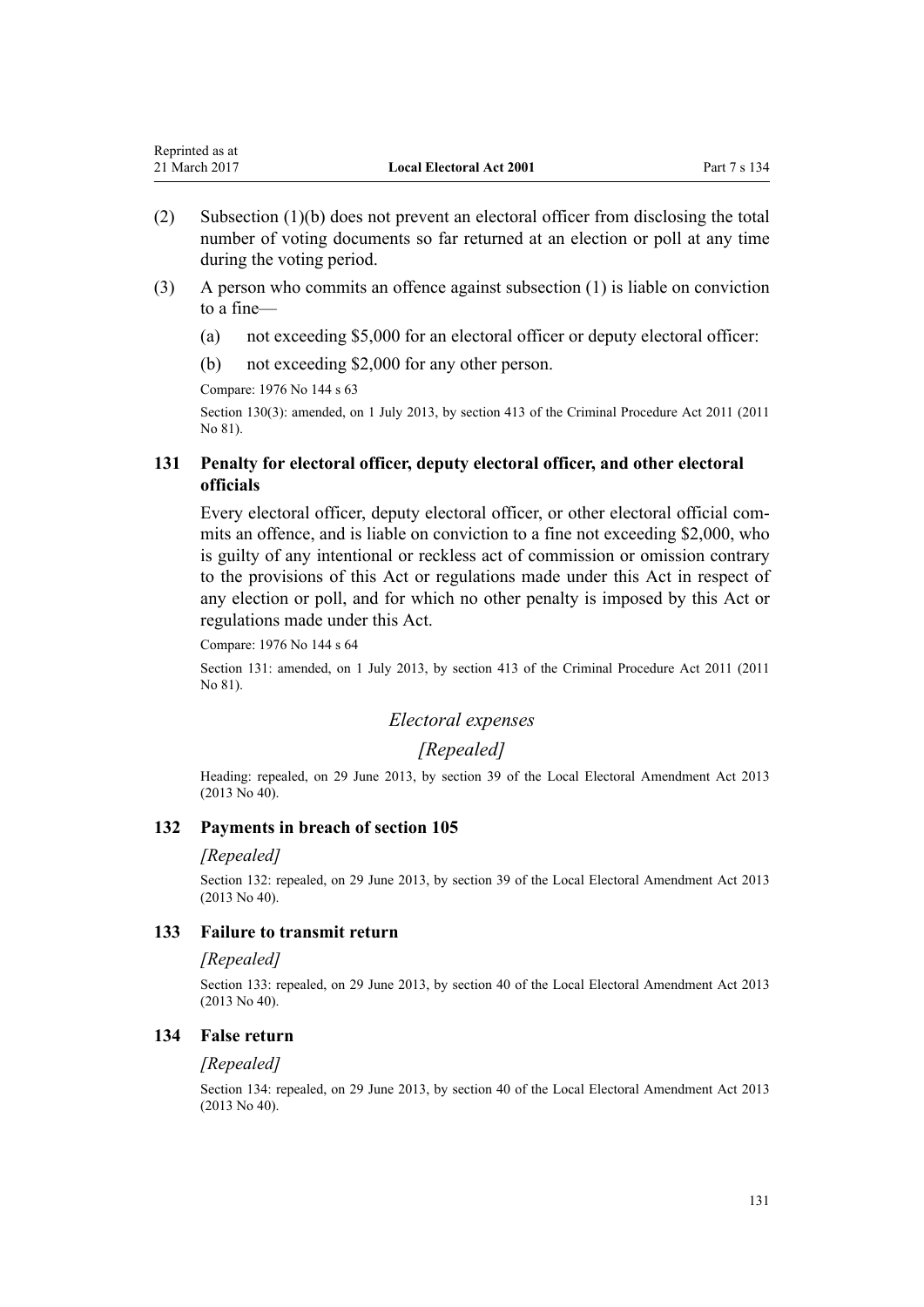(2) Subsection (1)(b) does not prevent an electoral officer from disclosing the total number of voting documents so far returned at an election or poll at any time during the voting period.

(3) A person who commits an offence against subsection (1) is liable on conviction to a fine—

(a) not exceeding $5,000 for an electoral officer or deputy electoral officer:

(b) not exceeding $2,000 for any other person.

Compare: 1976 No 144 s 63

Section 130(3): amended, on 1 July 2013, by section 413 of the Criminal Procedure Act 2011 (2011 No 81).

### 131 Penalty for electoral officer, deputy electoral officer, and other electoral officials

Every electoral officer, deputy electoral officer, or other electoral official commits an offence, and is liable on conviction to a fine not exceeding $2,000, who is guilty of any intentional or reckless act of commission or omission contrary to the provisions of this Act or regulations made under this Act in respect of any election or poll, and for which no other penalty is imposed by this Act or regulations made under this Act.

Compare: 1976 No 144 s 64

Section 131: amended, on 1 July 2013, by section 413 of the Criminal Procedure Act 2011 (2011 No 81).

## *Electoral expenses*

## *[Repealed]*

Heading: repealed, on 29 June 2013, by section 39 of the Local Electoral Amendment Act 2013 (2013 No 40).

### 132 Payments in breach of section 105

*[Repealed]*

Section 132: repealed, on 29 June 2013, by section 39 of the Local Electoral Amendment Act 2013 (2013 No 40).

### 133 Failure to transmit return

*[Repealed]*

Section 133: repealed, on 29 June 2013, by section 40 of the Local Electoral Amendment Act 2013 (2013 No 40).

### 134 False return

*[Repealed]*

Section 134: repealed, on 29 June 2013, by section 40 of the Local Electoral Amendment Act 2013 (2013 No 40).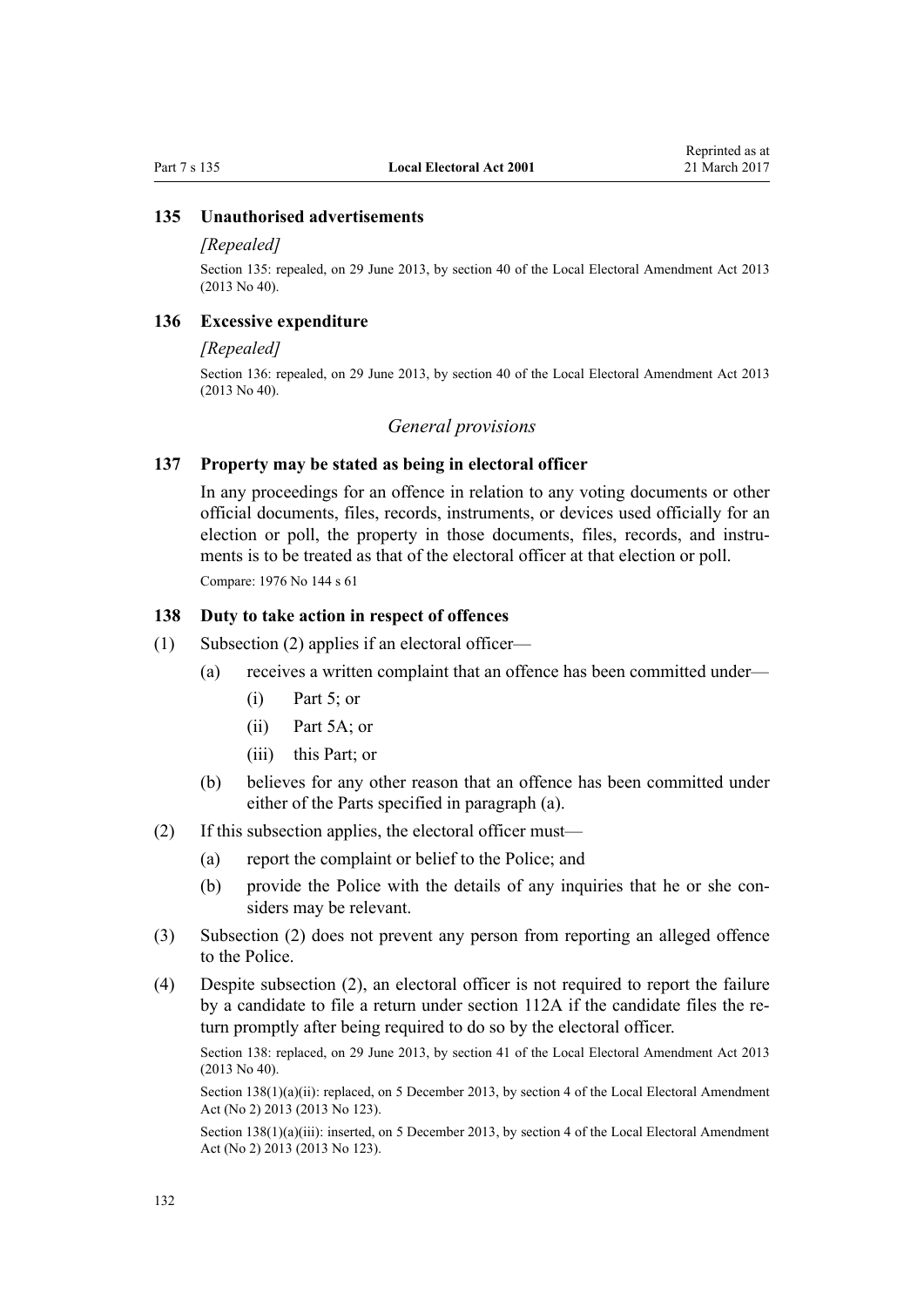### 135 Unauthorised advertisements

*[Repealed]*

Section 135: repealed, on 29 June 2013, by section 40 of the Local Electoral Amendment Act 2013 (2013 No 40).

### 136 Excessive expenditure

*[Repealed]*

Section 136: repealed, on 29 June 2013, by section 40 of the Local Electoral Amendment Act 2013 (2013 No 40).

## *General provisions*

### 137 Property may be stated as being in electoral officer

In any proceedings for an offence in relation to any voting documents or other official documents, files, records, instruments, or devices used officially for an election or poll, the property in those documents, files, records, and instruments is to be treated as that of the electoral officer at that election or poll.

Compare: 1976 No 144 s 61

### 138 Duty to take action in respect of offences

(1) Subsection (2) applies if an electoral officer—

  (a) receives a written complaint that an offence has been committed under—

    (i) Part 5; or

    (ii) Part 5A; or

    (iii) this Part; or

  (b) believes for any other reason that an offence has been committed under either of the Parts specified in paragraph (a).

(2) If this subsection applies, the electoral officer must—

  (a) report the complaint or belief to the Police; and

  (b) provide the Police with the details of any inquiries that he or she considers may be relevant.

(3) Subsection (2) does not prevent any person from reporting an alleged offence to the Police.

(4) Despite subsection (2), an electoral officer is not required to report the failure by a candidate to file a return under section 112A if the candidate files the return promptly after being required to do so by the electoral officer.

Section 138: replaced, on 29 June 2013, by section 41 of the Local Electoral Amendment Act 2013 (2013 No 40).

Section 138(1)(a)(ii): replaced, on 5 December 2013, by section 4 of the Local Electoral Amendment Act (No 2) 2013 (2013 No 123).

Section 138(1)(a)(iii): inserted, on 5 December 2013, by section 4 of the Local Electoral Amendment Act (No 2) 2013 (2013 No 123).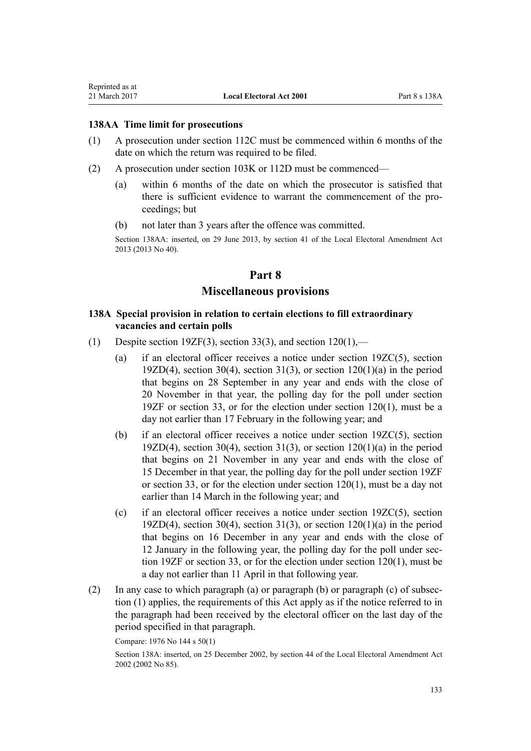### 138AA Time limit for prosecutions

(1) A prosecution under section 112C must be commenced within 6 months of the date on which the return was required to be filed.

(2) A prosecution under section 103K or 112D must be commenced—

(a) within 6 months of the date on which the prosecutor is satisfied that there is sufficient evidence to warrant the commencement of the proceedings; but

(b) not later than 3 years after the offence was committed.

Section 138AA: inserted, on 29 June 2013, by section 41 of the Local Electoral Amendment Act 2013 (2013 No 40).

## Part 8
## Miscellaneous provisions

### 138A Special provision in relation to certain elections to fill extraordinary vacancies and certain polls

(1) Despite section 19ZF(3), section 33(3), and section 120(1),—

(a) if an electoral officer receives a notice under section 19ZC(5), section 19ZD(4), section 30(4), section 31(3), or section 120(1)(a) in the period that begins on 28 September in any year and ends with the close of 20 November in that year, the polling day for the poll under section 19ZF or section 33, or for the election under section 120(1), must be a day not earlier than 17 February in the following year; and

(b) if an electoral officer receives a notice under section 19ZC(5), section 19ZD(4), section 30(4), section 31(3), or section 120(1)(a) in the period that begins on 21 November in any year and ends with the close of 15 December in that year, the polling day for the poll under section 19ZF or section 33, or for the election under section 120(1), must be a day not earlier than 14 March in the following year; and

(c) if an electoral officer receives a notice under section 19ZC(5), section 19ZD(4), section 30(4), section 31(3), or section 120(1)(a) in the period that begins on 16 December in any year and ends with the close of 12 January in the following year, the polling day for the poll under section 19ZF or section 33, or for the election under section 120(1), must be a day not earlier than 11 April in that following year.

(2) In any case to which paragraph (a) or paragraph (b) or paragraph (c) of subsection (1) applies, the requirements of this Act apply as if the notice referred to in the paragraph had been received by the electoral officer on the last day of the period specified in that paragraph.

Compare: 1976 No 144 s 50(1)

Section 138A: inserted, on 25 December 2002, by section 44 of the Local Electoral Amendment Act 2002 (2002 No 85).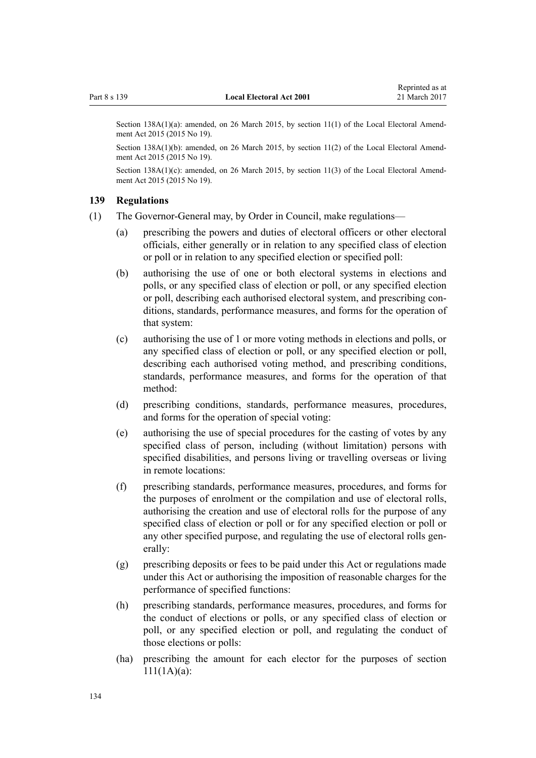Section 138A(1)(a): amended, on 26 March 2015, by section 11(1) of the Local Electoral Amendment Act 2015 (2015 No 19).

Section 138A(1)(b): amended, on 26 March 2015, by section 11(2) of the Local Electoral Amendment Act 2015 (2015 No 19).

Section 138A(1)(c): amended, on 26 March 2015, by section 11(3) of the Local Electoral Amendment Act 2015 (2015 No 19).

### 139 Regulations

(1) The Governor-General may, by Order in Council, make regulations—

- (a) prescribing the powers and duties of electoral officers or other electoral officials, either generally or in relation to any specified class of election or poll or in relation to any specified election or specified poll:
- (b) authorising the use of one or both electoral systems in elections and polls, or any specified class of election or poll, or any specified election or poll, describing each authorised electoral system, and prescribing conditions, standards, performance measures, and forms for the operation of that system:
- (c) authorising the use of 1 or more voting methods in elections and polls, or any specified class of election or poll, or any specified election or poll, describing each authorised voting method, and prescribing conditions, standards, performance measures, and forms for the operation of that method:
- (d) prescribing conditions, standards, performance measures, procedures, and forms for the operation of special voting:
- (e) authorising the use of special procedures for the casting of votes by any specified class of person, including (without limitation) persons with specified disabilities, and persons living or travelling overseas or living in remote locations:
- (f) prescribing standards, performance measures, procedures, and forms for the purposes of enrolment or the compilation and use of electoral rolls, authorising the creation and use of electoral rolls for the purpose of any specified class of election or poll or for any specified election or poll or any other specified purpose, and regulating the use of electoral rolls generally:
- (g) prescribing deposits or fees to be paid under this Act or regulations made under this Act or authorising the imposition of reasonable charges for the performance of specified functions:
- (h) prescribing standards, performance measures, procedures, and forms for the conduct of elections or polls, or any specified class of election or poll, or any specified election or poll, and regulating the conduct of those elections or polls:
- (ha) prescribing the amount for each elector for the purposes of section 111(1A)(a):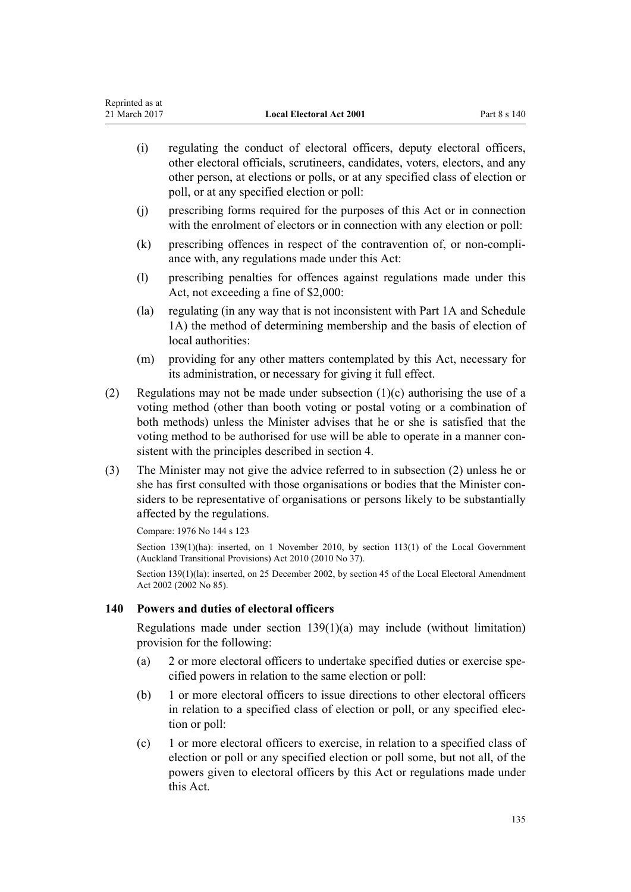(i) regulating the conduct of electoral officers, deputy electoral officers, other electoral officials, scrutineers, candidates, voters, electors, and any other person, at elections or polls, or at any specified class of election or poll, or at any specified election or poll:

(j) prescribing forms required for the purposes of this Act or in connection with the enrolment of electors or in connection with any election or poll:

(k) prescribing offences in respect of the contravention of, or non-compliance with, any regulations made under this Act:

(l) prescribing penalties for offences against regulations made under this Act, not exceeding a fine of $2,000:

(la) regulating (in any way that is not inconsistent with Part 1A and Schedule 1A) the method of determining membership and the basis of election of local authorities:

(m) providing for any other matters contemplated by this Act, necessary for its administration, or necessary for giving it full effect.

(2) Regulations may not be made under subsection (1)(c) authorising the use of a voting method (other than booth voting or postal voting or a combination of both methods) unless the Minister advises that he or she is satisfied that the voting method to be authorised for use will be able to operate in a manner consistent with the principles described in section 4.

(3) The Minister may not give the advice referred to in subsection (2) unless he or she has first consulted with those organisations or bodies that the Minister considers to be representative of organisations or persons likely to be substantially affected by the regulations.

Compare: 1976 No 144 s 123

Section 139(1)(ha): inserted, on 1 November 2010, by section 113(1) of the Local Government (Auckland Transitional Provisions) Act 2010 (2010 No 37).

Section 139(1)(la): inserted, on 25 December 2002, by section 45 of the Local Electoral Amendment Act 2002 (2002 No 85).

### 140 Powers and duties of electoral officers

Regulations made under section 139(1)(a) may include (without limitation) provision for the following:

(a) 2 or more electoral officers to undertake specified duties or exercise specified powers in relation to the same election or poll:

(b) 1 or more electoral officers to issue directions to other electoral officers in relation to a specified class of election or poll, or any specified election or poll:

(c) 1 or more electoral officers to exercise, in relation to a specified class of election or poll or any specified election or poll some, but not all, of the powers given to electoral officers by this Act or regulations made under this Act.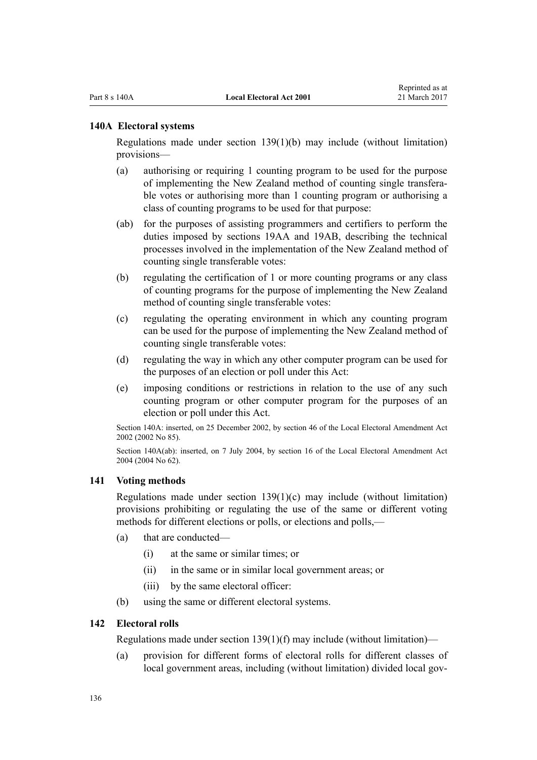### 140A Electoral systems

Regulations made under section 139(1)(b) may include (without limitation) provisions—

- (a) authorising or requiring 1 counting program to be used for the purpose of implementing the New Zealand method of counting single transferable votes or authorising more than 1 counting program or authorising a class of counting programs to be used for that purpose:
- (ab) for the purposes of assisting programmers and certifiers to perform the duties imposed by sections 19AA and 19AB, describing the technical processes involved in the implementation of the New Zealand method of counting single transferable votes:
- (b) regulating the certification of 1 or more counting programs or any class of counting programs for the purpose of implementing the New Zealand method of counting single transferable votes:
- (c) regulating the operating environment in which any counting program can be used for the purpose of implementing the New Zealand method of counting single transferable votes:
- (d) regulating the way in which any other computer program can be used for the purposes of an election or poll under this Act:
- (e) imposing conditions or restrictions in relation to the use of any such counting program or other computer program for the purposes of an election or poll under this Act.

Section 140A: inserted, on 25 December 2002, by section 46 of the Local Electoral Amendment Act 2002 (2002 No 85).

Section 140A(ab): inserted, on 7 July 2004, by section 16 of the Local Electoral Amendment Act 2004 (2004 No 62).

### 141 Voting methods

Regulations made under section 139(1)(c) may include (without limitation) provisions prohibiting or regulating the use of the same or different voting methods for different elections or polls, or elections and polls,—

- (a) that are conducted—
  - (i) at the same or similar times; or
  - (ii) in the same or in similar local government areas; or
  - (iii) by the same electoral officer:
- (b) using the same or different electoral systems.

### 142 Electoral rolls

Regulations made under section 139(1)(f) may include (without limitation)—

- (a) provision for different forms of electoral rolls for different classes of local government areas, including (without limitation) divided local gov-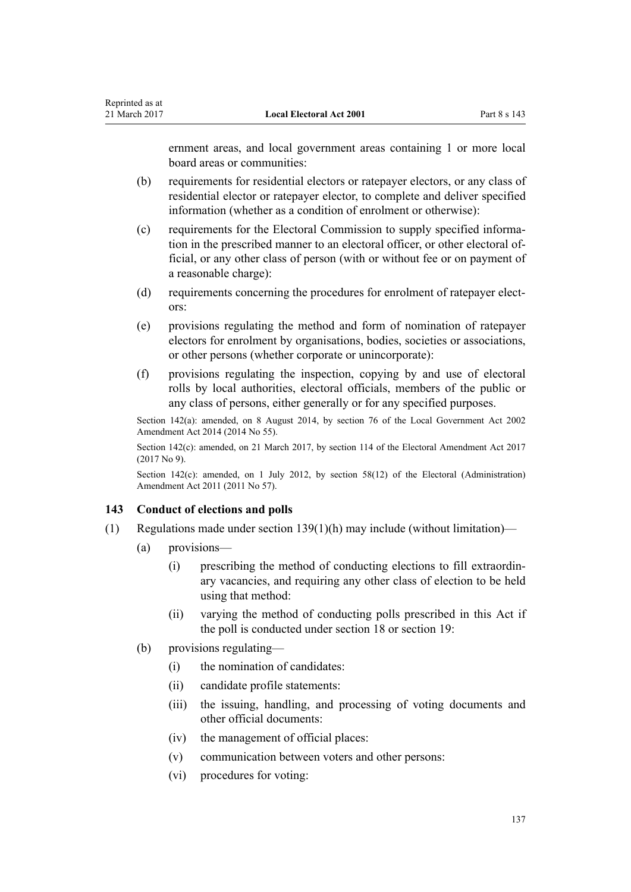ernment areas, and local government areas containing 1 or more local board areas or communities:

(b) requirements for residential electors or ratepayer electors, or any class of residential elector or ratepayer elector, to complete and deliver specified information (whether as a condition of enrolment or otherwise):

(c) requirements for the Electoral Commission to supply specified information in the prescribed manner to an electoral officer, or other electoral official, or any other class of person (with or without fee or on payment of a reasonable charge):

(d) requirements concerning the procedures for enrolment of ratepayer electors:

(e) provisions regulating the method and form of nomination of ratepayer electors for enrolment by organisations, bodies, societies or associations, or other persons (whether corporate or unincorporate):

(f) provisions regulating the inspection, copying by and use of electoral rolls by local authorities, electoral officials, members of the public or any class of persons, either generally or for any specified purposes.

Section 142(a): amended, on 8 August 2014, by section 76 of the Local Government Act 2002 Amendment Act 2014 (2014 No 55).

Section 142(c): amended, on 21 March 2017, by section 114 of the Electoral Amendment Act 2017 (2017 No 9).

Section 142(c): amended, on 1 July 2012, by section 58(12) of the Electoral (Administration) Amendment Act 2011 (2011 No 57).

### 143 Conduct of elections and polls

(1) Regulations made under section 139(1)(h) may include (without limitation)—

(a) provisions—

(i) prescribing the method of conducting elections to fill extraordinary vacancies, and requiring any other class of election to be held using that method:

(ii) varying the method of conducting polls prescribed in this Act if the poll is conducted under section 18 or section 19:

(b) provisions regulating—

(i) the nomination of candidates:

(ii) candidate profile statements:

(iii) the issuing, handling, and processing of voting documents and other official documents:

(iv) the management of official places:

(v) communication between voters and other persons:

(vi) procedures for voting: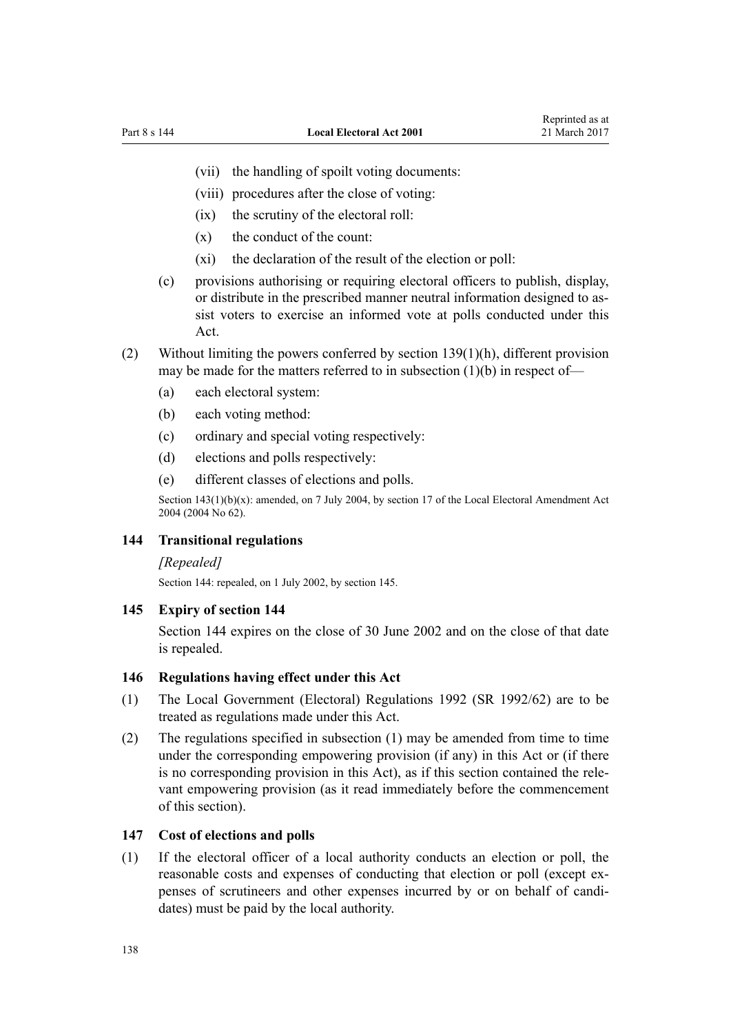(vii) the handling of spoilt voting documents:

(viii) procedures after the close of voting:

(ix) the scrutiny of the electoral roll:

(x) the conduct of the count:

(xi) the declaration of the result of the election or poll:

(c) provisions authorising or requiring electoral officers to publish, display, or distribute in the prescribed manner neutral information designed to assist voters to exercise an informed vote at polls conducted under this Act.

(2) Without limiting the powers conferred by section 139(1)(h), different provision may be made for the matters referred to in subsection (1)(b) in respect of—

(a) each electoral system:

(b) each voting method:

(c) ordinary and special voting respectively:

(d) elections and polls respectively:

(e) different classes of elections and polls.

Section 143(1)(b)(x): amended, on 7 July 2004, by section 17 of the Local Electoral Amendment Act 2004 (2004 No 62).

### 144 Transitional regulations

*[Repealed]*

Section 144: repealed, on 1 July 2002, by section 145.

### 145 Expiry of section 144

Section 144 expires on the close of 30 June 2002 and on the close of that date is repealed.

### 146 Regulations having effect under this Act

(1) The Local Government (Electoral) Regulations 1992 (SR 1992/62) are to be treated as regulations made under this Act.

(2) The regulations specified in subsection (1) may be amended from time to time under the corresponding empowering provision (if any) in this Act or (if there is no corresponding provision in this Act), as if this section contained the relevant empowering provision (as it read immediately before the commencement of this section).

### 147 Cost of elections and polls

(1) If the electoral officer of a local authority conducts an election or poll, the reasonable costs and expenses of conducting that election or poll (except expenses of scrutineers and other expenses incurred by or on behalf of candidates) must be paid by the local authority.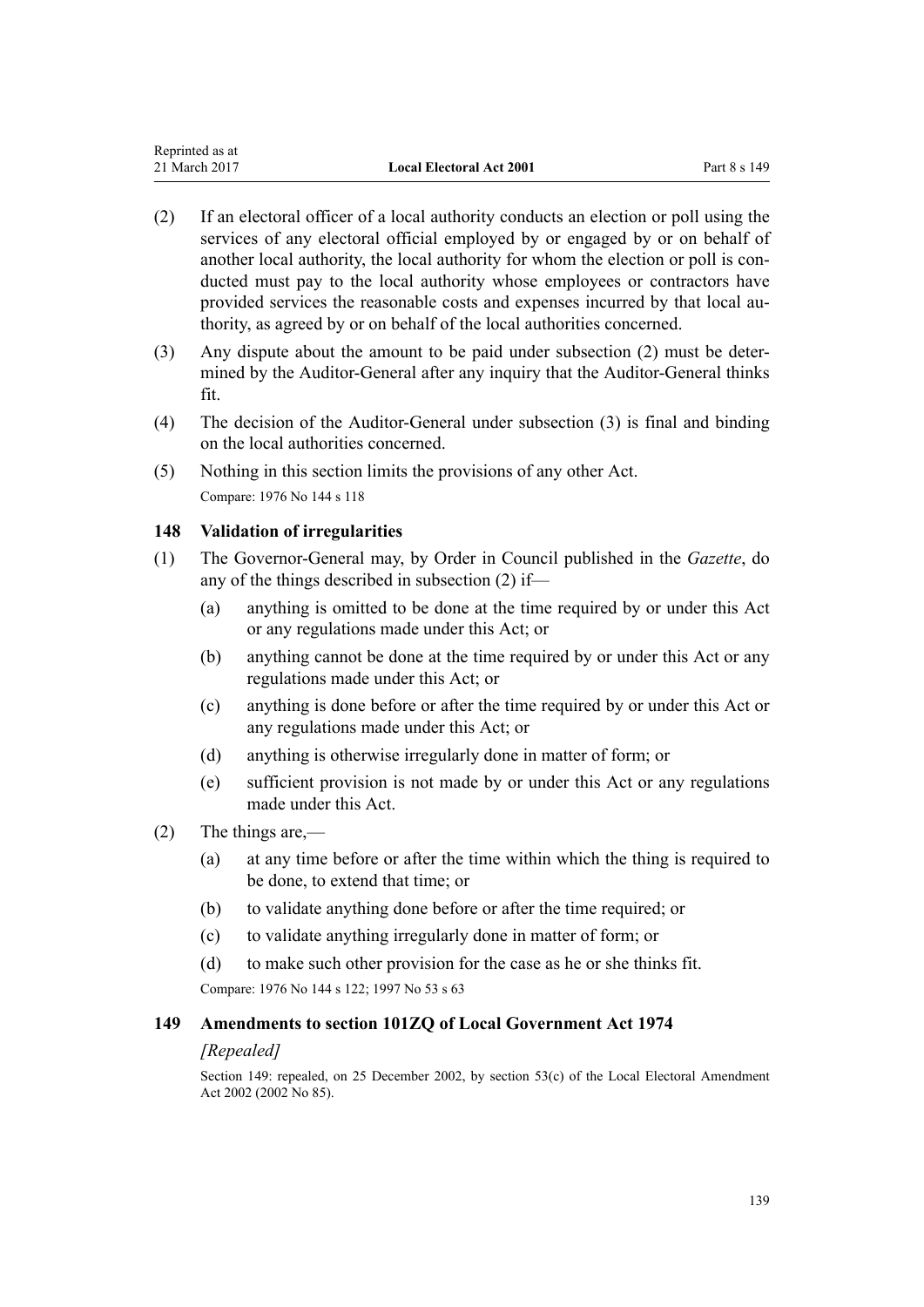(2) If an electoral officer of a local authority conducts an election or poll using the services of any electoral official employed by or engaged by or on behalf of another local authority, the local authority for whom the election or poll is conducted must pay to the local authority whose employees or contractors have provided services the reasonable costs and expenses incurred by that local authority, as agreed by or on behalf of the local authorities concerned.

(3) Any dispute about the amount to be paid under subsection (2) must be determined by the Auditor-General after any inquiry that the Auditor-General thinks fit.

(4) The decision of the Auditor-General under subsection (3) is final and binding on the local authorities concerned.

(5) Nothing in this section limits the provisions of any other Act.

Compare: 1976 No 144 s 118

### 148 Validation of irregularities

(1) The Governor-General may, by Order in Council published in the *Gazette*, do any of the things described in subsection (2) if—

   (a) anything is omitted to be done at the time required by or under this Act or any regulations made under this Act; or

   (b) anything cannot be done at the time required by or under this Act or any regulations made under this Act; or

   (c) anything is done before or after the time required by or under this Act or any regulations made under this Act; or

   (d) anything is otherwise irregularly done in matter of form; or

   (e) sufficient provision is not made by or under this Act or any regulations made under this Act.

(2) The things are,—

   (a) at any time before or after the time within which the thing is required to be done, to extend that time; or

   (b) to validate anything done before or after the time required; or

   (c) to validate anything irregularly done in matter of form; or

   (d) to make such other provision for the case as he or she thinks fit.

Compare: 1976 No 144 s 122; 1997 No 53 s 63

### 149 Amendments to section 101ZQ of Local Government Act 1974

*[Repealed]*

Section 149: repealed, on 25 December 2002, by section 53(c) of the Local Electoral Amendment Act 2002 (2002 No 85).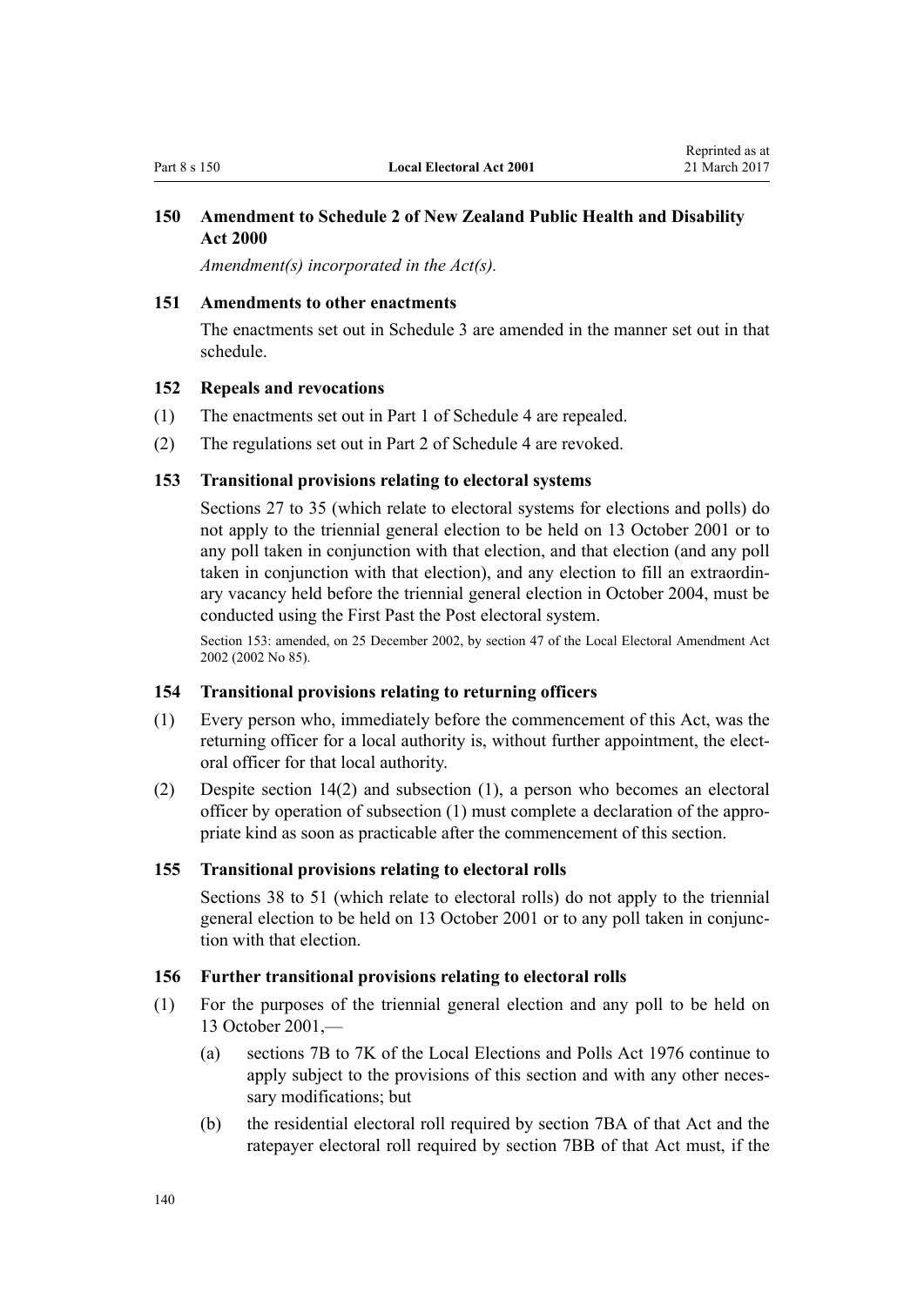### 150 Amendment to Schedule 2 of New Zealand Public Health and Disability Act 2000

*Amendment(s) incorporated in the Act(s).*

### 151 Amendments to other enactments

The enactments set out in Schedule 3 are amended in the manner set out in that schedule.

### 152 Repeals and revocations

(1) The enactments set out in Part 1 of Schedule 4 are repealed.

(2) The regulations set out in Part 2 of Schedule 4 are revoked.

### 153 Transitional provisions relating to electoral systems

Sections 27 to 35 (which relate to electoral systems for elections and polls) do not apply to the triennial general election to be held on 13 October 2001 or to any poll taken in conjunction with that election, and that election (and any poll taken in conjunction with that election), and any election to fill an extraordinary vacancy held before the triennial general election in October 2004, must be conducted using the First Past the Post electoral system.

Section 153: amended, on 25 December 2002, by section 47 of the Local Electoral Amendment Act 2002 (2002 No 85).

### 154 Transitional provisions relating to returning officers

(1) Every person who, immediately before the commencement of this Act, was the returning officer for a local authority is, without further appointment, the electoral officer for that local authority.

(2) Despite section 14(2) and subsection (1), a person who becomes an electoral officer by operation of subsection (1) must complete a declaration of the appropriate kind as soon as practicable after the commencement of this section.

### 155 Transitional provisions relating to electoral rolls

Sections 38 to 51 (which relate to electoral rolls) do not apply to the triennial general election to be held on 13 October 2001 or to any poll taken in conjunction with that election.

### 156 Further transitional provisions relating to electoral rolls

(1) For the purposes of the triennial general election and any poll to be held on 13 October 2001,—

(a) sections 7B to 7K of the Local Elections and Polls Act 1976 continue to apply subject to the provisions of this section and with any other necessary modifications; but

(b) the residential electoral roll required by section 7BA of that Act and the ratepayer electoral roll required by section 7BB of that Act must, if the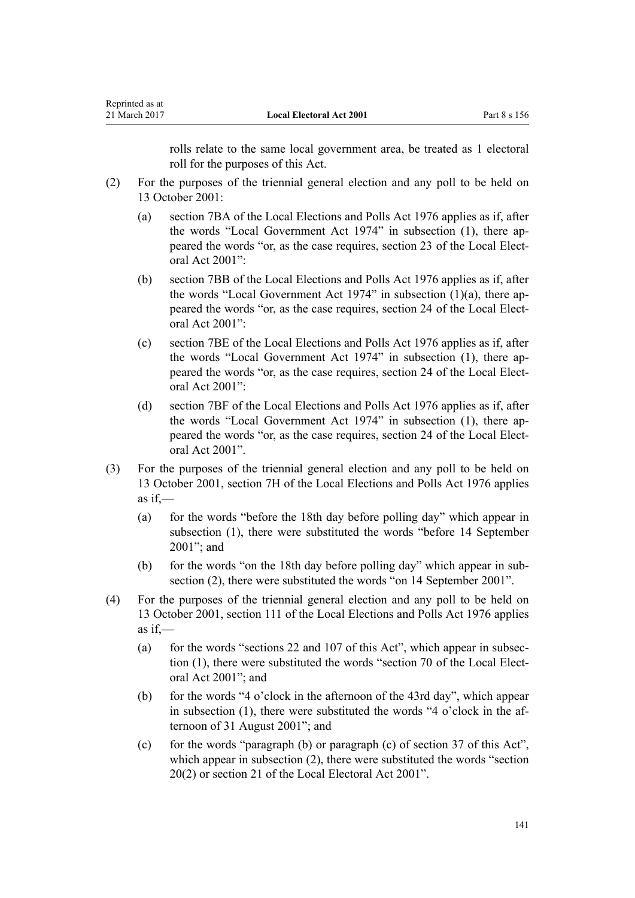rolls relate to the same local government area, be treated as 1 electoral roll for the purposes of this Act.

(2) For the purposes of the triennial general election and any poll to be held on 13 October 2001:

(a) section 7BA of the Local Elections and Polls Act 1976 applies as if, after the words "Local Government Act 1974" in subsection (1), there appeared the words "or, as the case requires, section 23 of the Local Electoral Act 2001":

(b) section 7BB of the Local Elections and Polls Act 1976 applies as if, after the words "Local Government Act 1974" in subsection (1)(a), there appeared the words "or, as the case requires, section 24 of the Local Electoral Act 2001":

(c) section 7BE of the Local Elections and Polls Act 1976 applies as if, after the words "Local Government Act 1974" in subsection (1), there appeared the words "or, as the case requires, section 24 of the Local Electoral Act 2001":

(d) section 7BF of the Local Elections and Polls Act 1976 applies as if, after the words "Local Government Act 1974" in subsection (1), there appeared the words "or, as the case requires, section 24 of the Local Electoral Act 2001".

(3) For the purposes of the triennial general election and any poll to be held on 13 October 2001, section 7H of the Local Elections and Polls Act 1976 applies as if,—

(a) for the words "before the 18th day before polling day" which appear in subsection (1), there were substituted the words "before 14 September 2001"; and

(b) for the words "on the 18th day before polling day" which appear in subsection (2), there were substituted the words "on 14 September 2001".

(4) For the purposes of the triennial general election and any poll to be held on 13 October 2001, section 111 of the Local Elections and Polls Act 1976 applies as if,—

(a) for the words "sections 22 and 107 of this Act", which appear in subsection (1), there were substituted the words "section 70 of the Local Electoral Act 2001"; and

(b) for the words "4 o'clock in the afternoon of the 43rd day", which appear in subsection (1), there were substituted the words "4 o'clock in the afternoon of 31 August 2001"; and

(c) for the words "paragraph (b) or paragraph (c) of section 37 of this Act", which appear in subsection (2), there were substituted the words "section 20(2) or section 21 of the Local Electoral Act 2001".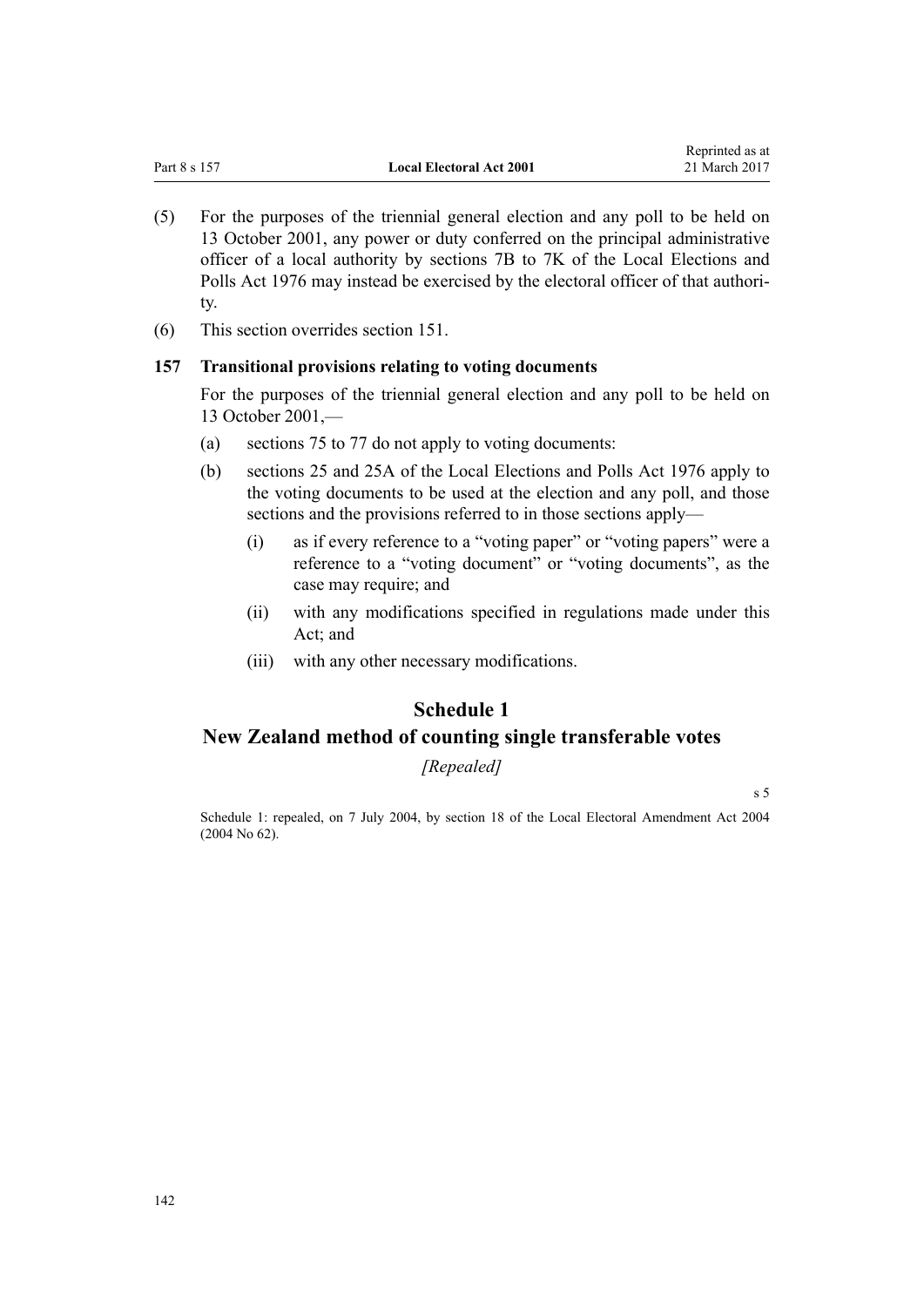(5) For the purposes of the triennial general election and any poll to be held on 13 October 2001, any power or duty conferred on the principal administrative officer of a local authority by sections 7B to 7K of the Local Elections and Polls Act 1976 may instead be exercised by the electoral officer of that authority.

(6) This section overrides section 151.

### 157 Transitional provisions relating to voting documents

For the purposes of the triennial general election and any poll to be held on 13 October 2001,—

(a) sections 75 to 77 do not apply to voting documents:

(b) sections 25 and 25A of the Local Elections and Polls Act 1976 apply to the voting documents to be used at the election and any poll, and those sections and the provisions referred to in those sections apply—

  (i) as if every reference to a "voting paper" or "voting papers" were a reference to a "voting document" or "voting documents", as the case may require; and

  (ii) with any modifications specified in regulations made under this Act; and

  (iii) with any other necessary modifications.

## Schedule 1
## New Zealand method of counting single transferable votes

*[Repealed]*

s 5

Schedule 1: repealed, on 7 July 2004, by section 18 of the Local Electoral Amendment Act 2004 (2004 No 62).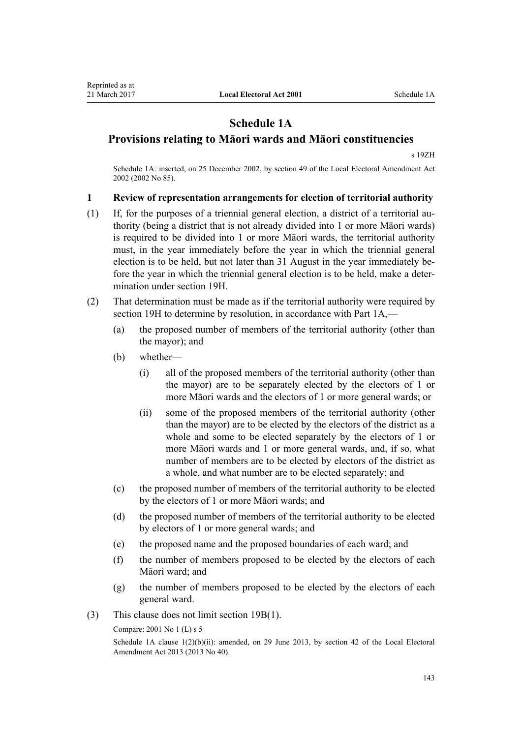# Schedule 1A

## Provisions relating to Māori wards and Māori constituencies

s 19ZH

Schedule 1A: inserted, on 25 December 2002, by section 49 of the Local Electoral Amendment Act 2002 (2002 No 85).

### 1 Review of representation arrangements for election of territorial authority

(1) If, for the purposes of a triennial general election, a district of a territorial authority (being a district that is not already divided into 1 or more Māori wards) is required to be divided into 1 or more Māori wards, the territorial authority must, in the year immediately before the year in which the triennial general election is to be held, but not later than 31 August in the year immediately before the year in which the triennial general election is to be held, make a determination under section 19H.

(2) That determination must be made as if the territorial authority were required by section 19H to determine by resolution, in accordance with Part 1A,—

- (a) the proposed number of members of the territorial authority (other than the mayor); and
- (b) whether—
  - (i) all of the proposed members of the territorial authority (other than the mayor) are to be separately elected by the electors of 1 or more Māori wards and the electors of 1 or more general wards; or
  - (ii) some of the proposed members of the territorial authority (other than the mayor) are to be elected by the electors of the district as a whole and some to be elected separately by the electors of 1 or more Māori wards and 1 or more general wards, and, if so, what number of members are to be elected by electors of the district as a whole, and what number are to be elected separately; and
- (c) the proposed number of members of the territorial authority to be elected by the electors of 1 or more Māori wards; and
- (d) the proposed number of members of the territorial authority to be elected by electors of 1 or more general wards; and
- (e) the proposed name and the proposed boundaries of each ward; and
- (f) the number of members proposed to be elected by the electors of each Māori ward; and
- (g) the number of members proposed to be elected by the electors of each general ward.

(3) This clause does not limit section 19B(1).

Compare: 2001 No 1 (L) s 5

Schedule 1A clause 1(2)(b)(ii): amended, on 29 June 2013, by section 42 of the Local Electoral Amendment Act 2013 (2013 No 40).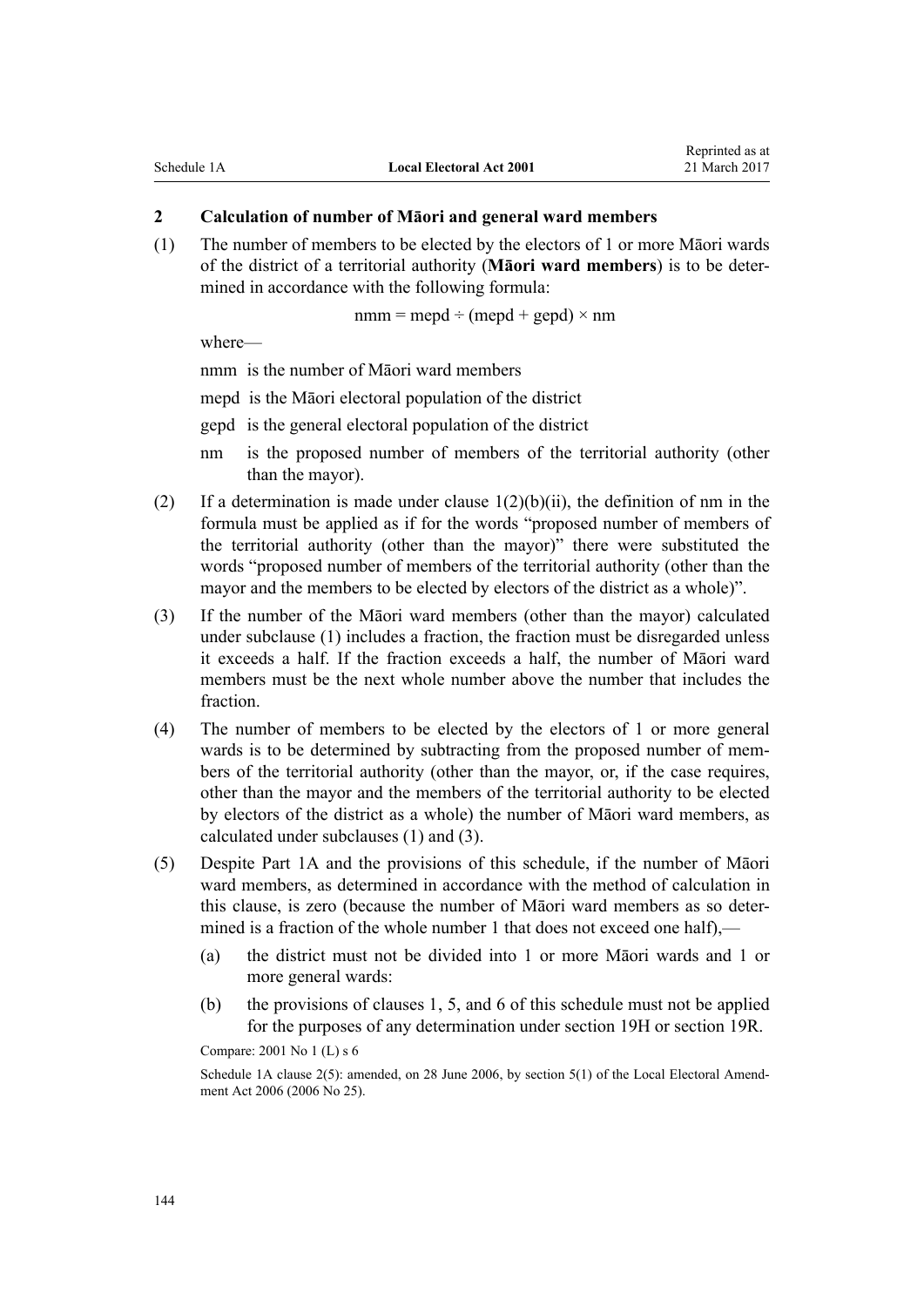## 2 Calculation of number of Māori and general ward members

(1) The number of members to be elected by the electors of 1 or more Māori wards of the district of a territorial authority (**Māori ward members**) is to be determined in accordance with the following formula:

$$nmm = mepd \div (mepd + gepd) \times nm$$

where—

nmm is the number of Māori ward members

mepd is the Māori electoral population of the district

gepd is the general electoral population of the district

nm is the proposed number of members of the territorial authority (other than the mayor).

(2) If a determination is made under clause 1(2)(b)(ii), the definition of nm in the formula must be applied as if for the words "proposed number of members of the territorial authority (other than the mayor)" there were substituted the words "proposed number of members of the territorial authority (other than the mayor and the members to be elected by electors of the district as a whole)".

(3) If the number of the Māori ward members (other than the mayor) calculated under subclause (1) includes a fraction, the fraction must be disregarded unless it exceeds a half. If the fraction exceeds a half, the number of Māori ward members must be the next whole number above the number that includes the fraction.

(4) The number of members to be elected by the electors of 1 or more general wards is to be determined by subtracting from the proposed number of members of the territorial authority (other than the mayor, or, if the case requires, other than the mayor and the members of the territorial authority to be elected by electors of the district as a whole) the number of Māori ward members, as calculated under subclauses (1) and (3).

(5) Despite Part 1A and the provisions of this schedule, if the number of Māori ward members, as determined in accordance with the method of calculation in this clause, is zero (because the number of Māori ward members as so determined is a fraction of the whole number 1 that does not exceed one half),—

(a) the district must not be divided into 1 or more Māori wards and 1 or more general wards:

(b) the provisions of clauses 1, 5, and 6 of this schedule must not be applied for the purposes of any determination under section 19H or section 19R.

Compare: 2001 No 1 (L) s 6

Schedule 1A clause 2(5): amended, on 28 June 2006, by section 5(1) of the Local Electoral Amendment Act 2006 (2006 No 25).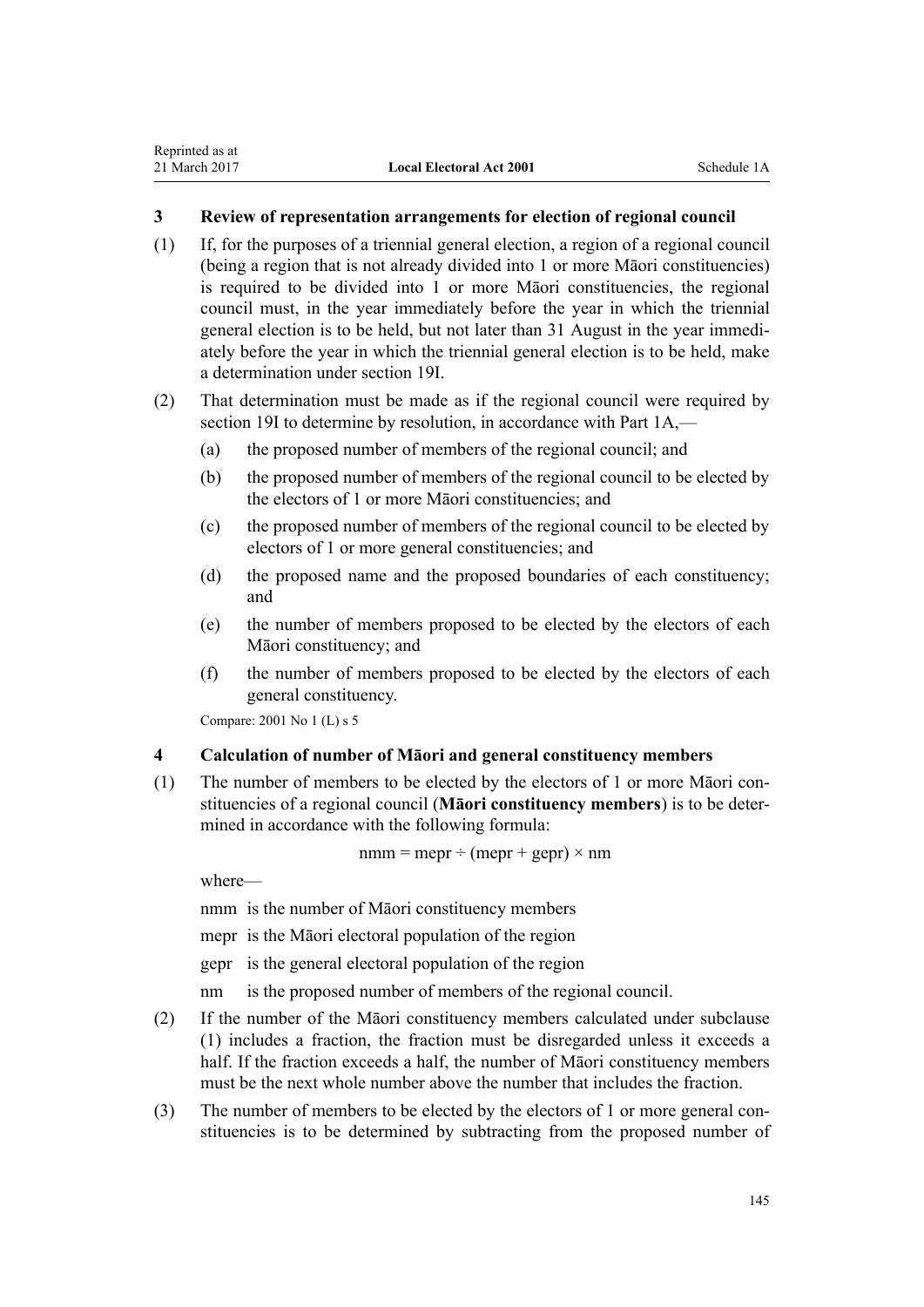### 3 Review of representation arrangements for election of regional council

(1) If, for the purposes of a triennial general election, a region of a regional council (being a region that is not already divided into 1 or more Māori constituencies) is required to be divided into 1 or more Māori constituencies, the regional council must, in the year immediately before the year in which the triennial general election is to be held, but not later than 31 August in the year immediately before the year in which the triennial general election is to be held, make a determination under section 19I.

(2) That determination must be made as if the regional council were required by section 19I to determine by resolution, in accordance with Part 1A,—

- (a) the proposed number of members of the regional council; and
- (b) the proposed number of members of the regional council to be elected by the electors of 1 or more Māori constituencies; and
- (c) the proposed number of members of the regional council to be elected by electors of 1 or more general constituencies; and
- (d) the proposed name and the proposed boundaries of each constituency; and
- (e) the number of members proposed to be elected by the electors of each Māori constituency; and
- (f) the number of members proposed to be elected by the electors of each general constituency.

Compare: 2001 No 1 (L) s 5

### 4 Calculation of number of Māori and general constituency members

(1) The number of members to be elected by the electors of 1 or more Māori constituencies of a regional council (**Māori constituency members**) is to be determined in accordance with the following formula:

$$nmm = mepr \div (mepr + gepr) \times nm$$

where—

nmm is the number of Māori constituency members

mepr is the Māori electoral population of the region

gepr is the general electoral population of the region

nm is the proposed number of members of the regional council.

(2) If the number of the Māori constituency members calculated under subclause (1) includes a fraction, the fraction must be disregarded unless it exceeds a half. If the fraction exceeds a half, the number of Māori constituency members must be the next whole number above the number that includes the fraction.

(3) The number of members to be elected by the electors of 1 or more general constituencies is to be determined by subtracting from the proposed number of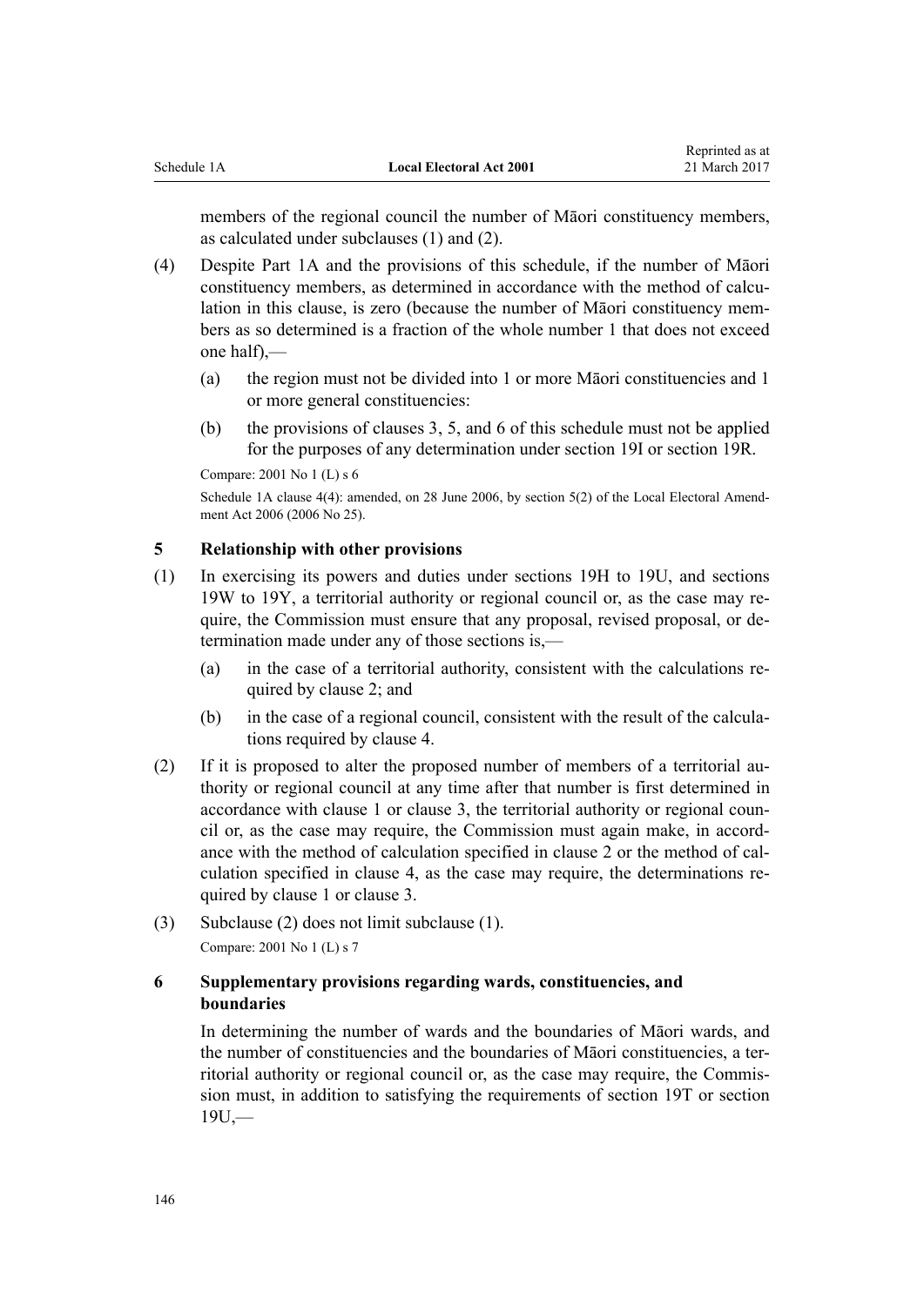members of the regional council the number of Māori constituency members, as calculated under subclauses (1) and (2).

(4) Despite Part 1A and the provisions of this schedule, if the number of Māori constituency members, as determined in accordance with the method of calculation in this clause, is zero (because the number of Māori constituency members as so determined is a fraction of the whole number 1 that does not exceed one half),—

  (a) the region must not be divided into 1 or more Māori constituencies and 1 or more general constituencies:

  (b) the provisions of clauses 3, 5, and 6 of this schedule must not be applied for the purposes of any determination under section 19I or section 19R.

Compare: 2001 No 1 (L) s 6

Schedule 1A clause 4(4): amended, on 28 June 2006, by section 5(2) of the Local Electoral Amendment Act 2006 (2006 No 25).

### 5 Relationship with other provisions

(1) In exercising its powers and duties under sections 19H to 19U, and sections 19W to 19Y, a territorial authority or regional council or, as the case may require, the Commission must ensure that any proposal, revised proposal, or determination made under any of those sections is,—

  (a) in the case of a territorial authority, consistent with the calculations required by clause 2; and

  (b) in the case of a regional council, consistent with the result of the calculations required by clause 4.

(2) If it is proposed to alter the proposed number of members of a territorial authority or regional council at any time after that number is first determined in accordance with clause 1 or clause 3, the territorial authority or regional council or, as the case may require, the Commission must again make, in accordance with the method of calculation specified in clause 2 or the method of calculation specified in clause 4, as the case may require, the determinations required by clause 1 or clause 3.

(3) Subclause (2) does not limit subclause (1).

Compare: 2001 No 1 (L) s 7

### 6 Supplementary provisions regarding wards, constituencies, and boundaries

In determining the number of wards and the boundaries of Māori wards, and the number of constituencies and the boundaries of Māori constituencies, a territorial authority or regional council or, as the case may require, the Commission must, in addition to satisfying the requirements of section 19T or section 19U,—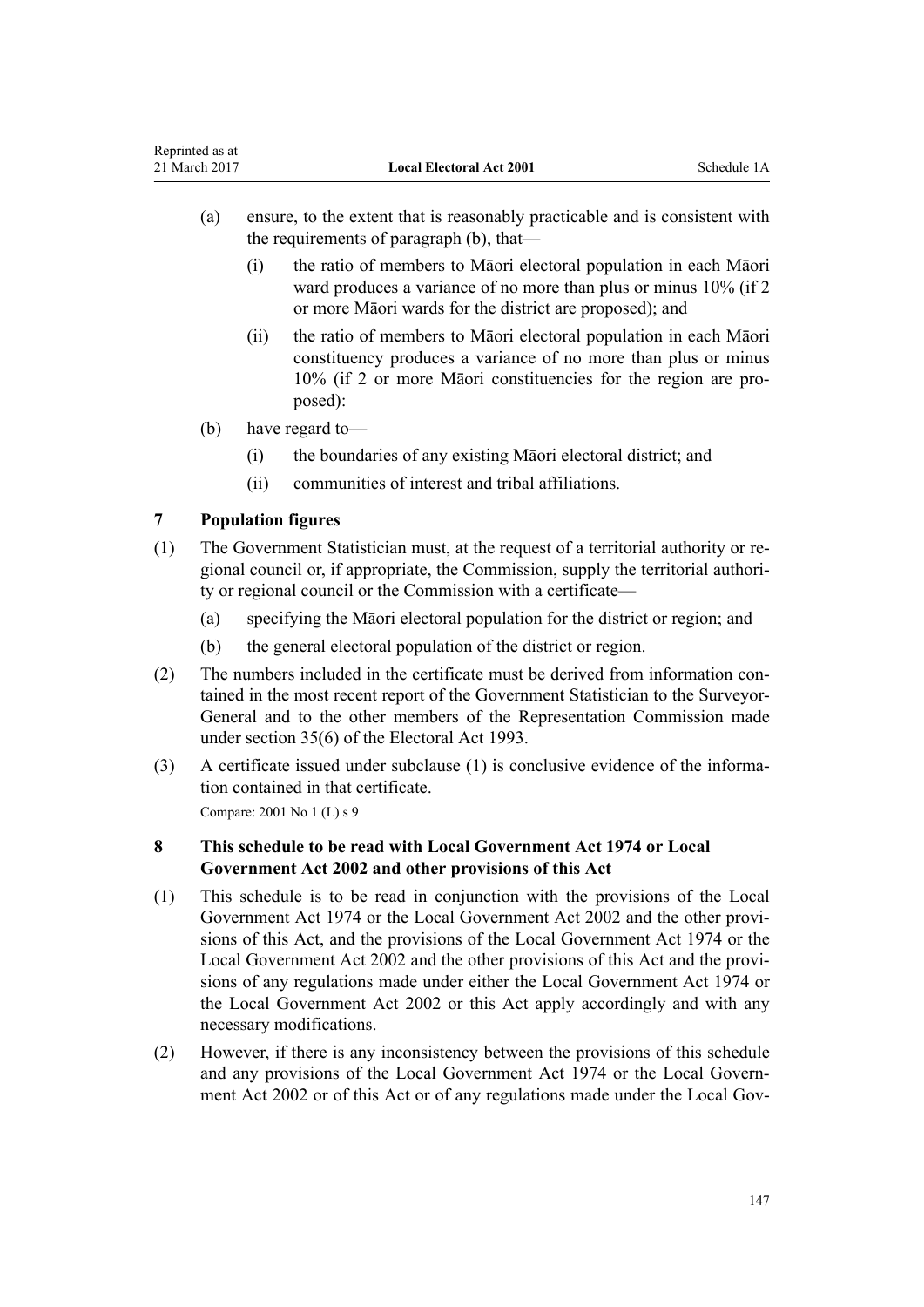(a) ensure, to the extent that is reasonably practicable and is consistent with the requirements of paragraph (b), that—

   (i) the ratio of members to Māori electoral population in each Māori ward produces a variance of no more than plus or minus 10% (if 2 or more Māori wards for the district are proposed); and

   (ii) the ratio of members to Māori electoral population in each Māori constituency produces a variance of no more than plus or minus 10% (if 2 or more Māori constituencies for the region are proposed):

(b) have regard to—

   (i) the boundaries of any existing Māori electoral district; and

   (ii) communities of interest and tribal affiliations.

### 7 Population figures

(1) The Government Statistician must, at the request of a territorial authority or regional council or, if appropriate, the Commission, supply the territorial authority or regional council or the Commission with a certificate—

   (a) specifying the Māori electoral population for the district or region; and

   (b) the general electoral population of the district or region.

(2) The numbers included in the certificate must be derived from information contained in the most recent report of the Government Statistician to the Surveyor-General and to the other members of the Representation Commission made under section 35(6) of the Electoral Act 1993.

(3) A certificate issued under subclause (1) is conclusive evidence of the information contained in that certificate.

Compare: 2001 No 1 (L) s 9

### 8 This schedule to be read with Local Government Act 1974 or Local Government Act 2002 and other provisions of this Act

(1) This schedule is to be read in conjunction with the provisions of the Local Government Act 1974 or the Local Government Act 2002 and the other provisions of this Act, and the provisions of the Local Government Act 1974 or the Local Government Act 2002 and the other provisions of this Act and the provisions of any regulations made under either the Local Government Act 1974 or the Local Government Act 2002 or this Act apply accordingly and with any necessary modifications.

(2) However, if there is any inconsistency between the provisions of this schedule and any provisions of the Local Government Act 1974 or the Local Government Act 2002 or of this Act or of any regulations made under the Local Gov-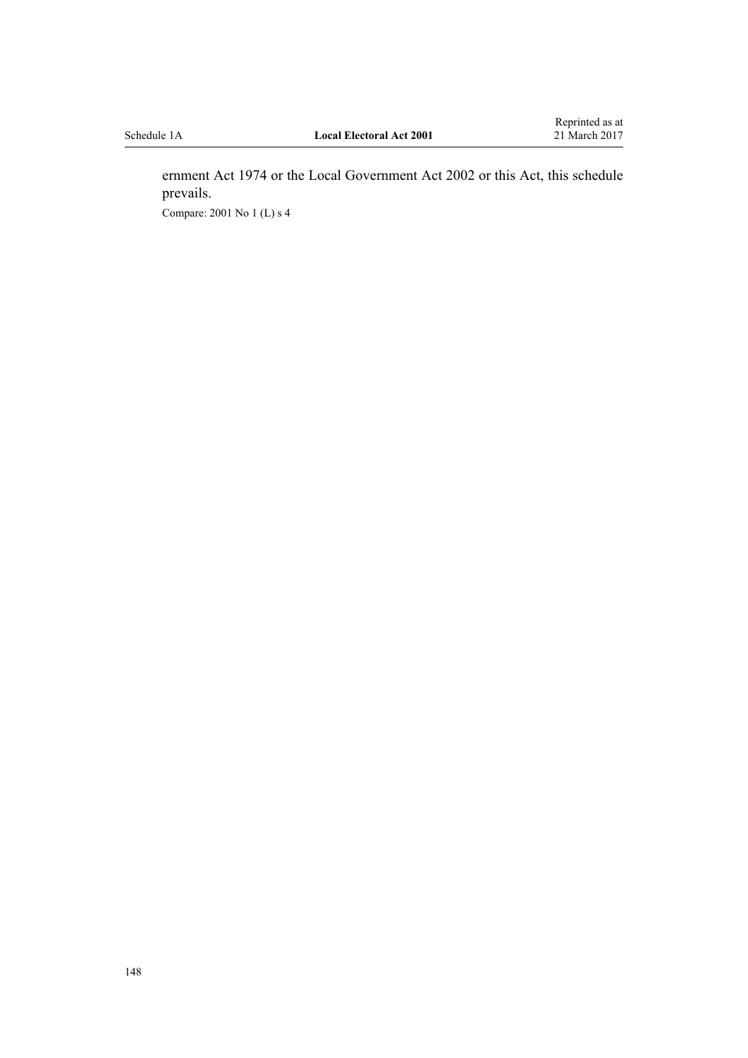ernment Act 1974 or the Local Government Act 2002 or this Act, this schedule prevails.

Compare: 2001 No 1 (L) s 4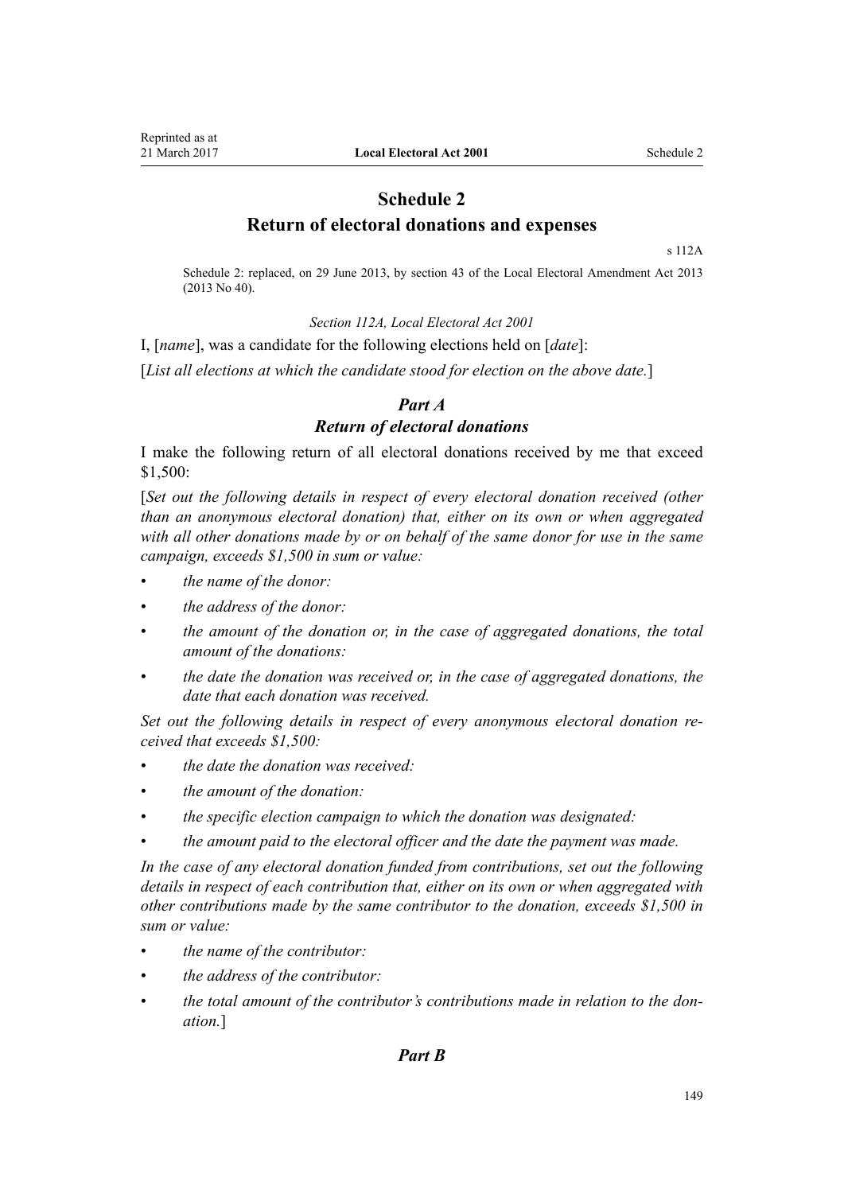# Schedule 2
## Return of electoral donations and expenses

s 112A

Schedule 2: replaced, on 29 June 2013, by section 43 of the Local Electoral Amendment Act 2013 (2013 No 40).

*Section 112A, Local Electoral Act 2001*

I, [*name*], was a candidate for the following elections held on [*date*]:

[*List all elections at which the candidate stood for election on the above date.*]

### *Part A*
### *Return of electoral donations*

I make the following return of all electoral donations received by me that exceed $1,500:

[*Set out the following details in respect of every electoral donation received (other than an anonymous electoral donation) that, either on its own or when aggregated with all other donations made by or on behalf of the same donor for use in the same campaign, exceeds $1,500 in sum or value:*

- *the name of the donor:*
- *the address of the donor:*
- *the amount of the donation or, in the case of aggregated donations, the total amount of the donations:*
- *the date the donation was received or, in the case of aggregated donations, the date that each donation was received.*

*Set out the following details in respect of every anonymous electoral donation received that exceeds $1,500:*

- *the date the donation was received:*
- *the amount of the donation:*
- *the specific election campaign to which the donation was designated:*
- *the amount paid to the electoral officer and the date the payment was made.*

*In the case of any electoral donation funded from contributions, set out the following details in respect of each contribution that, either on its own or when aggregated with other contributions made by the same contributor to the donation, exceeds $1,500 in sum or value:*

- *the name of the contributor:*
- *the address of the contributor:*
- *the total amount of the contributor's contributions made in relation to the donation.*]

### *Part B*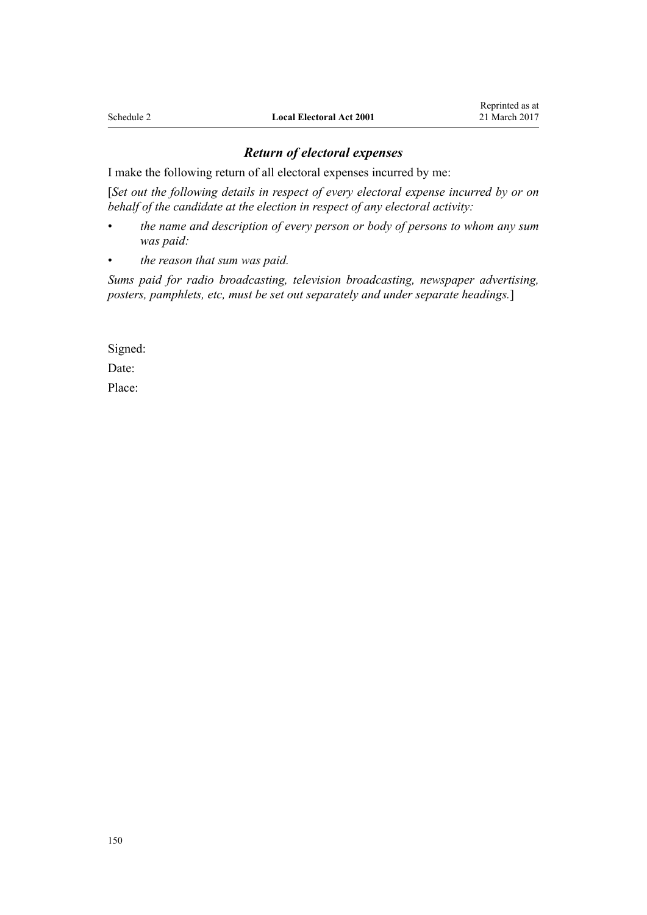### *Return of electoral expenses*

I make the following return of all electoral expenses incurred by me:

[*Set out the following details in respect of every electoral expense incurred by or on behalf of the candidate at the election in respect of any electoral activity:*

- *the name and description of every person or body of persons to whom any sum was paid:*
- *the reason that sum was paid.*

*Sums paid for radio broadcasting, television broadcasting, newspaper advertising, posters, pamphlets, etc, must be set out separately and under separate headings.*]

Signed:

Date:

Place: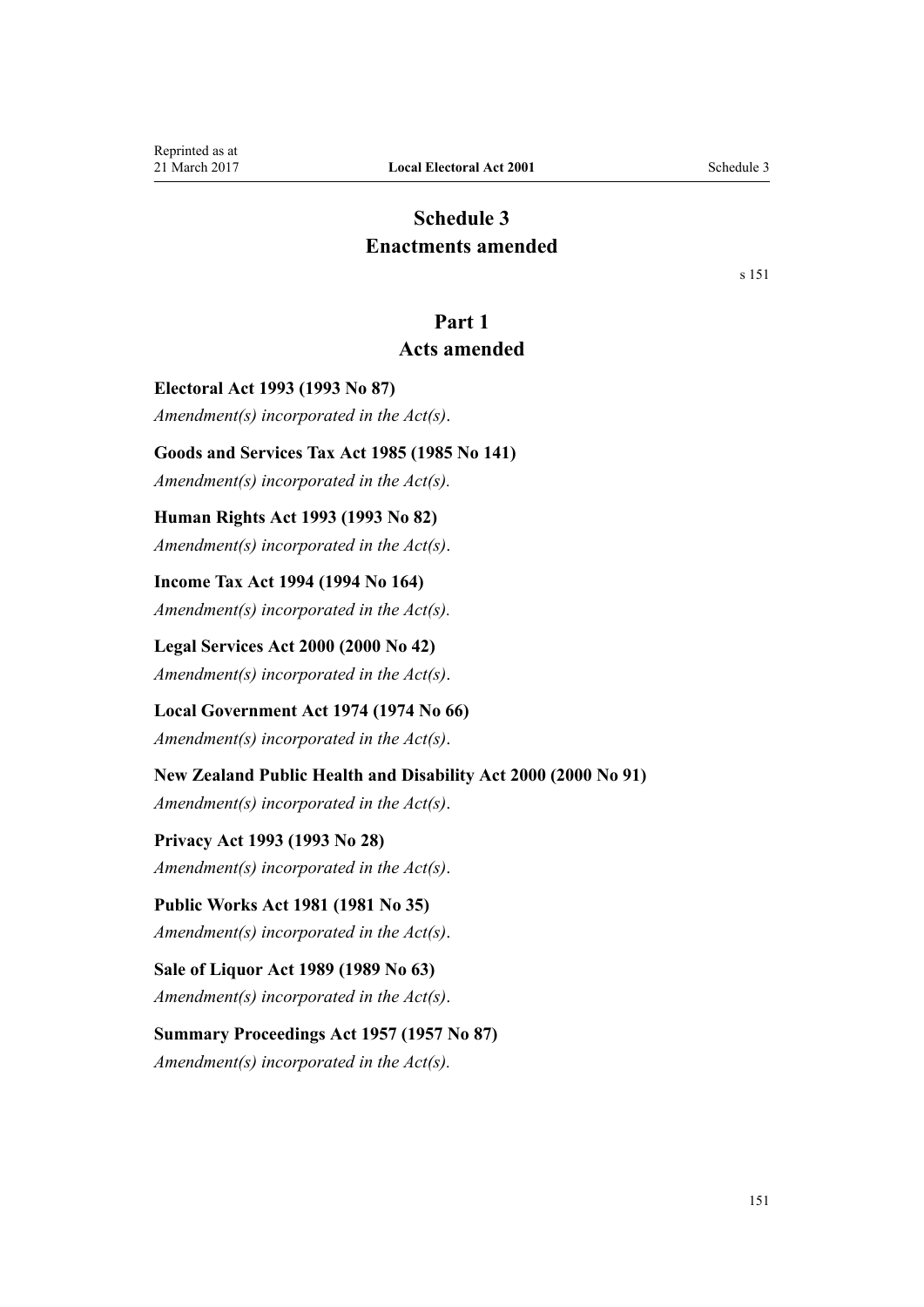# Schedule 3
# Enactments amended

s 151

## Part 1
## Acts amended

**Electoral Act 1993 (1993 No 87)**

*Amendment(s) incorporated in the Act(s)*.

**Goods and Services Tax Act 1985 (1985 No 141)**

*Amendment(s) incorporated in the Act(s).*

**Human Rights Act 1993 (1993 No 82)**

*Amendment(s) incorporated in the Act(s)*.

**Income Tax Act 1994 (1994 No 164)**

*Amendment(s) incorporated in the Act(s).*

**Legal Services Act 2000 (2000 No 42)**

*Amendment(s) incorporated in the Act(s)*.

**Local Government Act 1974 (1974 No 66)**

*Amendment(s) incorporated in the Act(s)*.

**New Zealand Public Health and Disability Act 2000 (2000 No 91)**

*Amendment(s) incorporated in the Act(s)*.

**Privacy Act 1993 (1993 No 28)**

*Amendment(s) incorporated in the Act(s)*.

**Public Works Act 1981 (1981 No 35)**

*Amendment(s) incorporated in the Act(s)*.

**Sale of Liquor Act 1989 (1989 No 63)**

*Amendment(s) incorporated in the Act(s)*.

**Summary Proceedings Act 1957 (1957 No 87)**

*Amendment(s) incorporated in the Act(s).*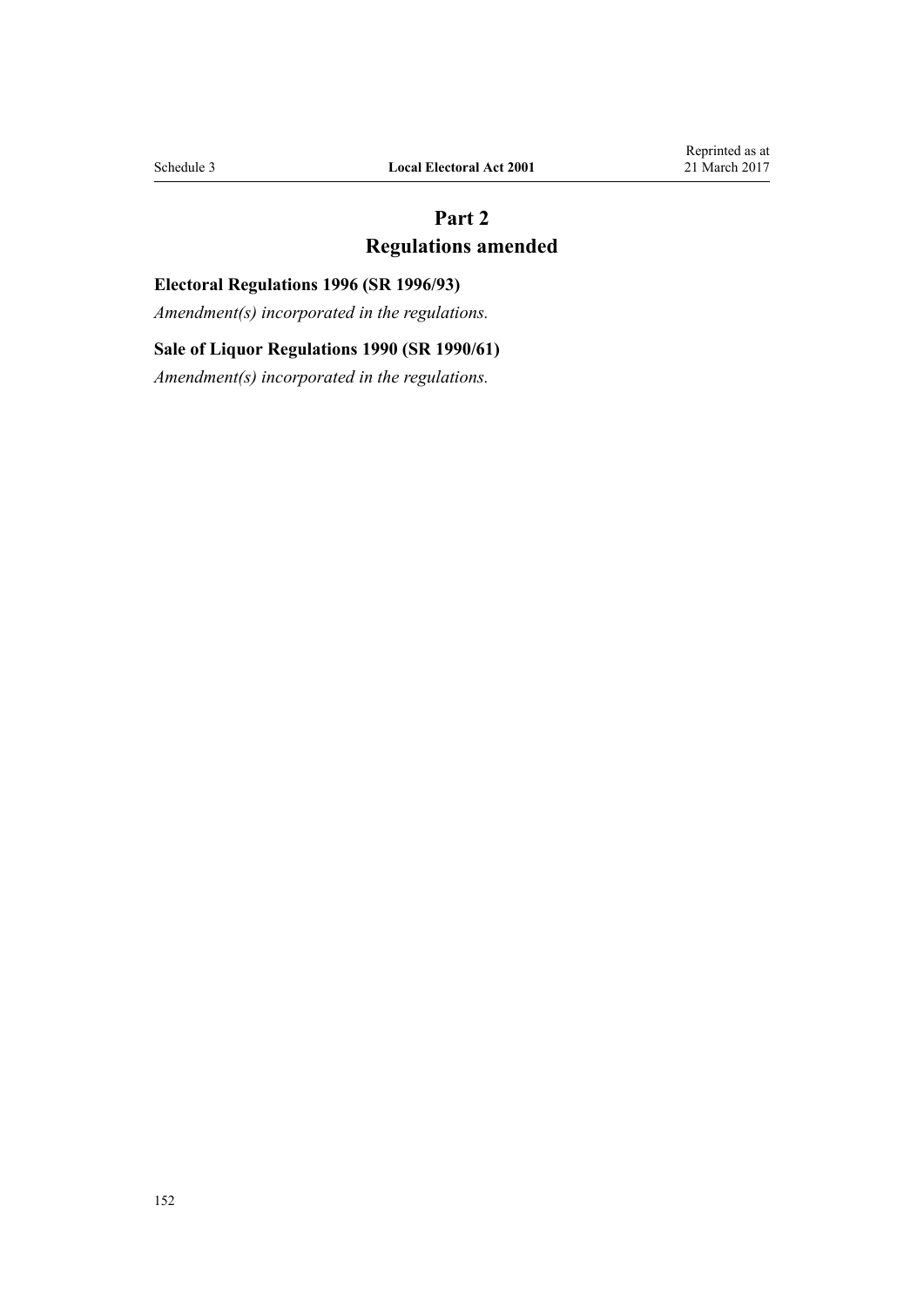# Part 2
# Regulations amended

**Electoral Regulations 1996 (SR 1996/93)**

*Amendment(s) incorporated in the regulations.*

**Sale of Liquor Regulations 1990 (SR 1990/61)**

*Amendment(s) incorporated in the regulations.*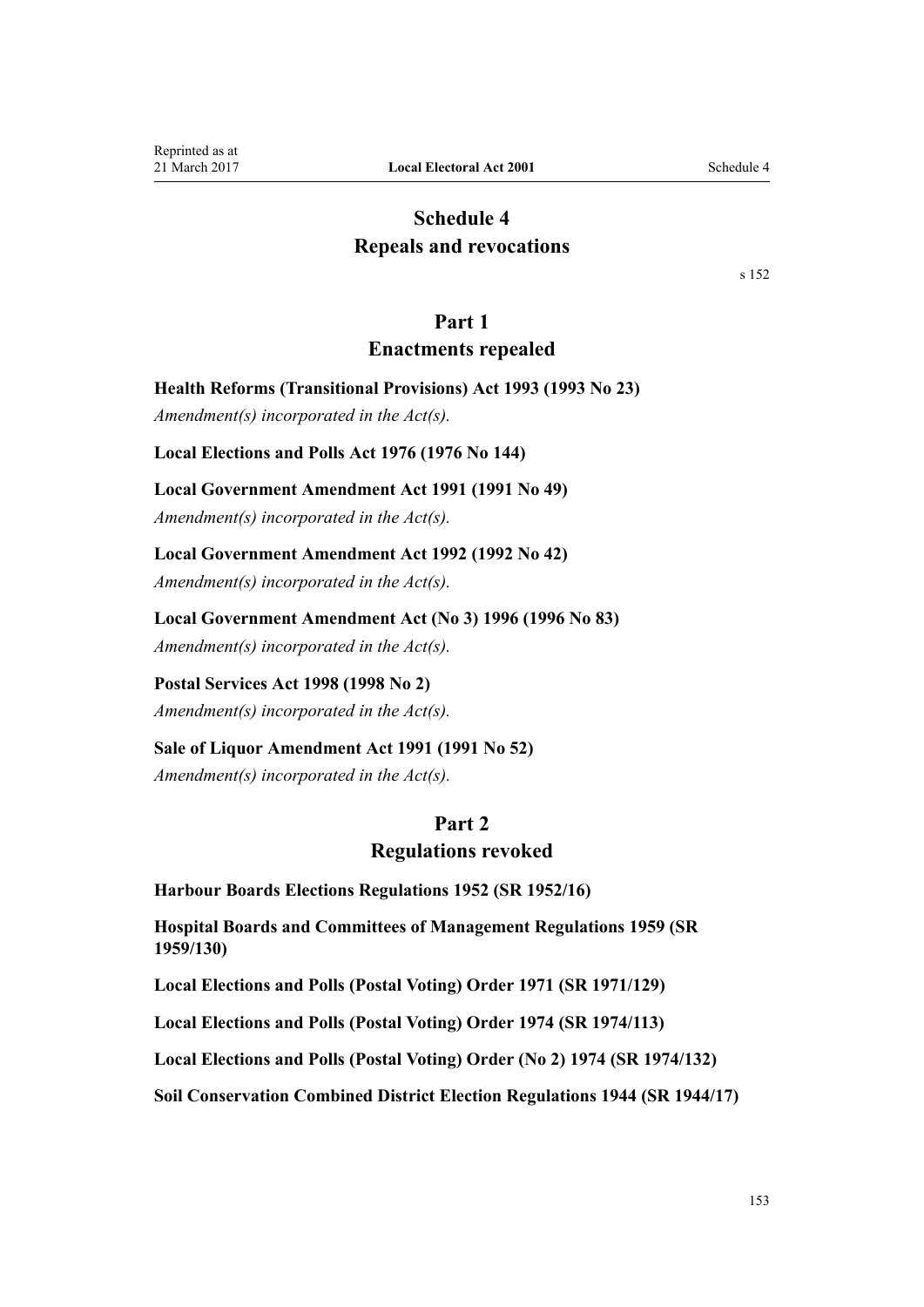# Schedule 4
# Repeals and revocations

s 152

## Part 1
## Enactments repealed

**Health Reforms (Transitional Provisions) Act 1993 (1993 No 23)**

*Amendment(s) incorporated in the Act(s).*

**Local Elections and Polls Act 1976 (1976 No 144)**

**Local Government Amendment Act 1991 (1991 No 49)**

*Amendment(s) incorporated in the Act(s).*

**Local Government Amendment Act 1992 (1992 No 42)**

*Amendment(s) incorporated in the Act(s).*

**Local Government Amendment Act (No 3) 1996 (1996 No 83)**

*Amendment(s) incorporated in the Act(s).*

**Postal Services Act 1998 (1998 No 2)**

*Amendment(s) incorporated in the Act(s).*

**Sale of Liquor Amendment Act 1991 (1991 No 52)**

*Amendment(s) incorporated in the Act(s).*

## Part 2
## Regulations revoked

**Harbour Boards Elections Regulations 1952 (SR 1952/16)**

**Hospital Boards and Committees of Management Regulations 1959 (SR 1959/130)**

**Local Elections and Polls (Postal Voting) Order 1971 (SR 1971/129)**

**Local Elections and Polls (Postal Voting) Order 1974 (SR 1974/113)**

**Local Elections and Polls (Postal Voting) Order (No 2) 1974 (SR 1974/132)**

**Soil Conservation Combined District Election Regulations 1944 (SR 1944/17)**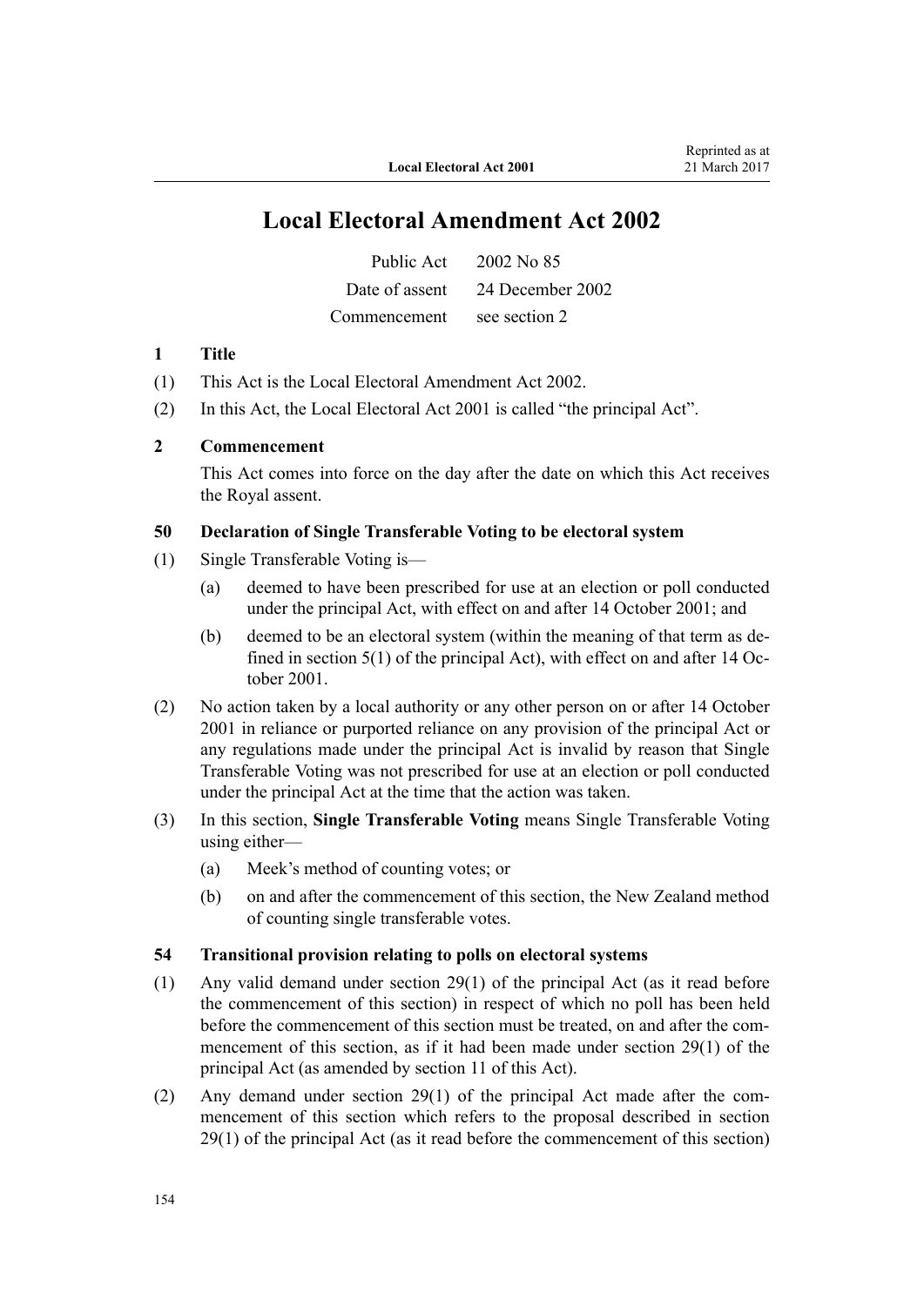# Local Electoral Amendment Act 2002

| | |
|---|---|
| Public Act | 2002 No 85 |
| Date of assent | 24 December 2002 |
| Commencement | see section 2 |

**1 Title**

(1) This Act is the Local Electoral Amendment Act 2002.

(2) In this Act, the Local Electoral Act 2001 is called "the principal Act".

**2 Commencement**

This Act comes into force on the day after the date on which this Act receives the Royal assent.

**50 Declaration of Single Transferable Voting to be electoral system**

(1) Single Transferable Voting is—

(a) deemed to have been prescribed for use at an election or poll conducted under the principal Act, with effect on and after 14 October 2001; and

(b) deemed to be an electoral system (within the meaning of that term as defined in section 5(1) of the principal Act), with effect on and after 14 October 2001.

(2) No action taken by a local authority or any other person on or after 14 October 2001 in reliance or purported reliance on any provision of the principal Act or any regulations made under the principal Act is invalid by reason that Single Transferable Voting was not prescribed for use at an election or poll conducted under the principal Act at the time that the action was taken.

(3) In this section, **Single Transferable Voting** means Single Transferable Voting using either—

(a) Meek's method of counting votes; or

(b) on and after the commencement of this section, the New Zealand method of counting single transferable votes.

**54 Transitional provision relating to polls on electoral systems**

(1) Any valid demand under section 29(1) of the principal Act (as it read before the commencement of this section) in respect of which no poll has been held before the commencement of this section must be treated, on and after the commencement of this section, as if it had been made under section 29(1) of the principal Act (as amended by section 11 of this Act).

(2) Any demand under section 29(1) of the principal Act made after the commencement of this section which refers to the proposal described in section 29(1) of the principal Act (as it read before the commencement of this section)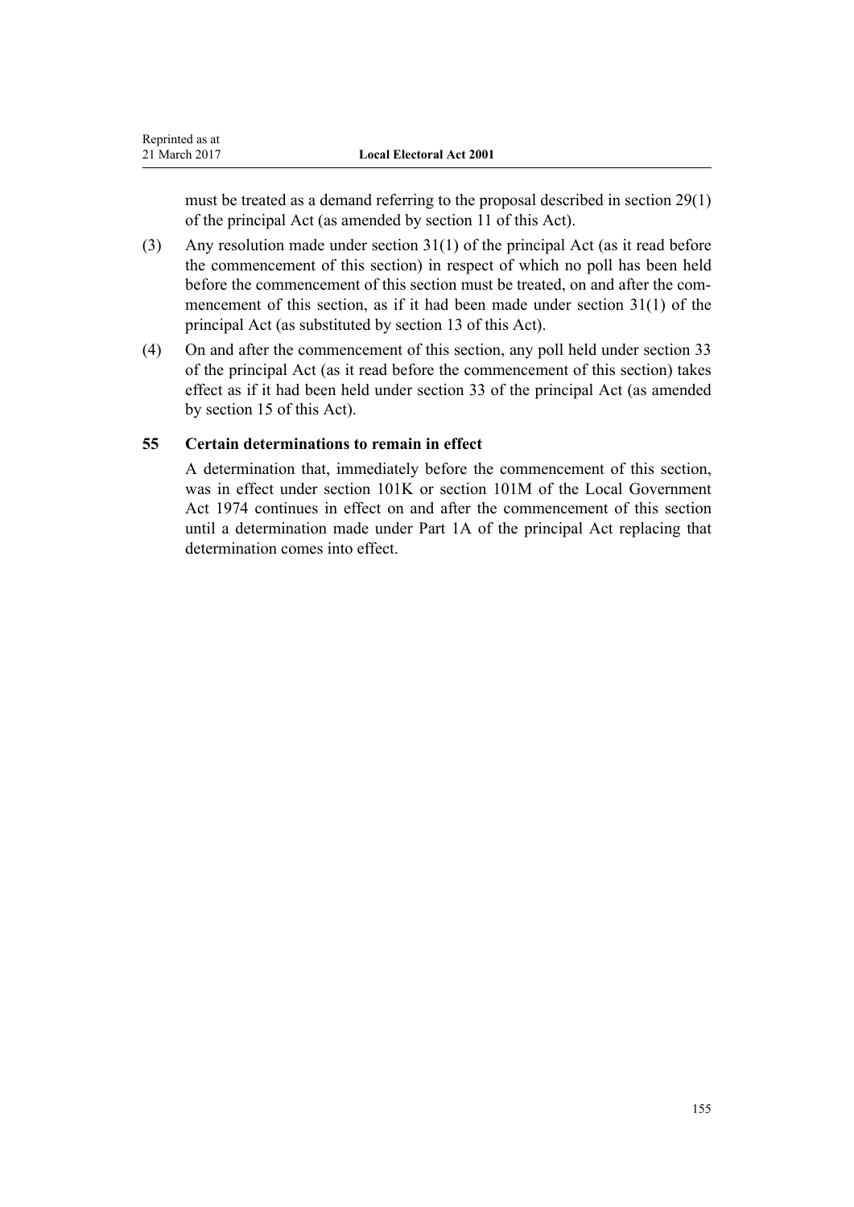must be treated as a demand referring to the proposal described in section 29(1) of the principal Act (as amended by section 11 of this Act).

(3) Any resolution made under section 31(1) of the principal Act (as it read before the commencement of this section) in respect of which no poll has been held before the commencement of this section must be treated, on and after the commencement of this section, as if it had been made under section 31(1) of the principal Act (as substituted by section 13 of this Act).

(4) On and after the commencement of this section, any poll held under section 33 of the principal Act (as it read before the commencement of this section) takes effect as if it had been held under section 33 of the principal Act (as amended by section 15 of this Act).

### 55 Certain determinations to remain in effect

A determination that, immediately before the commencement of this section, was in effect under section 101K or section 101M of the Local Government Act 1974 continues in effect on and after the commencement of this section until a determination made under Part 1A of the principal Act replacing that determination comes into effect.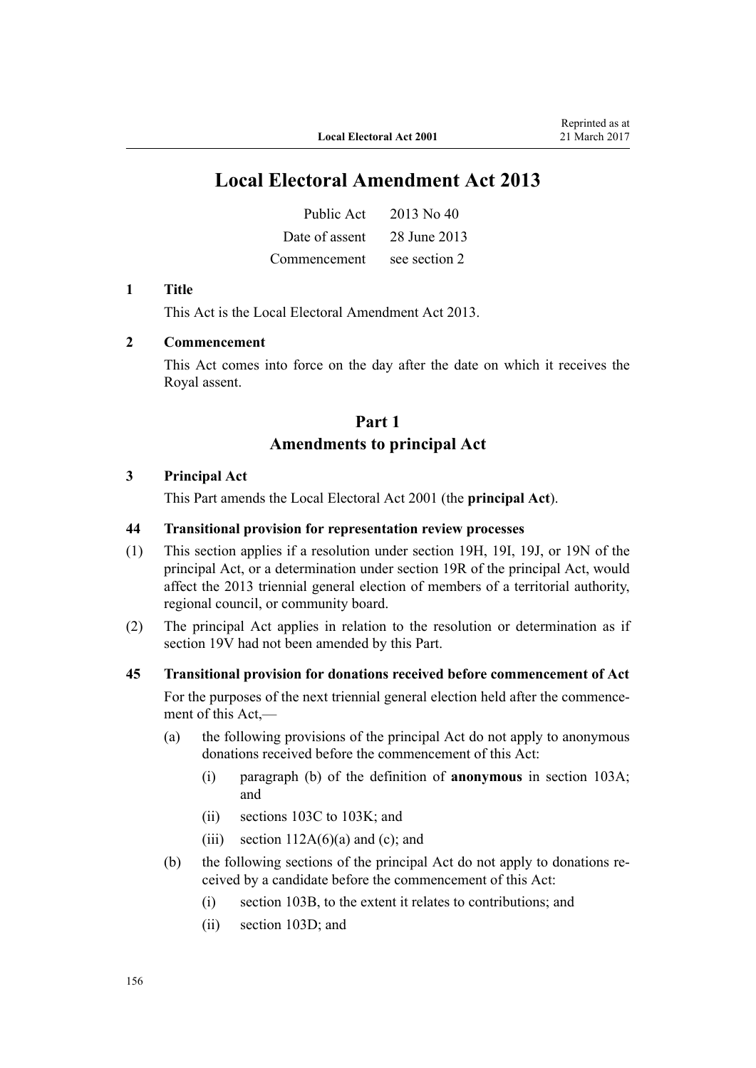# Local Electoral Amendment Act 2013

| | |
|---|---|
| Public Act | 2013 No 40 |
| Date of assent | 28 June 2013 |
| Commencement | see section 2 |

### 1 Title

This Act is the Local Electoral Amendment Act 2013.

### 2 Commencement

This Act comes into force on the day after the date on which it receives the Royal assent.

## Part 1
## Amendments to principal Act

### 3 Principal Act

This Part amends the Local Electoral Act 2001 (the **principal Act**).

### 44 Transitional provision for representation review processes

(1) This section applies if a resolution under section 19H, 19I, 19J, or 19N of the principal Act, or a determination under section 19R of the principal Act, would affect the 2013 triennial general election of members of a territorial authority, regional council, or community board.

(2) The principal Act applies in relation to the resolution or determination as if section 19V had not been amended by this Part.

### 45 Transitional provision for donations received before commencement of Act

For the purposes of the next triennial general election held after the commencement of this Act,—

- (a) the following provisions of the principal Act do not apply to anonymous donations received before the commencement of this Act:
  - (i) paragraph (b) of the definition of **anonymous** in section 103A; and
  - (ii) sections 103C to 103K; and
  - (iii) section 112A(6)(a) and (c); and
- (b) the following sections of the principal Act do not apply to donations received by a candidate before the commencement of this Act:
  - (i) section 103B, to the extent it relates to contributions; and
  - (ii) section 103D; and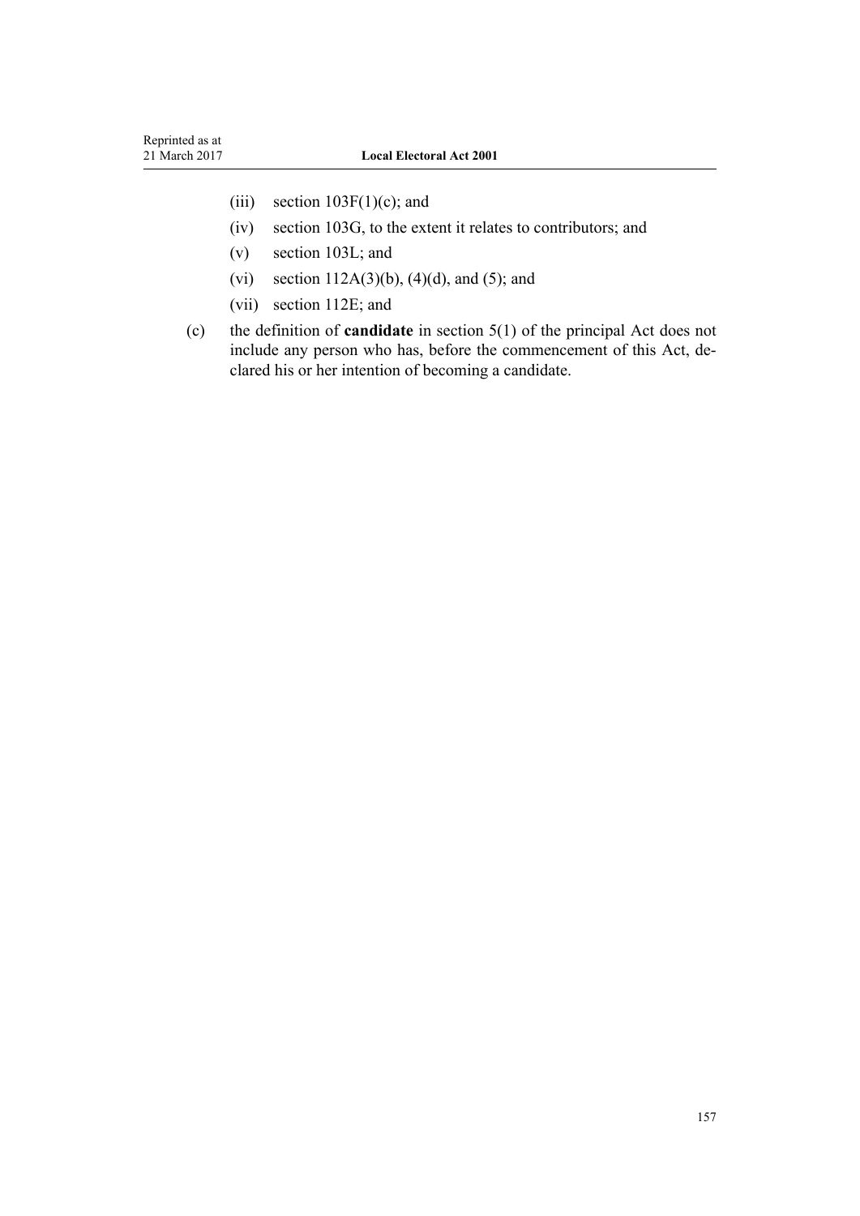- (iii) section 103F(1)(c); and
- (iv) section 103G, to the extent it relates to contributors; and
- (v) section 103L; and
- (vi) section 112A(3)(b), (4)(d), and (5); and
- (vii) section 112E; and

(c) the definition of **candidate** in section 5(1) of the principal Act does not include any person who has, before the commencement of this Act, declared his or her intention of becoming a candidate.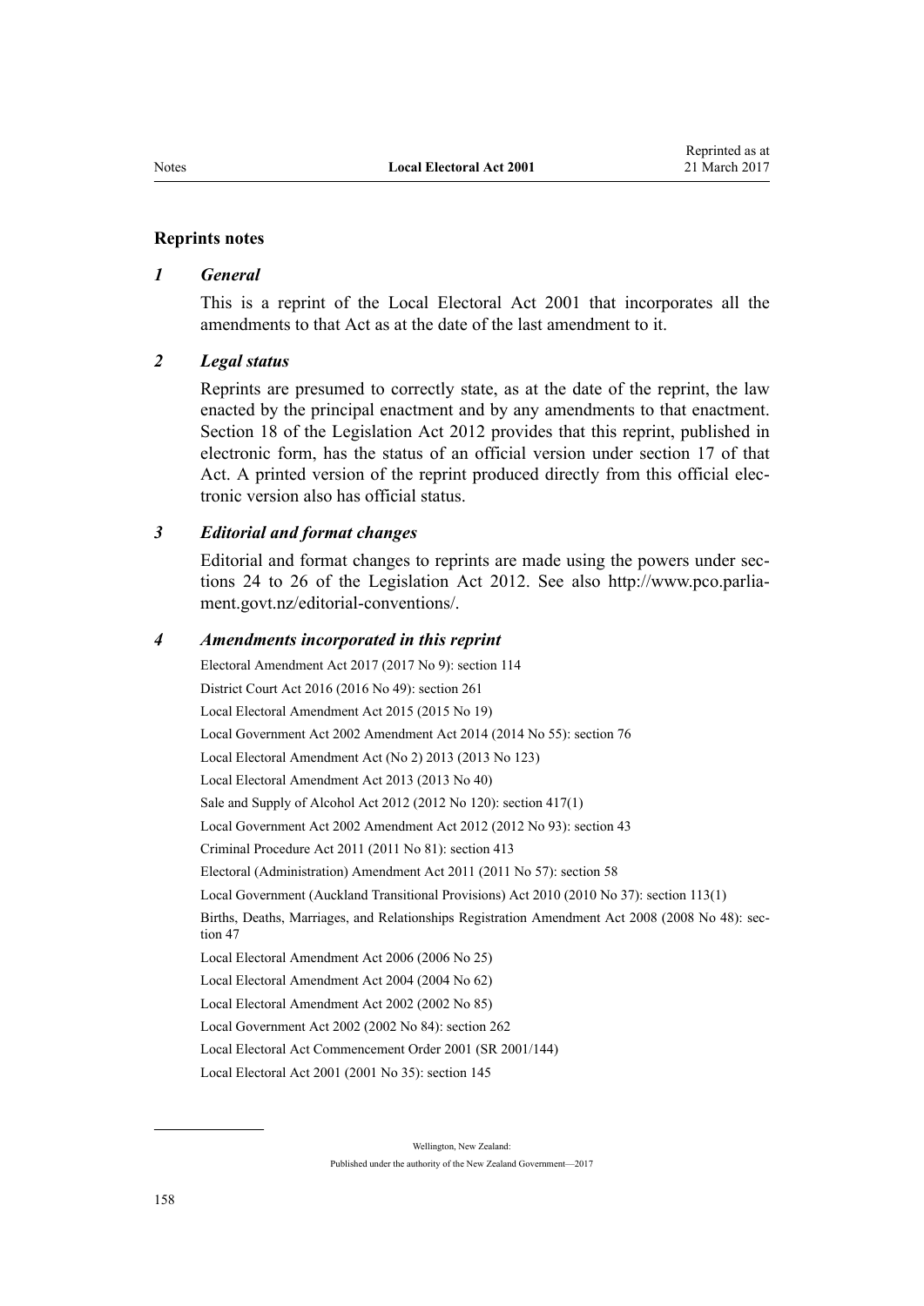## Reprints notes

### *1 General*

This is a reprint of the Local Electoral Act 2001 that incorporates all the amendments to that Act as at the date of the last amendment to it.

### *2 Legal status*

Reprints are presumed to correctly state, as at the date of the reprint, the law enacted by the principal enactment and by any amendments to that enactment. Section 18 of the Legislation Act 2012 provides that this reprint, published in electronic form, has the status of an official version under section 17 of that Act. A printed version of the reprint produced directly from this official electronic version also has official status.

### *3 Editorial and format changes*

Editorial and format changes to reprints are made using the powers under sections 24 to 26 of the Legislation Act 2012. See also http://www.pco.parliament.govt.nz/editorial-conventions/.

### *4 Amendments incorporated in this reprint*

Electoral Amendment Act 2017 (2017 No 9): section 114

District Court Act 2016 (2016 No 49): section 261

Local Electoral Amendment Act 2015 (2015 No 19)

Local Government Act 2002 Amendment Act 2014 (2014 No 55): section 76

Local Electoral Amendment Act (No 2) 2013 (2013 No 123)

Local Electoral Amendment Act 2013 (2013 No 40)

Sale and Supply of Alcohol Act 2012 (2012 No 120): section 417(1)

Local Government Act 2002 Amendment Act 2012 (2012 No 93): section 43

Criminal Procedure Act 2011 (2011 No 81): section 413

Electoral (Administration) Amendment Act 2011 (2011 No 57): section 58

Local Government (Auckland Transitional Provisions) Act 2010 (2010 No 37): section 113(1)

Births, Deaths, Marriages, and Relationships Registration Amendment Act 2008 (2008 No 48): section 47

Local Electoral Amendment Act 2006 (2006 No 25)

Local Electoral Amendment Act 2004 (2004 No 62)

Local Electoral Amendment Act 2002 (2002 No 85)

Local Government Act 2002 (2002 No 84): section 262

Local Electoral Act Commencement Order 2001 (SR 2001/144)

Local Electoral Act 2001 (2001 No 35): section 145

Wellington, New Zealand:

Published under the authority of the New Zealand Government—2017